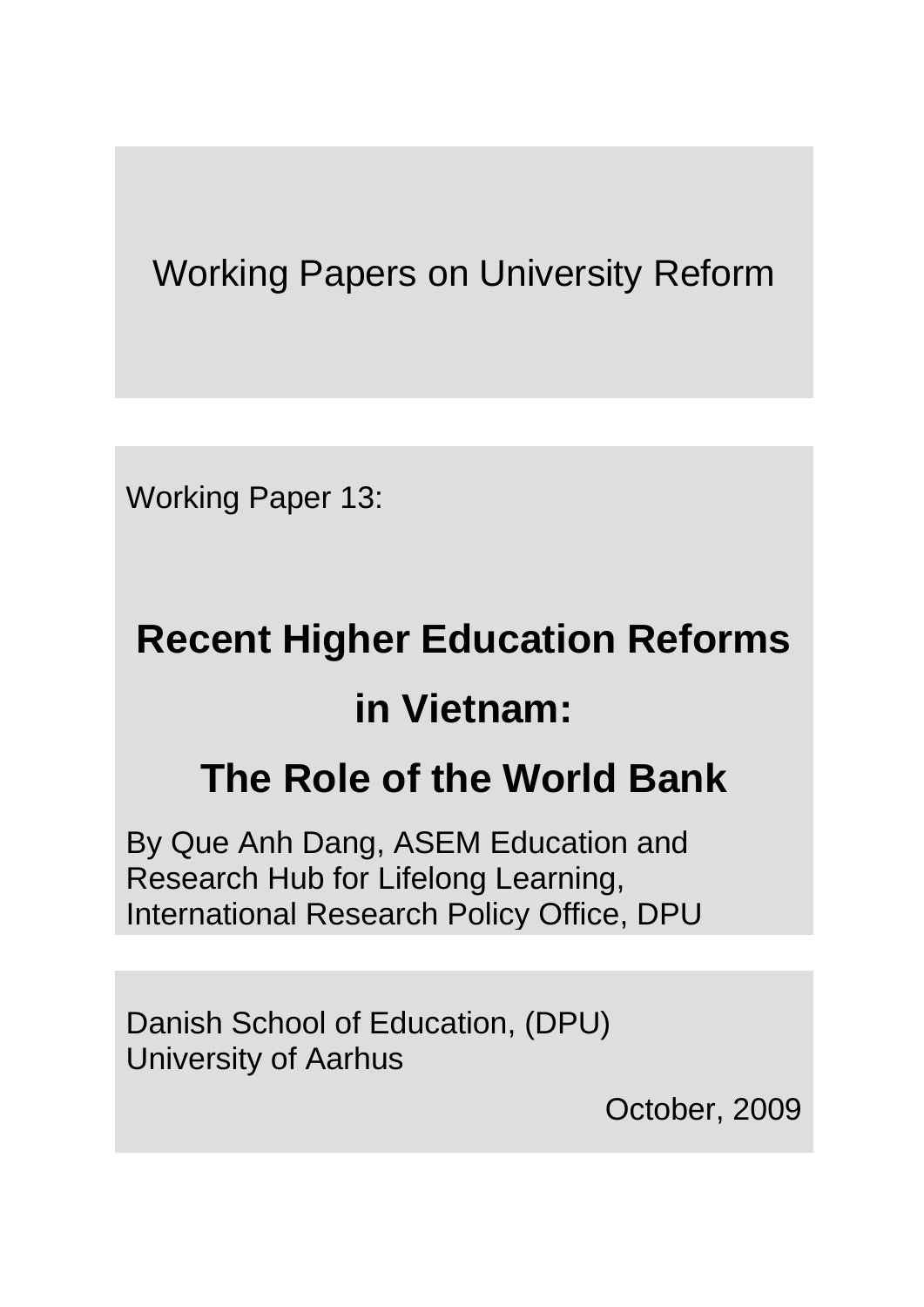Working Papers on University Reform

Working Paper 13:

# Recent Higher Education Reforms in Vietnam: The Role of the World Bank

By Que Anh Dang, ASEM Education and Research Hub for Lifelong Learning, International Research Policy Office, DPU

Danish School of Education, (DPU)
University of Aarhus

October, 2009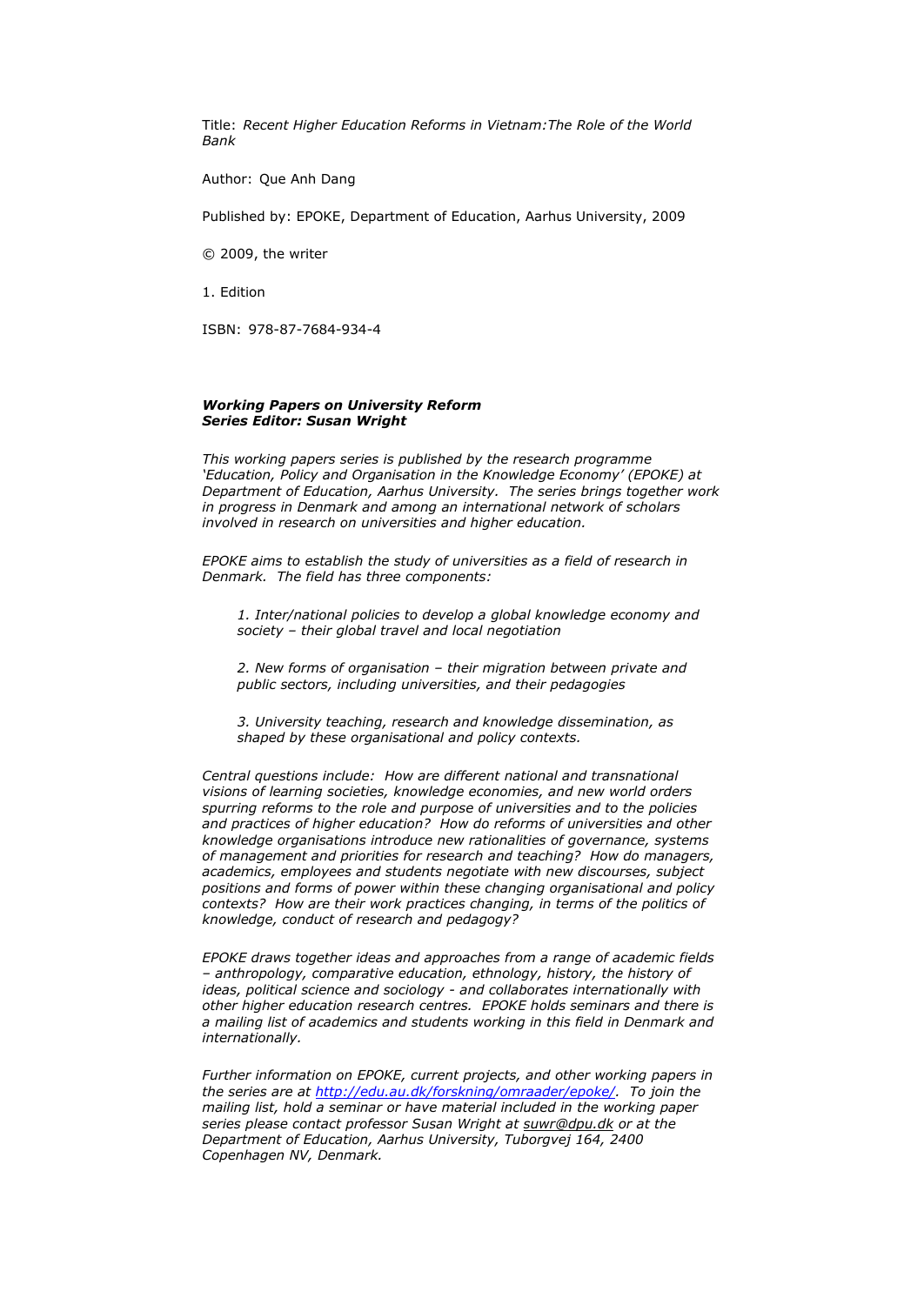Title: *Recent Higher Education Reforms in Vietnam:The Role of the World Bank*

Author: Que Anh Dang

Published by: EPOKE, Department of Education, Aarhus University, 2009

© 2009, the writer

1. Edition

ISBN: 978-87-7684-934-4

***Working Papers on University Reform***
***Series Editor: Susan Wright***

*This working papers series is published by the research programme 'Education, Policy and Organisation in the Knowledge Economy' (EPOKE) at Department of Education, Aarhus University. The series brings together work in progress in Denmark and among an international network of scholars involved in research on universities and higher education.*

*EPOKE aims to establish the study of universities as a field of research in Denmark. The field has three components:*

> *1. Inter/national policies to develop a global knowledge economy and society – their global travel and local negotiation*
>
> *2. New forms of organisation – their migration between private and public sectors, including universities, and their pedagogies*
>
> *3. University teaching, research and knowledge dissemination, as shaped by these organisational and policy contexts.*

*Central questions include: How are different national and transnational visions of learning societies, knowledge economies, and new world orders spurring reforms to the role and purpose of universities and to the policies and practices of higher education? How do reforms of universities and other knowledge organisations introduce new rationalities of governance, systems of management and priorities for research and teaching? How do managers, academics, employees and students negotiate with new discourses, subject positions and forms of power within these changing organisational and policy contexts? How are their work practices changing, in terms of the politics of knowledge, conduct of research and pedagogy?*

*EPOKE draws together ideas and approaches from a range of academic fields – anthropology, comparative education, ethnology, history, the history of ideas, political science and sociology - and collaborates internationally with other higher education research centres. EPOKE holds seminars and there is a mailing list of academics and students working in this field in Denmark and internationally.*

*Further information on EPOKE, current projects, and other working papers in the series are at [http://edu.au.dk/forskning/omraader/epoke/](http://edu.au.dk/forskning/omraader/epoke/). To join the mailing list, hold a seminar or have material included in the working paper series please contact professor Susan Wright at suwr@dpu.dk or at the Department of Education, Aarhus University, Tuborgvej 164, 2400 Copenhagen NV, Denmark.*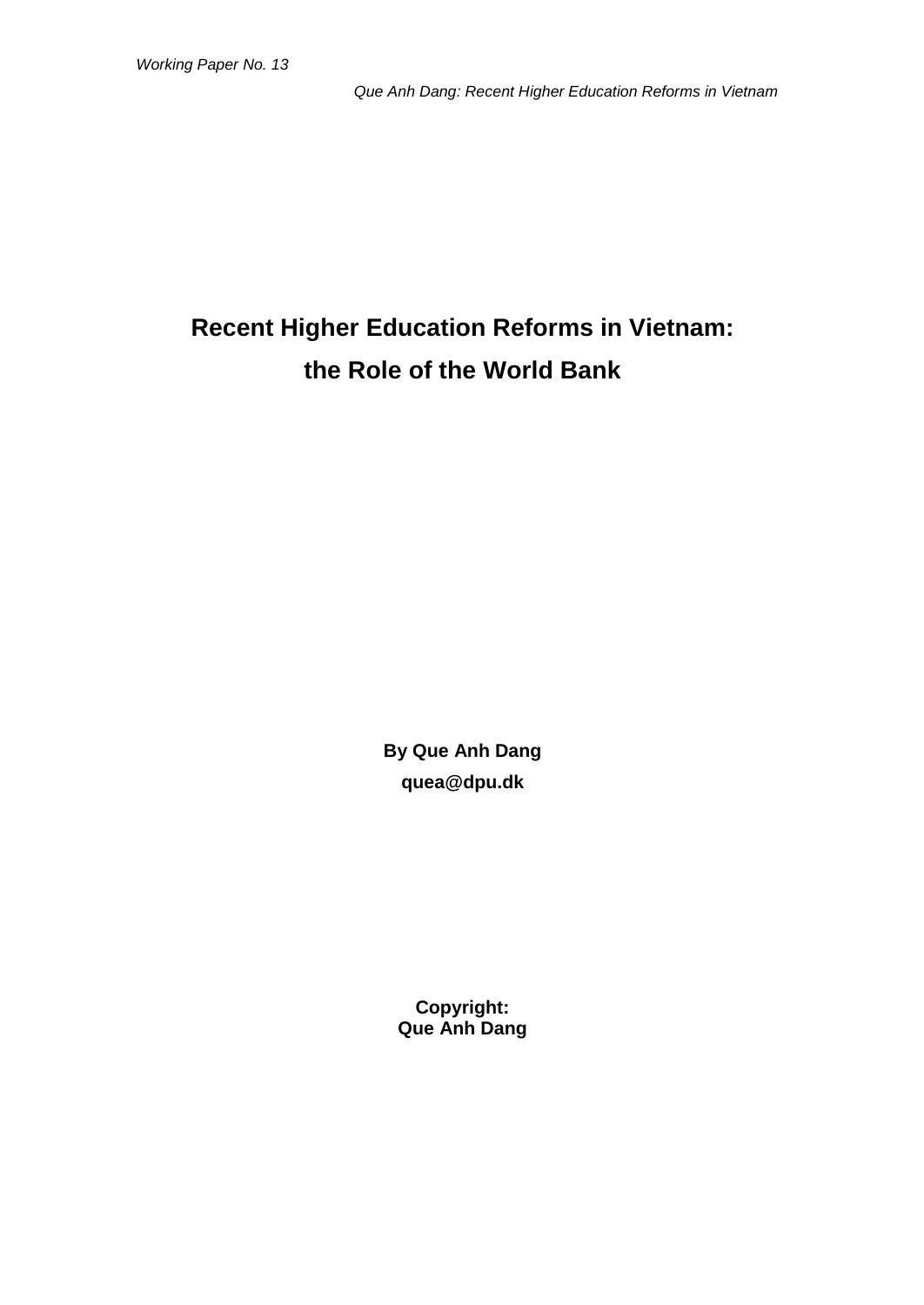# Recent Higher Education Reforms in Vietnam: the Role of the World Bank

**By Que Anh Dang**

**quea@dpu.dk**

**Copyright:**
**Que Anh Dang**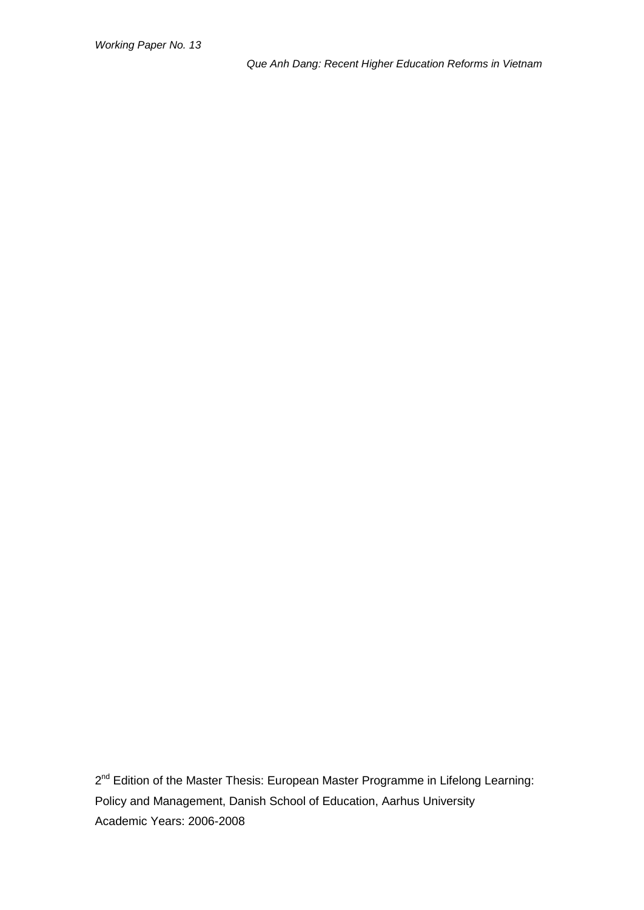2nd Edition of the Master Thesis: European Master Programme in Lifelong Learning: Policy and Management, Danish School of Education, Aarhus University

Academic Years: 2006-2008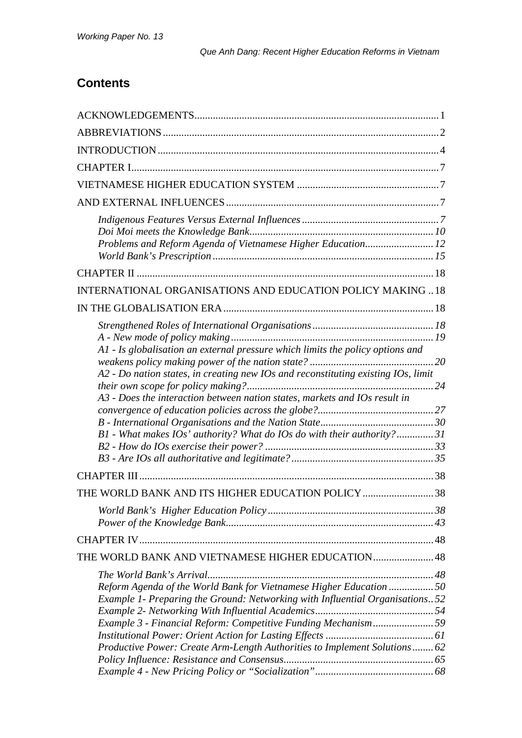## Contents

ACKNOWLEDGEMENTS 1

ABBREVIATIONS 2

INTRODUCTION 4

CHAPTER I 7

VIETNAMESE HIGHER EDUCATION SYSTEM 7

AND EXTERNAL INFLUENCES 7

- *Indigenous Features Versus External Influences* 7
- *Doi Moi meets the Knowledge Bank* 10
- *Problems and Reform Agenda of Vietnamese Higher Education* 12
- *World Bank's Prescription* 15

CHAPTER II 18

INTERNATIONAL ORGANISATIONS AND EDUCATION POLICY MAKING 18

IN THE GLOBALISATION ERA 18

- *Strengthened Roles of International Organisations* 18
- *A - New mode of policy making* 19
- *A1 - Is globalisation an external pressure which limits the policy options and weakens policy making power of the nation state?* 20
- *A2 - Do nation states, in creating new IOs and reconstituting existing IOs, limit their own scope for policy making?* 24
- *A3 - Does the interaction between nation states, markets and IOs result in convergence of education policies across the globe?* 27
- *B - International Organisations and the Nation State* 30
- *B1 - What makes IOs' authority? What do IOs do with their authority?* 31
- *B2 - How do IOs exercise their power?* 33
- *B3 - Are IOs all authoritative and legitimate?* 35

CHAPTER III 38

THE WORLD BANK AND ITS HIGHER EDUCATION POLICY 38

- *World Bank's Higher Education Policy* 38
- *Power of the Knowledge Bank* 43

CHAPTER IV 48

THE WORLD BANK AND VIETNAMESE HIGHER EDUCATION 48

- *The World Bank's Arrival* 48
- *Reform Agenda of the World Bank for Vietnamese Higher Education* 50
- *Example 1- Preparing the Ground: Networking with Influential Organisations* 52
- *Example 2- Networking With Influential Academics* 54
- *Example 3 - Financial Reform: Competitive Funding Mechanism* 59
- *Institutional Power: Orient Action for Lasting Effects* 61
- *Productive Power: Create Arm-Length Authorities to Implement Solutions* 62
- *Policy Influence: Resistance and Consensus* 65
- *Example 4 - New Pricing Policy or "Socialization"* 68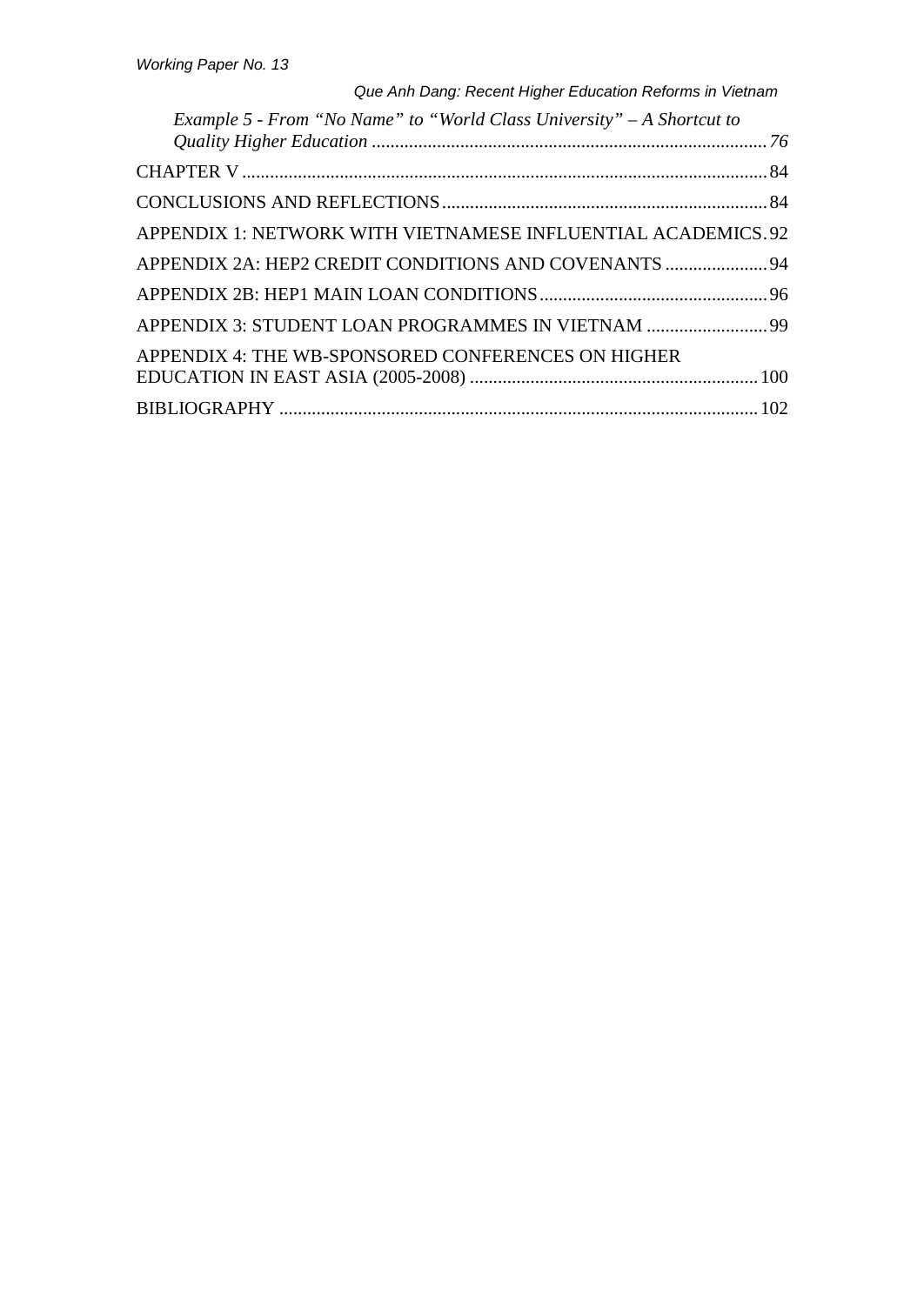*Example 5 - From "No Name" to "World Class University" – A Shortcut to Quality Higher Education* ..................................................................................... *76*

CHAPTER V ................................................................................................................ 84

CONCLUSIONS AND REFLECTIONS ...................................................................... 84

APPENDIX 1: NETWORK WITH VIETNAMESE INFLUENTIAL ACADEMICS. 92

APPENDIX 2A: HEP2 CREDIT CONDITIONS AND COVENANTS ...................... 94

APPENDIX 2B: HEP1 MAIN LOAN CONDITIONS ................................................. 96

APPENDIX 3: STUDENT LOAN PROGRAMMES IN VIETNAM .......................... 99

APPENDIX 4: THE WB-SPONSORED CONFERENCES ON HIGHER EDUCATION IN EAST ASIA (2005-2008) .............................................................. 100

BIBLIOGRAPHY ....................................................................................................... 102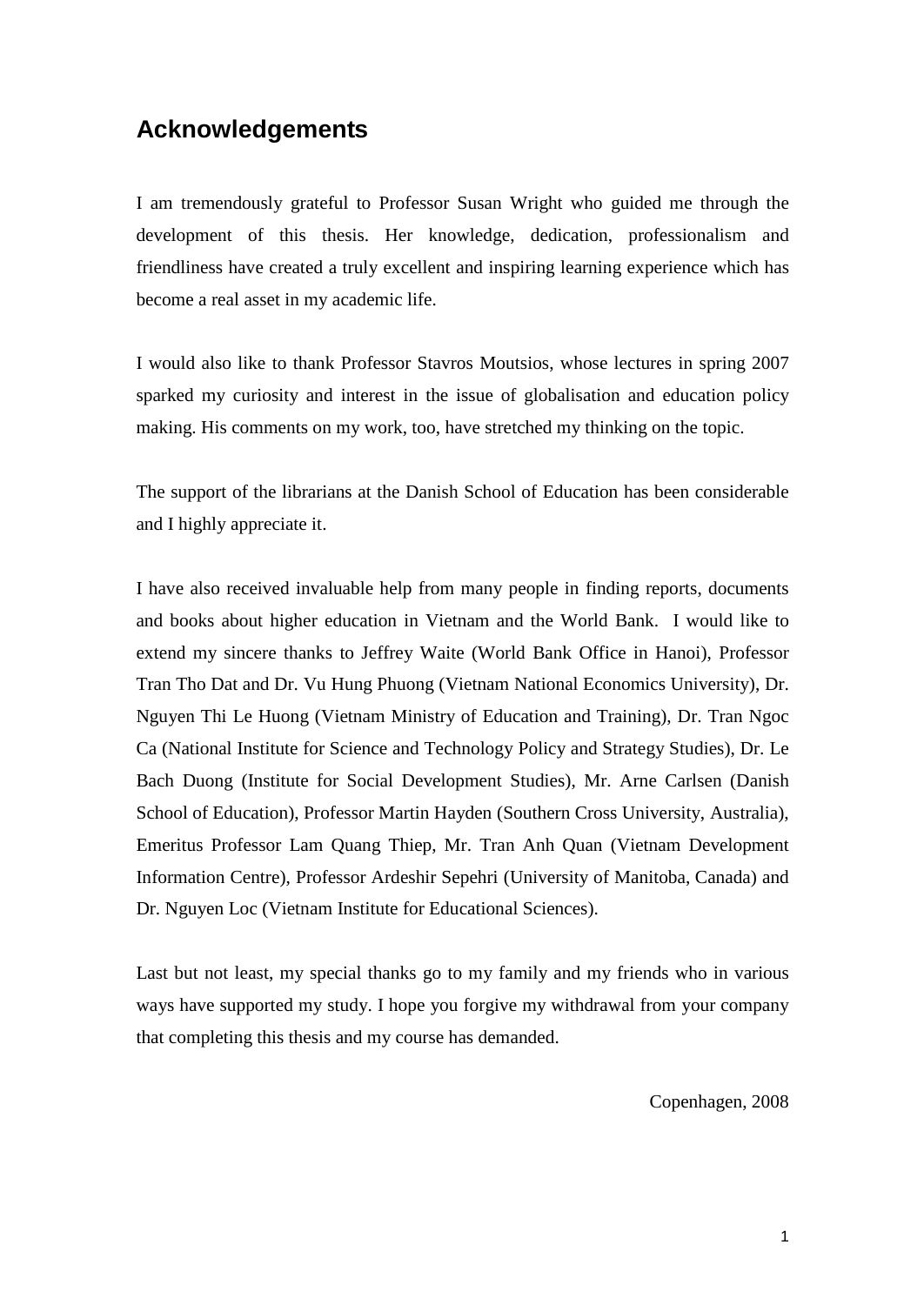## Acknowledgements

I am tremendously grateful to Professor Susan Wright who guided me through the development of this thesis. Her knowledge, dedication, professionalism and friendliness have created a truly excellent and inspiring learning experience which has become a real asset in my academic life.

I would also like to thank Professor Stavros Moutsios, whose lectures in spring 2007 sparked my curiosity and interest in the issue of globalisation and education policy making. His comments on my work, too, have stretched my thinking on the topic.

The support of the librarians at the Danish School of Education has been considerable and I highly appreciate it.

I have also received invaluable help from many people in finding reports, documents and books about higher education in Vietnam and the World Bank. I would like to extend my sincere thanks to Jeffrey Waite (World Bank Office in Hanoi), Professor Tran Tho Dat and Dr. Vu Hung Phuong (Vietnam National Economics University), Dr. Nguyen Thi Le Huong (Vietnam Ministry of Education and Training), Dr. Tran Ngoc Ca (National Institute for Science and Technology Policy and Strategy Studies), Dr. Le Bach Duong (Institute for Social Development Studies), Mr. Arne Carlsen (Danish School of Education), Professor Martin Hayden (Southern Cross University, Australia), Emeritus Professor Lam Quang Thiep, Mr. Tran Anh Quan (Vietnam Development Information Centre), Professor Ardeshir Sepehri (University of Manitoba, Canada) and Dr. Nguyen Loc (Vietnam Institute for Educational Sciences).

Last but not least, my special thanks go to my family and my friends who in various ways have supported my study. I hope you forgive my withdrawal from your company that completing this thesis and my course has demanded.

Copenhagen, 2008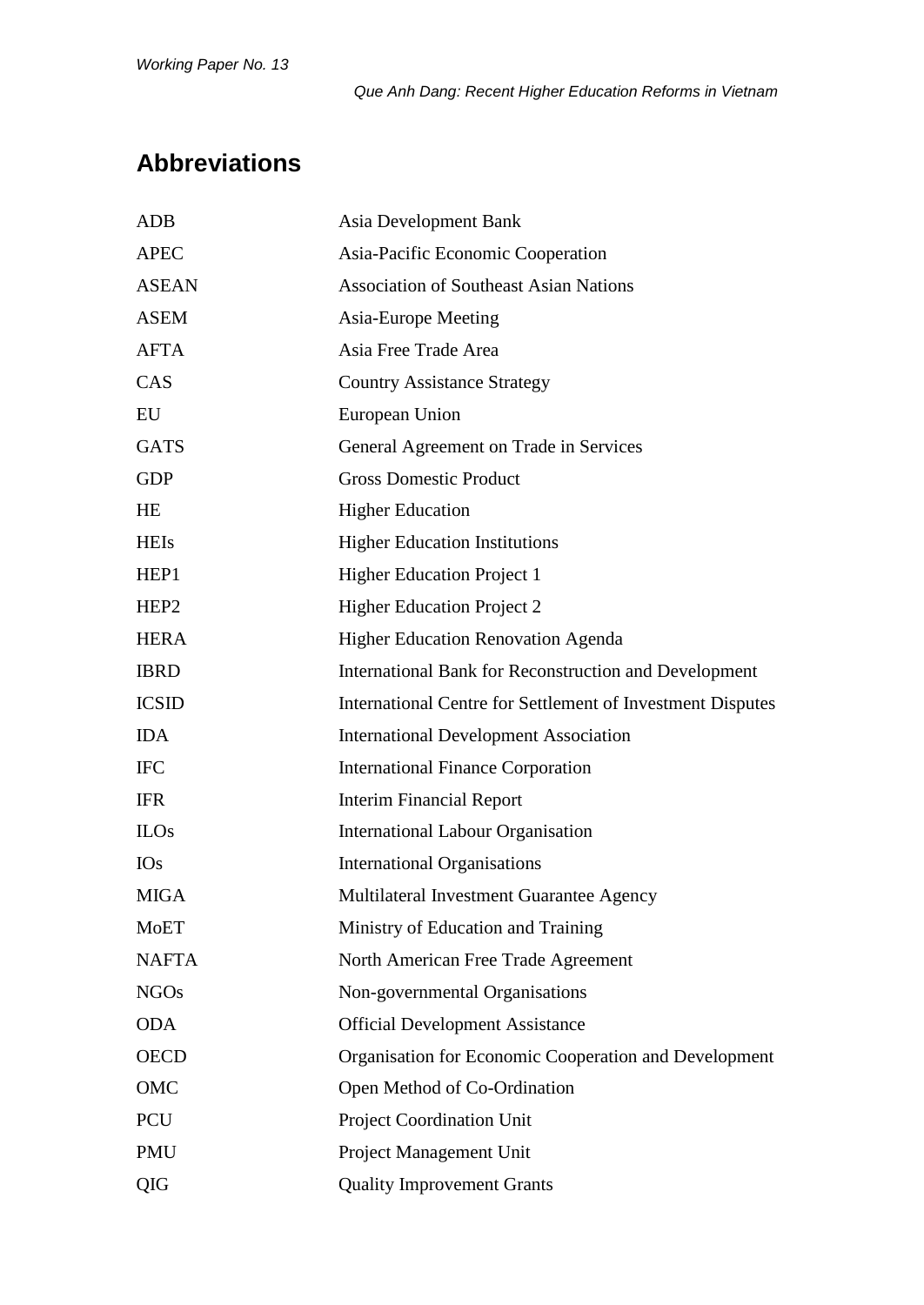## Abbreviations

| | |
|---|---|
| ADB | Asia Development Bank |
| APEC | Asia-Pacific Economic Cooperation |
| ASEAN | Association of Southeast Asian Nations |
| ASEM | Asia-Europe Meeting |
| AFTA | Asia Free Trade Area |
| CAS | Country Assistance Strategy |
| EU | European Union |
| GATS | General Agreement on Trade in Services |
| GDP | Gross Domestic Product |
| HE | Higher Education |
| HEIs | Higher Education Institutions |
| HEP1 | Higher Education Project 1 |
| HEP2 | Higher Education Project 2 |
| HERA | Higher Education Renovation Agenda |
| IBRD | International Bank for Reconstruction and Development |
| ICSID | International Centre for Settlement of Investment Disputes |
| IDA | International Development Association |
| IFC | International Finance Corporation |
| IFR | Interim Financial Report |
| ILOs | International Labour Organisation |
| IOs | International Organisations |
| MIGA | Multilateral Investment Guarantee Agency |
| MoET | Ministry of Education and Training |
| NAFTA | North American Free Trade Agreement |
| NGOs | Non-governmental Organisations |
| ODA | Official Development Assistance |
| OECD | Organisation for Economic Cooperation and Development |
| OMC | Open Method of Co-Ordination |
| PCU | Project Coordination Unit |
| PMU | Project Management Unit |
| QIG | Quality Improvement Grants |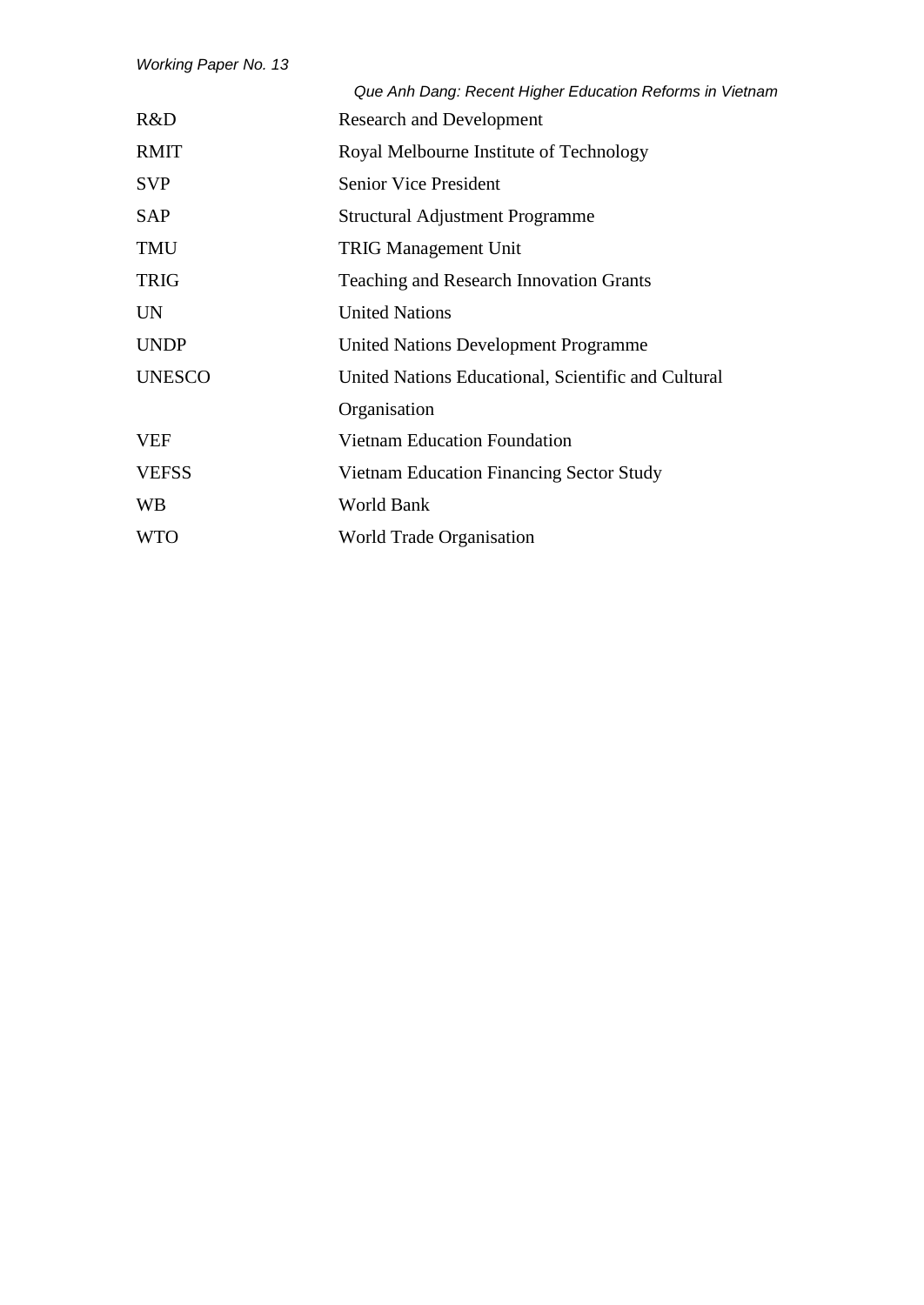| | |
|---|---|
| R&D | Research and Development |
| RMIT | Royal Melbourne Institute of Technology |
| SVP | Senior Vice President |
| SAP | Structural Adjustment Programme |
| TMU | TRIG Management Unit |
| TRIG | Teaching and Research Innovation Grants |
| UN | United Nations |
| UNDP | United Nations Development Programme |
| UNESCO | United Nations Educational, Scientific and Cultural Organisation |
| VEF | Vietnam Education Foundation |
| VEFSS | Vietnam Education Financing Sector Study |
| WB | World Bank |
| WTO | World Trade Organisation |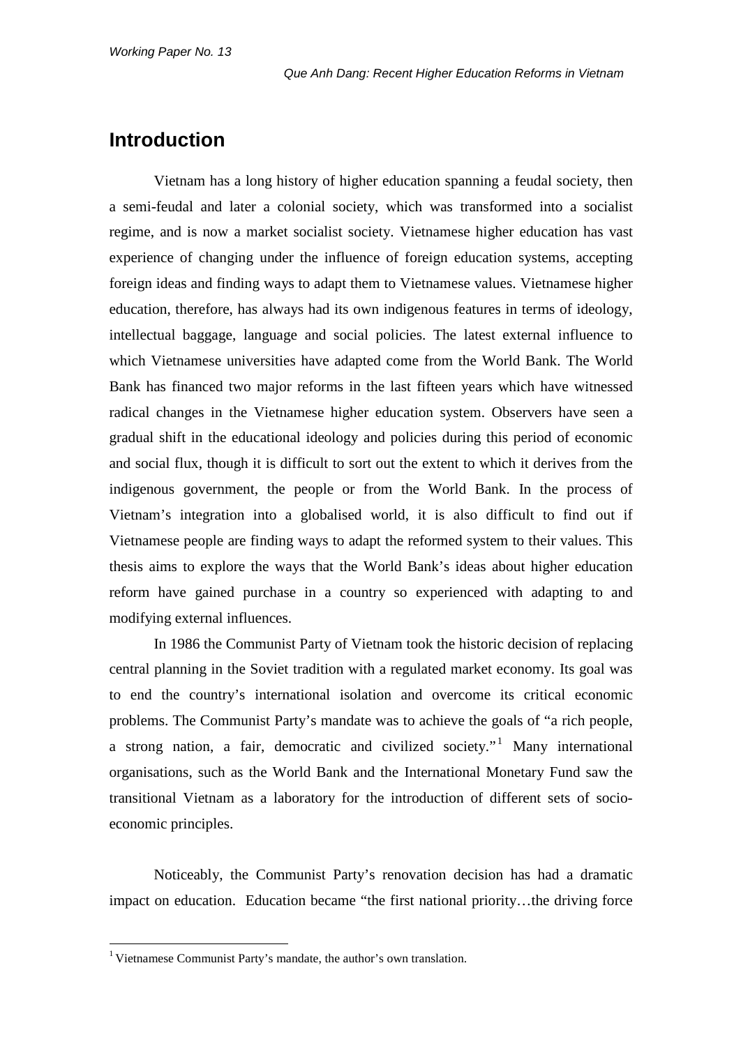## Introduction

Vietnam has a long history of higher education spanning a feudal society, then a semi-feudal and later a colonial society, which was transformed into a socialist regime, and is now a market socialist society. Vietnamese higher education has vast experience of changing under the influence of foreign education systems, accepting foreign ideas and finding ways to adapt them to Vietnamese values. Vietnamese higher education, therefore, has always had its own indigenous features in terms of ideology, intellectual baggage, language and social policies. The latest external influence to which Vietnamese universities have adapted come from the World Bank. The World Bank has financed two major reforms in the last fifteen years which have witnessed radical changes in the Vietnamese higher education system. Observers have seen a gradual shift in the educational ideology and policies during this period of economic and social flux, though it is difficult to sort out the extent to which it derives from the indigenous government, the people or from the World Bank. In the process of Vietnam's integration into a globalised world, it is also difficult to find out if Vietnamese people are finding ways to adapt the reformed system to their values. This thesis aims to explore the ways that the World Bank's ideas about higher education reform have gained purchase in a country so experienced with adapting to and modifying external influences.

In 1986 the Communist Party of Vietnam took the historic decision of replacing central planning in the Soviet tradition with a regulated market economy. Its goal was to end the country's international isolation and overcome its critical economic problems. The Communist Party's mandate was to achieve the goals of "a rich people, a strong nation, a fair, democratic and civilized society."[1] Many international organisations, such as the World Bank and the International Monetary Fund saw the transitional Vietnam as a laboratory for the introduction of different sets of socio-economic principles.

Noticeably, the Communist Party's renovation decision has had a dramatic impact on education. Education became "the first national priority…the driving force

[1] Vietnamese Communist Party's mandate, the author's own translation.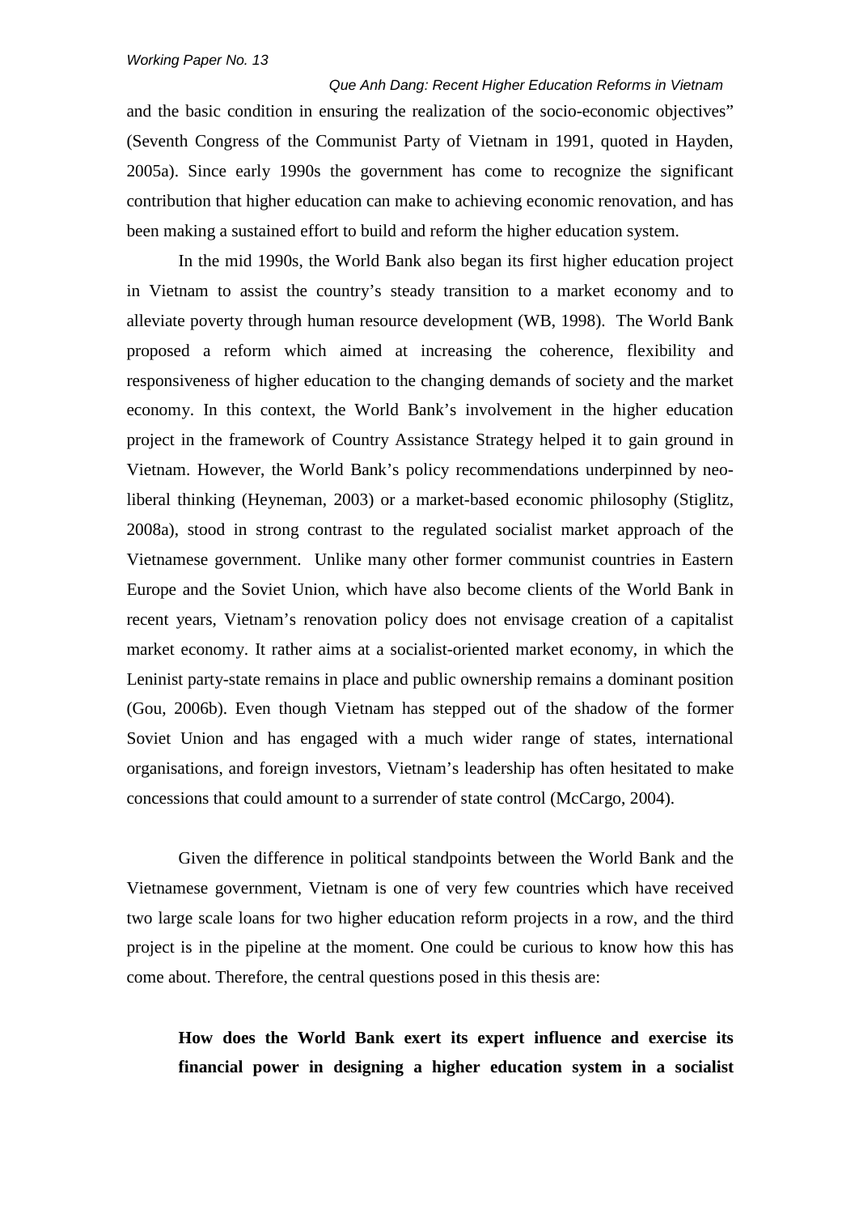and the basic condition in ensuring the realization of the socio-economic objectives" (Seventh Congress of the Communist Party of Vietnam in 1991, quoted in Hayden, 2005a). Since early 1990s the government has come to recognize the significant contribution that higher education can make to achieving economic renovation, and has been making a sustained effort to build and reform the higher education system.

In the mid 1990s, the World Bank also began its first higher education project in Vietnam to assist the country's steady transition to a market economy and to alleviate poverty through human resource development (WB, 1998). The World Bank proposed a reform which aimed at increasing the coherence, flexibility and responsiveness of higher education to the changing demands of society and the market economy. In this context, the World Bank's involvement in the higher education project in the framework of Country Assistance Strategy helped it to gain ground in Vietnam. However, the World Bank's policy recommendations underpinned by neo-liberal thinking (Heyneman, 2003) or a market-based economic philosophy (Stiglitz, 2008a), stood in strong contrast to the regulated socialist market approach of the Vietnamese government. Unlike many other former communist countries in Eastern Europe and the Soviet Union, which have also become clients of the World Bank in recent years, Vietnam's renovation policy does not envisage creation of a capitalist market economy. It rather aims at a socialist-oriented market economy, in which the Leninist party-state remains in place and public ownership remains a dominant position (Gou, 2006b). Even though Vietnam has stepped out of the shadow of the former Soviet Union and has engaged with a much wider range of states, international organisations, and foreign investors, Vietnam's leadership has often hesitated to make concessions that could amount to a surrender of state control (McCargo, 2004).

Given the difference in political standpoints between the World Bank and the Vietnamese government, Vietnam is one of very few countries which have received two large scale loans for two higher education reform projects in a row, and the third project is in the pipeline at the moment. One could be curious to know how this has come about. Therefore, the central questions posed in this thesis are:

> **How does the World Bank exert its expert influence and exercise its financial power in designing a higher education system in a socialist**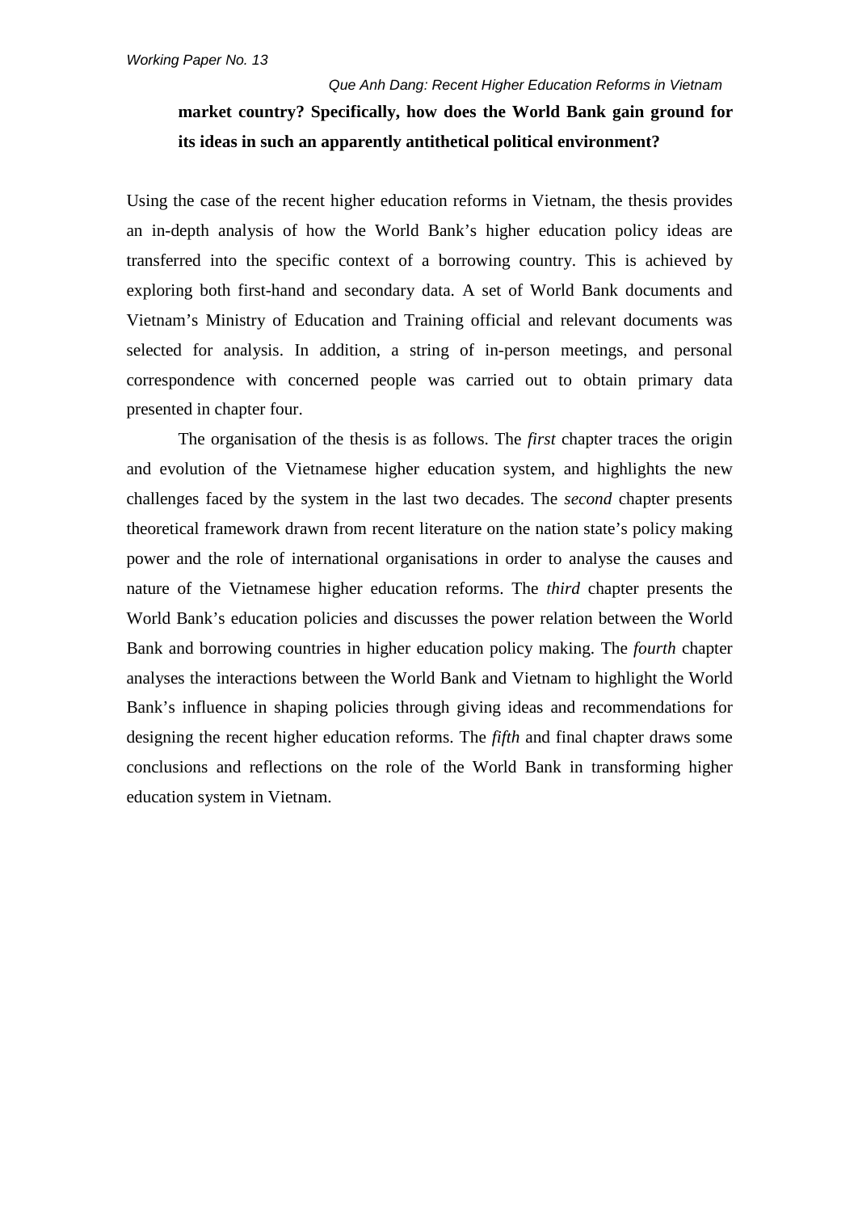**market country? Specifically, how does the World Bank gain ground for its ideas in such an apparently antithetical political environment?**

Using the case of the recent higher education reforms in Vietnam, the thesis provides an in-depth analysis of how the World Bank's higher education policy ideas are transferred into the specific context of a borrowing country. This is achieved by exploring both first-hand and secondary data. A set of World Bank documents and Vietnam's Ministry of Education and Training official and relevant documents was selected for analysis. In addition, a string of in-person meetings, and personal correspondence with concerned people was carried out to obtain primary data presented in chapter four.

The organisation of the thesis is as follows. The *first* chapter traces the origin and evolution of the Vietnamese higher education system, and highlights the new challenges faced by the system in the last two decades. The *second* chapter presents theoretical framework drawn from recent literature on the nation state's policy making power and the role of international organisations in order to analyse the causes and nature of the Vietnamese higher education reforms. The *third* chapter presents the World Bank's education policies and discusses the power relation between the World Bank and borrowing countries in higher education policy making. The *fourth* chapter analyses the interactions between the World Bank and Vietnam to highlight the World Bank's influence in shaping policies through giving ideas and recommendations for designing the recent higher education reforms. The *fifth* and final chapter draws some conclusions and reflections on the role of the World Bank in transforming higher education system in Vietnam.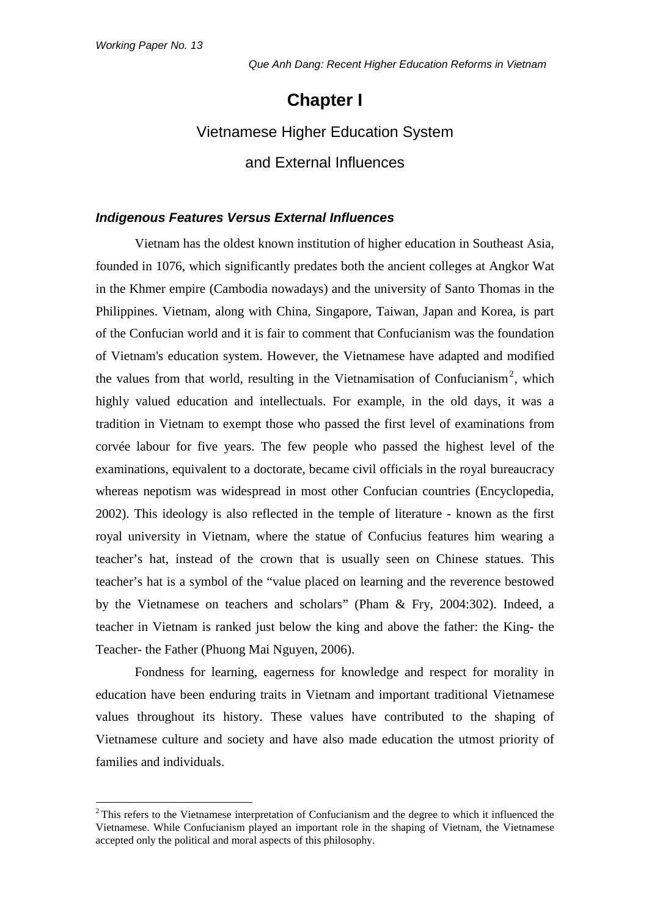# Chapter I

## Vietnamese Higher Education System and External Influences

### *Indigenous Features Versus External Influences*

Vietnam has the oldest known institution of higher education in Southeast Asia, founded in 1076, which significantly predates both the ancient colleges at Angkor Wat in the Khmer empire (Cambodia nowadays) and the university of Santo Thomas in the Philippines. Vietnam, along with China, Singapore, Taiwan, Japan and Korea, is part of the Confucian world and it is fair to comment that Confucianism was the foundation of Vietnam's education system. However, the Vietnamese have adapted and modified the values from that world, resulting in the Vietnamisation of Confucianism[2], which highly valued education and intellectuals. For example, in the old days, it was a tradition in Vietnam to exempt those who passed the first level of examinations from corvée labour for five years. The few people who passed the highest level of the examinations, equivalent to a doctorate, became civil officials in the royal bureaucracy whereas nepotism was widespread in most other Confucian countries (Encyclopedia, 2002). This ideology is also reflected in the temple of literature - known as the first royal university in Vietnam, where the statue of Confucius features him wearing a teacher's hat, instead of the crown that is usually seen on Chinese statues. This teacher's hat is a symbol of the "value placed on learning and the reverence bestowed by the Vietnamese on teachers and scholars" (Pham & Fry, 2004:302). Indeed, a teacher in Vietnam is ranked just below the king and above the father: the King- the Teacher- the Father (Phuong Mai Nguyen, 2006).

Fondness for learning, eagerness for knowledge and respect for morality in education have been enduring traits in Vietnam and important traditional Vietnamese values throughout its history. These values have contributed to the shaping of Vietnamese culture and society and have also made education the utmost priority of families and individuals.

---

[2] This refers to the Vietnamese interpretation of Confucianism and the degree to which it influenced the Vietnamese. While Confucianism played an important role in the shaping of Vietnam, the Vietnamese accepted only the political and moral aspects of this philosophy.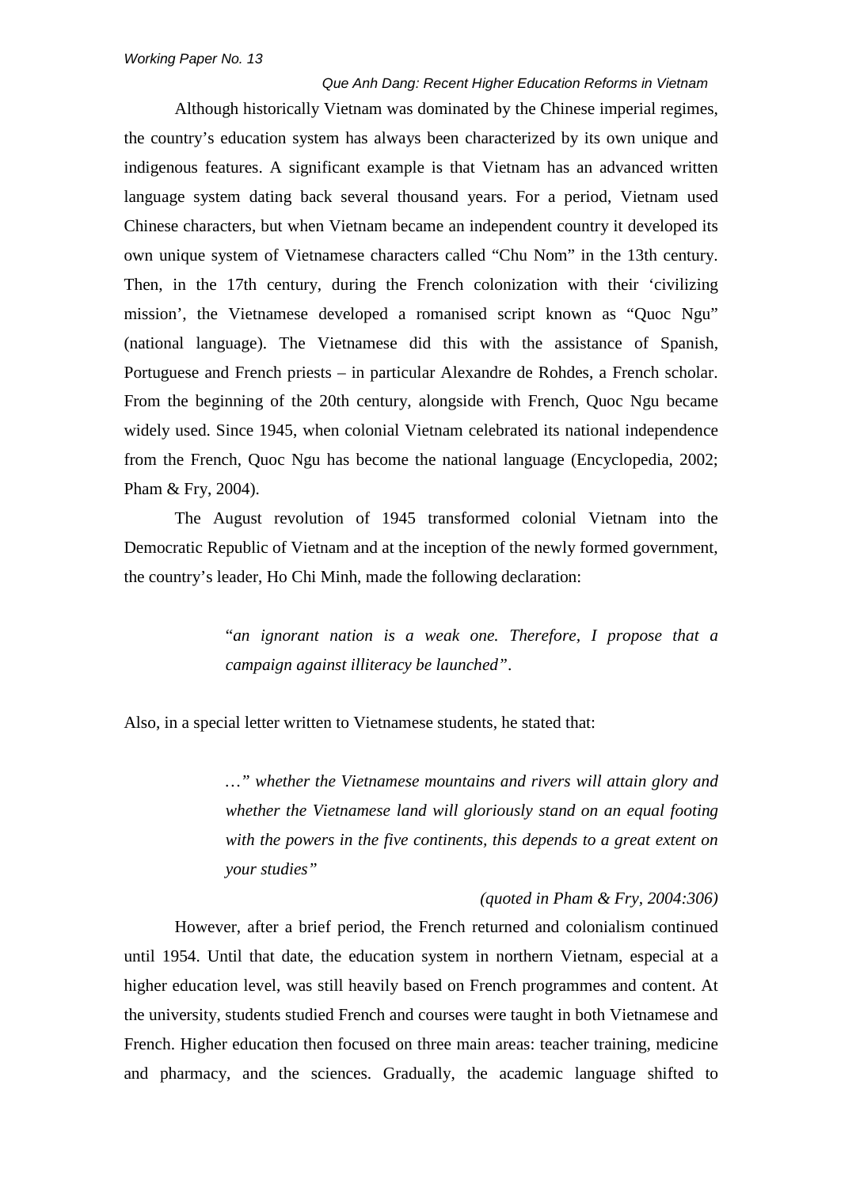Although historically Vietnam was dominated by the Chinese imperial regimes, the country's education system has always been characterized by its own unique and indigenous features. A significant example is that Vietnam has an advanced written language system dating back several thousand years. For a period, Vietnam used Chinese characters, but when Vietnam became an independent country it developed its own unique system of Vietnamese characters called "Chu Nom" in the 13th century. Then, in the 17th century, during the French colonization with their 'civilizing mission', the Vietnamese developed a romanised script known as "Quoc Ngu" (national language). The Vietnamese did this with the assistance of Spanish, Portuguese and French priests – in particular Alexandre de Rohdes, a French scholar. From the beginning of the 20th century, alongside with French, Quoc Ngu became widely used. Since 1945, when colonial Vietnam celebrated its national independence from the French, Quoc Ngu has become the national language (Encyclopedia, 2002; Pham & Fry, 2004).

The August revolution of 1945 transformed colonial Vietnam into the Democratic Republic of Vietnam and at the inception of the newly formed government, the country's leader, Ho Chi Minh, made the following declaration:

> "*an ignorant nation is a weak one. Therefore, I propose that a campaign against illiteracy be launched"*.

Also, in a special letter written to Vietnamese students, he stated that:

> *…" whether the Vietnamese mountains and rivers will attain glory and whether the Vietnamese land will gloriously stand on an equal footing with the powers in the five continents, this depends to a great extent on your studies"*
>
> *(quoted in Pham & Fry, 2004:306)*

However, after a brief period, the French returned and colonialism continued until 1954. Until that date, the education system in northern Vietnam, especial at a higher education level, was still heavily based on French programmes and content. At the university, students studied French and courses were taught in both Vietnamese and French. Higher education then focused on three main areas: teacher training, medicine and pharmacy, and the sciences. Gradually, the academic language shifted to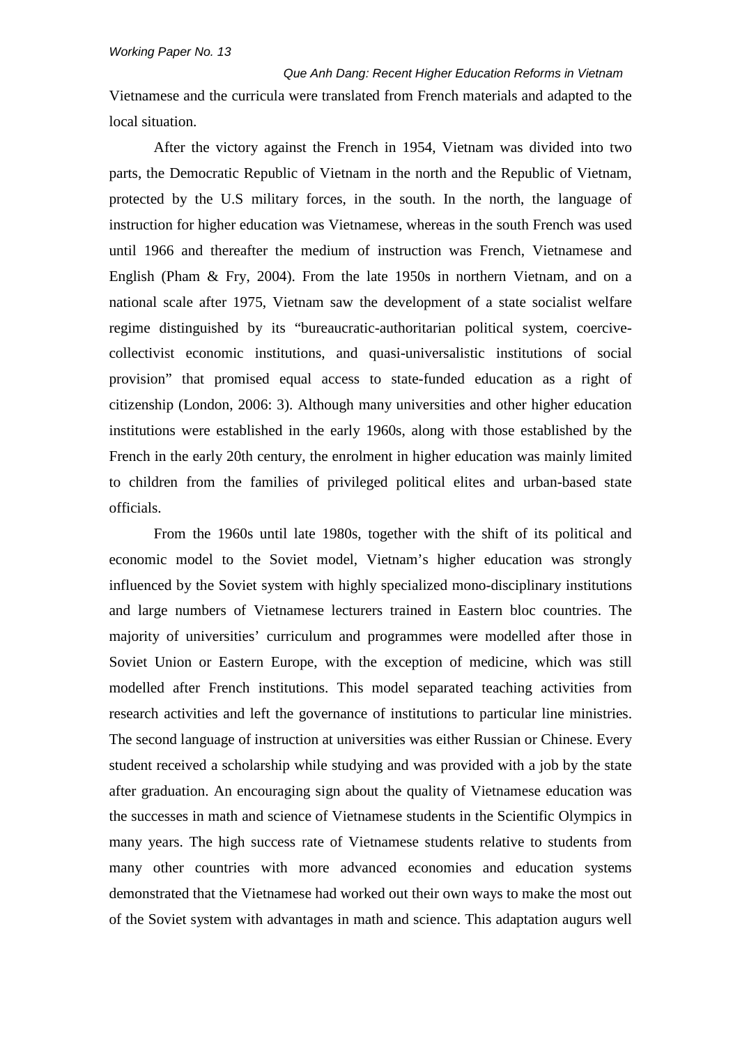Vietnamese and the curricula were translated from French materials and adapted to the local situation.

After the victory against the French in 1954, Vietnam was divided into two parts, the Democratic Republic of Vietnam in the north and the Republic of Vietnam, protected by the U.S military forces, in the south. In the north, the language of instruction for higher education was Vietnamese, whereas in the south French was used until 1966 and thereafter the medium of instruction was French, Vietnamese and English (Pham & Fry, 2004). From the late 1950s in northern Vietnam, and on a national scale after 1975, Vietnam saw the development of a state socialist welfare regime distinguished by its "bureaucratic-authoritarian political system, coercive-collectivist economic institutions, and quasi-universalistic institutions of social provision" that promised equal access to state-funded education as a right of citizenship (London, 2006: 3). Although many universities and other higher education institutions were established in the early 1960s, along with those established by the French in the early 20th century, the enrolment in higher education was mainly limited to children from the families of privileged political elites and urban-based state officials.

From the 1960s until late 1980s, together with the shift of its political and economic model to the Soviet model, Vietnam's higher education was strongly influenced by the Soviet system with highly specialized mono-disciplinary institutions and large numbers of Vietnamese lecturers trained in Eastern bloc countries. The majority of universities' curriculum and programmes were modelled after those in Soviet Union or Eastern Europe, with the exception of medicine, which was still modelled after French institutions. This model separated teaching activities from research activities and left the governance of institutions to particular line ministries. The second language of instruction at universities was either Russian or Chinese. Every student received a scholarship while studying and was provided with a job by the state after graduation. An encouraging sign about the quality of Vietnamese education was the successes in math and science of Vietnamese students in the Scientific Olympics in many years. The high success rate of Vietnamese students relative to students from many other countries with more advanced economies and education systems demonstrated that the Vietnamese had worked out their own ways to make the most out of the Soviet system with advantages in math and science. This adaptation augurs well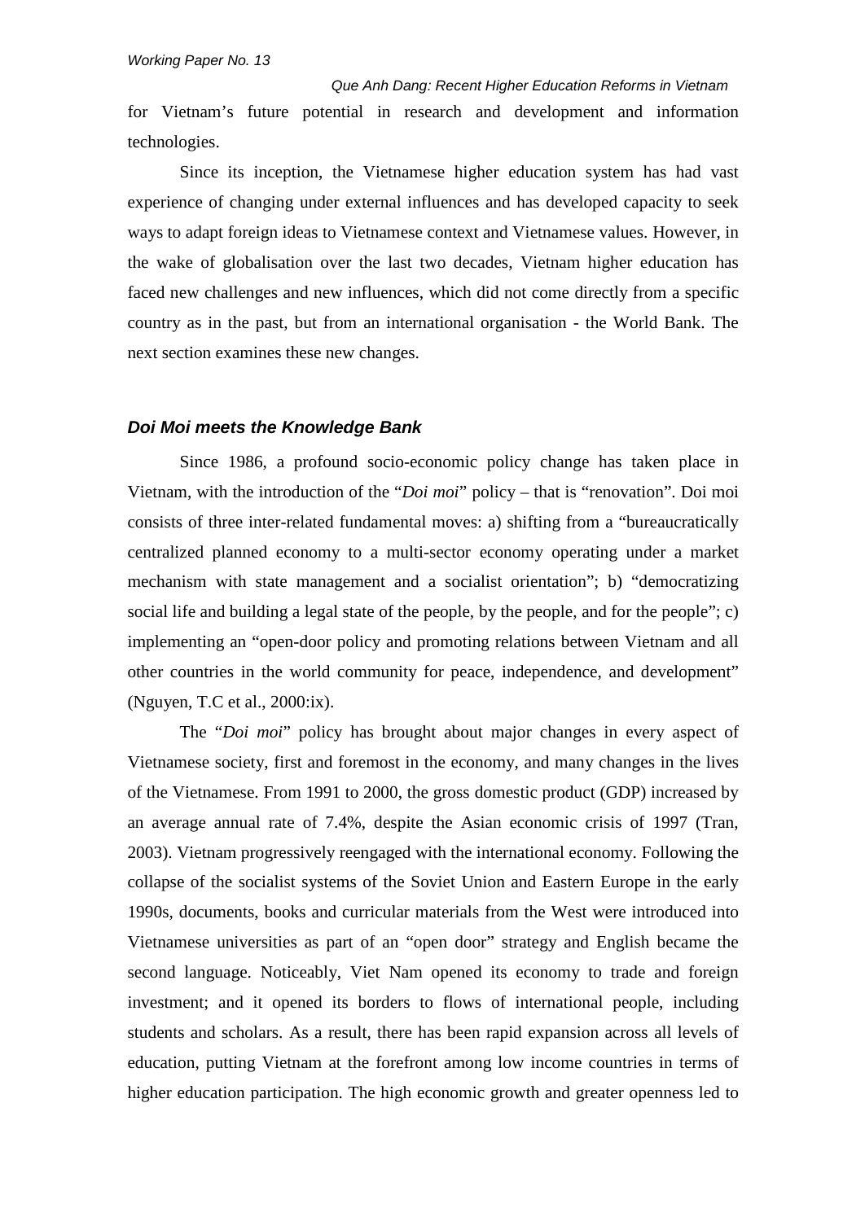for Vietnam's future potential in research and development and information technologies.

Since its inception, the Vietnamese higher education system has had vast experience of changing under external influences and has developed capacity to seek ways to adapt foreign ideas to Vietnamese context and Vietnamese values. However, in the wake of globalisation over the last two decades, Vietnam higher education has faced new challenges and new influences, which did not come directly from a specific country as in the past, but from an international organisation - the World Bank. The next section examines these new changes.

### *Doi Moi meets the Knowledge Bank*

Since 1986, a profound socio-economic policy change has taken place in Vietnam, with the introduction of the "*Doi moi*" policy – that is "renovation". Doi moi consists of three inter-related fundamental moves: a) shifting from a "bureaucratically centralized planned economy to a multi-sector economy operating under a market mechanism with state management and a socialist orientation"; b) "democratizing social life and building a legal state of the people, by the people, and for the people"; c) implementing an "open-door policy and promoting relations between Vietnam and all other countries in the world community for peace, independence, and development" (Nguyen, T.C et al., 2000:ix).

The "*Doi moi*" policy has brought about major changes in every aspect of Vietnamese society, first and foremost in the economy, and many changes in the lives of the Vietnamese. From 1991 to 2000, the gross domestic product (GDP) increased by an average annual rate of 7.4%, despite the Asian economic crisis of 1997 (Tran, 2003). Vietnam progressively reengaged with the international economy. Following the collapse of the socialist systems of the Soviet Union and Eastern Europe in the early 1990s, documents, books and curricular materials from the West were introduced into Vietnamese universities as part of an "open door" strategy and English became the second language. Noticeably, Viet Nam opened its economy to trade and foreign investment; and it opened its borders to flows of international people, including students and scholars. As a result, there has been rapid expansion across all levels of education, putting Vietnam at the forefront among low income countries in terms of higher education participation. The high economic growth and greater openness led to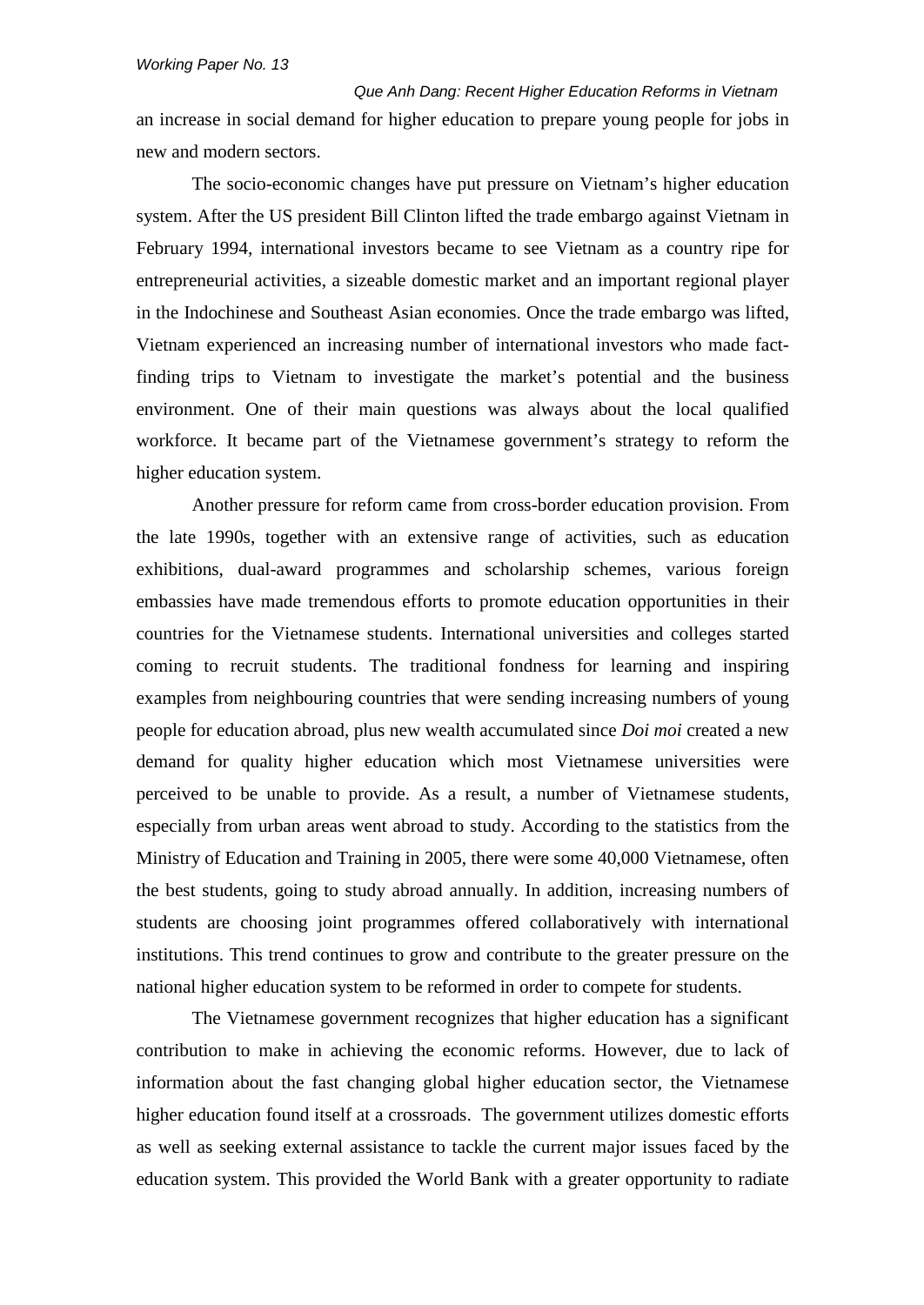an increase in social demand for higher education to prepare young people for jobs in new and modern sectors.

The socio-economic changes have put pressure on Vietnam's higher education system. After the US president Bill Clinton lifted the trade embargo against Vietnam in February 1994, international investors became to see Vietnam as a country ripe for entrepreneurial activities, a sizeable domestic market and an important regional player in the Indochinese and Southeast Asian economies. Once the trade embargo was lifted, Vietnam experienced an increasing number of international investors who made fact-finding trips to Vietnam to investigate the market's potential and the business environment. One of their main questions was always about the local qualified workforce. It became part of the Vietnamese government's strategy to reform the higher education system.

Another pressure for reform came from cross-border education provision. From the late 1990s, together with an extensive range of activities, such as education exhibitions, dual-award programmes and scholarship schemes, various foreign embassies have made tremendous efforts to promote education opportunities in their countries for the Vietnamese students. International universities and colleges started coming to recruit students. The traditional fondness for learning and inspiring examples from neighbouring countries that were sending increasing numbers of young people for education abroad, plus new wealth accumulated since *Doi moi* created a new demand for quality higher education which most Vietnamese universities were perceived to be unable to provide. As a result, a number of Vietnamese students, especially from urban areas went abroad to study. According to the statistics from the Ministry of Education and Training in 2005, there were some 40,000 Vietnamese, often the best students, going to study abroad annually. In addition, increasing numbers of students are choosing joint programmes offered collaboratively with international institutions. This trend continues to grow and contribute to the greater pressure on the national higher education system to be reformed in order to compete for students.

The Vietnamese government recognizes that higher education has a significant contribution to make in achieving the economic reforms. However, due to lack of information about the fast changing global higher education sector, the Vietnamese higher education found itself at a crossroads. The government utilizes domestic efforts as well as seeking external assistance to tackle the current major issues faced by the education system. This provided the World Bank with a greater opportunity to radiate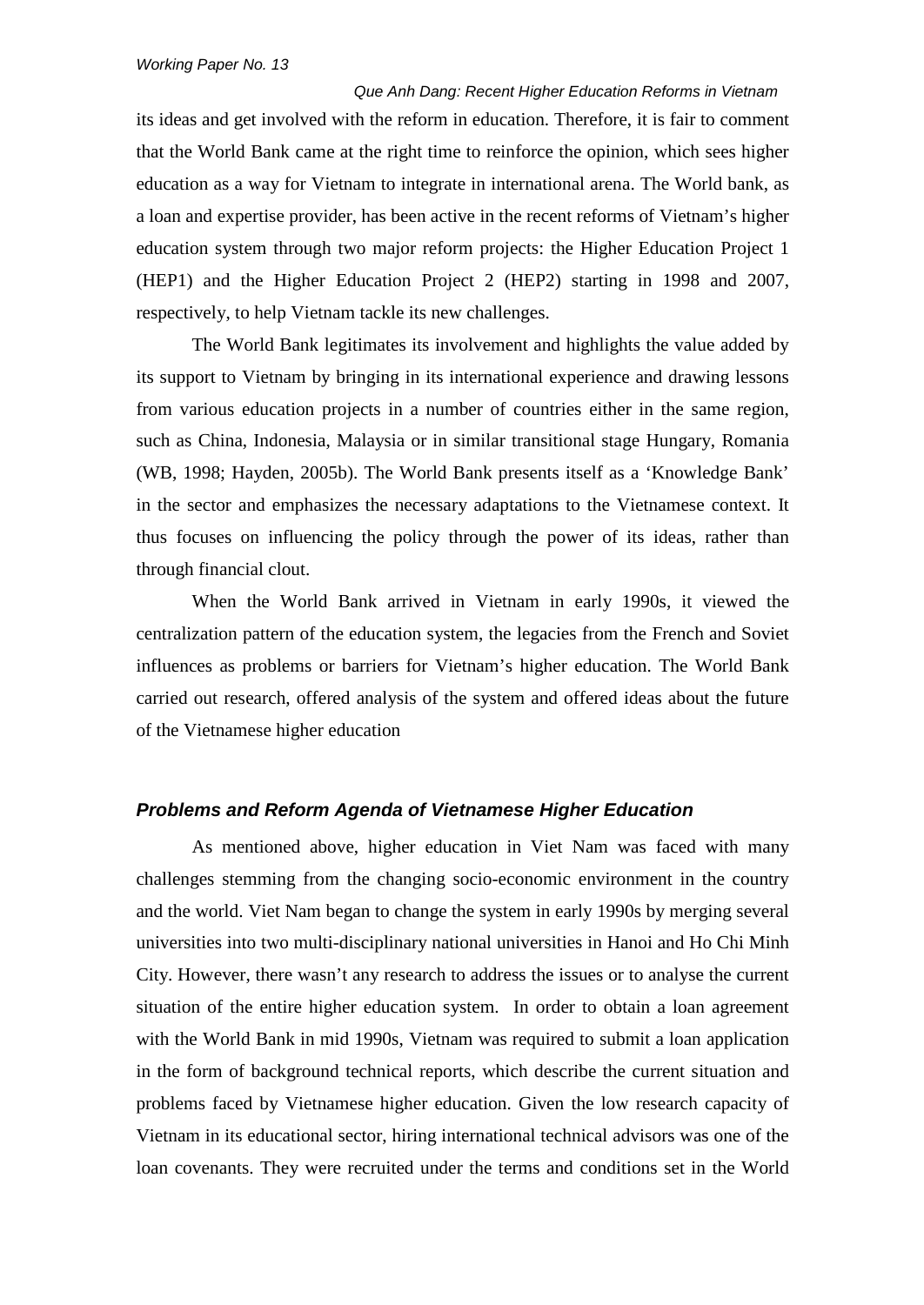its ideas and get involved with the reform in education. Therefore, it is fair to comment that the World Bank came at the right time to reinforce the opinion, which sees higher education as a way for Vietnam to integrate in international arena. The World bank, as a loan and expertise provider, has been active in the recent reforms of Vietnam's higher education system through two major reform projects: the Higher Education Project 1 (HEP1) and the Higher Education Project 2 (HEP2) starting in 1998 and 2007, respectively, to help Vietnam tackle its new challenges.

The World Bank legitimates its involvement and highlights the value added by its support to Vietnam by bringing in its international experience and drawing lessons from various education projects in a number of countries either in the same region, such as China, Indonesia, Malaysia or in similar transitional stage Hungary, Romania (WB, 1998; Hayden, 2005b). The World Bank presents itself as a 'Knowledge Bank' in the sector and emphasizes the necessary adaptations to the Vietnamese context. It thus focuses on influencing the policy through the power of its ideas, rather than through financial clout.

When the World Bank arrived in Vietnam in early 1990s, it viewed the centralization pattern of the education system, the legacies from the French and Soviet influences as problems or barriers for Vietnam's higher education. The World Bank carried out research, offered analysis of the system and offered ideas about the future of the Vietnamese higher education

### Problems and Reform Agenda of Vietnamese Higher Education

As mentioned above, higher education in Viet Nam was faced with many challenges stemming from the changing socio-economic environment in the country and the world. Viet Nam began to change the system in early 1990s by merging several universities into two multi-disciplinary national universities in Hanoi and Ho Chi Minh City. However, there wasn't any research to address the issues or to analyse the current situation of the entire higher education system. In order to obtain a loan agreement with the World Bank in mid 1990s, Vietnam was required to submit a loan application in the form of background technical reports, which describe the current situation and problems faced by Vietnamese higher education. Given the low research capacity of Vietnam in its educational sector, hiring international technical advisors was one of the loan covenants. They were recruited under the terms and conditions set in the World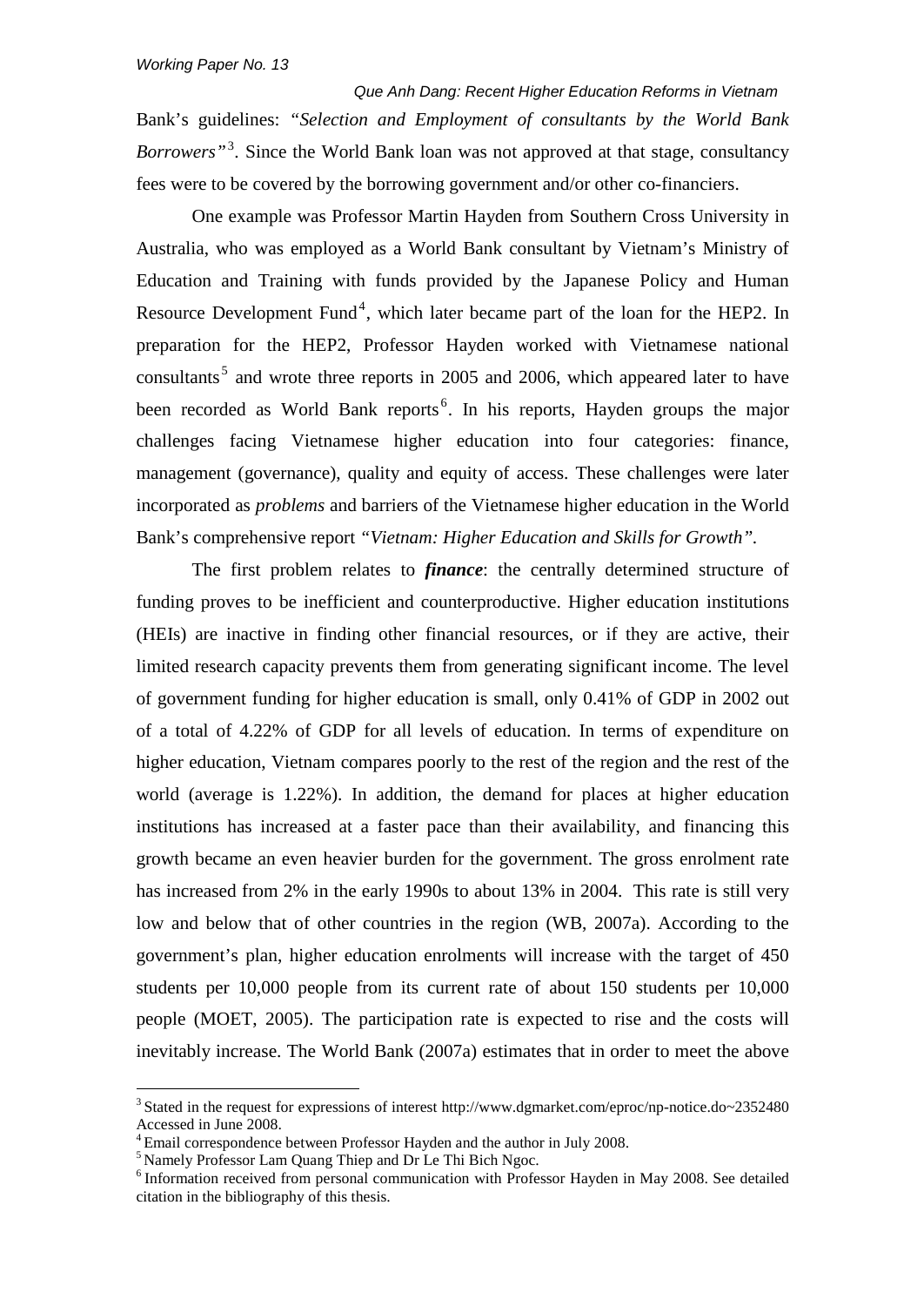Bank's guidelines: *"Selection and Employment of consultants by the World Bank Borrowers"*[3]. Since the World Bank loan was not approved at that stage, consultancy fees were to be covered by the borrowing government and/or other co-financiers.

One example was Professor Martin Hayden from Southern Cross University in Australia, who was employed as a World Bank consultant by Vietnam's Ministry of Education and Training with funds provided by the Japanese Policy and Human Resource Development Fund[4], which later became part of the loan for the HEP2. In preparation for the HEP2, Professor Hayden worked with Vietnamese national consultants[5] and wrote three reports in 2005 and 2006, which appeared later to have been recorded as World Bank reports[6]. In his reports, Hayden groups the major challenges facing Vietnamese higher education into four categories: finance, management (governance), quality and equity of access. These challenges were later incorporated as *problems* and barriers of the Vietnamese higher education in the World Bank's comprehensive report *"Vietnam: Higher Education and Skills for Growth"*.

The first problem relates to ***finance***: the centrally determined structure of funding proves to be inefficient and counterproductive. Higher education institutions (HEIs) are inactive in finding other financial resources, or if they are active, their limited research capacity prevents them from generating significant income. The level of government funding for higher education is small, only 0.41% of GDP in 2002 out of a total of 4.22% of GDP for all levels of education. In terms of expenditure on higher education, Vietnam compares poorly to the rest of the region and the rest of the world (average is 1.22%). In addition, the demand for places at higher education institutions has increased at a faster pace than their availability, and financing this growth became an even heavier burden for the government. The gross enrolment rate has increased from 2% in the early 1990s to about 13% in 2004. This rate is still very low and below that of other countries in the region (WB, 2007a). According to the government's plan, higher education enrolments will increase with the target of 450 students per 10,000 people from its current rate of about 150 students per 10,000 people (MOET, 2005). The participation rate is expected to rise and the costs will inevitably increase. The World Bank (2007a) estimates that in order to meet the above

[3] Stated in the request for expressions of interest http://www.dgmarket.com/eproc/np-notice.do~2352480 Accessed in June 2008.

[4] Email correspondence between Professor Hayden and the author in July 2008.

[5] Namely Professor Lam Quang Thiep and Dr Le Thi Bich Ngoc.

[6] Information received from personal communication with Professor Hayden in May 2008. See detailed citation in the bibliography of this thesis.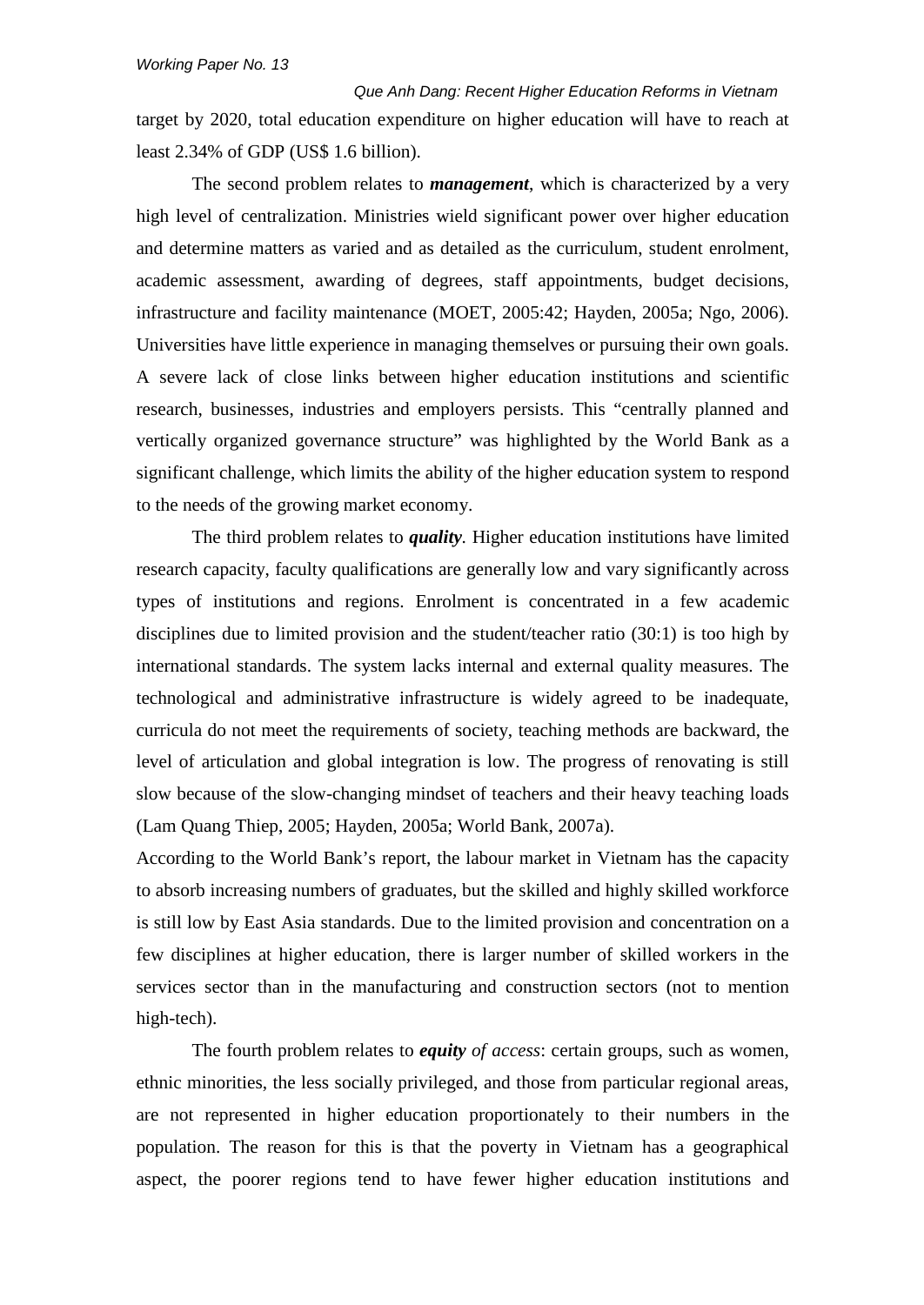target by 2020, total education expenditure on higher education will have to reach at least 2.34% of GDP (US$ 1.6 billion).

The second problem relates to ***management***, which is characterized by a very high level of centralization. Ministries wield significant power over higher education and determine matters as varied and as detailed as the curriculum, student enrolment, academic assessment, awarding of degrees, staff appointments, budget decisions, infrastructure and facility maintenance (MOET, 2005:42; Hayden, 2005a; Ngo, 2006). Universities have little experience in managing themselves or pursuing their own goals. A severe lack of close links between higher education institutions and scientific research, businesses, industries and employers persists. This "centrally planned and vertically organized governance structure" was highlighted by the World Bank as a significant challenge, which limits the ability of the higher education system to respond to the needs of the growing market economy.

The third problem relates to ***quality***. Higher education institutions have limited research capacity, faculty qualifications are generally low and vary significantly across types of institutions and regions. Enrolment is concentrated in a few academic disciplines due to limited provision and the student/teacher ratio (30:1) is too high by international standards. The system lacks internal and external quality measures. The technological and administrative infrastructure is widely agreed to be inadequate, curricula do not meet the requirements of society, teaching methods are backward, the level of articulation and global integration is low. The progress of renovating is still slow because of the slow-changing mindset of teachers and their heavy teaching loads (Lam Quang Thiep, 2005; Hayden, 2005a; World Bank, 2007a).

According to the World Bank's report, the labour market in Vietnam has the capacity to absorb increasing numbers of graduates, but the skilled and highly skilled workforce is still low by East Asia standards. Due to the limited provision and concentration on a few disciplines at higher education, there is larger number of skilled workers in the services sector than in the manufacturing and construction sectors (not to mention high-tech).

The fourth problem relates to ***equity*** *of access*: certain groups, such as women, ethnic minorities, the less socially privileged, and those from particular regional areas, are not represented in higher education proportionately to their numbers in the population. The reason for this is that the poverty in Vietnam has a geographical aspect, the poorer regions tend to have fewer higher education institutions and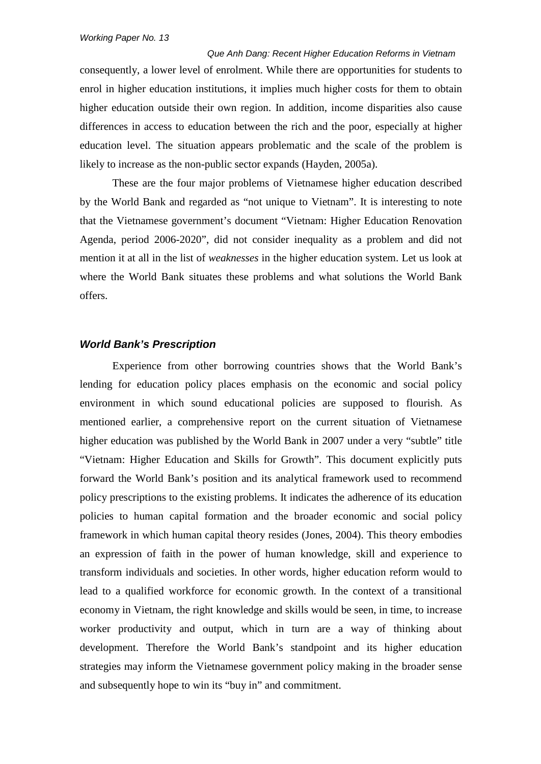consequently, a lower level of enrolment. While there are opportunities for students to enrol in higher education institutions, it implies much higher costs for them to obtain higher education outside their own region. In addition, income disparities also cause differences in access to education between the rich and the poor, especially at higher education level. The situation appears problematic and the scale of the problem is likely to increase as the non-public sector expands (Hayden, 2005a).

These are the four major problems of Vietnamese higher education described by the World Bank and regarded as "not unique to Vietnam". It is interesting to note that the Vietnamese government's document "Vietnam: Higher Education Renovation Agenda, period 2006-2020", did not consider inequality as a problem and did not mention it at all in the list of *weaknesses* in the higher education system. Let us look at where the World Bank situates these problems and what solutions the World Bank offers.

### *World Bank's Prescription*

Experience from other borrowing countries shows that the World Bank's lending for education policy places emphasis on the economic and social policy environment in which sound educational policies are supposed to flourish. As mentioned earlier, a comprehensive report on the current situation of Vietnamese higher education was published by the World Bank in 2007 under a very "subtle" title "Vietnam: Higher Education and Skills for Growth". This document explicitly puts forward the World Bank's position and its analytical framework used to recommend policy prescriptions to the existing problems. It indicates the adherence of its education policies to human capital formation and the broader economic and social policy framework in which human capital theory resides (Jones, 2004). This theory embodies an expression of faith in the power of human knowledge, skill and experience to transform individuals and societies. In other words, higher education reform would to lead to a qualified workforce for economic growth. In the context of a transitional economy in Vietnam, the right knowledge and skills would be seen, in time, to increase worker productivity and output, which in turn are a way of thinking about development. Therefore the World Bank's standpoint and its higher education strategies may inform the Vietnamese government policy making in the broader sense and subsequently hope to win its "buy in" and commitment.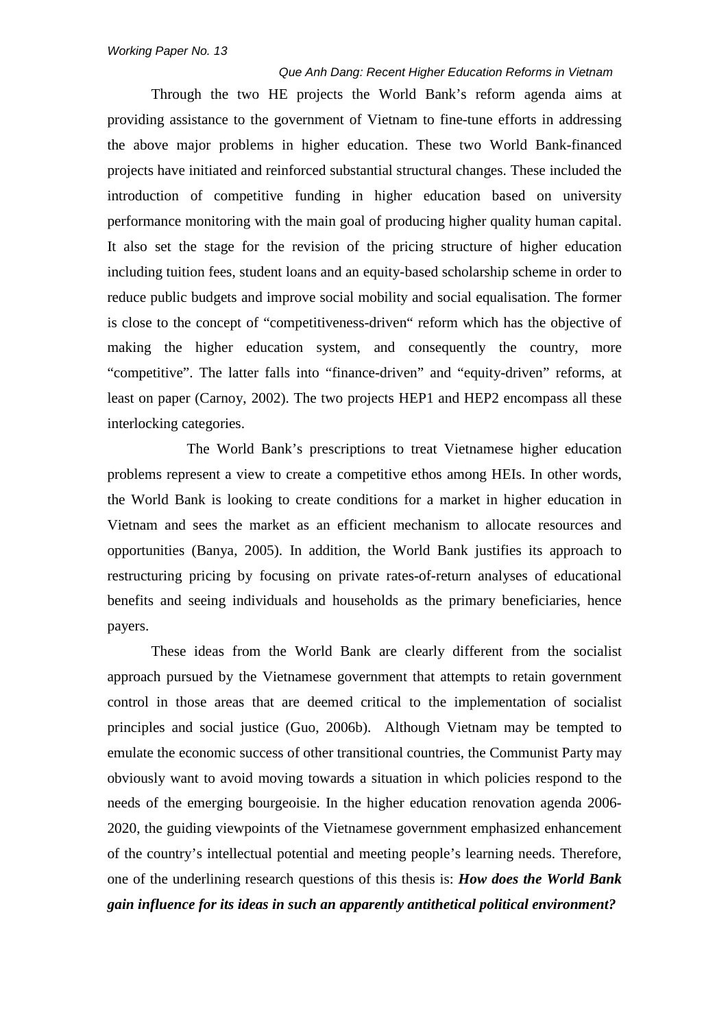Through the two HE projects the World Bank's reform agenda aims at providing assistance to the government of Vietnam to fine-tune efforts in addressing the above major problems in higher education. These two World Bank-financed projects have initiated and reinforced substantial structural changes. These included the introduction of competitive funding in higher education based on university performance monitoring with the main goal of producing higher quality human capital. It also set the stage for the revision of the pricing structure of higher education including tuition fees, student loans and an equity-based scholarship scheme in order to reduce public budgets and improve social mobility and social equalisation. The former is close to the concept of "competitiveness-driven" reform which has the objective of making the higher education system, and consequently the country, more "competitive". The latter falls into "finance-driven" and "equity-driven" reforms, at least on paper (Carnoy, 2002). The two projects HEP1 and HEP2 encompass all these interlocking categories.

The World Bank's prescriptions to treat Vietnamese higher education problems represent a view to create a competitive ethos among HEIs. In other words, the World Bank is looking to create conditions for a market in higher education in Vietnam and sees the market as an efficient mechanism to allocate resources and opportunities (Banya, 2005). In addition, the World Bank justifies its approach to restructuring pricing by focusing on private rates-of-return analyses of educational benefits and seeing individuals and households as the primary beneficiaries, hence payers.

These ideas from the World Bank are clearly different from the socialist approach pursued by the Vietnamese government that attempts to retain government control in those areas that are deemed critical to the implementation of socialist principles and social justice (Guo, 2006b). Although Vietnam may be tempted to emulate the economic success of other transitional countries, the Communist Party may obviously want to avoid moving towards a situation in which policies respond to the needs of the emerging bourgeoisie. In the higher education renovation agenda 2006-2020, the guiding viewpoints of the Vietnamese government emphasized enhancement of the country's intellectual potential and meeting people's learning needs. Therefore, one of the underlining research questions of this thesis is: ***How does the World Bank gain influence for its ideas in such an apparently antithetical political environment?***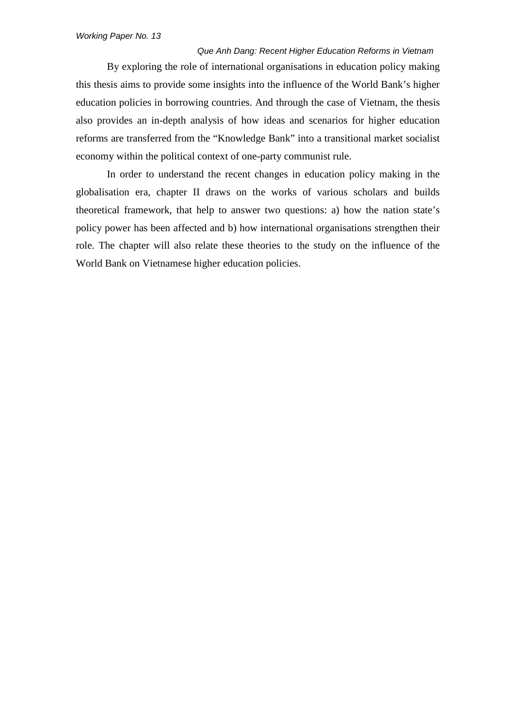By exploring the role of international organisations in education policy making this thesis aims to provide some insights into the influence of the World Bank's higher education policies in borrowing countries. And through the case of Vietnam, the thesis also provides an in-depth analysis of how ideas and scenarios for higher education reforms are transferred from the "Knowledge Bank" into a transitional market socialist economy within the political context of one-party communist rule.

In order to understand the recent changes in education policy making in the globalisation era, chapter II draws on the works of various scholars and builds theoretical framework, that help to answer two questions: a) how the nation state's policy power has been affected and b) how international organisations strengthen their role. The chapter will also relate these theories to the study on the influence of the World Bank on Vietnamese higher education policies.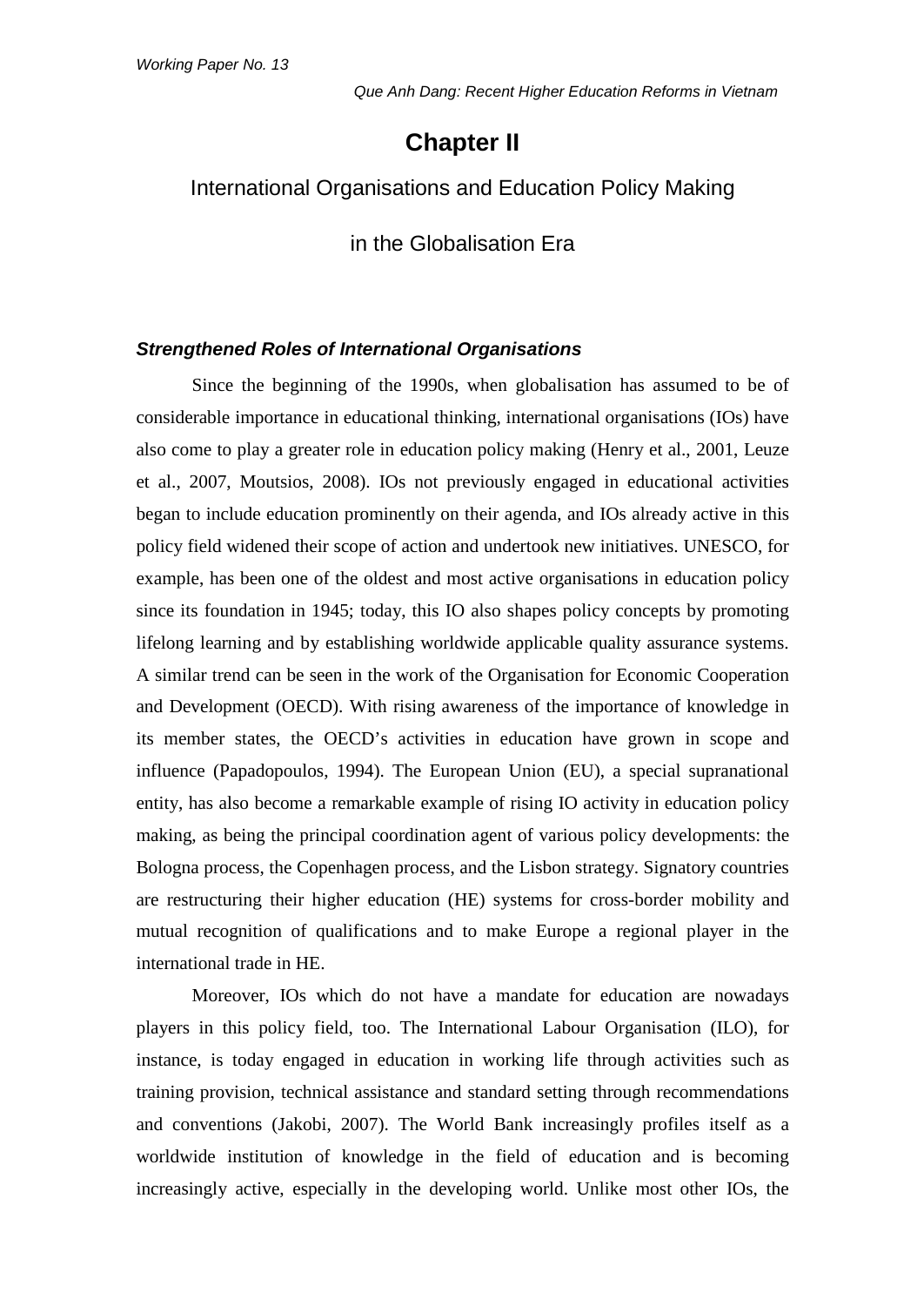# Chapter II

## International Organisations and Education Policy Making in the Globalisation Era

### *Strengthened Roles of International Organisations*

Since the beginning of the 1990s, when globalisation has assumed to be of considerable importance in educational thinking, international organisations (IOs) have also come to play a greater role in education policy making (Henry et al., 2001, Leuze et al., 2007, Moutsios, 2008). IOs not previously engaged in educational activities began to include education prominently on their agenda, and IOs already active in this policy field widened their scope of action and undertook new initiatives. UNESCO, for example, has been one of the oldest and most active organisations in education policy since its foundation in 1945; today, this IO also shapes policy concepts by promoting lifelong learning and by establishing worldwide applicable quality assurance systems. A similar trend can be seen in the work of the Organisation for Economic Cooperation and Development (OECD). With rising awareness of the importance of knowledge in its member states, the OECD's activities in education have grown in scope and influence (Papadopoulos, 1994). The European Union (EU), a special supranational entity, has also become a remarkable example of rising IO activity in education policy making, as being the principal coordination agent of various policy developments: the Bologna process, the Copenhagen process, and the Lisbon strategy. Signatory countries are restructuring their higher education (HE) systems for cross-border mobility and mutual recognition of qualifications and to make Europe a regional player in the international trade in HE.

Moreover, IOs which do not have a mandate for education are nowadays players in this policy field, too. The International Labour Organisation (ILO), for instance, is today engaged in education in working life through activities such as training provision, technical assistance and standard setting through recommendations and conventions (Jakobi, 2007). The World Bank increasingly profiles itself as a worldwide institution of knowledge in the field of education and is becoming increasingly active, especially in the developing world. Unlike most other IOs, the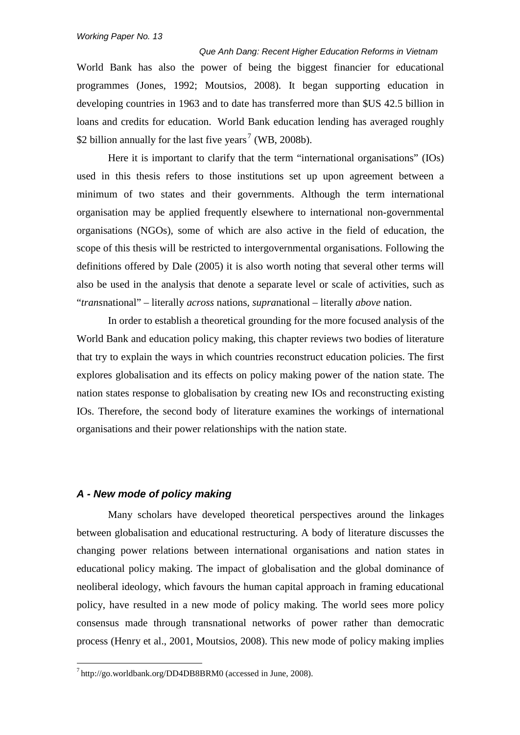World Bank has also the power of being the biggest financier for educational programmes (Jones, 1992; Moutsios, 2008). It began supporting education in developing countries in 1963 and to date has transferred more than $US 42.5 billion in loans and credits for education. World Bank education lending has averaged roughly $2 billion annually for the last five years[7] (WB, 2008b).

Here it is important to clarify that the term "international organisations" (IOs) used in this thesis refers to those institutions set up upon agreement between a minimum of two states and their governments. Although the term international organisation may be applied frequently elsewhere to international non-governmental organisations (NGOs), some of which are also active in the field of education, the scope of this thesis will be restricted to intergovernmental organisations. Following the definitions offered by Dale (2005) it is also worth noting that several other terms will also be used in the analysis that denote a separate level or scale of activities, such as "*trans*national" – literally *across* nations, *supra*national – literally *above* nation.

In order to establish a theoretical grounding for the more focused analysis of the World Bank and education policy making, this chapter reviews two bodies of literature that try to explain the ways in which countries reconstruct education policies. The first explores globalisation and its effects on policy making power of the nation state. The nation states response to globalisation by creating new IOs and reconstructing existing IOs. Therefore, the second body of literature examines the workings of international organisations and their power relationships with the nation state.

### A - New mode of policy making

Many scholars have developed theoretical perspectives around the linkages between globalisation and educational restructuring. A body of literature discusses the changing power relations between international organisations and nation states in educational policy making. The impact of globalisation and the global dominance of neoliberal ideology, which favours the human capital approach in framing educational policy, have resulted in a new mode of policy making. The world sees more policy consensus made through transnational networks of power rather than democratic process (Henry et al., 2001, Moutsios, 2008). This new mode of policy making implies

[7] http://go.worldbank.org/DD4DB8BRM0 (accessed in June, 2008).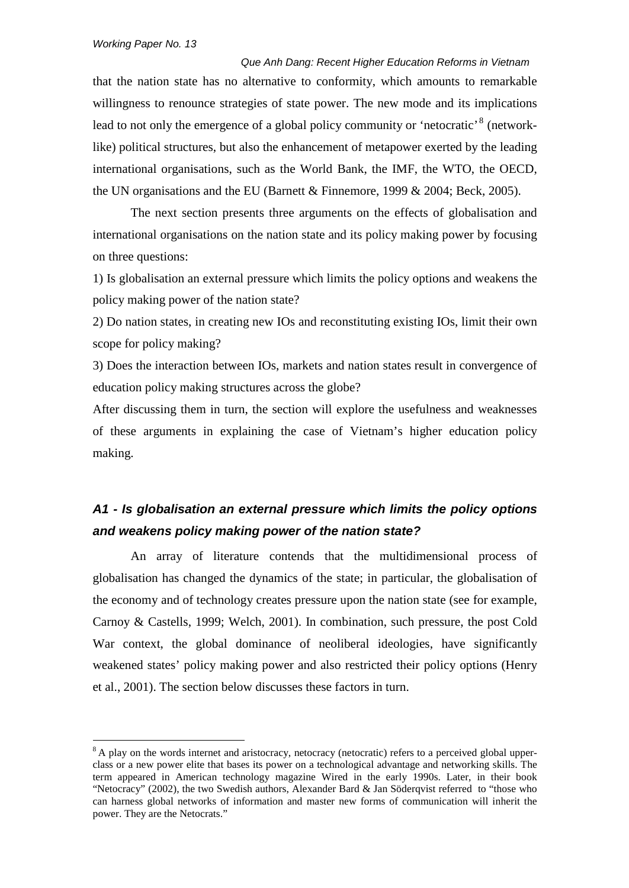that the nation state has no alternative to conformity, which amounts to remarkable willingness to renounce strategies of state power. The new mode and its implications lead to not only the emergence of a global policy community or 'netocratic'[8] (network-like) political structures, but also the enhancement of metapower exerted by the leading international organisations, such as the World Bank, the IMF, the WTO, the OECD, the UN organisations and the EU (Barnett & Finnemore, 1999 & 2004; Beck, 2005).

The next section presents three arguments on the effects of globalisation and international organisations on the nation state and its policy making power by focusing on three questions:

1) Is globalisation an external pressure which limits the policy options and weakens the policy making power of the nation state?

2) Do nation states, in creating new IOs and reconstituting existing IOs, limit their own scope for policy making?

3) Does the interaction between IOs, markets and nation states result in convergence of education policy making structures across the globe?

After discussing them in turn, the section will explore the usefulness and weaknesses of these arguments in explaining the case of Vietnam's higher education policy making.

## *A1 - Is globalisation an external pressure which limits the policy options and weakens policy making power of the nation state?*

An array of literature contends that the multidimensional process of globalisation has changed the dynamics of the state; in particular, the globalisation of the economy and of technology creates pressure upon the nation state (see for example, Carnoy & Castells, 1999; Welch, 2001). In combination, such pressure, the post Cold War context, the global dominance of neoliberal ideologies, have significantly weakened states' policy making power and also restricted their policy options (Henry et al., 2001). The section below discusses these factors in turn.

---

[8] A play on the words internet and aristocracy, netocracy (netocratic) refers to a perceived global upper-class or a new power elite that bases its power on a technological advantage and networking skills. The term appeared in American technology magazine Wired in the early 1990s. Later, in their book "Netocracy" (2002), the two Swedish authors, Alexander Bard & Jan Söderqvist referred to "those who can harness global networks of information and master new forms of communication will inherit the power. They are the Netocrats."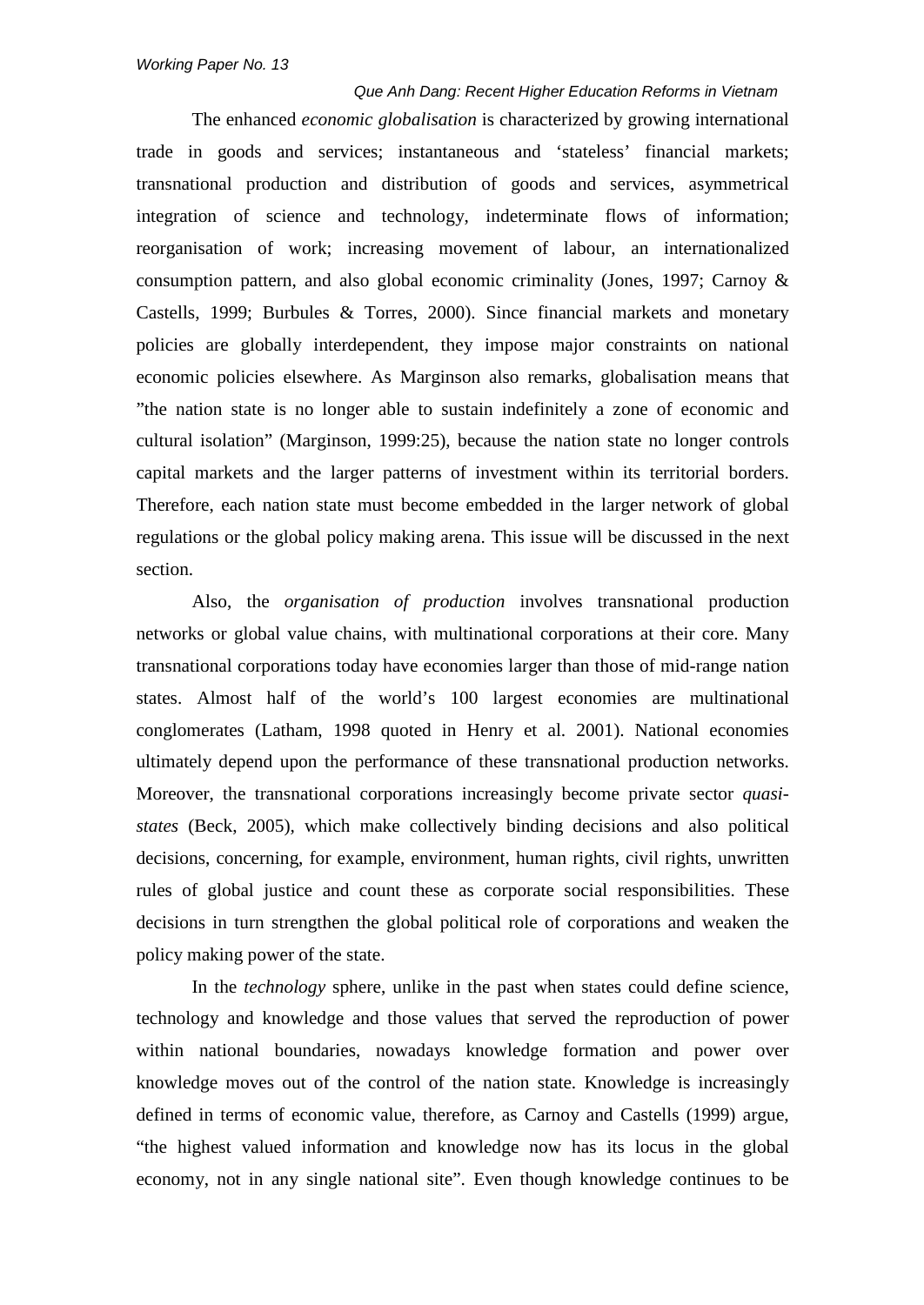The enhanced *economic globalisation* is characterized by growing international trade in goods and services; instantaneous and 'stateless' financial markets; transnational production and distribution of goods and services, asymmetrical integration of science and technology, indeterminate flows of information; reorganisation of work; increasing movement of labour, an internationalized consumption pattern, and also global economic criminality (Jones, 1997; Carnoy & Castells, 1999; Burbules & Torres, 2000). Since financial markets and monetary policies are globally interdependent, they impose major constraints on national economic policies elsewhere. As Marginson also remarks, globalisation means that "the nation state is no longer able to sustain indefinitely a zone of economic and cultural isolation" (Marginson, 1999:25), because the nation state no longer controls capital markets and the larger patterns of investment within its territorial borders. Therefore, each nation state must become embedded in the larger network of global regulations or the global policy making arena. This issue will be discussed in the next section.

Also, the *organisation of production* involves transnational production networks or global value chains, with multinational corporations at their core. Many transnational corporations today have economies larger than those of mid-range nation states. Almost half of the world's 100 largest economies are multinational conglomerates (Latham, 1998 quoted in Henry et al. 2001). National economies ultimately depend upon the performance of these transnational production networks. Moreover, the transnational corporations increasingly become private sector *quasi-states* (Beck, 2005), which make collectively binding decisions and also political decisions, concerning, for example, environment, human rights, civil rights, unwritten rules of global justice and count these as corporate social responsibilities. These decisions in turn strengthen the global political role of corporations and weaken the policy making power of the state.

In the *technology* sphere, unlike in the past when states could define science, technology and knowledge and those values that served the reproduction of power within national boundaries, nowadays knowledge formation and power over knowledge moves out of the control of the nation state. Knowledge is increasingly defined in terms of economic value, therefore, as Carnoy and Castells (1999) argue, "the highest valued information and knowledge now has its locus in the global economy, not in any single national site". Even though knowledge continues to be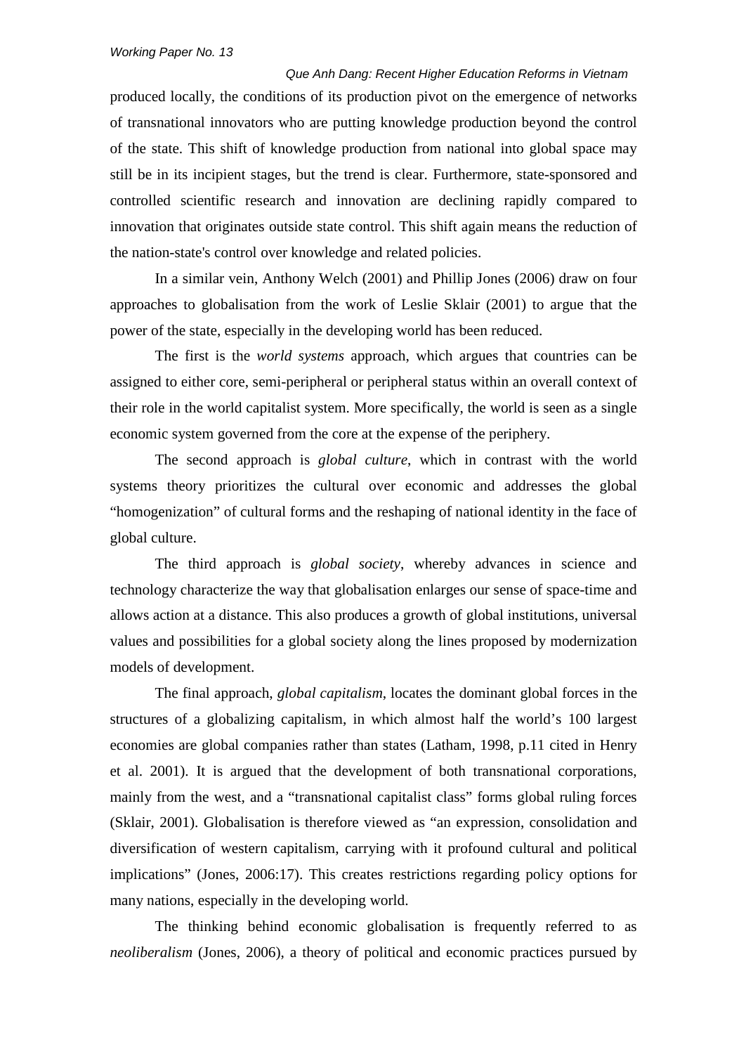produced locally, the conditions of its production pivot on the emergence of networks of transnational innovators who are putting knowledge production beyond the control of the state. This shift of knowledge production from national into global space may still be in its incipient stages, but the trend is clear. Furthermore, state-sponsored and controlled scientific research and innovation are declining rapidly compared to innovation that originates outside state control. This shift again means the reduction of the nation-state's control over knowledge and related policies.

In a similar vein, Anthony Welch (2001) and Phillip Jones (2006) draw on four approaches to globalisation from the work of Leslie Sklair (2001) to argue that the power of the state, especially in the developing world has been reduced.

The first is the *world systems* approach, which argues that countries can be assigned to either core, semi-peripheral or peripheral status within an overall context of their role in the world capitalist system. More specifically, the world is seen as a single economic system governed from the core at the expense of the periphery.

The second approach is *global culture*, which in contrast with the world systems theory prioritizes the cultural over economic and addresses the global "homogenization" of cultural forms and the reshaping of national identity in the face of global culture.

The third approach is *global society*, whereby advances in science and technology characterize the way that globalisation enlarges our sense of space-time and allows action at a distance. This also produces a growth of global institutions, universal values and possibilities for a global society along the lines proposed by modernization models of development.

The final approach, *global capitalism*, locates the dominant global forces in the structures of a globalizing capitalism, in which almost half the world's 100 largest economies are global companies rather than states (Latham, 1998, p.11 cited in Henry et al. 2001). It is argued that the development of both transnational corporations, mainly from the west, and a "transnational capitalist class" forms global ruling forces (Sklair, 2001). Globalisation is therefore viewed as "an expression, consolidation and diversification of western capitalism, carrying with it profound cultural and political implications" (Jones, 2006:17). This creates restrictions regarding policy options for many nations, especially in the developing world.

The thinking behind economic globalisation is frequently referred to as *neoliberalism* (Jones, 2006), a theory of political and economic practices pursued by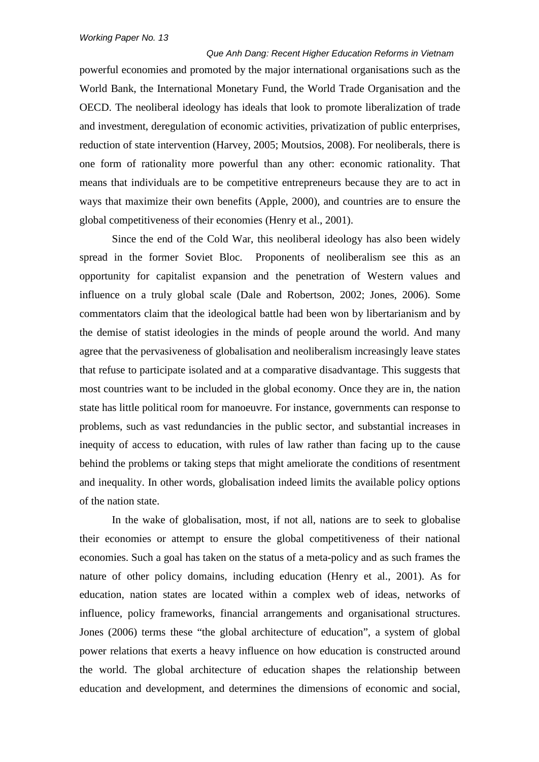powerful economies and promoted by the major international organisations such as the World Bank, the International Monetary Fund, the World Trade Organisation and the OECD. The neoliberal ideology has ideals that look to promote liberalization of trade and investment, deregulation of economic activities, privatization of public enterprises, reduction of state intervention (Harvey, 2005; Moutsios, 2008). For neoliberals, there is one form of rationality more powerful than any other: economic rationality. That means that individuals are to be competitive entrepreneurs because they are to act in ways that maximize their own benefits (Apple, 2000), and countries are to ensure the global competitiveness of their economies (Henry et al., 2001).

Since the end of the Cold War, this neoliberal ideology has also been widely spread in the former Soviet Bloc. Proponents of neoliberalism see this as an opportunity for capitalist expansion and the penetration of Western values and influence on a truly global scale (Dale and Robertson, 2002; Jones, 2006). Some commentators claim that the ideological battle had been won by libertarianism and by the demise of statist ideologies in the minds of people around the world. And many agree that the pervasiveness of globalisation and neoliberalism increasingly leave states that refuse to participate isolated and at a comparative disadvantage. This suggests that most countries want to be included in the global economy. Once they are in, the nation state has little political room for manoeuvre. For instance, governments can response to problems, such as vast redundancies in the public sector, and substantial increases in inequity of access to education, with rules of law rather than facing up to the cause behind the problems or taking steps that might ameliorate the conditions of resentment and inequality. In other words, globalisation indeed limits the available policy options of the nation state.

In the wake of globalisation, most, if not all, nations are to seek to globalise their economies or attempt to ensure the global competitiveness of their national economies. Such a goal has taken on the status of a meta-policy and as such frames the nature of other policy domains, including education (Henry et al., 2001). As for education, nation states are located within a complex web of ideas, networks of influence, policy frameworks, financial arrangements and organisational structures. Jones (2006) terms these "the global architecture of education", a system of global power relations that exerts a heavy influence on how education is constructed around the world. The global architecture of education shapes the relationship between education and development, and determines the dimensions of economic and social,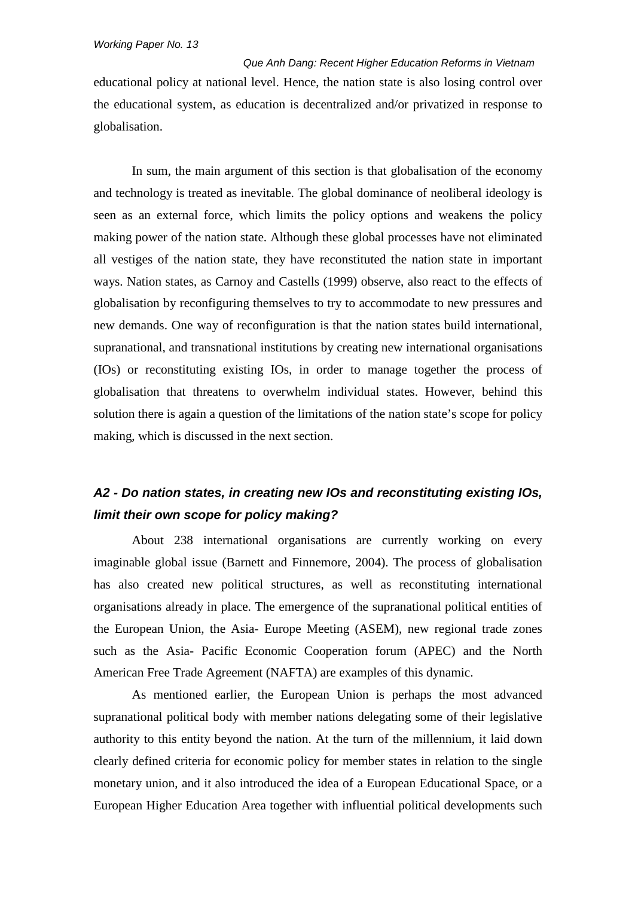educational policy at national level. Hence, the nation state is also losing control over the educational system, as education is decentralized and/or privatized in response to globalisation.

In sum, the main argument of this section is that globalisation of the economy and technology is treated as inevitable. The global dominance of neoliberal ideology is seen as an external force, which limits the policy options and weakens the policy making power of the nation state. Although these global processes have not eliminated all vestiges of the nation state, they have reconstituted the nation state in important ways. Nation states, as Carnoy and Castells (1999) observe, also react to the effects of globalisation by reconfiguring themselves to try to accommodate to new pressures and new demands. One way of reconfiguration is that the nation states build international, supranational, and transnational institutions by creating new international organisations (IOs) or reconstituting existing IOs, in order to manage together the process of globalisation that threatens to overwhelm individual states. However, behind this solution there is again a question of the limitations of the nation state's scope for policy making, which is discussed in the next section.

### *A2 - Do nation states, in creating new IOs and reconstituting existing IOs, limit their own scope for policy making?*

About 238 international organisations are currently working on every imaginable global issue (Barnett and Finnemore, 2004). The process of globalisation has also created new political structures, as well as reconstituting international organisations already in place. The emergence of the supranational political entities of the European Union, the Asia- Europe Meeting (ASEM), new regional trade zones such as the Asia- Pacific Economic Cooperation forum (APEC) and the North American Free Trade Agreement (NAFTA) are examples of this dynamic.

As mentioned earlier, the European Union is perhaps the most advanced supranational political body with member nations delegating some of their legislative authority to this entity beyond the nation. At the turn of the millennium, it laid down clearly defined criteria for economic policy for member states in relation to the single monetary union, and it also introduced the idea of a European Educational Space, or a European Higher Education Area together with influential political developments such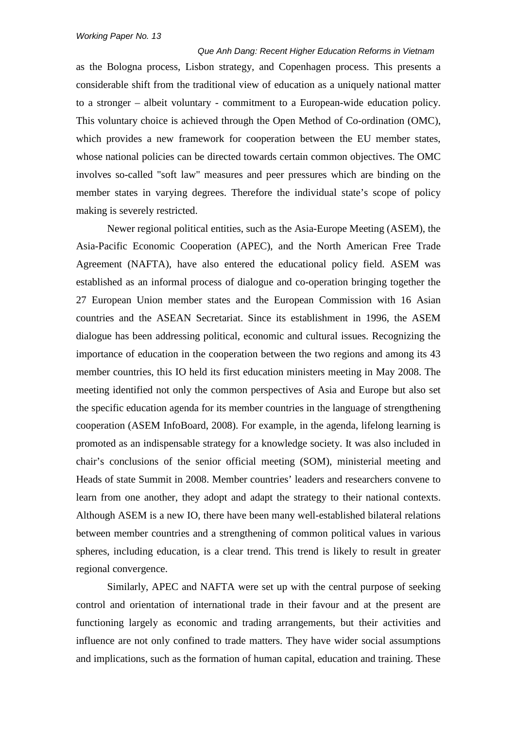as the Bologna process, Lisbon strategy, and Copenhagen process. This presents a considerable shift from the traditional view of education as a uniquely national matter to a stronger – albeit voluntary - commitment to a European-wide education policy. This voluntary choice is achieved through the Open Method of Co-ordination (OMC), which provides a new framework for cooperation between the EU member states, whose national policies can be directed towards certain common objectives. The OMC involves so-called "soft law" measures and peer pressures which are binding on the member states in varying degrees. Therefore the individual state's scope of policy making is severely restricted.

Newer regional political entities, such as the Asia-Europe Meeting (ASEM), the Asia-Pacific Economic Cooperation (APEC), and the North American Free Trade Agreement (NAFTA), have also entered the educational policy field. ASEM was established as an informal process of dialogue and co-operation bringing together the 27 European Union member states and the European Commission with 16 Asian countries and the ASEAN Secretariat. Since its establishment in 1996, the ASEM dialogue has been addressing political, economic and cultural issues. Recognizing the importance of education in the cooperation between the two regions and among its 43 member countries, this IO held its first education ministers meeting in May 2008. The meeting identified not only the common perspectives of Asia and Europe but also set the specific education agenda for its member countries in the language of strengthening cooperation (ASEM InfoBoard, 2008). For example, in the agenda, lifelong learning is promoted as an indispensable strategy for a knowledge society. It was also included in chair's conclusions of the senior official meeting (SOM), ministerial meeting and Heads of state Summit in 2008. Member countries' leaders and researchers convene to learn from one another, they adopt and adapt the strategy to their national contexts. Although ASEM is a new IO, there have been many well-established bilateral relations between member countries and a strengthening of common political values in various spheres, including education, is a clear trend. This trend is likely to result in greater regional convergence.

Similarly, APEC and NAFTA were set up with the central purpose of seeking control and orientation of international trade in their favour and at the present are functioning largely as economic and trading arrangements, but their activities and influence are not only confined to trade matters. They have wider social assumptions and implications, such as the formation of human capital, education and training. These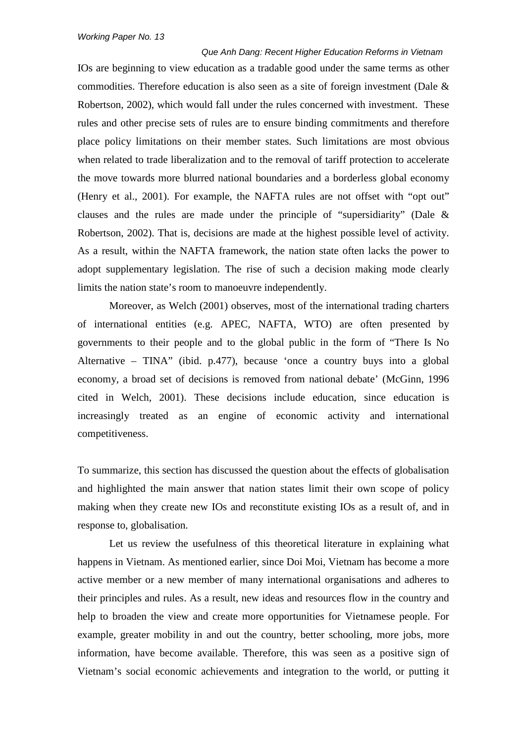IOs are beginning to view education as a tradable good under the same terms as other commodities. Therefore education is also seen as a site of foreign investment (Dale & Robertson, 2002), which would fall under the rules concerned with investment. These rules and other precise sets of rules are to ensure binding commitments and therefore place policy limitations on their member states. Such limitations are most obvious when related to trade liberalization and to the removal of tariff protection to accelerate the move towards more blurred national boundaries and a borderless global economy (Henry et al., 2001). For example, the NAFTA rules are not offset with "opt out" clauses and the rules are made under the principle of "supersidiarity" (Dale & Robertson, 2002). That is, decisions are made at the highest possible level of activity. As a result, within the NAFTA framework, the nation state often lacks the power to adopt supplementary legislation. The rise of such a decision making mode clearly limits the nation state's room to manoeuvre independently.

Moreover, as Welch (2001) observes, most of the international trading charters of international entities (e.g. APEC, NAFTA, WTO) are often presented by governments to their people and to the global public in the form of "There Is No Alternative – TINA" (ibid. p.477), because 'once a country buys into a global economy, a broad set of decisions is removed from national debate' (McGinn, 1996 cited in Welch, 2001). These decisions include education, since education is increasingly treated as an engine of economic activity and international competitiveness.

To summarize, this section has discussed the question about the effects of globalisation and highlighted the main answer that nation states limit their own scope of policy making when they create new IOs and reconstitute existing IOs as a result of, and in response to, globalisation.

Let us review the usefulness of this theoretical literature in explaining what happens in Vietnam. As mentioned earlier, since Doi Moi, Vietnam has become a more active member or a new member of many international organisations and adheres to their principles and rules. As a result, new ideas and resources flow in the country and help to broaden the view and create more opportunities for Vietnamese people. For example, greater mobility in and out the country, better schooling, more jobs, more information, have become available. Therefore, this was seen as a positive sign of Vietnam's social economic achievements and integration to the world, or putting it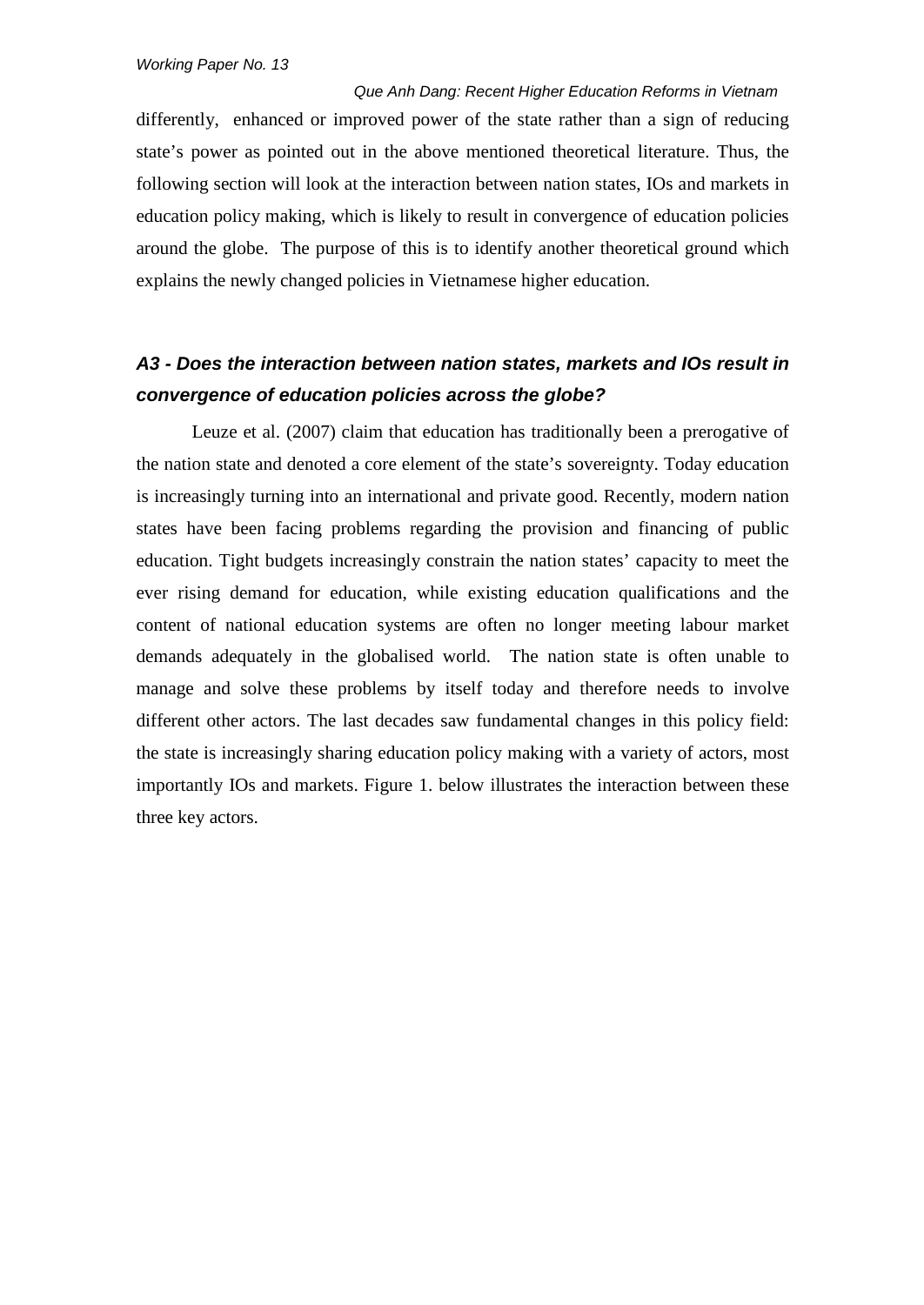differently, enhanced or improved power of the state rather than a sign of reducing state's power as pointed out in the above mentioned theoretical literature. Thus, the following section will look at the interaction between nation states, IOs and markets in education policy making, which is likely to result in convergence of education policies around the globe. The purpose of this is to identify another theoretical ground which explains the newly changed policies in Vietnamese higher education.

### *A3 - Does the interaction between nation states, markets and IOs result in convergence of education policies across the globe?*

Leuze et al. (2007) claim that education has traditionally been a prerogative of the nation state and denoted a core element of the state's sovereignty. Today education is increasingly turning into an international and private good. Recently, modern nation states have been facing problems regarding the provision and financing of public education. Tight budgets increasingly constrain the nation states' capacity to meet the ever rising demand for education, while existing education qualifications and the content of national education systems are often no longer meeting labour market demands adequately in the globalised world. The nation state is often unable to manage and solve these problems by itself today and therefore needs to involve different other actors. The last decades saw fundamental changes in this policy field: the state is increasingly sharing education policy making with a variety of actors, most importantly IOs and markets. Figure 1. below illustrates the interaction between these three key actors.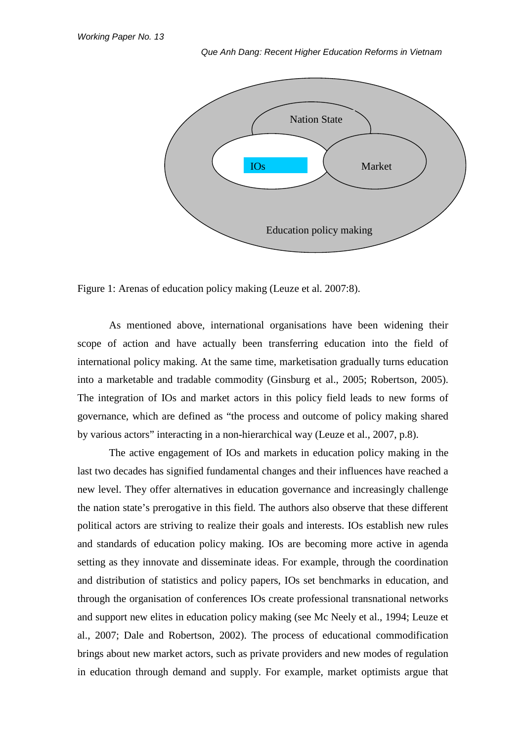Figure 1: Arenas of education policy making (Leuze et al. 2007:8).

As mentioned above, international organisations have been widening their scope of action and have actually been transferring education into the field of international policy making. At the same time, marketisation gradually turns education into a marketable and tradable commodity (Ginsburg et al., 2005; Robertson, 2005). The integration of IOs and market actors in this policy field leads to new forms of governance, which are defined as "the process and outcome of policy making shared by various actors" interacting in a non-hierarchical way (Leuze et al., 2007, p.8).

The active engagement of IOs and markets in education policy making in the last two decades has signified fundamental changes and their influences have reached a new level. They offer alternatives in education governance and increasingly challenge the nation state's prerogative in this field. The authors also observe that these different political actors are striving to realize their goals and interests. IOs establish new rules and standards of education policy making. IOs are becoming more active in agenda setting as they innovate and disseminate ideas. For example, through the coordination and distribution of statistics and policy papers, IOs set benchmarks in education, and through the organisation of conferences IOs create professional transnational networks and support new elites in education policy making (see Mc Neely et al., 1994; Leuze et al., 2007; Dale and Robertson, 2002). The process of educational commodification brings about new market actors, such as private providers and new modes of regulation in education through demand and supply. For example, market optimists argue that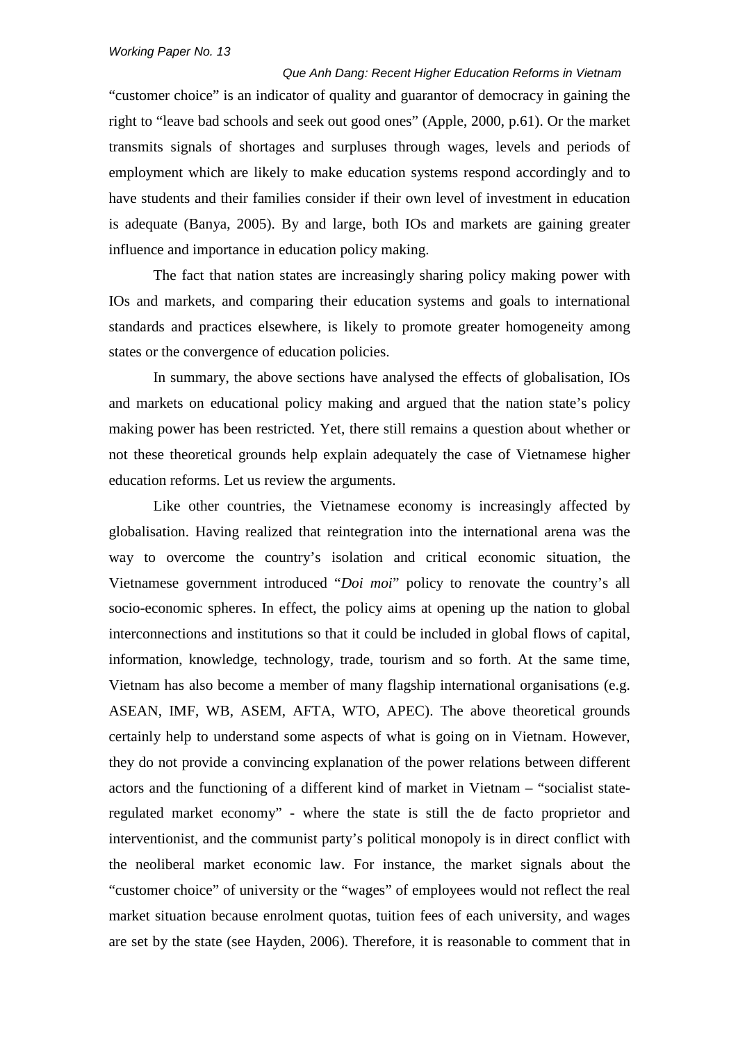"customer choice" is an indicator of quality and guarantor of democracy in gaining the right to "leave bad schools and seek out good ones" (Apple, 2000, p.61). Or the market transmits signals of shortages and surpluses through wages, levels and periods of employment which are likely to make education systems respond accordingly and to have students and their families consider if their own level of investment in education is adequate (Banya, 2005). By and large, both IOs and markets are gaining greater influence and importance in education policy making.

The fact that nation states are increasingly sharing policy making power with IOs and markets, and comparing their education systems and goals to international standards and practices elsewhere, is likely to promote greater homogeneity among states or the convergence of education policies.

In summary, the above sections have analysed the effects of globalisation, IOs and markets on educational policy making and argued that the nation state's policy making power has been restricted. Yet, there still remains a question about whether or not these theoretical grounds help explain adequately the case of Vietnamese higher education reforms. Let us review the arguments.

Like other countries, the Vietnamese economy is increasingly affected by globalisation. Having realized that reintegration into the international arena was the way to overcome the country's isolation and critical economic situation, the Vietnamese government introduced "*Doi moi*" policy to renovate the country's all socio-economic spheres. In effect, the policy aims at opening up the nation to global interconnections and institutions so that it could be included in global flows of capital, information, knowledge, technology, trade, tourism and so forth. At the same time, Vietnam has also become a member of many flagship international organisations (e.g. ASEAN, IMF, WB, ASEM, AFTA, WTO, APEC). The above theoretical grounds certainly help to understand some aspects of what is going on in Vietnam. However, they do not provide a convincing explanation of the power relations between different actors and the functioning of a different kind of market in Vietnam – "socialist state-regulated market economy" - where the state is still the de facto proprietor and interventionist, and the communist party's political monopoly is in direct conflict with the neoliberal market economic law. For instance, the market signals about the "customer choice" of university or the "wages" of employees would not reflect the real market situation because enrolment quotas, tuition fees of each university, and wages are set by the state (see Hayden, 2006). Therefore, it is reasonable to comment that in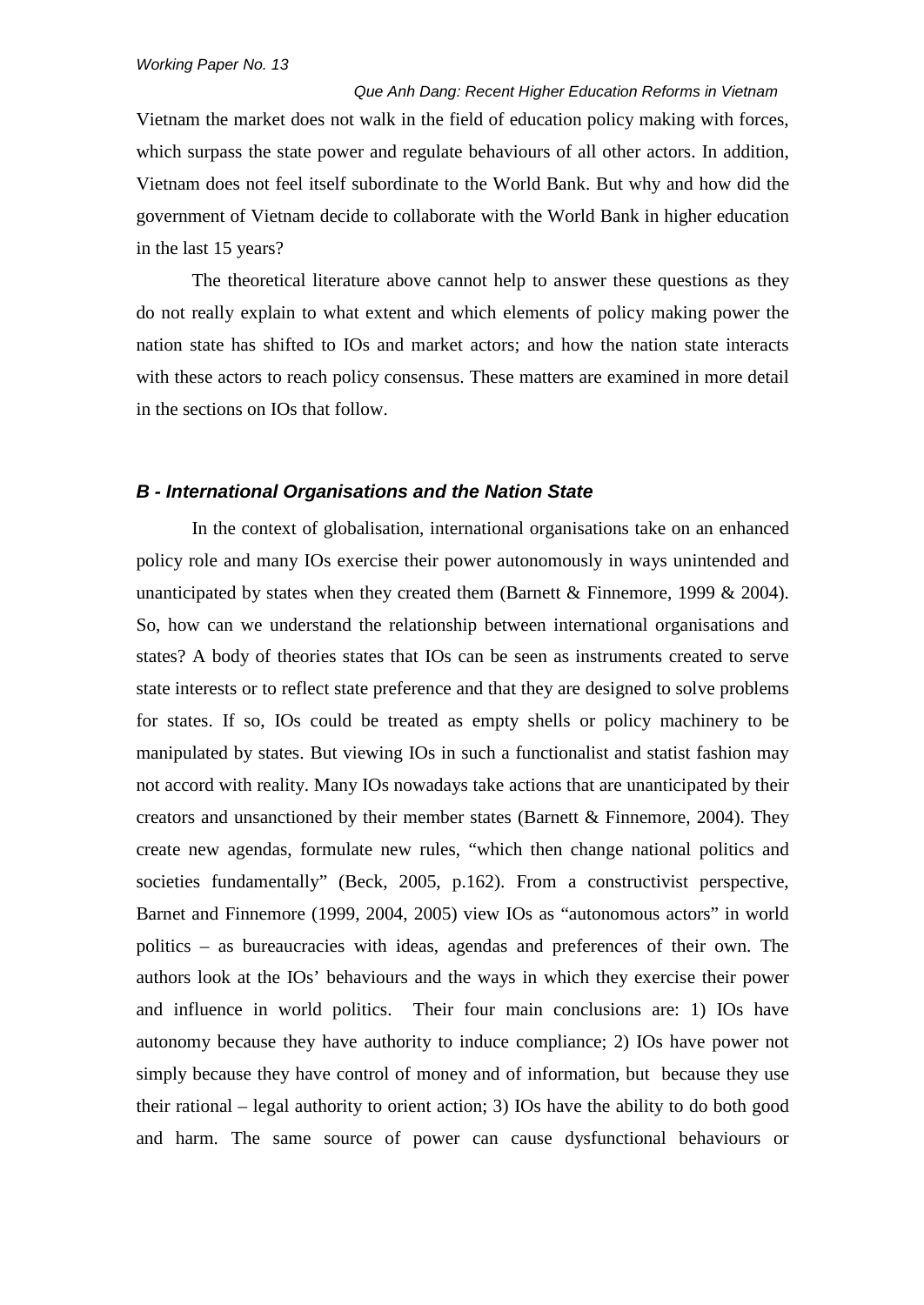Vietnam the market does not walk in the field of education policy making with forces, which surpass the state power and regulate behaviours of all other actors. In addition, Vietnam does not feel itself subordinate to the World Bank. But why and how did the government of Vietnam decide to collaborate with the World Bank in higher education in the last 15 years?

The theoretical literature above cannot help to answer these questions as they do not really explain to what extent and which elements of policy making power the nation state has shifted to IOs and market actors; and how the nation state interacts with these actors to reach policy consensus. These matters are examined in more detail in the sections on IOs that follow.

### *B - International Organisations and the Nation State*

In the context of globalisation, international organisations take on an enhanced policy role and many IOs exercise their power autonomously in ways unintended and unanticipated by states when they created them (Barnett & Finnemore, 1999 & 2004). So, how can we understand the relationship between international organisations and states? A body of theories states that IOs can be seen as instruments created to serve state interests or to reflect state preference and that they are designed to solve problems for states. If so, IOs could be treated as empty shells or policy machinery to be manipulated by states. But viewing IOs in such a functionalist and statist fashion may not accord with reality. Many IOs nowadays take actions that are unanticipated by their creators and unsanctioned by their member states (Barnett & Finnemore, 2004). They create new agendas, formulate new rules, "which then change national politics and societies fundamentally" (Beck, 2005, p.162). From a constructivist perspective, Barnet and Finnemore (1999, 2004, 2005) view IOs as "autonomous actors" in world politics – as bureaucracies with ideas, agendas and preferences of their own. The authors look at the IOs' behaviours and the ways in which they exercise their power and influence in world politics. Their four main conclusions are: 1) IOs have autonomy because they have authority to induce compliance; 2) IOs have power not simply because they have control of money and of information, but because they use their rational – legal authority to orient action; 3) IOs have the ability to do both good and harm. The same source of power can cause dysfunctional behaviours or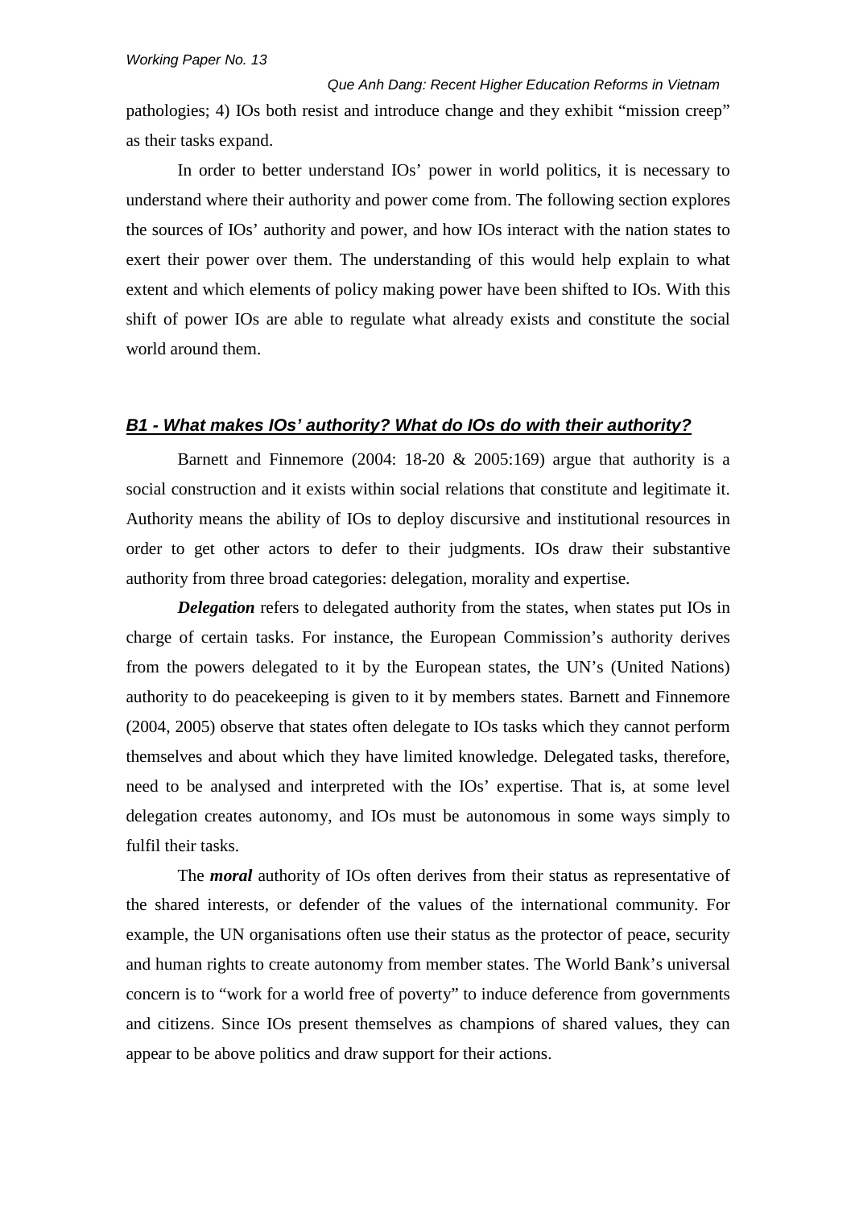pathologies; 4) IOs both resist and introduce change and they exhibit "mission creep" as their tasks expand.

In order to better understand IOs' power in world politics, it is necessary to understand where their authority and power come from. The following section explores the sources of IOs' authority and power, and how IOs interact with the nation states to exert their power over them. The understanding of this would help explain to what extent and which elements of policy making power have been shifted to IOs. With this shift of power IOs are able to regulate what already exists and constitute the social world around them.

### *B1 - What makes IOs' authority? What do IOs do with their authority?*

Barnett and Finnemore (2004: 18-20 & 2005:169) argue that authority is a social construction and it exists within social relations that constitute and legitimate it. Authority means the ability of IOs to deploy discursive and institutional resources in order to get other actors to defer to their judgments. IOs draw their substantive authority from three broad categories: delegation, morality and expertise.

***Delegation*** refers to delegated authority from the states, when states put IOs in charge of certain tasks. For instance, the European Commission's authority derives from the powers delegated to it by the European states, the UN's (United Nations) authority to do peacekeeping is given to it by members states. Barnett and Finnemore (2004, 2005) observe that states often delegate to IOs tasks which they cannot perform themselves and about which they have limited knowledge. Delegated tasks, therefore, need to be analysed and interpreted with the IOs' expertise. That is, at some level delegation creates autonomy, and IOs must be autonomous in some ways simply to fulfil their tasks.

The ***moral*** authority of IOs often derives from their status as representative of the shared interests, or defender of the values of the international community. For example, the UN organisations often use their status as the protector of peace, security and human rights to create autonomy from member states. The World Bank's universal concern is to "work for a world free of poverty" to induce deference from governments and citizens. Since IOs present themselves as champions of shared values, they can appear to be above politics and draw support for their actions.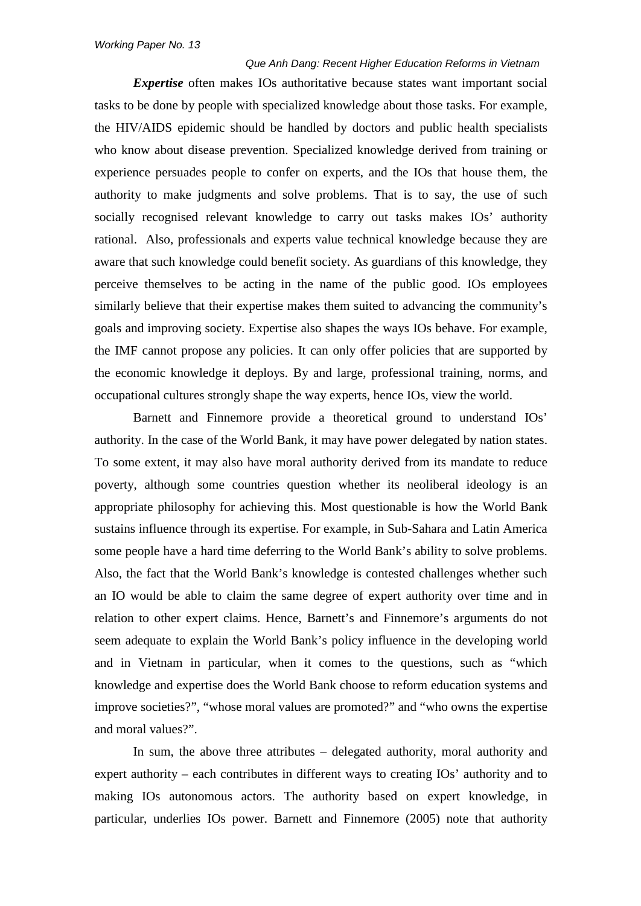***Expertise*** often makes IOs authoritative because states want important social tasks to be done by people with specialized knowledge about those tasks. For example, the HIV/AIDS epidemic should be handled by doctors and public health specialists who know about disease prevention. Specialized knowledge derived from training or experience persuades people to confer on experts, and the IOs that house them, the authority to make judgments and solve problems. That is to say, the use of such socially recognised relevant knowledge to carry out tasks makes IOs' authority rational. Also, professionals and experts value technical knowledge because they are aware that such knowledge could benefit society. As guardians of this knowledge, they perceive themselves to be acting in the name of the public good. IOs employees similarly believe that their expertise makes them suited to advancing the community's goals and improving society. Expertise also shapes the ways IOs behave. For example, the IMF cannot propose any policies. It can only offer policies that are supported by the economic knowledge it deploys. By and large, professional training, norms, and occupational cultures strongly shape the way experts, hence IOs, view the world.

Barnett and Finnemore provide a theoretical ground to understand IOs' authority. In the case of the World Bank, it may have power delegated by nation states. To some extent, it may also have moral authority derived from its mandate to reduce poverty, although some countries question whether its neoliberal ideology is an appropriate philosophy for achieving this. Most questionable is how the World Bank sustains influence through its expertise. For example, in Sub-Sahara and Latin America some people have a hard time deferring to the World Bank's ability to solve problems. Also, the fact that the World Bank's knowledge is contested challenges whether such an IO would be able to claim the same degree of expert authority over time and in relation to other expert claims. Hence, Barnett's and Finnemore's arguments do not seem adequate to explain the World Bank's policy influence in the developing world and in Vietnam in particular, when it comes to the questions, such as "which knowledge and expertise does the World Bank choose to reform education systems and improve societies?", "whose moral values are promoted?" and "who owns the expertise and moral values?".

In sum, the above three attributes – delegated authority, moral authority and expert authority – each contributes in different ways to creating IOs' authority and to making IOs autonomous actors. The authority based on expert knowledge, in particular, underlies IOs power. Barnett and Finnemore (2005) note that authority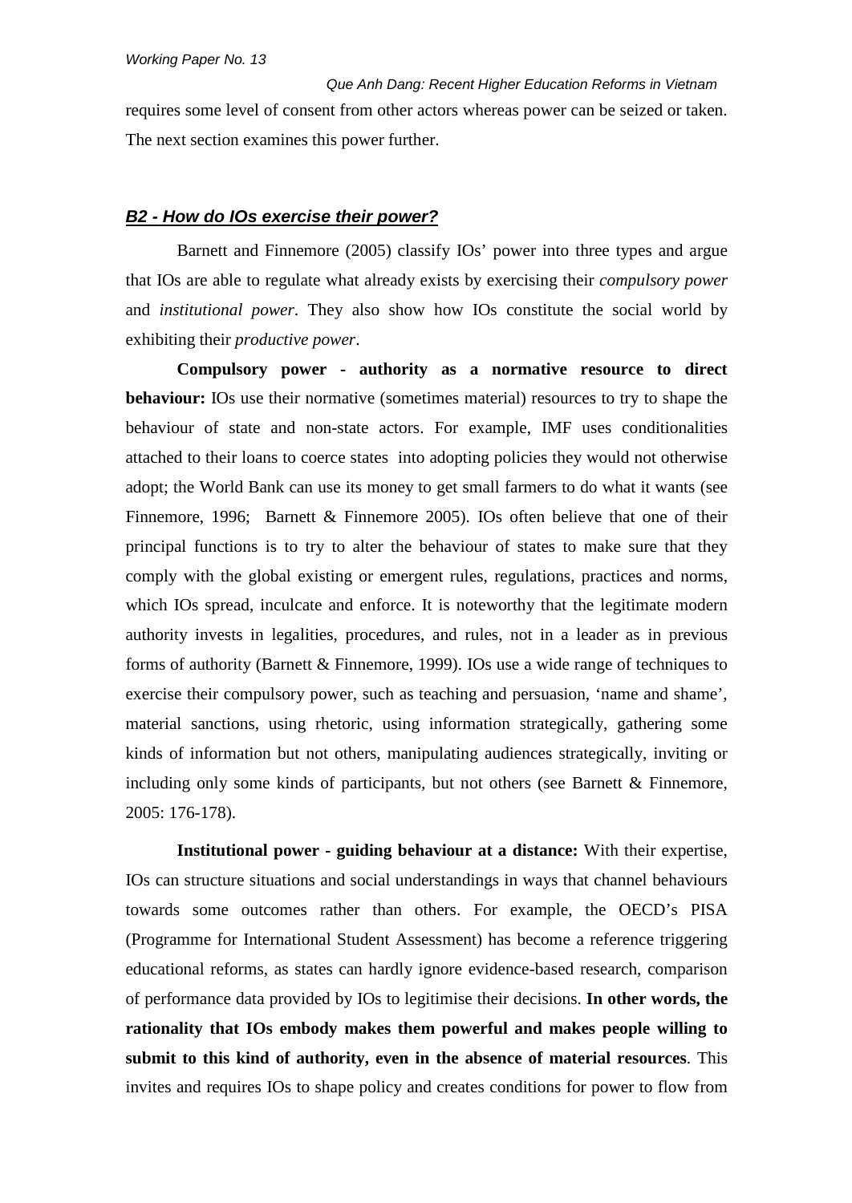requires some level of consent from other actors whereas power can be seized or taken. The next section examines this power further.

### *B2 - How do IOs exercise their power?*

Barnett and Finnemore (2005) classify IOs' power into three types and argue that IOs are able to regulate what already exists by exercising their *compulsory power* and *institutional power*. They also show how IOs constitute the social world by exhibiting their *productive power*.

**Compulsory power - authority as a normative resource to direct behaviour:** IOs use their normative (sometimes material) resources to try to shape the behaviour of state and non-state actors. For example, IMF uses conditionalities attached to their loans to coerce states into adopting policies they would not otherwise adopt; the World Bank can use its money to get small farmers to do what it wants (see Finnemore, 1996; Barnett & Finnemore 2005). IOs often believe that one of their principal functions is to try to alter the behaviour of states to make sure that they comply with the global existing or emergent rules, regulations, practices and norms, which IOs spread, inculcate and enforce. It is noteworthy that the legitimate modern authority invests in legalities, procedures, and rules, not in a leader as in previous forms of authority (Barnett & Finnemore, 1999). IOs use a wide range of techniques to exercise their compulsory power, such as teaching and persuasion, 'name and shame', material sanctions, using rhetoric, using information strategically, gathering some kinds of information but not others, manipulating audiences strategically, inviting or including only some kinds of participants, but not others (see Barnett & Finnemore, 2005: 176-178).

**Institutional power - guiding behaviour at a distance:** With their expertise, IOs can structure situations and social understandings in ways that channel behaviours towards some outcomes rather than others. For example, the OECD's PISA (Programme for International Student Assessment) has become a reference triggering educational reforms, as states can hardly ignore evidence-based research, comparison of performance data provided by IOs to legitimise their decisions. **In other words, the rationality that IOs embody makes them powerful and makes people willing to submit to this kind of authority, even in the absence of material resources**. This invites and requires IOs to shape policy and creates conditions for power to flow from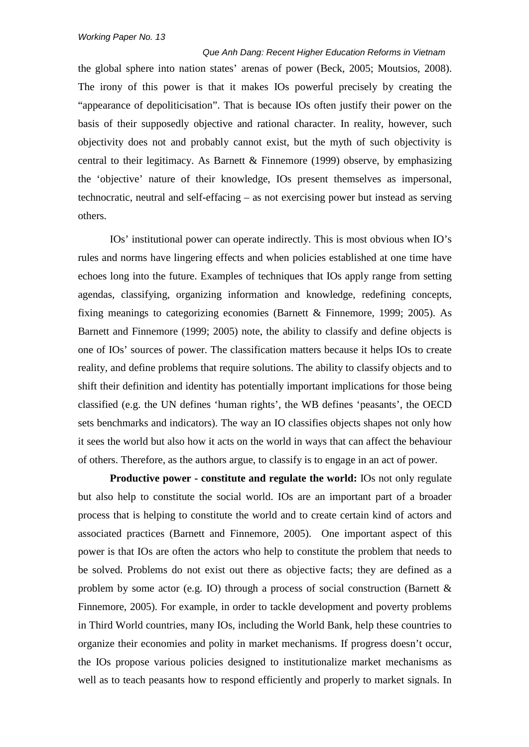the global sphere into nation states' arenas of power (Beck, 2005; Moutsios, 2008). The irony of this power is that it makes IOs powerful precisely by creating the "appearance of depoliticisation". That is because IOs often justify their power on the basis of their supposedly objective and rational character. In reality, however, such objectivity does not and probably cannot exist, but the myth of such objectivity is central to their legitimacy. As Barnett & Finnemore (1999) observe, by emphasizing the 'objective' nature of their knowledge, IOs present themselves as impersonal, technocratic, neutral and self-effacing – as not exercising power but instead as serving others.

IOs' institutional power can operate indirectly. This is most obvious when IO's rules and norms have lingering effects and when policies established at one time have echoes long into the future. Examples of techniques that IOs apply range from setting agendas, classifying, organizing information and knowledge, redefining concepts, fixing meanings to categorizing economies (Barnett & Finnemore, 1999; 2005). As Barnett and Finnemore (1999; 2005) note, the ability to classify and define objects is one of IOs' sources of power. The classification matters because it helps IOs to create reality, and define problems that require solutions. The ability to classify objects and to shift their definition and identity has potentially important implications for those being classified (e.g. the UN defines 'human rights', the WB defines 'peasants', the OECD sets benchmarks and indicators). The way an IO classifies objects shapes not only how it sees the world but also how it acts on the world in ways that can affect the behaviour of others. Therefore, as the authors argue, to classify is to engage in an act of power.

**Productive power - constitute and regulate the world:** IOs not only regulate but also help to constitute the social world. IOs are an important part of a broader process that is helping to constitute the world and to create certain kind of actors and associated practices (Barnett and Finnemore, 2005). One important aspect of this power is that IOs are often the actors who help to constitute the problem that needs to be solved. Problems do not exist out there as objective facts; they are defined as a problem by some actor (e.g. IO) through a process of social construction (Barnett & Finnemore, 2005). For example, in order to tackle development and poverty problems in Third World countries, many IOs, including the World Bank, help these countries to organize their economies and polity in market mechanisms. If progress doesn't occur, the IOs propose various policies designed to institutionalize market mechanisms as well as to teach peasants how to respond efficiently and properly to market signals. In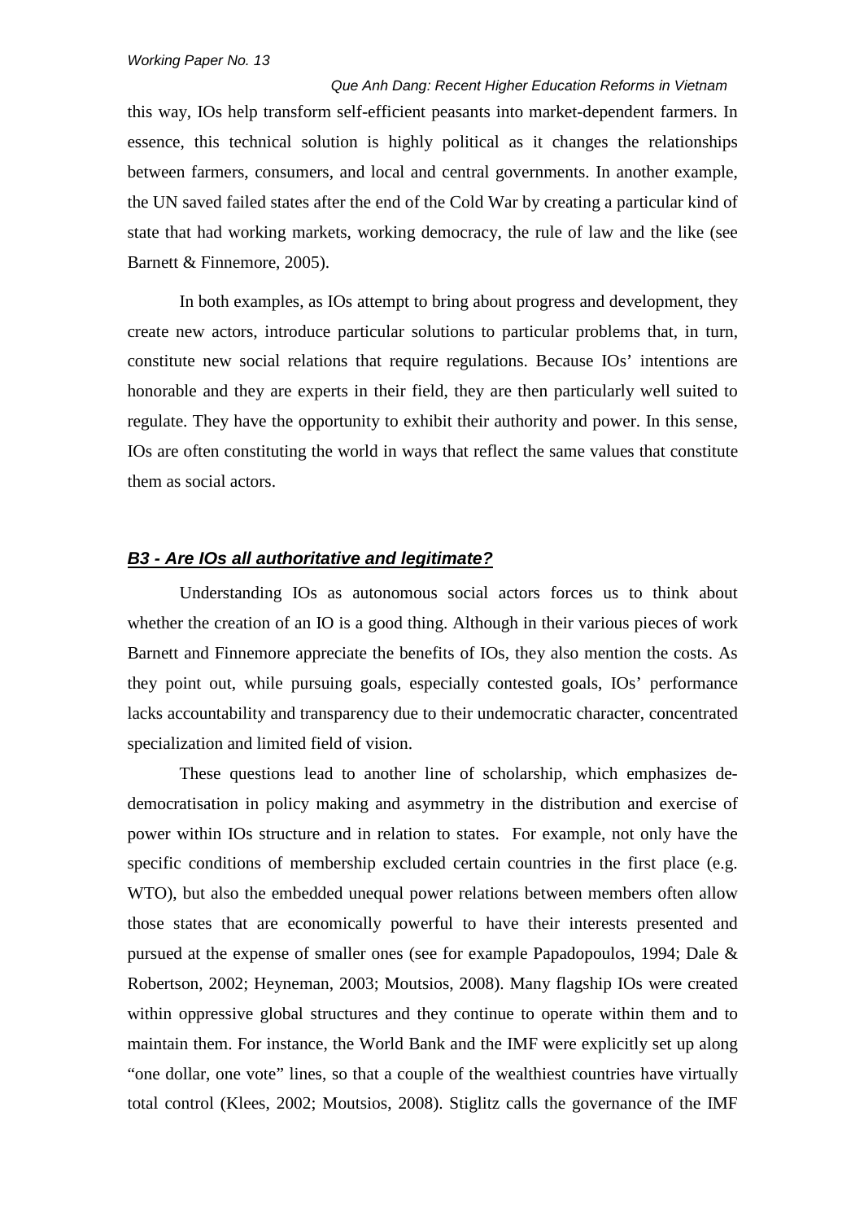this way, IOs help transform self-efficient peasants into market-dependent farmers. In essence, this technical solution is highly political as it changes the relationships between farmers, consumers, and local and central governments. In another example, the UN saved failed states after the end of the Cold War by creating a particular kind of state that had working markets, working democracy, the rule of law and the like (see Barnett & Finnemore, 2005).

In both examples, as IOs attempt to bring about progress and development, they create new actors, introduce particular solutions to particular problems that, in turn, constitute new social relations that require regulations. Because IOs' intentions are honorable and they are experts in their field, they are then particularly well suited to regulate. They have the opportunity to exhibit their authority and power. In this sense, IOs are often constituting the world in ways that reflect the same values that constitute them as social actors.

### ***B3 - Are IOs all authoritative and legitimate?***

Understanding IOs as autonomous social actors forces us to think about whether the creation of an IO is a good thing. Although in their various pieces of work Barnett and Finnemore appreciate the benefits of IOs, they also mention the costs. As they point out, while pursuing goals, especially contested goals, IOs' performance lacks accountability and transparency due to their undemocratic character, concentrated specialization and limited field of vision.

These questions lead to another line of scholarship, which emphasizes de-democratisation in policy making and asymmetry in the distribution and exercise of power within IOs structure and in relation to states. For example, not only have the specific conditions of membership excluded certain countries in the first place (e.g. WTO), but also the embedded unequal power relations between members often allow those states that are economically powerful to have their interests presented and pursued at the expense of smaller ones (see for example Papadopoulos, 1994; Dale & Robertson, 2002; Heyneman, 2003; Moutsios, 2008). Many flagship IOs were created within oppressive global structures and they continue to operate within them and to maintain them. For instance, the World Bank and the IMF were explicitly set up along "one dollar, one vote" lines, so that a couple of the wealthiest countries have virtually total control (Klees, 2002; Moutsios, 2008). Stiglitz calls the governance of the IMF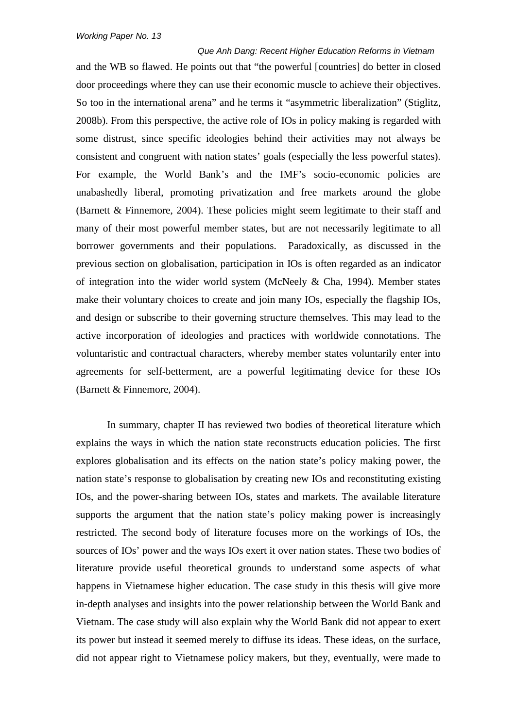and the WB so flawed. He points out that "the powerful [countries] do better in closed door proceedings where they can use their economic muscle to achieve their objectives. So too in the international arena" and he terms it "asymmetric liberalization" (Stiglitz, 2008b). From this perspective, the active role of IOs in policy making is regarded with some distrust, since specific ideologies behind their activities may not always be consistent and congruent with nation states' goals (especially the less powerful states). For example, the World Bank's and the IMF's socio-economic policies are unabashedly liberal, promoting privatization and free markets around the globe (Barnett & Finnemore, 2004). These policies might seem legitimate to their staff and many of their most powerful member states, but are not necessarily legitimate to all borrower governments and their populations. Paradoxically, as discussed in the previous section on globalisation, participation in IOs is often regarded as an indicator of integration into the wider world system (McNeely & Cha, 1994). Member states make their voluntary choices to create and join many IOs, especially the flagship IOs, and design or subscribe to their governing structure themselves. This may lead to the active incorporation of ideologies and practices with worldwide connotations. The voluntaristic and contractual characters, whereby member states voluntarily enter into agreements for self-betterment, are a powerful legitimating device for these IOs (Barnett & Finnemore, 2004).

In summary, chapter II has reviewed two bodies of theoretical literature which explains the ways in which the nation state reconstructs education policies. The first explores globalisation and its effects on the nation state's policy making power, the nation state's response to globalisation by creating new IOs and reconstituting existing IOs, and the power-sharing between IOs, states and markets. The available literature supports the argument that the nation state's policy making power is increasingly restricted. The second body of literature focuses more on the workings of IOs, the sources of IOs' power and the ways IOs exert it over nation states. These two bodies of literature provide useful theoretical grounds to understand some aspects of what happens in Vietnamese higher education. The case study in this thesis will give more in-depth analyses and insights into the power relationship between the World Bank and Vietnam. The case study will also explain why the World Bank did not appear to exert its power but instead it seemed merely to diffuse its ideas. These ideas, on the surface, did not appear right to Vietnamese policy makers, but they, eventually, were made to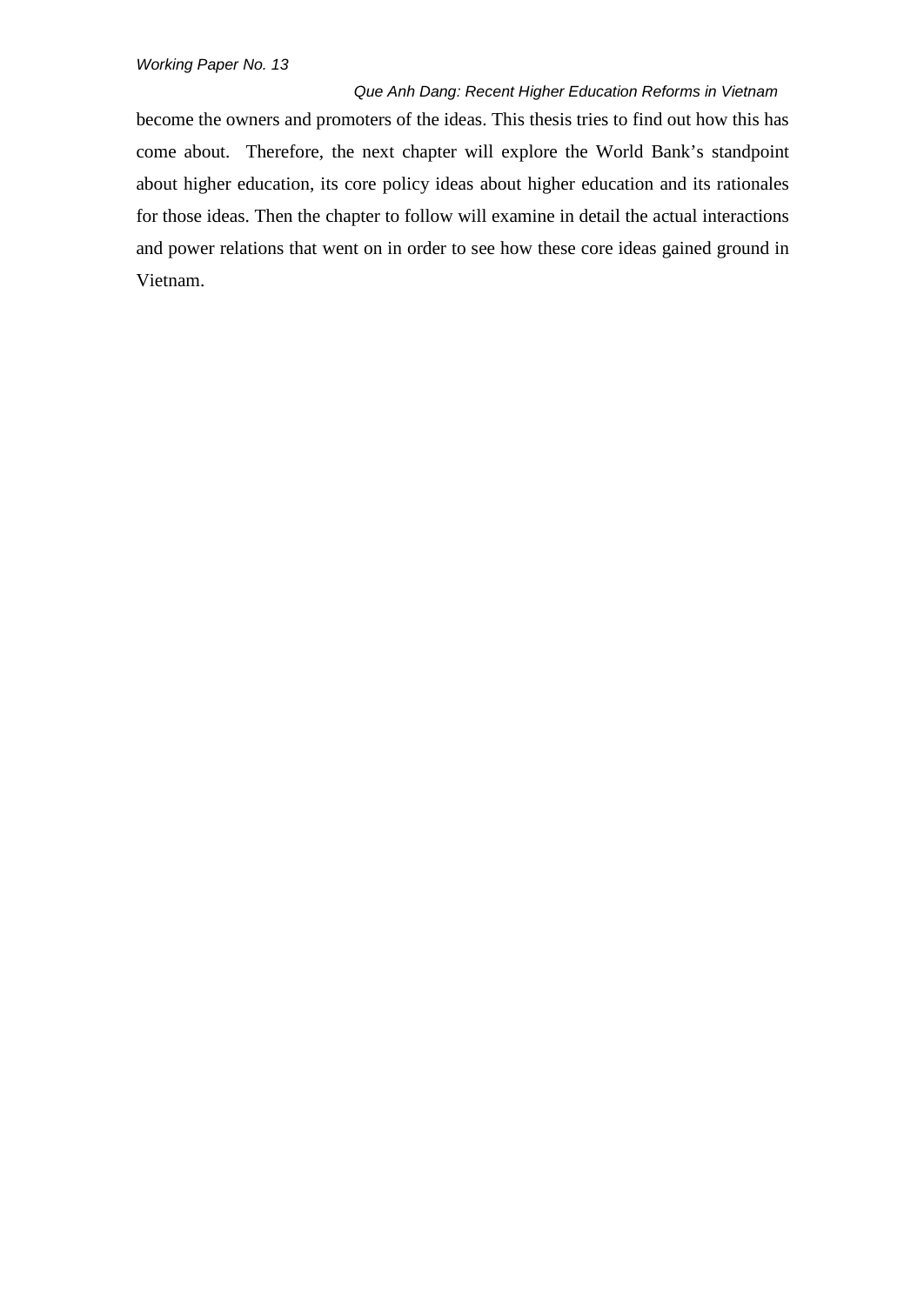become the owners and promoters of the ideas. This thesis tries to find out how this has come about. Therefore, the next chapter will explore the World Bank's standpoint about higher education, its core policy ideas about higher education and its rationales for those ideas. Then the chapter to follow will examine in detail the actual interactions and power relations that went on in order to see how these core ideas gained ground in Vietnam.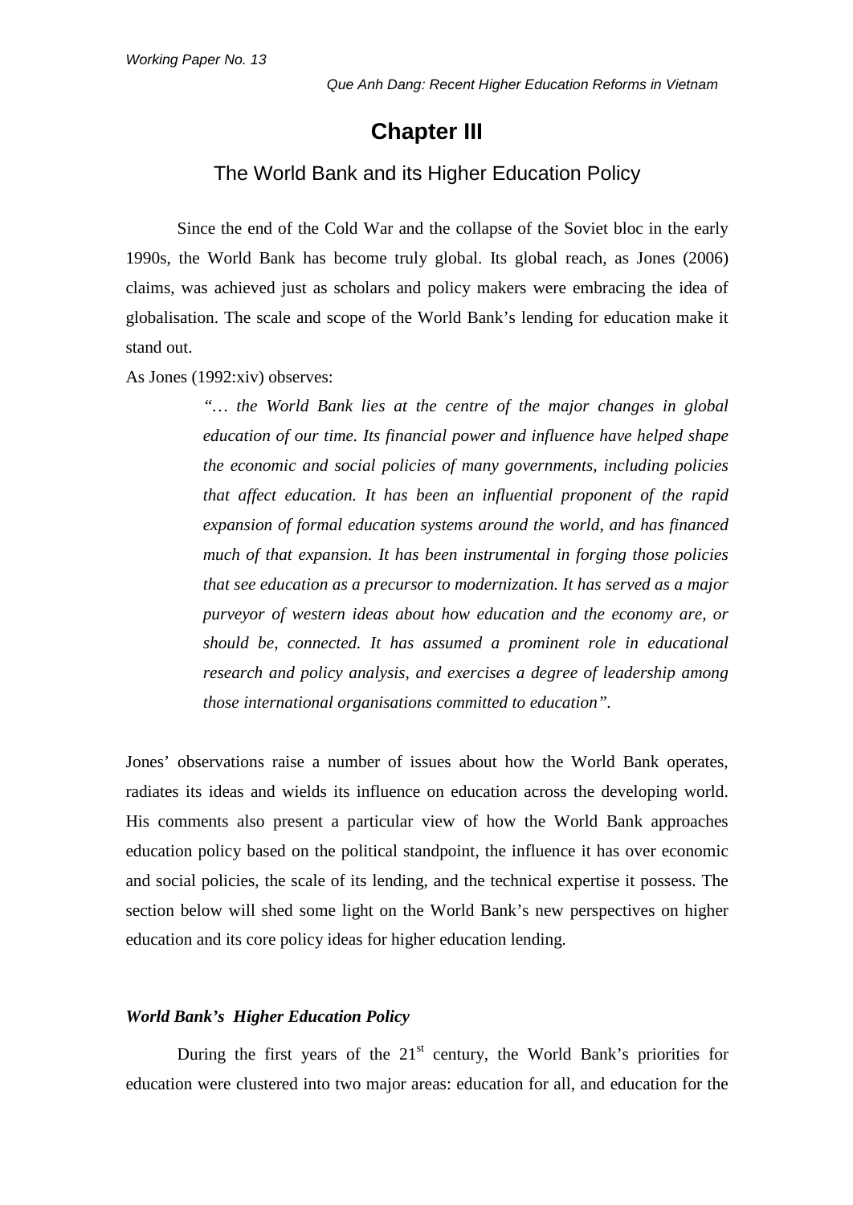# Chapter III

## The World Bank and its Higher Education Policy

Since the end of the Cold War and the collapse of the Soviet bloc in the early 1990s, the World Bank has become truly global. Its global reach, as Jones (2006) claims, was achieved just as scholars and policy makers were embracing the idea of globalisation. The scale and scope of the World Bank's lending for education make it stand out.

As Jones (1992:xiv) observes:

> *"… the World Bank lies at the centre of the major changes in global education of our time. Its financial power and influence have helped shape the economic and social policies of many governments, including policies that affect education. It has been an influential proponent of the rapid expansion of formal education systems around the world, and has financed much of that expansion. It has been instrumental in forging those policies that see education as a precursor to modernization. It has served as a major purveyor of western ideas about how education and the economy are, or should be, connected. It has assumed a prominent role in educational research and policy analysis, and exercises a degree of leadership among those international organisations committed to education".*

Jones' observations raise a number of issues about how the World Bank operates, radiates its ideas and wields its influence on education across the developing world. His comments also present a particular view of how the World Bank approaches education policy based on the political standpoint, the influence it has over economic and social policies, the scale of its lending, and the technical expertise it possess. The section below will shed some light on the World Bank's new perspectives on higher education and its core policy ideas for higher education lending.

### *World Bank's Higher Education Policy*

During the first years of the 21st century, the World Bank's priorities for education were clustered into two major areas: education for all, and education for the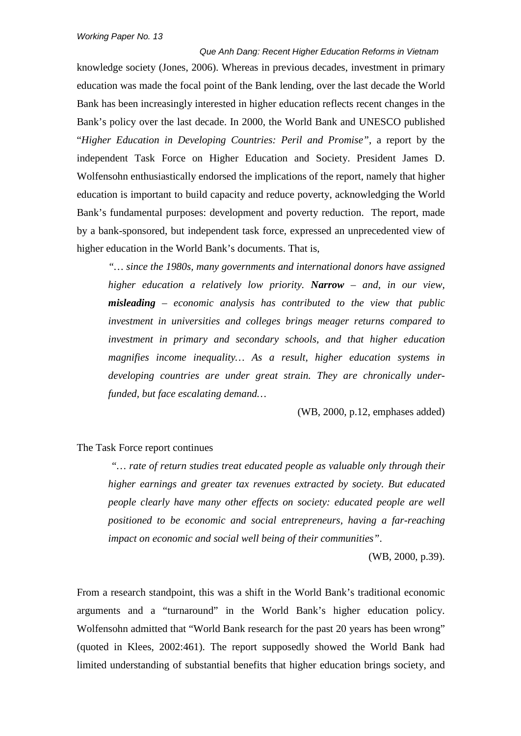knowledge society (Jones, 2006). Whereas in previous decades, investment in primary education was made the focal point of the Bank lending, over the last decade the World Bank has been increasingly interested in higher education reflects recent changes in the Bank's policy over the last decade. In 2000, the World Bank and UNESCO published "*Higher Education in Developing Countries: Peril and Promise"*, a report by the independent Task Force on Higher Education and Society. President James D. Wolfensohn enthusiastically endorsed the implications of the report, namely that higher education is important to build capacity and reduce poverty, acknowledging the World Bank's fundamental purposes: development and poverty reduction. The report, made by a bank-sponsored, but independent task force, expressed an unprecedented view of higher education in the World Bank's documents. That is,

> *"… since the 1980s, many governments and international donors have assigned higher education a relatively low priority.* ***Narrow*** *– and, in our view,* ***misleading*** *– economic analysis has contributed to the view that public investment in universities and colleges brings meager returns compared to investment in primary and secondary schools, and that higher education magnifies income inequality… As a result, higher education systems in developing countries are under great strain. They are chronically under-funded, but face escalating demand…*
>
> (WB, 2000, p.12, emphases added)

The Task Force report continues

> *"… rate of return studies treat educated people as valuable only through their higher earnings and greater tax revenues extracted by society. But educated people clearly have many other effects on society: educated people are well positioned to be economic and social entrepreneurs, having a far-reaching impact on economic and social well being of their communities"*.
>
> (WB, 2000, p.39).

From a research standpoint, this was a shift in the World Bank's traditional economic arguments and a "turnaround" in the World Bank's higher education policy. Wolfensohn admitted that "World Bank research for the past 20 years has been wrong" (quoted in Klees, 2002:461). The report supposedly showed the World Bank had limited understanding of substantial benefits that higher education brings society, and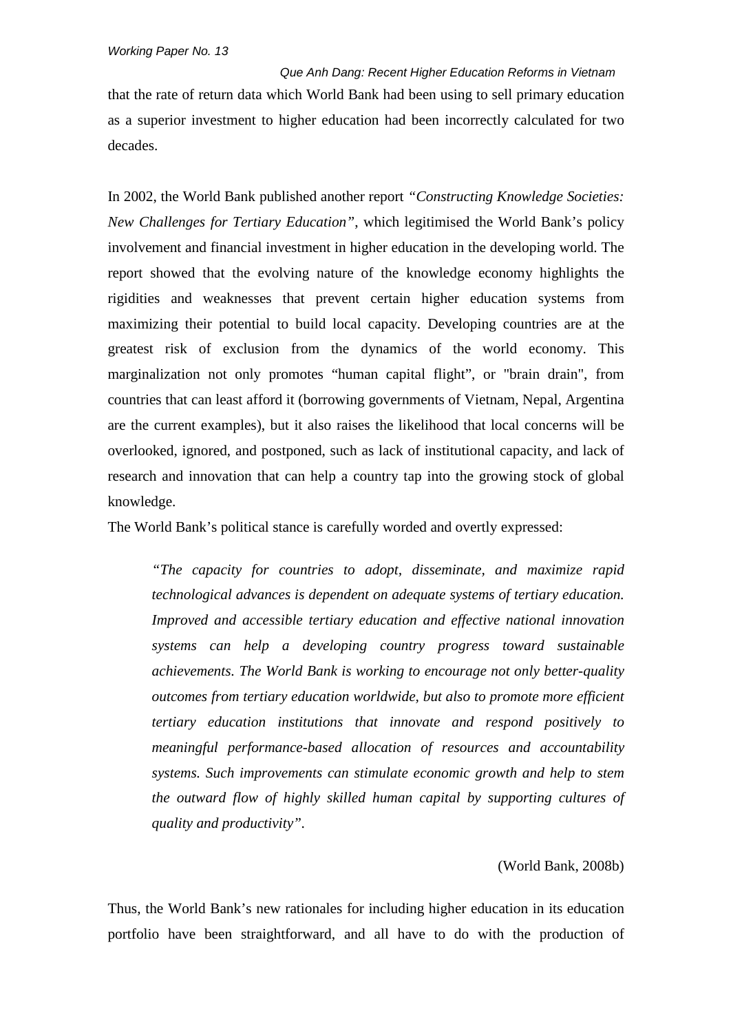that the rate of return data which World Bank had been using to sell primary education as a superior investment to higher education had been incorrectly calculated for two decades.

In 2002, the World Bank published another report *"Constructing Knowledge Societies: New Challenges for Tertiary Education"*, which legitimised the World Bank's policy involvement and financial investment in higher education in the developing world. The report showed that the evolving nature of the knowledge economy highlights the rigidities and weaknesses that prevent certain higher education systems from maximizing their potential to build local capacity. Developing countries are at the greatest risk of exclusion from the dynamics of the world economy. This marginalization not only promotes "human capital flight", or "brain drain", from countries that can least afford it (borrowing governments of Vietnam, Nepal, Argentina are the current examples), but it also raises the likelihood that local concerns will be overlooked, ignored, and postponed, such as lack of institutional capacity, and lack of research and innovation that can help a country tap into the growing stock of global knowledge.

The World Bank's political stance is carefully worded and overtly expressed:

> *"The capacity for countries to adopt, disseminate, and maximize rapid technological advances is dependent on adequate systems of tertiary education. Improved and accessible tertiary education and effective national innovation systems can help a developing country progress toward sustainable achievements. The World Bank is working to encourage not only better-quality outcomes from tertiary education worldwide, but also to promote more efficient tertiary education institutions that innovate and respond positively to meaningful performance-based allocation of resources and accountability systems. Such improvements can stimulate economic growth and help to stem the outward flow of highly skilled human capital by supporting cultures of quality and productivity".*
>
> (World Bank, 2008b)

Thus, the World Bank's new rationales for including higher education in its education portfolio have been straightforward, and all have to do with the production of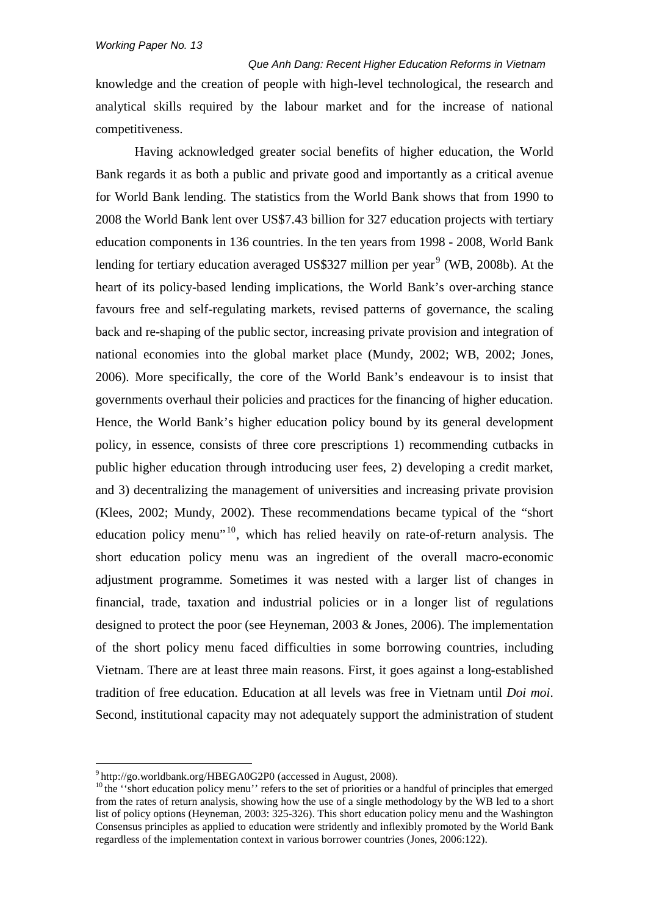knowledge and the creation of people with high-level technological, the research and analytical skills required by the labour market and for the increase of national competitiveness.

Having acknowledged greater social benefits of higher education, the World Bank regards it as both a public and private good and importantly as a critical avenue for World Bank lending. The statistics from the World Bank shows that from 1990 to 2008 the World Bank lent over US$7.43 billion for 327 education projects with tertiary education components in 136 countries. In the ten years from 1998 - 2008, World Bank lending for tertiary education averaged US$327 million per year[9] (WB, 2008b). At the heart of its policy-based lending implications, the World Bank's over-arching stance favours free and self-regulating markets, revised patterns of governance, the scaling back and re-shaping of the public sector, increasing private provision and integration of national economies into the global market place (Mundy, 2002; WB, 2002; Jones, 2006). More specifically, the core of the World Bank's endeavour is to insist that governments overhaul their policies and practices for the financing of higher education. Hence, the World Bank's higher education policy bound by its general development policy, in essence, consists of three core prescriptions 1) recommending cutbacks in public higher education through introducing user fees, 2) developing a credit market, and 3) decentralizing the management of universities and increasing private provision (Klees, 2002; Mundy, 2002). These recommendations became typical of the "short education policy menu"[10], which has relied heavily on rate-of-return analysis. The short education policy menu was an ingredient of the overall macro-economic adjustment programme. Sometimes it was nested with a larger list of changes in financial, trade, taxation and industrial policies or in a longer list of regulations designed to protect the poor (see Heyneman, 2003 & Jones, 2006). The implementation of the short policy menu faced difficulties in some borrowing countries, including Vietnam. There are at least three main reasons. First, it goes against a long-established tradition of free education. Education at all levels was free in Vietnam until *Doi moi*. Second, institutional capacity may not adequately support the administration of student

---

[9] http://go.worldbank.org/HBEGA0G2P0 (accessed in August, 2008).

[10] the ''short education policy menu'' refers to the set of priorities or a handful of principles that emerged from the rates of return analysis, showing how the use of a single methodology by the WB led to a short list of policy options (Heyneman, 2003: 325-326). This short education policy menu and the Washington Consensus principles as applied to education were stridently and inflexibly promoted by the World Bank regardless of the implementation context in various borrower countries (Jones, 2006:122).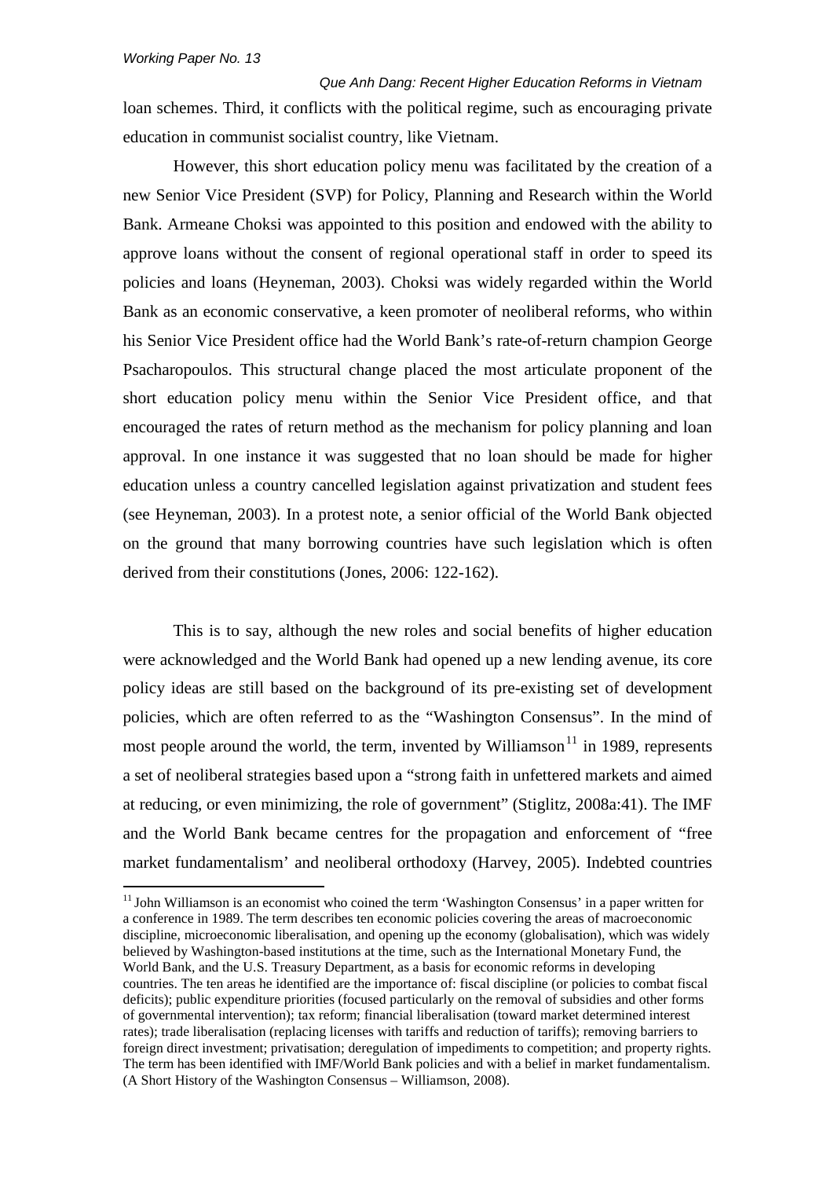loan schemes. Third, it conflicts with the political regime, such as encouraging private education in communist socialist country, like Vietnam.

However, this short education policy menu was facilitated by the creation of a new Senior Vice President (SVP) for Policy, Planning and Research within the World Bank. Armeane Choksi was appointed to this position and endowed with the ability to approve loans without the consent of regional operational staff in order to speed its policies and loans (Heyneman, 2003). Choksi was widely regarded within the World Bank as an economic conservative, a keen promoter of neoliberal reforms, who within his Senior Vice President office had the World Bank's rate-of-return champion George Psacharopoulos. This structural change placed the most articulate proponent of the short education policy menu within the Senior Vice President office, and that encouraged the rates of return method as the mechanism for policy planning and loan approval. In one instance it was suggested that no loan should be made for higher education unless a country cancelled legislation against privatization and student fees (see Heyneman, 2003). In a protest note, a senior official of the World Bank objected on the ground that many borrowing countries have such legislation which is often derived from their constitutions (Jones, 2006: 122-162).

This is to say, although the new roles and social benefits of higher education were acknowledged and the World Bank had opened up a new lending avenue, its core policy ideas are still based on the background of its pre-existing set of development policies, which are often referred to as the "Washington Consensus". In the mind of most people around the world, the term, invented by Williamson[11] in 1989, represents a set of neoliberal strategies based upon a "strong faith in unfettered markets and aimed at reducing, or even minimizing, the role of government" (Stiglitz, 2008a:41). The IMF and the World Bank became centres for the propagation and enforcement of "free market fundamentalism' and neoliberal orthodoxy (Harvey, 2005). Indebted countries

---

[11] John Williamson is an economist who coined the term 'Washington Consensus' in a paper written for a conference in 1989. The term describes ten economic policies covering the areas of macroeconomic discipline, microeconomic liberalisation, and opening up the economy (globalisation), which was widely believed by Washington-based institutions at the time, such as the International Monetary Fund, the World Bank, and the U.S. Treasury Department, as a basis for economic reforms in developing countries. The ten areas he identified are the importance of: fiscal discipline (or policies to combat fiscal deficits); public expenditure priorities (focused particularly on the removal of subsidies and other forms of governmental intervention); tax reform; financial liberalisation (toward market determined interest rates); trade liberalisation (replacing licenses with tariffs and reduction of tariffs); removing barriers to foreign direct investment; privatisation; deregulation of impediments to competition; and property rights. The term has been identified with IMF/World Bank policies and with a belief in market fundamentalism. (A Short History of the Washington Consensus – Williamson, 2008).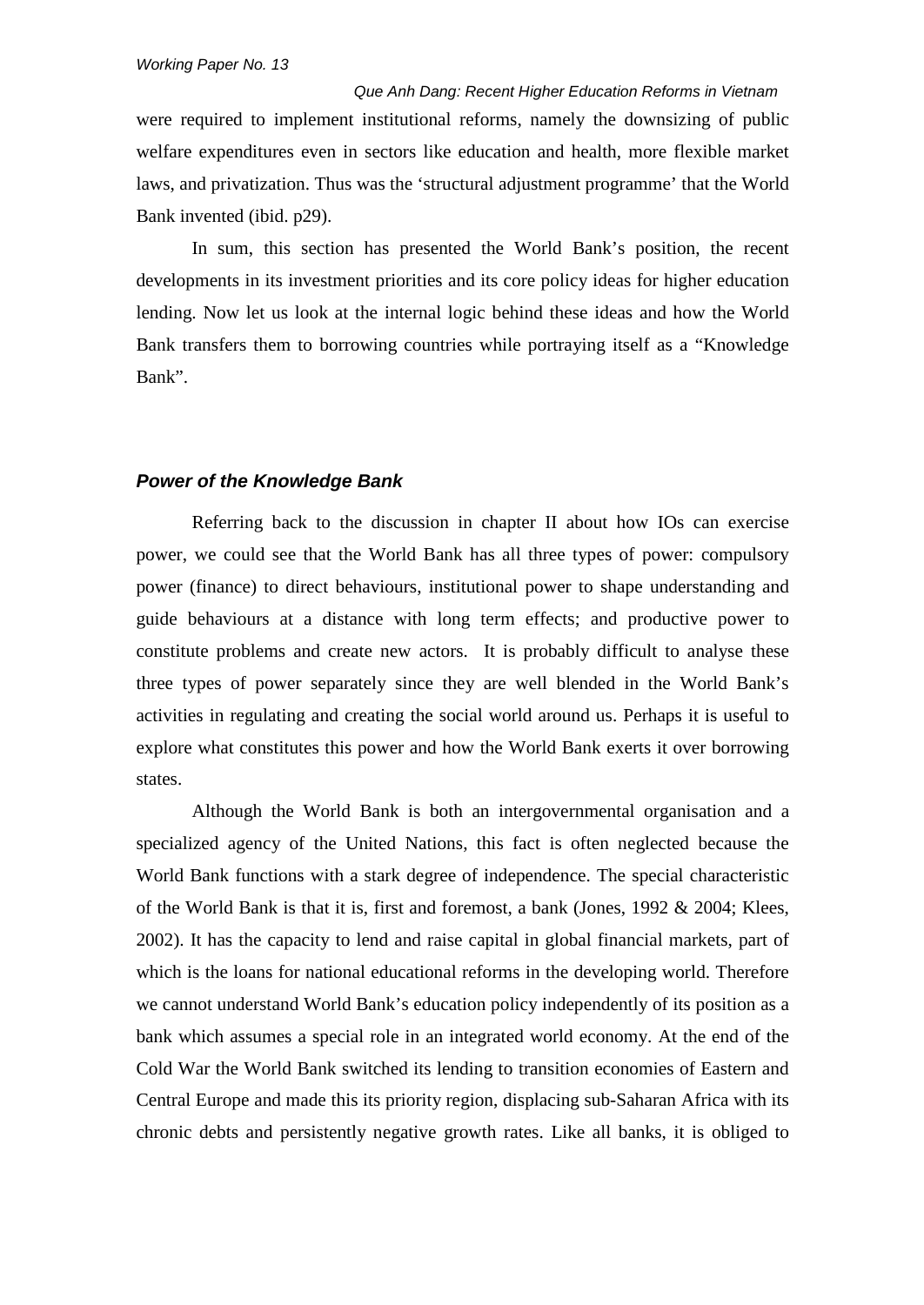were required to implement institutional reforms, namely the downsizing of public welfare expenditures even in sectors like education and health, more flexible market laws, and privatization. Thus was the 'structural adjustment programme' that the World Bank invented (ibid. p29).

In sum, this section has presented the World Bank's position, the recent developments in its investment priorities and its core policy ideas for higher education lending. Now let us look at the internal logic behind these ideas and how the World Bank transfers them to borrowing countries while portraying itself as a "Knowledge Bank".

### *Power of the Knowledge Bank*

Referring back to the discussion in chapter II about how IOs can exercise power, we could see that the World Bank has all three types of power: compulsory power (finance) to direct behaviours, institutional power to shape understanding and guide behaviours at a distance with long term effects; and productive power to constitute problems and create new actors. It is probably difficult to analyse these three types of power separately since they are well blended in the World Bank's activities in regulating and creating the social world around us. Perhaps it is useful to explore what constitutes this power and how the World Bank exerts it over borrowing states.

Although the World Bank is both an intergovernmental organisation and a specialized agency of the United Nations, this fact is often neglected because the World Bank functions with a stark degree of independence. The special characteristic of the World Bank is that it is, first and foremost, a bank (Jones, 1992 & 2004; Klees, 2002). It has the capacity to lend and raise capital in global financial markets, part of which is the loans for national educational reforms in the developing world. Therefore we cannot understand World Bank's education policy independently of its position as a bank which assumes a special role in an integrated world economy. At the end of the Cold War the World Bank switched its lending to transition economies of Eastern and Central Europe and made this its priority region, displacing sub-Saharan Africa with its chronic debts and persistently negative growth rates. Like all banks, it is obliged to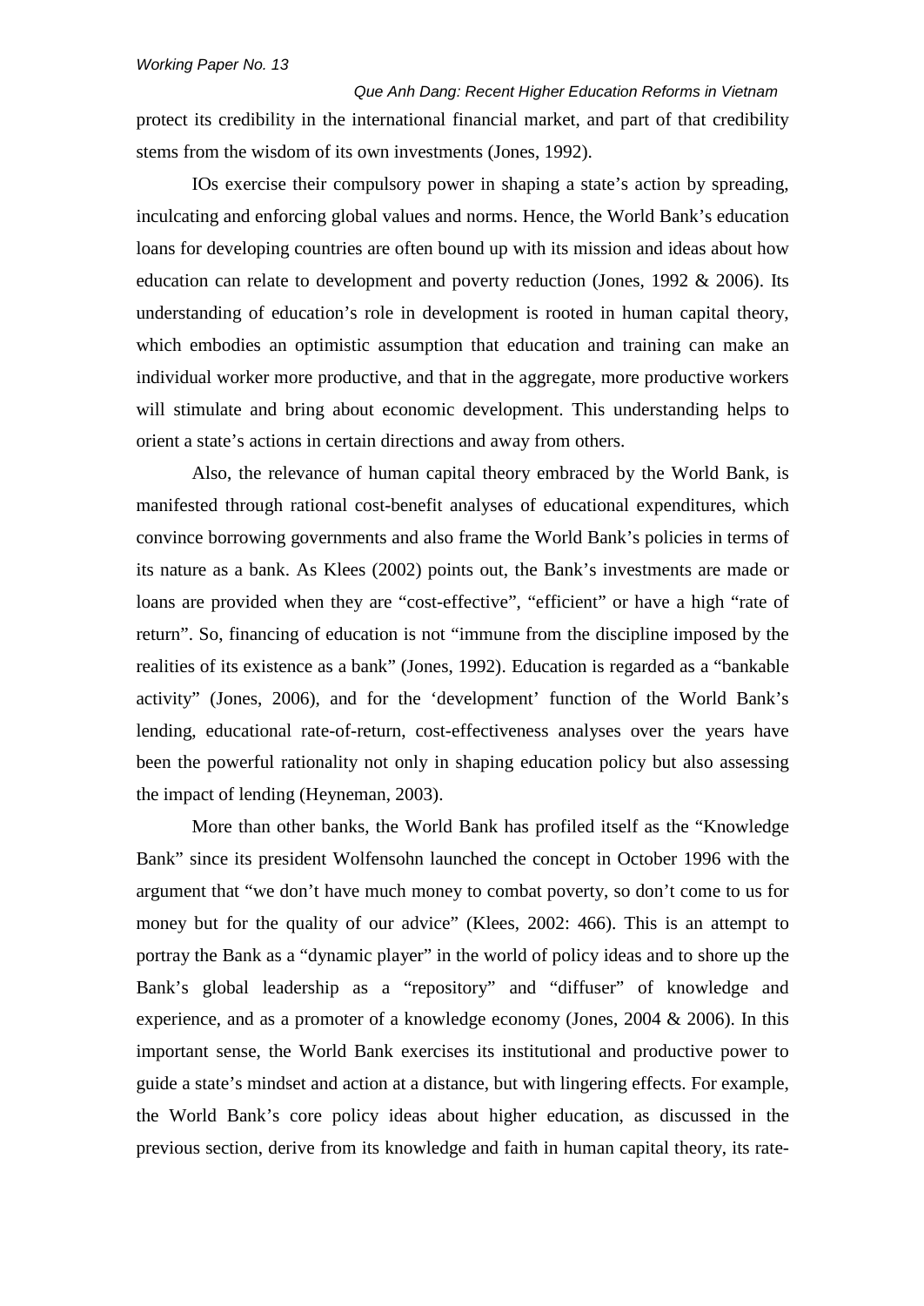protect its credibility in the international financial market, and part of that credibility stems from the wisdom of its own investments (Jones, 1992).

IOs exercise their compulsory power in shaping a state's action by spreading, inculcating and enforcing global values and norms. Hence, the World Bank's education loans for developing countries are often bound up with its mission and ideas about how education can relate to development and poverty reduction (Jones, 1992 & 2006). Its understanding of education's role in development is rooted in human capital theory, which embodies an optimistic assumption that education and training can make an individual worker more productive, and that in the aggregate, more productive workers will stimulate and bring about economic development. This understanding helps to orient a state's actions in certain directions and away from others.

Also, the relevance of human capital theory embraced by the World Bank, is manifested through rational cost-benefit analyses of educational expenditures, which convince borrowing governments and also frame the World Bank's policies in terms of its nature as a bank. As Klees (2002) points out, the Bank's investments are made or loans are provided when they are "cost-effective", "efficient" or have a high "rate of return". So, financing of education is not "immune from the discipline imposed by the realities of its existence as a bank" (Jones, 1992). Education is regarded as a "bankable activity" (Jones, 2006), and for the 'development' function of the World Bank's lending, educational rate-of-return, cost-effectiveness analyses over the years have been the powerful rationality not only in shaping education policy but also assessing the impact of lending (Heyneman, 2003).

More than other banks, the World Bank has profiled itself as the "Knowledge Bank" since its president Wolfensohn launched the concept in October 1996 with the argument that "we don't have much money to combat poverty, so don't come to us for money but for the quality of our advice" (Klees, 2002: 466). This is an attempt to portray the Bank as a "dynamic player" in the world of policy ideas and to shore up the Bank's global leadership as a "repository" and "diffuser" of knowledge and experience, and as a promoter of a knowledge economy (Jones, 2004 & 2006). In this important sense, the World Bank exercises its institutional and productive power to guide a state's mindset and action at a distance, but with lingering effects. For example, the World Bank's core policy ideas about higher education, as discussed in the previous section, derive from its knowledge and faith in human capital theory, its rate-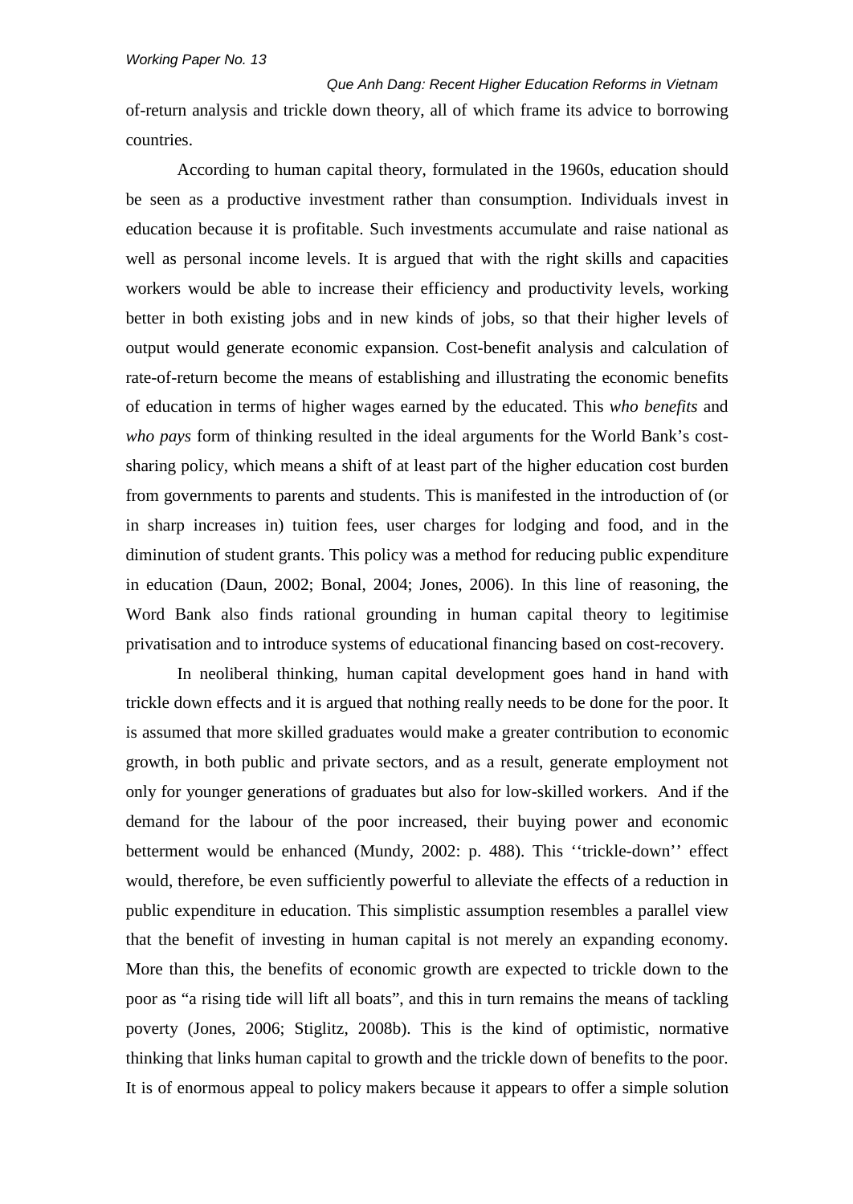of-return analysis and trickle down theory, all of which frame its advice to borrowing countries.

According to human capital theory, formulated in the 1960s, education should be seen as a productive investment rather than consumption. Individuals invest in education because it is profitable. Such investments accumulate and raise national as well as personal income levels. It is argued that with the right skills and capacities workers would be able to increase their efficiency and productivity levels, working better in both existing jobs and in new kinds of jobs, so that their higher levels of output would generate economic expansion. Cost-benefit analysis and calculation of rate-of-return become the means of establishing and illustrating the economic benefits of education in terms of higher wages earned by the educated. This *who benefits* and *who pays* form of thinking resulted in the ideal arguments for the World Bank's cost-sharing policy, which means a shift of at least part of the higher education cost burden from governments to parents and students. This is manifested in the introduction of (or in sharp increases in) tuition fees, user charges for lodging and food, and in the diminution of student grants. This policy was a method for reducing public expenditure in education (Daun, 2002; Bonal, 2004; Jones, 2006). In this line of reasoning, the Word Bank also finds rational grounding in human capital theory to legitimise privatisation and to introduce systems of educational financing based on cost-recovery.

In neoliberal thinking, human capital development goes hand in hand with trickle down effects and it is argued that nothing really needs to be done for the poor. It is assumed that more skilled graduates would make a greater contribution to economic growth, in both public and private sectors, and as a result, generate employment not only for younger generations of graduates but also for low-skilled workers. And if the demand for the labour of the poor increased, their buying power and economic betterment would be enhanced (Mundy, 2002: p. 488). This ''trickle-down'' effect would, therefore, be even sufficiently powerful to alleviate the effects of a reduction in public expenditure in education. This simplistic assumption resembles a parallel view that the benefit of investing in human capital is not merely an expanding economy. More than this, the benefits of economic growth are expected to trickle down to the poor as "a rising tide will lift all boats", and this in turn remains the means of tackling poverty (Jones, 2006; Stiglitz, 2008b). This is the kind of optimistic, normative thinking that links human capital to growth and the trickle down of benefits to the poor. It is of enormous appeal to policy makers because it appears to offer a simple solution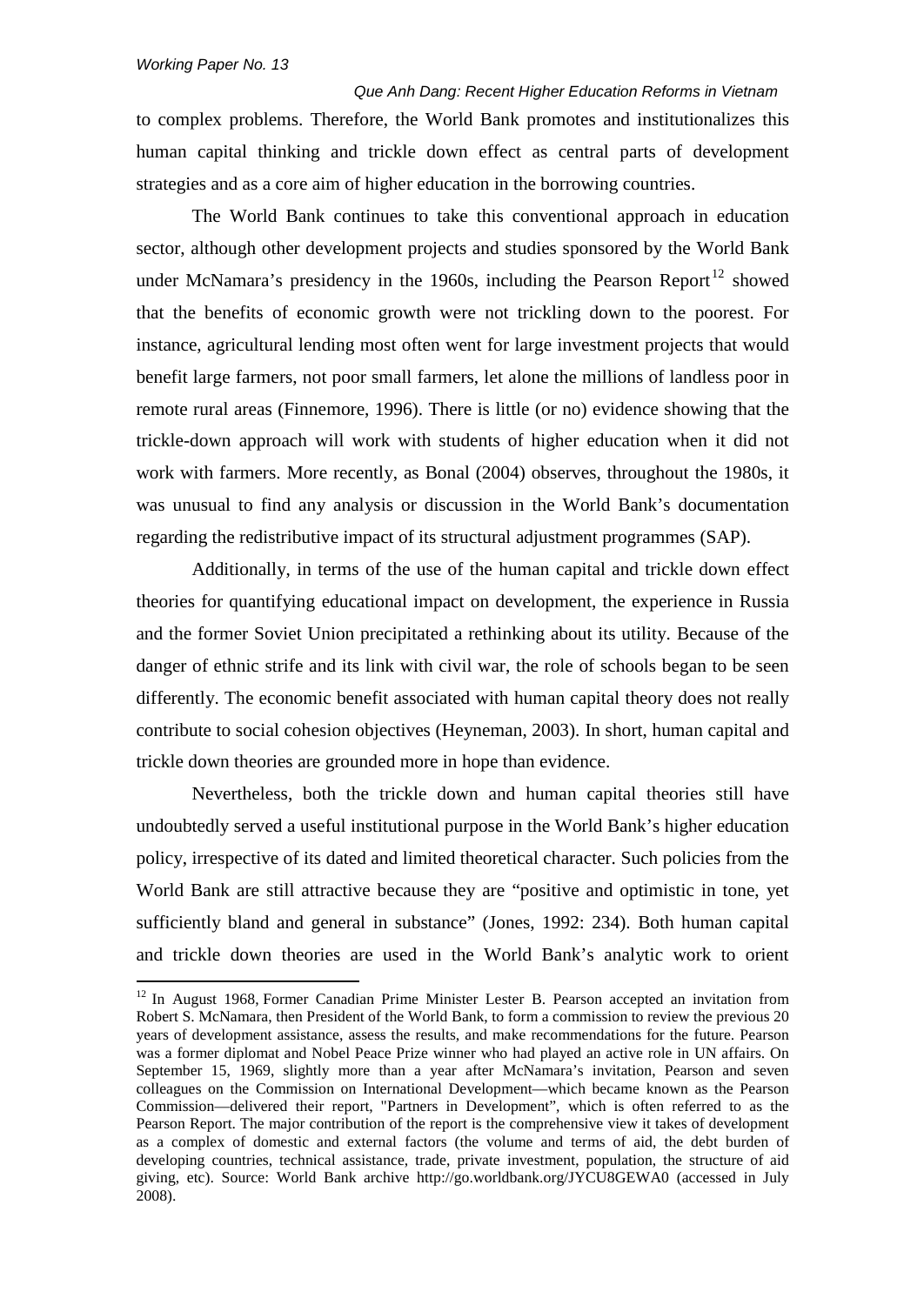to complex problems. Therefore, the World Bank promotes and institutionalizes this human capital thinking and trickle down effect as central parts of development strategies and as a core aim of higher education in the borrowing countries.

The World Bank continues to take this conventional approach in education sector, although other development projects and studies sponsored by the World Bank under McNamara's presidency in the 1960s, including the Pearson Report[12] showed that the benefits of economic growth were not trickling down to the poorest. For instance, agricultural lending most often went for large investment projects that would benefit large farmers, not poor small farmers, let alone the millions of landless poor in remote rural areas (Finnemore, 1996). There is little (or no) evidence showing that the trickle-down approach will work with students of higher education when it did not work with farmers. More recently, as Bonal (2004) observes, throughout the 1980s, it was unusual to find any analysis or discussion in the World Bank's documentation regarding the redistributive impact of its structural adjustment programmes (SAP).

Additionally, in terms of the use of the human capital and trickle down effect theories for quantifying educational impact on development, the experience in Russia and the former Soviet Union precipitated a rethinking about its utility. Because of the danger of ethnic strife and its link with civil war, the role of schools began to be seen differently. The economic benefit associated with human capital theory does not really contribute to social cohesion objectives (Heyneman, 2003). In short, human capital and trickle down theories are grounded more in hope than evidence.

Nevertheless, both the trickle down and human capital theories still have undoubtedly served a useful institutional purpose in the World Bank's higher education policy, irrespective of its dated and limited theoretical character. Such policies from the World Bank are still attractive because they are "positive and optimistic in tone, yet sufficiently bland and general in substance" (Jones, 1992: 234). Both human capital and trickle down theories are used in the World Bank's analytic work to orient

---

[12] In August 1968, Former Canadian Prime Minister Lester B. Pearson accepted an invitation from Robert S. McNamara, then President of the World Bank, to form a commission to review the previous 20 years of development assistance, assess the results, and make recommendations for the future. Pearson was a former diplomat and Nobel Peace Prize winner who had played an active role in UN affairs. On September 15, 1969, slightly more than a year after McNamara's invitation, Pearson and seven colleagues on the Commission on International Development—which became known as the Pearson Commission—delivered their report, "Partners in Development", which is often referred to as the Pearson Report. The major contribution of the report is the comprehensive view it takes of development as a complex of domestic and external factors (the volume and terms of aid, the debt burden of developing countries, technical assistance, trade, private investment, population, the structure of aid giving, etc). Source: World Bank archive http://go.worldbank.org/JYCU8GEWA0 (accessed in July 2008).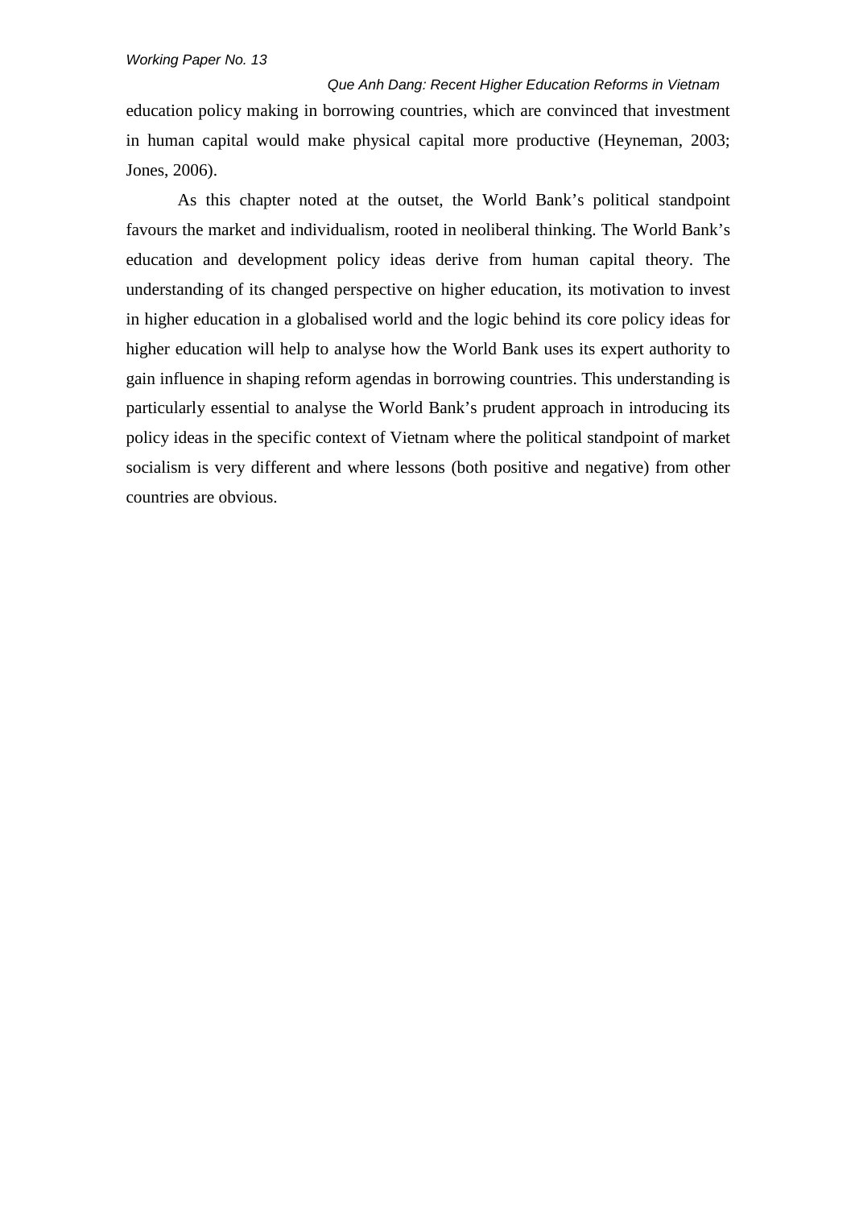education policy making in borrowing countries, which are convinced that investment in human capital would make physical capital more productive (Heyneman, 2003; Jones, 2006).

As this chapter noted at the outset, the World Bank's political standpoint favours the market and individualism, rooted in neoliberal thinking. The World Bank's education and development policy ideas derive from human capital theory. The understanding of its changed perspective on higher education, its motivation to invest in higher education in a globalised world and the logic behind its core policy ideas for higher education will help to analyse how the World Bank uses its expert authority to gain influence in shaping reform agendas in borrowing countries. This understanding is particularly essential to analyse the World Bank's prudent approach in introducing its policy ideas in the specific context of Vietnam where the political standpoint of market socialism is very different and where lessons (both positive and negative) from other countries are obvious.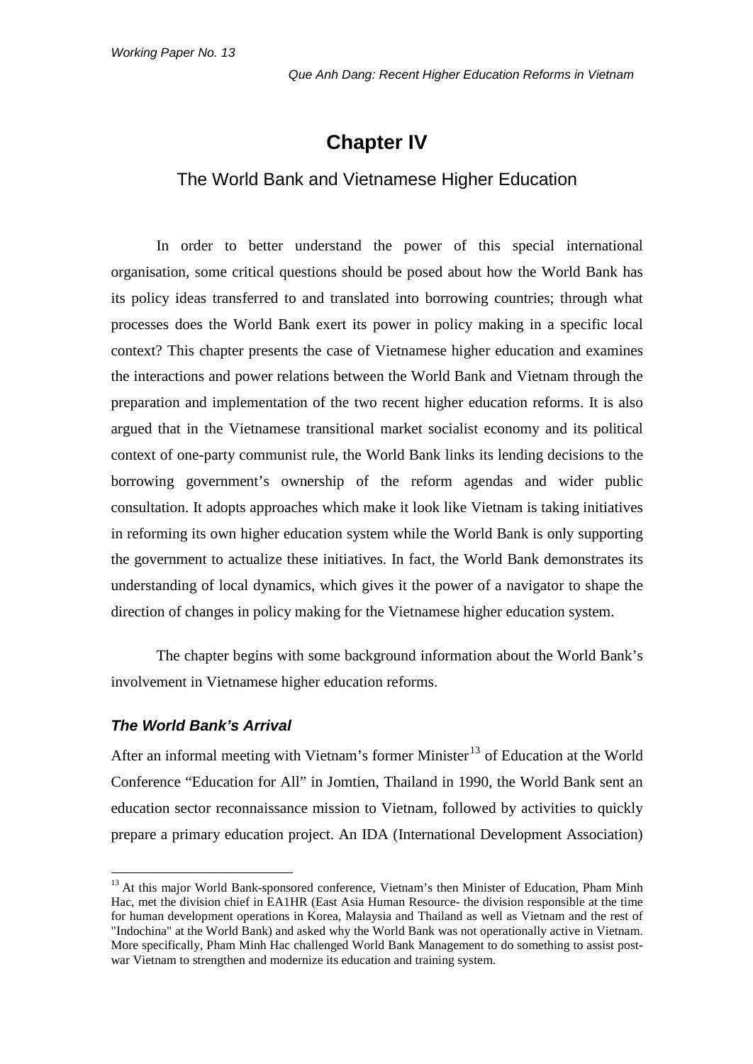# Chapter IV

## The World Bank and Vietnamese Higher Education

In order to better understand the power of this special international organisation, some critical questions should be posed about how the World Bank has its policy ideas transferred to and translated into borrowing countries; through what processes does the World Bank exert its power in policy making in a specific local context? This chapter presents the case of Vietnamese higher education and examines the interactions and power relations between the World Bank and Vietnam through the preparation and implementation of the two recent higher education reforms. It is also argued that in the Vietnamese transitional market socialist economy and its political context of one-party communist rule, the World Bank links its lending decisions to the borrowing government's ownership of the reform agendas and wider public consultation. It adopts approaches which make it look like Vietnam is taking initiatives in reforming its own higher education system while the World Bank is only supporting the government to actualize these initiatives. In fact, the World Bank demonstrates its understanding of local dynamics, which gives it the power of a navigator to shape the direction of changes in policy making for the Vietnamese higher education system.

The chapter begins with some background information about the World Bank's involvement in Vietnamese higher education reforms.

### *The World Bank's Arrival*

After an informal meeting with Vietnam's former Minister[13] of Education at the World Conference "Education for All" in Jomtien, Thailand in 1990, the World Bank sent an education sector reconnaissance mission to Vietnam, followed by activities to quickly prepare a primary education project. An IDA (International Development Association)

[13] At this major World Bank-sponsored conference, Vietnam's then Minister of Education, Pham Minh Hac, met the division chief in EA1HR (East Asia Human Resource- the division responsible at the time for human development operations in Korea, Malaysia and Thailand as well as Vietnam and the rest of "Indochina" at the World Bank) and asked why the World Bank was not operationally active in Vietnam. More specifically, Pham Minh Hac challenged World Bank Management to do something to assist post-war Vietnam to strengthen and modernize its education and training system.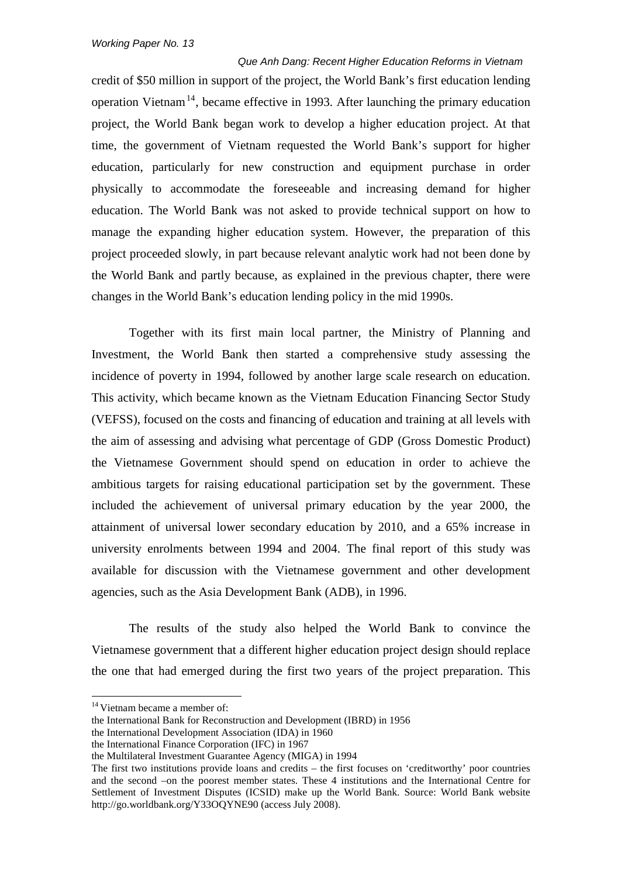credit of $50 million in support of the project, the World Bank's first education lending operation Vietnam[14], became effective in 1993. After launching the primary education project, the World Bank began work to develop a higher education project. At that time, the government of Vietnam requested the World Bank's support for higher education, particularly for new construction and equipment purchase in order physically to accommodate the foreseeable and increasing demand for higher education. The World Bank was not asked to provide technical support on how to manage the expanding higher education system. However, the preparation of this project proceeded slowly, in part because relevant analytic work had not been done by the World Bank and partly because, as explained in the previous chapter, there were changes in the World Bank's education lending policy in the mid 1990s.

Together with its first main local partner, the Ministry of Planning and Investment, the World Bank then started a comprehensive study assessing the incidence of poverty in 1994, followed by another large scale research on education. This activity, which became known as the Vietnam Education Financing Sector Study (VEFSS), focused on the costs and financing of education and training at all levels with the aim of assessing and advising what percentage of GDP (Gross Domestic Product) the Vietnamese Government should spend on education in order to achieve the ambitious targets for raising educational participation set by the government. These included the achievement of universal primary education by the year 2000, the attainment of universal lower secondary education by 2010, and a 65% increase in university enrolments between 1994 and 2004. The final report of this study was available for discussion with the Vietnamese government and other development agencies, such as the Asia Development Bank (ADB), in 1996.

The results of the study also helped the World Bank to convince the Vietnamese government that a different higher education project design should replace the one that had emerged during the first two years of the project preparation. This

---

[14] Vietnam became a member of:
the International Bank for Reconstruction and Development (IBRD) in 1956
the International Development Association (IDA) in 1960
the International Finance Corporation (IFC) in 1967
the Multilateral Investment Guarantee Agency (MIGA) in 1994
The first two institutions provide loans and credits – the first focuses on 'creditworthy' poor countries and the second –on the poorest member states. These 4 institutions and the International Centre for Settlement of Investment Disputes (ICSID) make up the World Bank. Source: World Bank website http://go.worldbank.org/Y33OQYNE90 (access July 2008).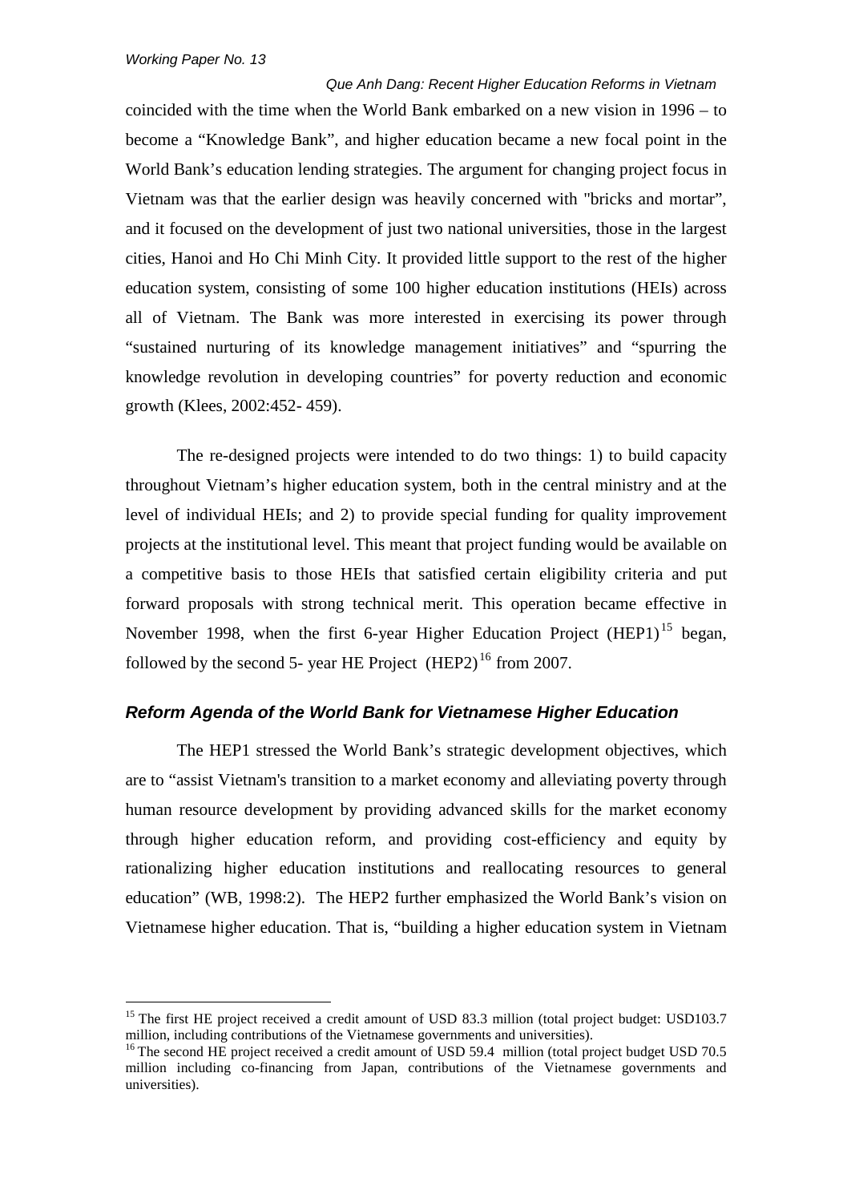coincided with the time when the World Bank embarked on a new vision in 1996 – to become a "Knowledge Bank", and higher education became a new focal point in the World Bank's education lending strategies. The argument for changing project focus in Vietnam was that the earlier design was heavily concerned with "bricks and mortar", and it focused on the development of just two national universities, those in the largest cities, Hanoi and Ho Chi Minh City. It provided little support to the rest of the higher education system, consisting of some 100 higher education institutions (HEIs) across all of Vietnam. The Bank was more interested in exercising its power through "sustained nurturing of its knowledge management initiatives" and "spurring the knowledge revolution in developing countries" for poverty reduction and economic growth (Klees, 2002:452- 459).

The re-designed projects were intended to do two things: 1) to build capacity throughout Vietnam's higher education system, both in the central ministry and at the level of individual HEIs; and 2) to provide special funding for quality improvement projects at the institutional level. This meant that project funding would be available on a competitive basis to those HEIs that satisfied certain eligibility criteria and put forward proposals with strong technical merit. This operation became effective in November 1998, when the first 6-year Higher Education Project (HEP1)[15] began, followed by the second 5- year HE Project (HEP2)[16] from 2007.

### *Reform Agenda of the World Bank for Vietnamese Higher Education*

The HEP1 stressed the World Bank's strategic development objectives, which are to "assist Vietnam's transition to a market economy and alleviating poverty through human resource development by providing advanced skills for the market economy through higher education reform, and providing cost-efficiency and equity by rationalizing higher education institutions and reallocating resources to general education" (WB, 1998:2). The HEP2 further emphasized the World Bank's vision on Vietnamese higher education. That is, "building a higher education system in Vietnam

---

[15] The first HE project received a credit amount of USD 83.3 million (total project budget: USD103.7 million, including contributions of the Vietnamese governments and universities).

[16] The second HE project received a credit amount of USD 59.4 million (total project budget USD 70.5 million including co-financing from Japan, contributions of the Vietnamese governments and universities).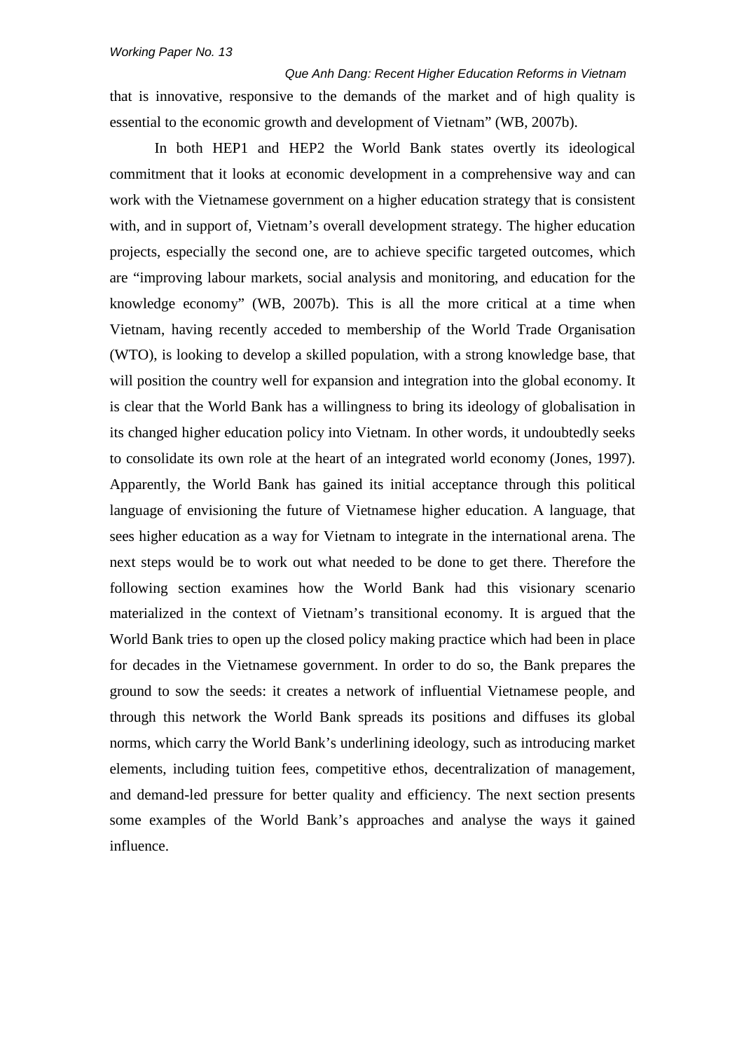that is innovative, responsive to the demands of the market and of high quality is essential to the economic growth and development of Vietnam" (WB, 2007b).

In both HEP1 and HEP2 the World Bank states overtly its ideological commitment that it looks at economic development in a comprehensive way and can work with the Vietnamese government on a higher education strategy that is consistent with, and in support of, Vietnam's overall development strategy. The higher education projects, especially the second one, are to achieve specific targeted outcomes, which are "improving labour markets, social analysis and monitoring, and education for the knowledge economy" (WB, 2007b). This is all the more critical at a time when Vietnam, having recently acceded to membership of the World Trade Organisation (WTO), is looking to develop a skilled population, with a strong knowledge base, that will position the country well for expansion and integration into the global economy. It is clear that the World Bank has a willingness to bring its ideology of globalisation in its changed higher education policy into Vietnam. In other words, it undoubtedly seeks to consolidate its own role at the heart of an integrated world economy (Jones, 1997). Apparently, the World Bank has gained its initial acceptance through this political language of envisioning the future of Vietnamese higher education. A language, that sees higher education as a way for Vietnam to integrate in the international arena. The next steps would be to work out what needed to be done to get there. Therefore the following section examines how the World Bank had this visionary scenario materialized in the context of Vietnam's transitional economy. It is argued that the World Bank tries to open up the closed policy making practice which had been in place for decades in the Vietnamese government. In order to do so, the Bank prepares the ground to sow the seeds: it creates a network of influential Vietnamese people, and through this network the World Bank spreads its positions and diffuses its global norms, which carry the World Bank's underlining ideology, such as introducing market elements, including tuition fees, competitive ethos, decentralization of management, and demand-led pressure for better quality and efficiency. The next section presents some examples of the World Bank's approaches and analyse the ways it gained influence.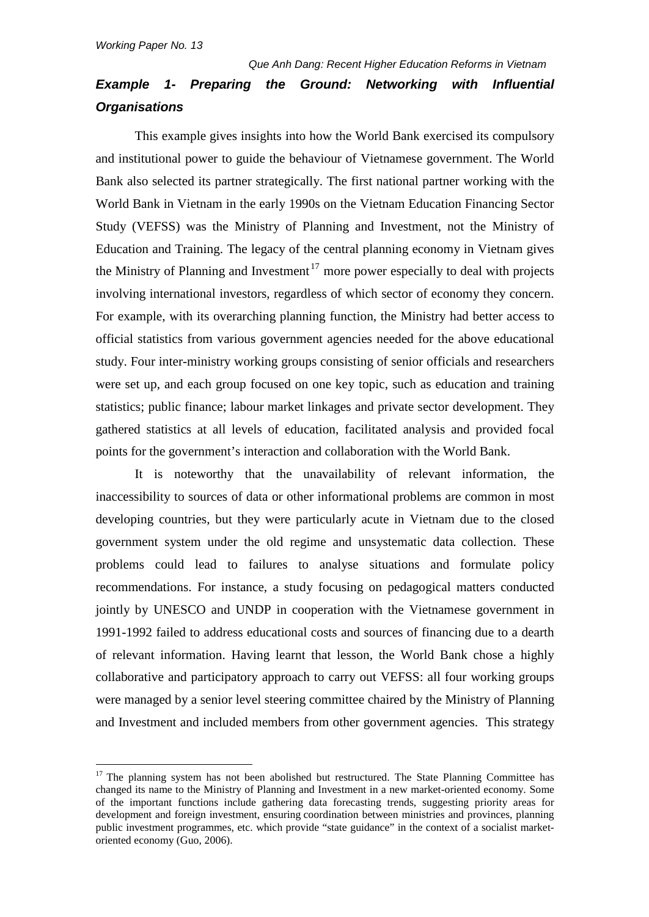### *Example 1- Preparing the Ground: Networking with Influential Organisations*

This example gives insights into how the World Bank exercised its compulsory and institutional power to guide the behaviour of Vietnamese government. The World Bank also selected its partner strategically. The first national partner working with the World Bank in Vietnam in the early 1990s on the Vietnam Education Financing Sector Study (VEFSS) was the Ministry of Planning and Investment, not the Ministry of Education and Training. The legacy of the central planning economy in Vietnam gives the Ministry of Planning and Investment[17] more power especially to deal with projects involving international investors, regardless of which sector of economy they concern. For example, with its overarching planning function, the Ministry had better access to official statistics from various government agencies needed for the above educational study. Four inter-ministry working groups consisting of senior officials and researchers were set up, and each group focused on one key topic, such as education and training statistics; public finance; labour market linkages and private sector development. They gathered statistics at all levels of education, facilitated analysis and provided focal points for the government's interaction and collaboration with the World Bank.

It is noteworthy that the unavailability of relevant information, the inaccessibility to sources of data or other informational problems are common in most developing countries, but they were particularly acute in Vietnam due to the closed government system under the old regime and unsystematic data collection. These problems could lead to failures to analyse situations and formulate policy recommendations. For instance, a study focusing on pedagogical matters conducted jointly by UNESCO and UNDP in cooperation with the Vietnamese government in 1991-1992 failed to address educational costs and sources of financing due to a dearth of relevant information. Having learnt that lesson, the World Bank chose a highly collaborative and participatory approach to carry out VEFSS: all four working groups were managed by a senior level steering committee chaired by the Ministry of Planning and Investment and included members from other government agencies. This strategy

---

[17] The planning system has not been abolished but restructured. The State Planning Committee has changed its name to the Ministry of Planning and Investment in a new market-oriented economy. Some of the important functions include gathering data forecasting trends, suggesting priority areas for development and foreign investment, ensuring coordination between ministries and provinces, planning public investment programmes, etc. which provide "state guidance" in the context of a socialist market-oriented economy (Guo, 2006).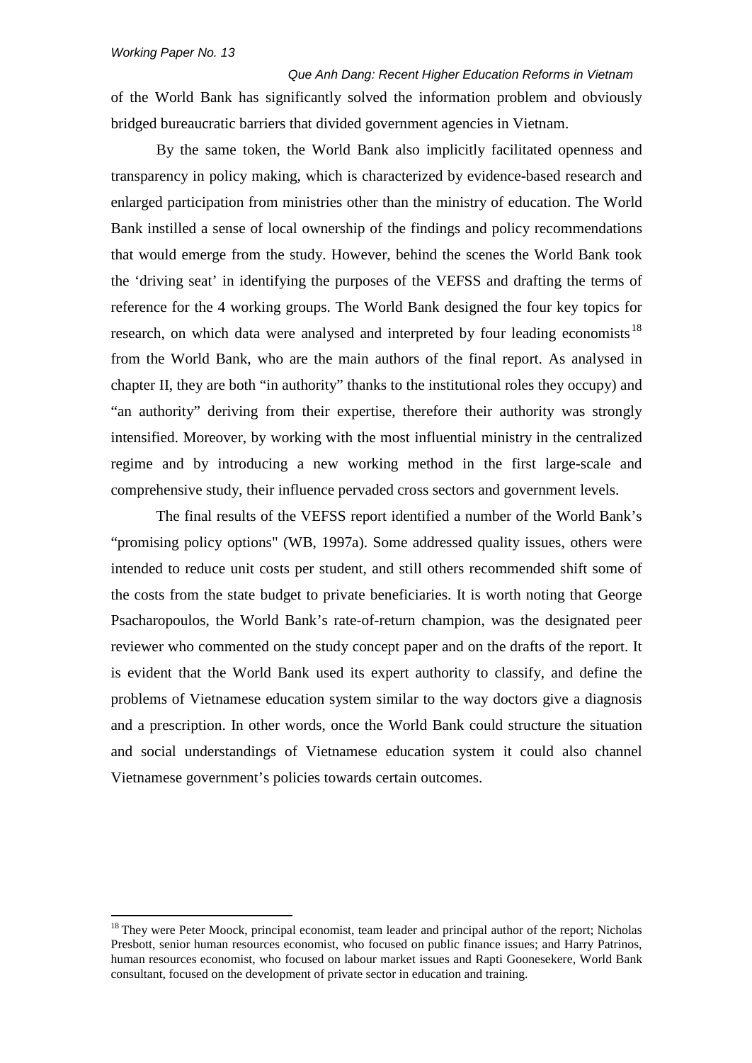of the World Bank has significantly solved the information problem and obviously bridged bureaucratic barriers that divided government agencies in Vietnam.

By the same token, the World Bank also implicitly facilitated openness and transparency in policy making, which is characterized by evidence-based research and enlarged participation from ministries other than the ministry of education. The World Bank instilled a sense of local ownership of the findings and policy recommendations that would emerge from the study. However, behind the scenes the World Bank took the 'driving seat' in identifying the purposes of the VEFSS and drafting the terms of reference for the 4 working groups. The World Bank designed the four key topics for research, on which data were analysed and interpreted by four leading economists[18] from the World Bank, who are the main authors of the final report. As analysed in chapter II, they are both "in authority" thanks to the institutional roles they occupy) and "an authority" deriving from their expertise, therefore their authority was strongly intensified. Moreover, by working with the most influential ministry in the centralized regime and by introducing a new working method in the first large-scale and comprehensive study, their influence pervaded cross sectors and government levels.

The final results of the VEFSS report identified a number of the World Bank's "promising policy options" (WB, 1997a). Some addressed quality issues, others were intended to reduce unit costs per student, and still others recommended shift some of the costs from the state budget to private beneficiaries. It is worth noting that George Psacharopoulos, the World Bank's rate-of-return champion, was the designated peer reviewer who commented on the study concept paper and on the drafts of the report. It is evident that the World Bank used its expert authority to classify, and define the problems of Vietnamese education system similar to the way doctors give a diagnosis and a prescription. In other words, once the World Bank could structure the situation and social understandings of Vietnamese education system it could also channel Vietnamese government's policies towards certain outcomes.

[18] They were Peter Moock, principal economist, team leader and principal author of the report; Nicholas Presbott, senior human resources economist, who focused on public finance issues; and Harry Patrinos, human resources economist, who focused on labour market issues and Rapti Goonesekere, World Bank consultant, focused on the development of private sector in education and training.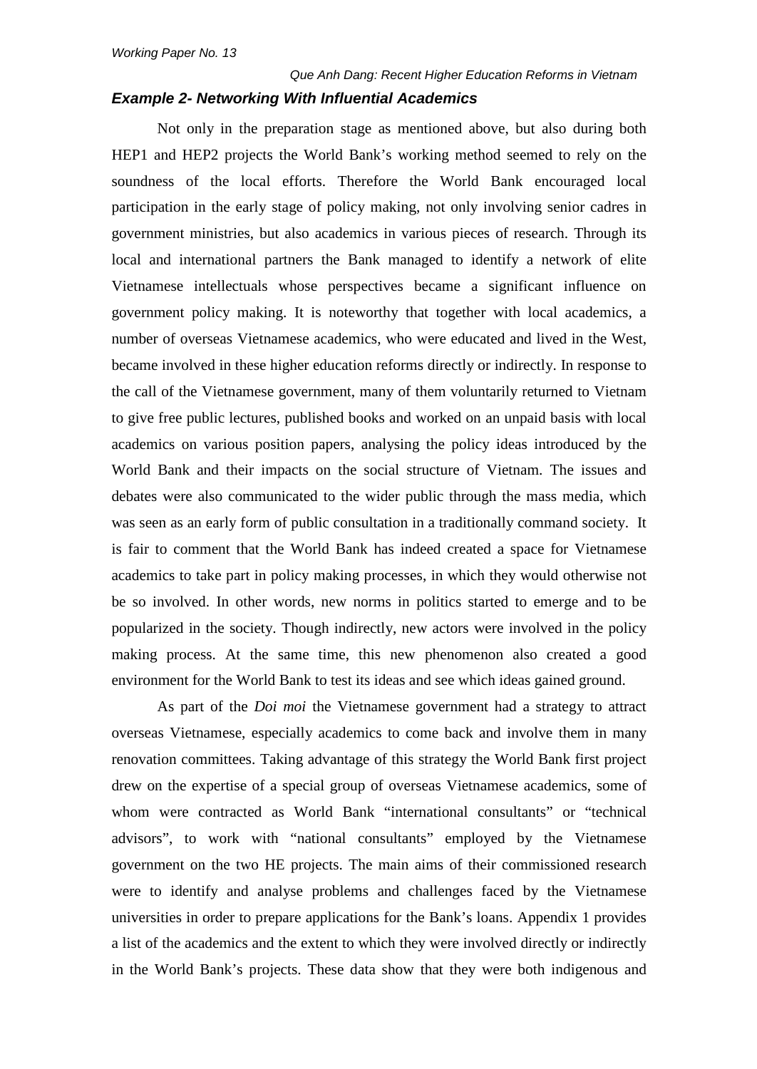### *Example 2- Networking With Influential Academics*

Not only in the preparation stage as mentioned above, but also during both HEP1 and HEP2 projects the World Bank's working method seemed to rely on the soundness of the local efforts. Therefore the World Bank encouraged local participation in the early stage of policy making, not only involving senior cadres in government ministries, but also academics in various pieces of research. Through its local and international partners the Bank managed to identify a network of elite Vietnamese intellectuals whose perspectives became a significant influence on government policy making. It is noteworthy that together with local academics, a number of overseas Vietnamese academics, who were educated and lived in the West, became involved in these higher education reforms directly or indirectly. In response to the call of the Vietnamese government, many of them voluntarily returned to Vietnam to give free public lectures, published books and worked on an unpaid basis with local academics on various position papers, analysing the policy ideas introduced by the World Bank and their impacts on the social structure of Vietnam. The issues and debates were also communicated to the wider public through the mass media, which was seen as an early form of public consultation in a traditionally command society. It is fair to comment that the World Bank has indeed created a space for Vietnamese academics to take part in policy making processes, in which they would otherwise not be so involved. In other words, new norms in politics started to emerge and to be popularized in the society. Though indirectly, new actors were involved in the policy making process. At the same time, this new phenomenon also created a good environment for the World Bank to test its ideas and see which ideas gained ground.

As part of the *Doi moi* the Vietnamese government had a strategy to attract overseas Vietnamese, especially academics to come back and involve them in many renovation committees. Taking advantage of this strategy the World Bank first project drew on the expertise of a special group of overseas Vietnamese academics, some of whom were contracted as World Bank "international consultants" or "technical advisors", to work with "national consultants" employed by the Vietnamese government on the two HE projects. The main aims of their commissioned research were to identify and analyse problems and challenges faced by the Vietnamese universities in order to prepare applications for the Bank's loans. Appendix 1 provides a list of the academics and the extent to which they were involved directly or indirectly in the World Bank's projects. These data show that they were both indigenous and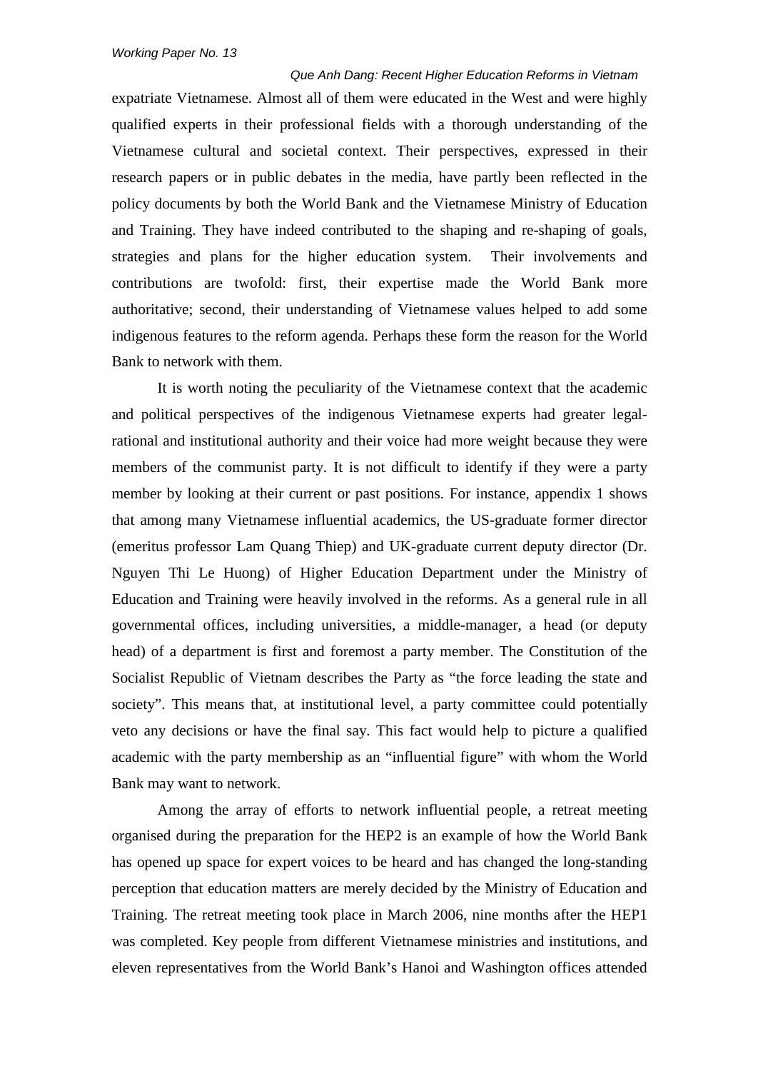expatriate Vietnamese. Almost all of them were educated in the West and were highly qualified experts in their professional fields with a thorough understanding of the Vietnamese cultural and societal context. Their perspectives, expressed in their research papers or in public debates in the media, have partly been reflected in the policy documents by both the World Bank and the Vietnamese Ministry of Education and Training. They have indeed contributed to the shaping and re-shaping of goals, strategies and plans for the higher education system. Their involvements and contributions are twofold: first, their expertise made the World Bank more authoritative; second, their understanding of Vietnamese values helped to add some indigenous features to the reform agenda. Perhaps these form the reason for the World Bank to network with them.

It is worth noting the peculiarity of the Vietnamese context that the academic and political perspectives of the indigenous Vietnamese experts had greater legal-rational and institutional authority and their voice had more weight because they were members of the communist party. It is not difficult to identify if they were a party member by looking at their current or past positions. For instance, appendix 1 shows that among many Vietnamese influential academics, the US-graduate former director (emeritus professor Lam Quang Thiep) and UK-graduate current deputy director (Dr. Nguyen Thi Le Huong) of Higher Education Department under the Ministry of Education and Training were heavily involved in the reforms. As a general rule in all governmental offices, including universities, a middle-manager, a head (or deputy head) of a department is first and foremost a party member. The Constitution of the Socialist Republic of Vietnam describes the Party as "the force leading the state and society". This means that, at institutional level, a party committee could potentially veto any decisions or have the final say. This fact would help to picture a qualified academic with the party membership as an "influential figure" with whom the World Bank may want to network.

Among the array of efforts to network influential people, a retreat meeting organised during the preparation for the HEP2 is an example of how the World Bank has opened up space for expert voices to be heard and has changed the long-standing perception that education matters are merely decided by the Ministry of Education and Training. The retreat meeting took place in March 2006, nine months after the HEP1 was completed. Key people from different Vietnamese ministries and institutions, and eleven representatives from the World Bank's Hanoi and Washington offices attended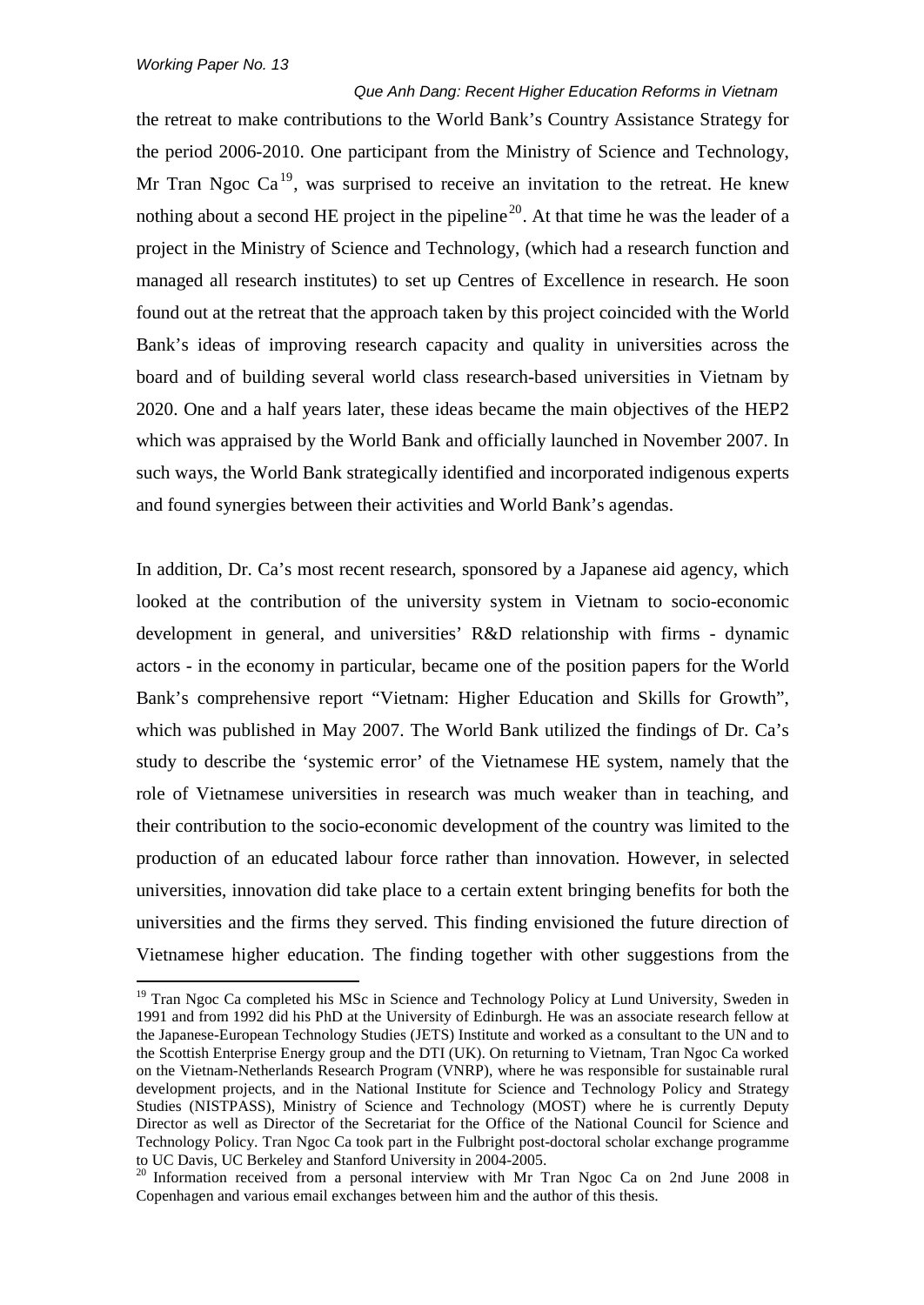the retreat to make contributions to the World Bank's Country Assistance Strategy for the period 2006-2010. One participant from the Ministry of Science and Technology, Mr Tran Ngoc Ca[19], was surprised to receive an invitation to the retreat. He knew nothing about a second HE project in the pipeline[20]. At that time he was the leader of a project in the Ministry of Science and Technology, (which had a research function and managed all research institutes) to set up Centres of Excellence in research. He soon found out at the retreat that the approach taken by this project coincided with the World Bank's ideas of improving research capacity and quality in universities across the board and of building several world class research-based universities in Vietnam by 2020. One and a half years later, these ideas became the main objectives of the HEP2 which was appraised by the World Bank and officially launched in November 2007. In such ways, the World Bank strategically identified and incorporated indigenous experts and found synergies between their activities and World Bank's agendas.

In addition, Dr. Ca's most recent research, sponsored by a Japanese aid agency, which looked at the contribution of the university system in Vietnam to socio-economic development in general, and universities' R&D relationship with firms - dynamic actors - in the economy in particular, became one of the position papers for the World Bank's comprehensive report "Vietnam: Higher Education and Skills for Growth", which was published in May 2007. The World Bank utilized the findings of Dr. Ca's study to describe the 'systemic error' of the Vietnamese HE system, namely that the role of Vietnamese universities in research was much weaker than in teaching, and their contribution to the socio-economic development of the country was limited to the production of an educated labour force rather than innovation. However, in selected universities, innovation did take place to a certain extent bringing benefits for both the universities and the firms they served. This finding envisioned the future direction of Vietnamese higher education. The finding together with other suggestions from the

[19] Tran Ngoc Ca completed his MSc in Science and Technology Policy at Lund University, Sweden in 1991 and from 1992 did his PhD at the University of Edinburgh. He was an associate research fellow at the Japanese-European Technology Studies (JETS) Institute and worked as a consultant to the UN and to the Scottish Enterprise Energy group and the DTI (UK). On returning to Vietnam, Tran Ngoc Ca worked on the Vietnam-Netherlands Research Program (VNRP), where he was responsible for sustainable rural development projects, and in the National Institute for Science and Technology Policy and Strategy Studies (NISTPASS), Ministry of Science and Technology (MOST) where he is currently Deputy Director as well as Director of the Secretariat for the Office of the National Council for Science and Technology Policy. Tran Ngoc Ca took part in the Fulbright post-doctoral scholar exchange programme to UC Davis, UC Berkeley and Stanford University in 2004-2005.

[20] Information received from a personal interview with Mr Tran Ngoc Ca on 2nd June 2008 in Copenhagen and various email exchanges between him and the author of this thesis.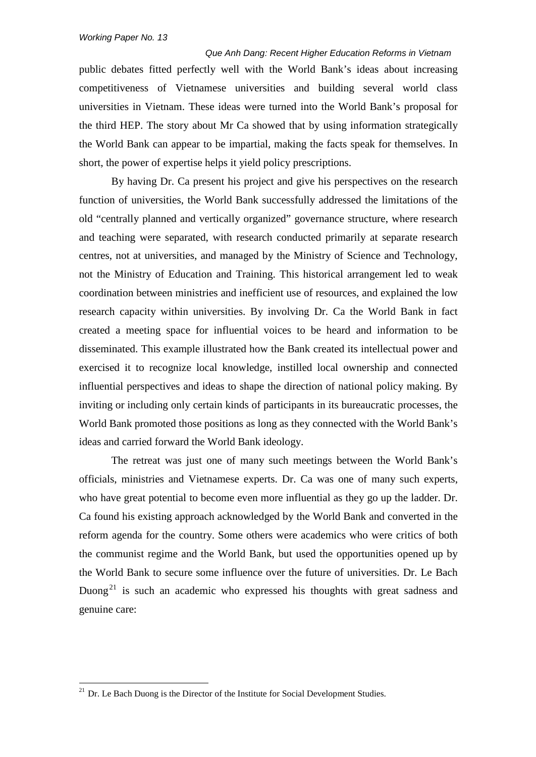public debates fitted perfectly well with the World Bank's ideas about increasing competitiveness of Vietnamese universities and building several world class universities in Vietnam. These ideas were turned into the World Bank's proposal for the third HEP. The story about Mr Ca showed that by using information strategically the World Bank can appear to be impartial, making the facts speak for themselves. In short, the power of expertise helps it yield policy prescriptions.

By having Dr. Ca present his project and give his perspectives on the research function of universities, the World Bank successfully addressed the limitations of the old "centrally planned and vertically organized" governance structure, where research and teaching were separated, with research conducted primarily at separate research centres, not at universities, and managed by the Ministry of Science and Technology, not the Ministry of Education and Training. This historical arrangement led to weak coordination between ministries and inefficient use of resources, and explained the low research capacity within universities. By involving Dr. Ca the World Bank in fact created a meeting space for influential voices to be heard and information to be disseminated. This example illustrated how the Bank created its intellectual power and exercised it to recognize local knowledge, instilled local ownership and connected influential perspectives and ideas to shape the direction of national policy making. By inviting or including only certain kinds of participants in its bureaucratic processes, the World Bank promoted those positions as long as they connected with the World Bank's ideas and carried forward the World Bank ideology.

The retreat was just one of many such meetings between the World Bank's officials, ministries and Vietnamese experts. Dr. Ca was one of many such experts, who have great potential to become even more influential as they go up the ladder. Dr. Ca found his existing approach acknowledged by the World Bank and converted in the reform agenda for the country. Some others were academics who were critics of both the communist regime and the World Bank, but used the opportunities opened up by the World Bank to secure some influence over the future of universities. Dr. Le Bach Duong[21] is such an academic who expressed his thoughts with great sadness and genuine care:

[21] Dr. Le Bach Duong is the Director of the Institute for Social Development Studies.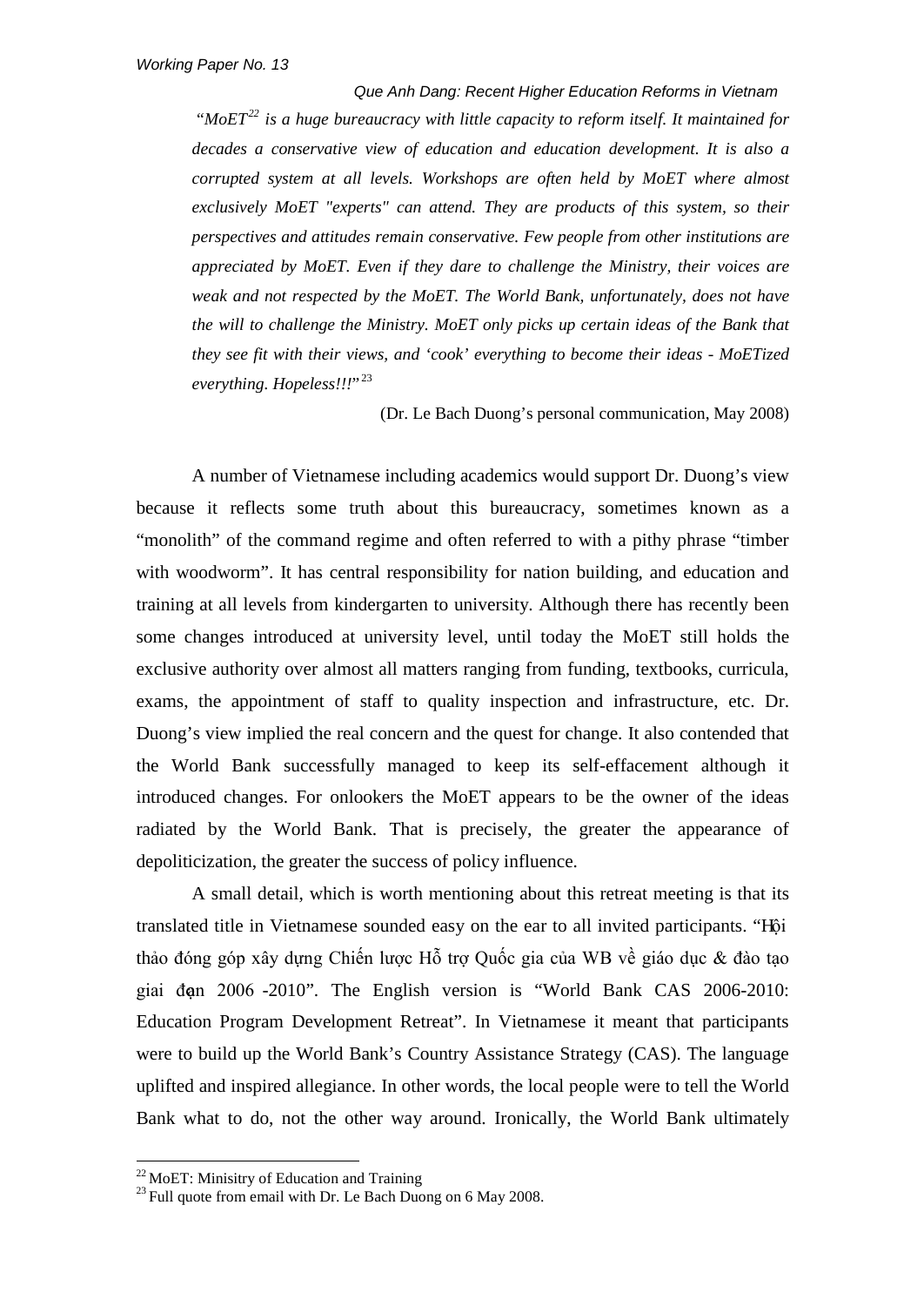*"MoET[22] is a huge bureaucracy with little capacity to reform itself. It maintained for decades a conservative view of education and education development. It is also a corrupted system at all levels. Workshops are often held by MoET where almost exclusively MoET "experts" can attend. They are products of this system, so their perspectives and attitudes remain conservative. Few people from other institutions are appreciated by MoET. Even if they dare to challenge the Ministry, their voices are weak and not respected by the MoET. The World Bank, unfortunately, does not have the will to challenge the Ministry. MoET only picks up certain ideas of the Bank that they see fit with their views, and 'cook' everything to become their ideas - MoETized everything. Hopeless!!!"*[23]

(Dr. Le Bach Duong's personal communication, May 2008)

A number of Vietnamese including academics would support Dr. Duong's view because it reflects some truth about this bureaucracy, sometimes known as a "monolith" of the command regime and often referred to with a pithy phrase "timber with woodworm". It has central responsibility for nation building, and education and training at all levels from kindergarten to university. Although there has recently been some changes introduced at university level, until today the MoET still holds the exclusive authority over almost all matters ranging from funding, textbooks, curricula, exams, the appointment of staff to quality inspection and infrastructure, etc. Dr. Duong's view implied the real concern and the quest for change. It also contended that the World Bank successfully managed to keep its self-effacement although it introduced changes. For onlookers the MoET appears to be the owner of the ideas radiated by the World Bank. That is precisely, the greater the appearance of depoliticization, the greater the success of policy influence.

A small detail, which is worth mentioning about this retreat meeting is that its translated title in Vietnamese sounded easy on the ear to all invited participants. "Hội thảo đóng góp xây dựng Chiến lược Hỗ trợ Quốc gia của WB về giáo dục & đào tạo giai đạn 2006 -2010". The English version is "World Bank CAS 2006-2010: Education Program Development Retreat". In Vietnamese it meant that participants were to build up the World Bank's Country Assistance Strategy (CAS). The language uplifted and inspired allegiance. In other words, the local people were to tell the World Bank what to do, not the other way around. Ironically, the World Bank ultimately

[22] MoET: Minisitry of Education and Training

[23] Full quote from email with Dr. Le Bach Duong on 6 May 2008.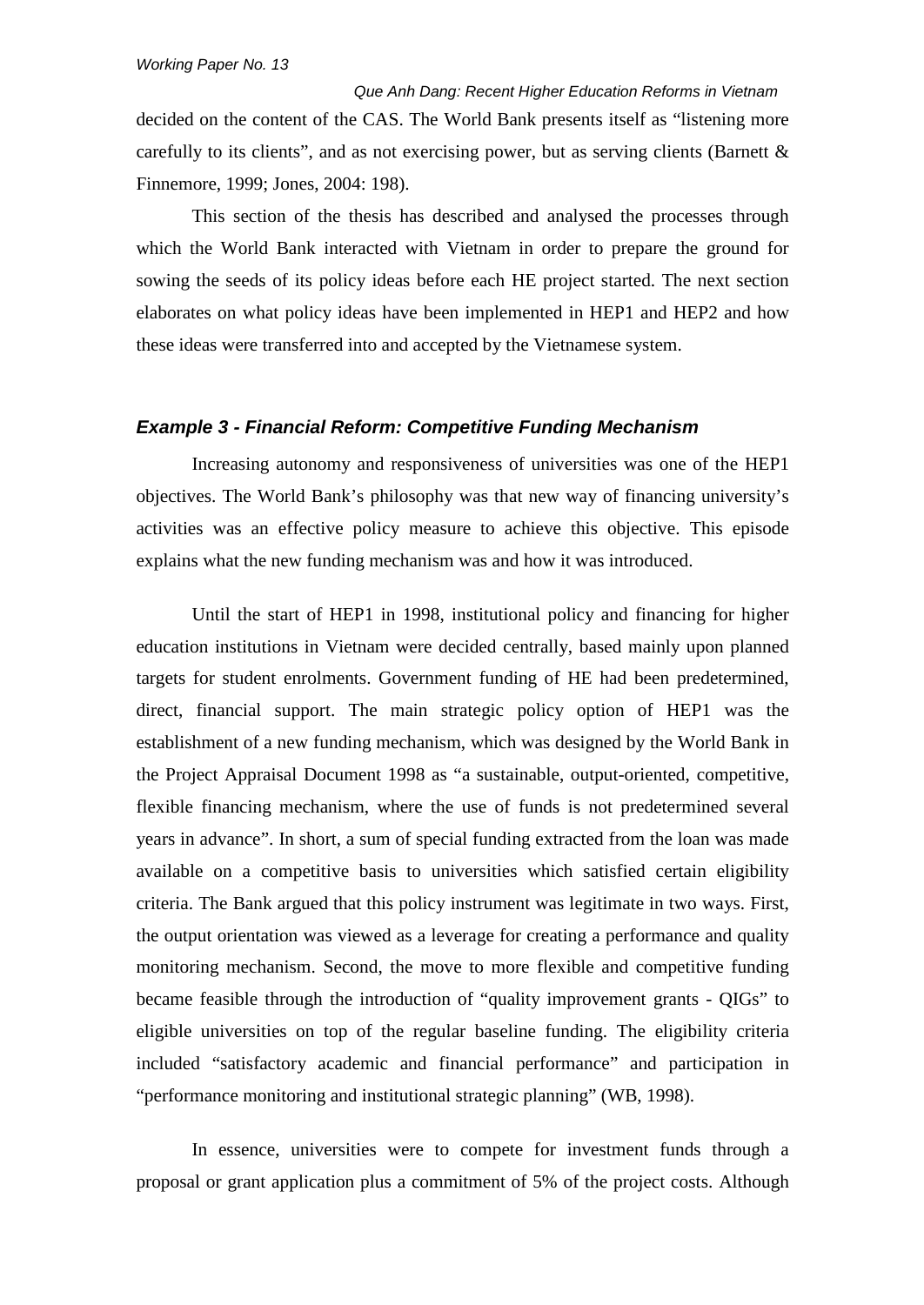decided on the content of the CAS. The World Bank presents itself as "listening more carefully to its clients", and as not exercising power, but as serving clients (Barnett & Finnemore, 1999; Jones, 2004: 198).

This section of the thesis has described and analysed the processes through which the World Bank interacted with Vietnam in order to prepare the ground for sowing the seeds of its policy ideas before each HE project started. The next section elaborates on what policy ideas have been implemented in HEP1 and HEP2 and how these ideas were transferred into and accepted by the Vietnamese system.

### *Example 3 - Financial Reform: Competitive Funding Mechanism*

Increasing autonomy and responsiveness of universities was one of the HEP1 objectives. The World Bank's philosophy was that new way of financing university's activities was an effective policy measure to achieve this objective. This episode explains what the new funding mechanism was and how it was introduced.

Until the start of HEP1 in 1998, institutional policy and financing for higher education institutions in Vietnam were decided centrally, based mainly upon planned targets for student enrolments. Government funding of HE had been predetermined, direct, financial support. The main strategic policy option of HEP1 was the establishment of a new funding mechanism, which was designed by the World Bank in the Project Appraisal Document 1998 as "a sustainable, output-oriented, competitive, flexible financing mechanism, where the use of funds is not predetermined several years in advance". In short, a sum of special funding extracted from the loan was made available on a competitive basis to universities which satisfied certain eligibility criteria. The Bank argued that this policy instrument was legitimate in two ways. First, the output orientation was viewed as a leverage for creating a performance and quality monitoring mechanism. Second, the move to more flexible and competitive funding became feasible through the introduction of "quality improvement grants - QIGs" to eligible universities on top of the regular baseline funding. The eligibility criteria included "satisfactory academic and financial performance" and participation in "performance monitoring and institutional strategic planning" (WB, 1998).

In essence, universities were to compete for investment funds through a proposal or grant application plus a commitment of 5% of the project costs. Although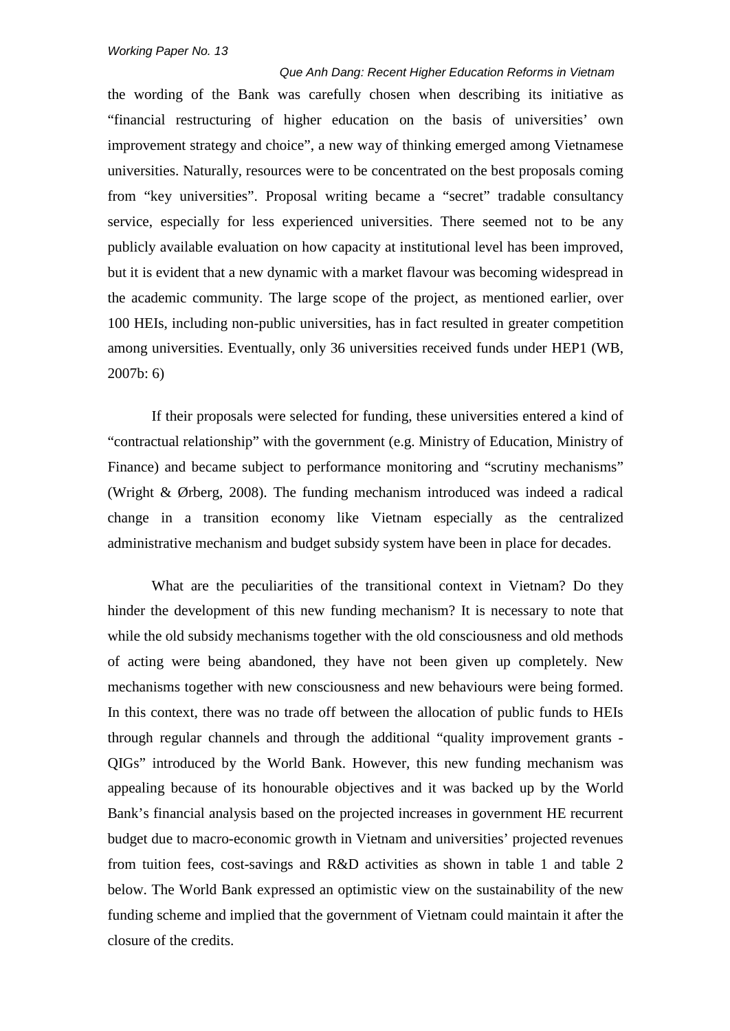the wording of the Bank was carefully chosen when describing its initiative as "financial restructuring of higher education on the basis of universities' own improvement strategy and choice", a new way of thinking emerged among Vietnamese universities. Naturally, resources were to be concentrated on the best proposals coming from "key universities". Proposal writing became a "secret" tradable consultancy service, especially for less experienced universities. There seemed not to be any publicly available evaluation on how capacity at institutional level has been improved, but it is evident that a new dynamic with a market flavour was becoming widespread in the academic community. The large scope of the project, as mentioned earlier, over 100 HEIs, including non-public universities, has in fact resulted in greater competition among universities. Eventually, only 36 universities received funds under HEP1 (WB, 2007b: 6)

If their proposals were selected for funding, these universities entered a kind of "contractual relationship" with the government (e.g. Ministry of Education, Ministry of Finance) and became subject to performance monitoring and "scrutiny mechanisms" (Wright & Ørberg, 2008). The funding mechanism introduced was indeed a radical change in a transition economy like Vietnam especially as the centralized administrative mechanism and budget subsidy system have been in place for decades.

What are the peculiarities of the transitional context in Vietnam? Do they hinder the development of this new funding mechanism? It is necessary to note that while the old subsidy mechanisms together with the old consciousness and old methods of acting were being abandoned, they have not been given up completely. New mechanisms together with new consciousness and new behaviours were being formed. In this context, there was no trade off between the allocation of public funds to HEIs through regular channels and through the additional "quality improvement grants - QIGs" introduced by the World Bank. However, this new funding mechanism was appealing because of its honourable objectives and it was backed up by the World Bank's financial analysis based on the projected increases in government HE recurrent budget due to macro-economic growth in Vietnam and universities' projected revenues from tuition fees, cost-savings and R&D activities as shown in table 1 and table 2 below. The World Bank expressed an optimistic view on the sustainability of the new funding scheme and implied that the government of Vietnam could maintain it after the closure of the credits.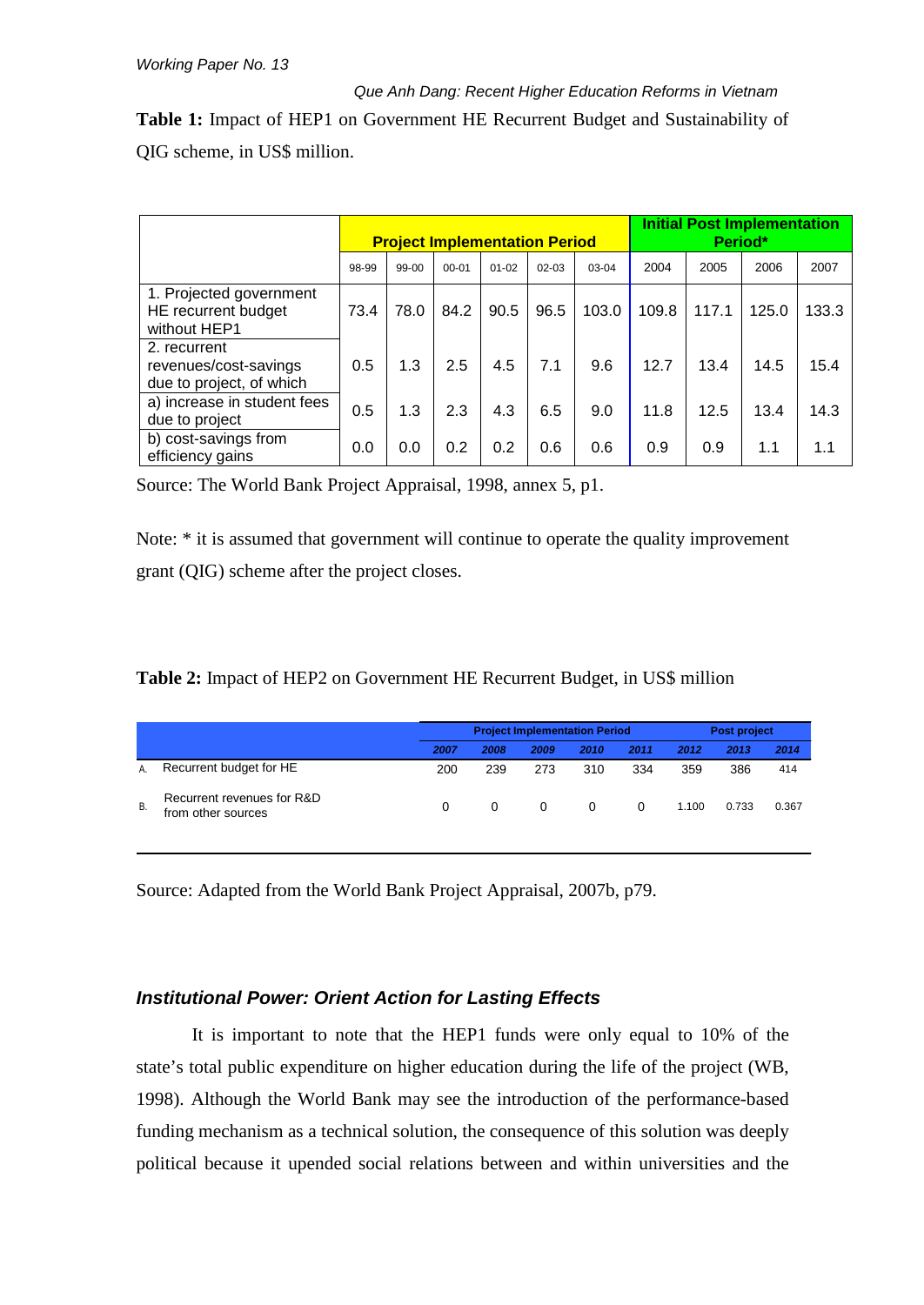**Table 1:** Impact of HEP1 on Government HE Recurrent Budget and Sustainability of QIG scheme, in US$ million.

| | Project Implementation Period | | | | | | Initial Post Implementation Period* | | | |
|---|---|---|---|---|---|---|---|---|---|---|
| | 98-99 | 99-00 | 00-01 | 01-02 | 02-03 | 03-04 | 2004 | 2005 | 2006 | 2007 |
| 1. Projected government HE recurrent budget without HEP1 | 73.4 | 78.0 | 84.2 | 90.5 | 96.5 | 103.0 | 109.8 | 117.1 | 125.0 | 133.3 |
| 2. recurrent revenues/cost-savings due to project, of which | 0.5 | 1.3 | 2.5 | 4.5 | 7.1 | 9.6 | 12.7 | 13.4 | 14.5 | 15.4 |
| a) increase in student fees due to project | 0.5 | 1.3 | 2.3 | 4.3 | 6.5 | 9.0 | 11.8 | 12.5 | 13.4 | 14.3 |
| b) cost-savings from efficiency gains | 0.0 | 0.0 | 0.2 | 0.2 | 0.6 | 0.6 | 0.9 | 0.9 | 1.1 | 1.1 |

Source: The World Bank Project Appraisal, 1998, annex 5, p1.

Note: * it is assumed that government will continue to operate the quality improvement grant (QIG) scheme after the project closes.

**Table 2:** Impact of HEP2 on Government HE Recurrent Budget, in US$ million

| | | Project Implementation Period | | | | | Post project | | |
|---|---|---|---|---|---|---|---|---|---|
| | | 2007 | 2008 | 2009 | 2010 | 2011 | 2012 | 2013 | 2014 |
| A. | Recurrent budget for HE | 200 | 239 | 273 | 310 | 334 | 359 | 386 | 414 |
| B. | Recurrent revenues for R&D from other sources | 0 | 0 | 0 | 0 | 0 | 1.100 | 0.733 | 0.367 |

Source: Adapted from the World Bank Project Appraisal, 2007b, p79.

### *Institutional Power: Orient Action for Lasting Effects*

It is important to note that the HEP1 funds were only equal to 10% of the state's total public expenditure on higher education during the life of the project (WB, 1998). Although the World Bank may see the introduction of the performance-based funding mechanism as a technical solution, the consequence of this solution was deeply political because it upended social relations between and within universities and the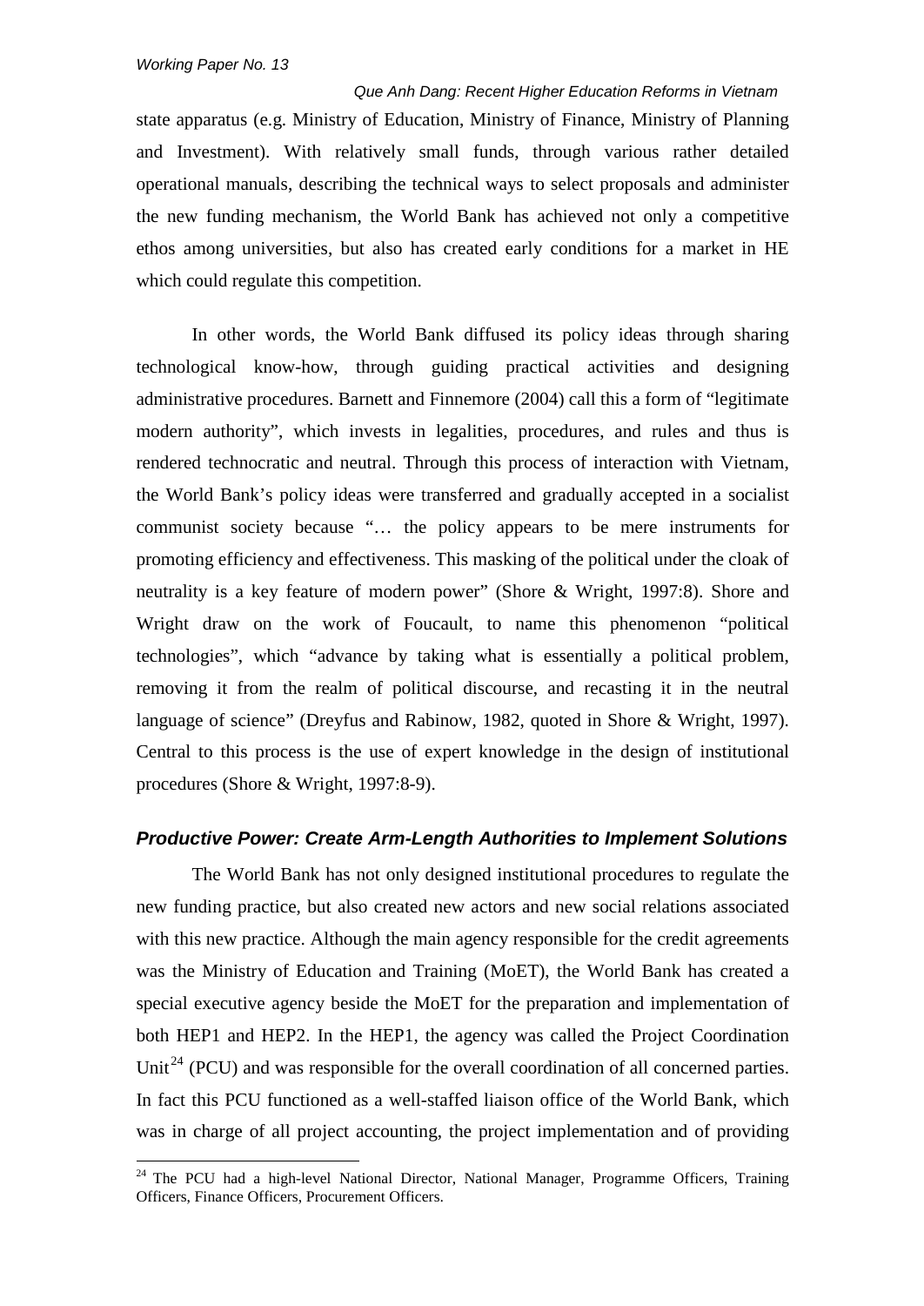state apparatus (e.g. Ministry of Education, Ministry of Finance, Ministry of Planning and Investment). With relatively small funds, through various rather detailed operational manuals, describing the technical ways to select proposals and administer the new funding mechanism, the World Bank has achieved not only a competitive ethos among universities, but also has created early conditions for a market in HE which could regulate this competition.

In other words, the World Bank diffused its policy ideas through sharing technological know-how, through guiding practical activities and designing administrative procedures. Barnett and Finnemore (2004) call this a form of "legitimate modern authority", which invests in legalities, procedures, and rules and thus is rendered technocratic and neutral. Through this process of interaction with Vietnam, the World Bank's policy ideas were transferred and gradually accepted in a socialist communist society because "… the policy appears to be mere instruments for promoting efficiency and effectiveness. This masking of the political under the cloak of neutrality is a key feature of modern power" (Shore & Wright, 1997:8). Shore and Wright draw on the work of Foucault, to name this phenomenon "political technologies", which "advance by taking what is essentially a political problem, removing it from the realm of political discourse, and recasting it in the neutral language of science" (Dreyfus and Rabinow, 1982, quoted in Shore & Wright, 1997). Central to this process is the use of expert knowledge in the design of institutional procedures (Shore & Wright, 1997:8-9).

### *Productive Power: Create Arm-Length Authorities to Implement Solutions*

The World Bank has not only designed institutional procedures to regulate the new funding practice, but also created new actors and new social relations associated with this new practice. Although the main agency responsible for the credit agreements was the Ministry of Education and Training (MoET), the World Bank has created a special executive agency beside the MoET for the preparation and implementation of both HEP1 and HEP2. In the HEP1, the agency was called the Project Coordination Unit[24] (PCU) and was responsible for the overall coordination of all concerned parties. In fact this PCU functioned as a well-staffed liaison office of the World Bank, which was in charge of all project accounting, the project implementation and of providing

[24] The PCU had a high-level National Director, National Manager, Programme Officers, Training Officers, Finance Officers, Procurement Officers.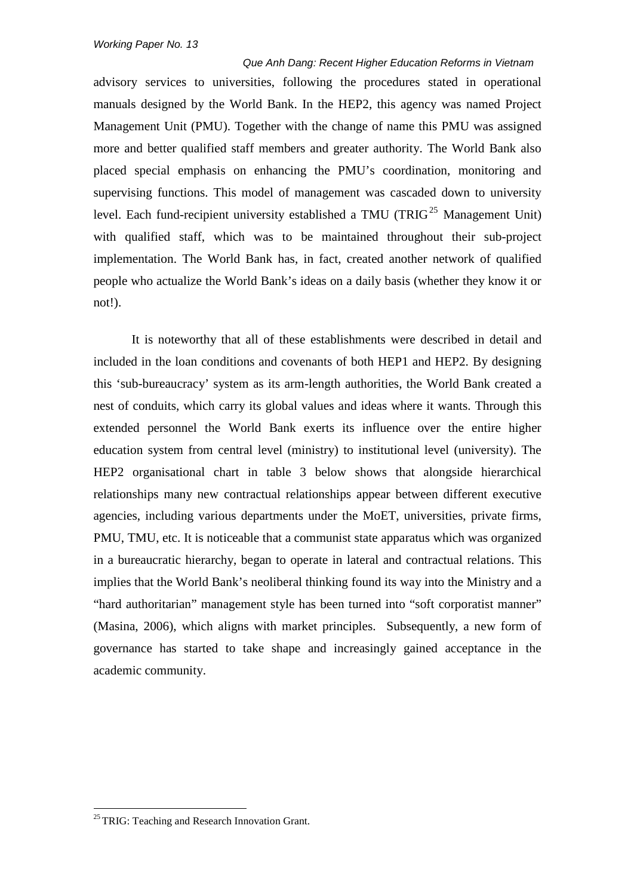advisory services to universities, following the procedures stated in operational manuals designed by the World Bank. In the HEP2, this agency was named Project Management Unit (PMU). Together with the change of name this PMU was assigned more and better qualified staff members and greater authority. The World Bank also placed special emphasis on enhancing the PMU's coordination, monitoring and supervising functions. This model of management was cascaded down to university level. Each fund-recipient university established a TMU (TRIG[25] Management Unit) with qualified staff, which was to be maintained throughout their sub-project implementation. The World Bank has, in fact, created another network of qualified people who actualize the World Bank's ideas on a daily basis (whether they know it or not!).

It is noteworthy that all of these establishments were described in detail and included in the loan conditions and covenants of both HEP1 and HEP2. By designing this 'sub-bureaucracy' system as its arm-length authorities, the World Bank created a nest of conduits, which carry its global values and ideas where it wants. Through this extended personnel the World Bank exerts its influence over the entire higher education system from central level (ministry) to institutional level (university). The HEP2 organisational chart in table 3 below shows that alongside hierarchical relationships many new contractual relationships appear between different executive agencies, including various departments under the MoET, universities, private firms, PMU, TMU, etc. It is noticeable that a communist state apparatus which was organized in a bureaucratic hierarchy, began to operate in lateral and contractual relations. This implies that the World Bank's neoliberal thinking found its way into the Ministry and a "hard authoritarian" management style has been turned into "soft corporatist manner" (Masina, 2006), which aligns with market principles. Subsequently, a new form of governance has started to take shape and increasingly gained acceptance in the academic community.

[25] TRIG: Teaching and Research Innovation Grant.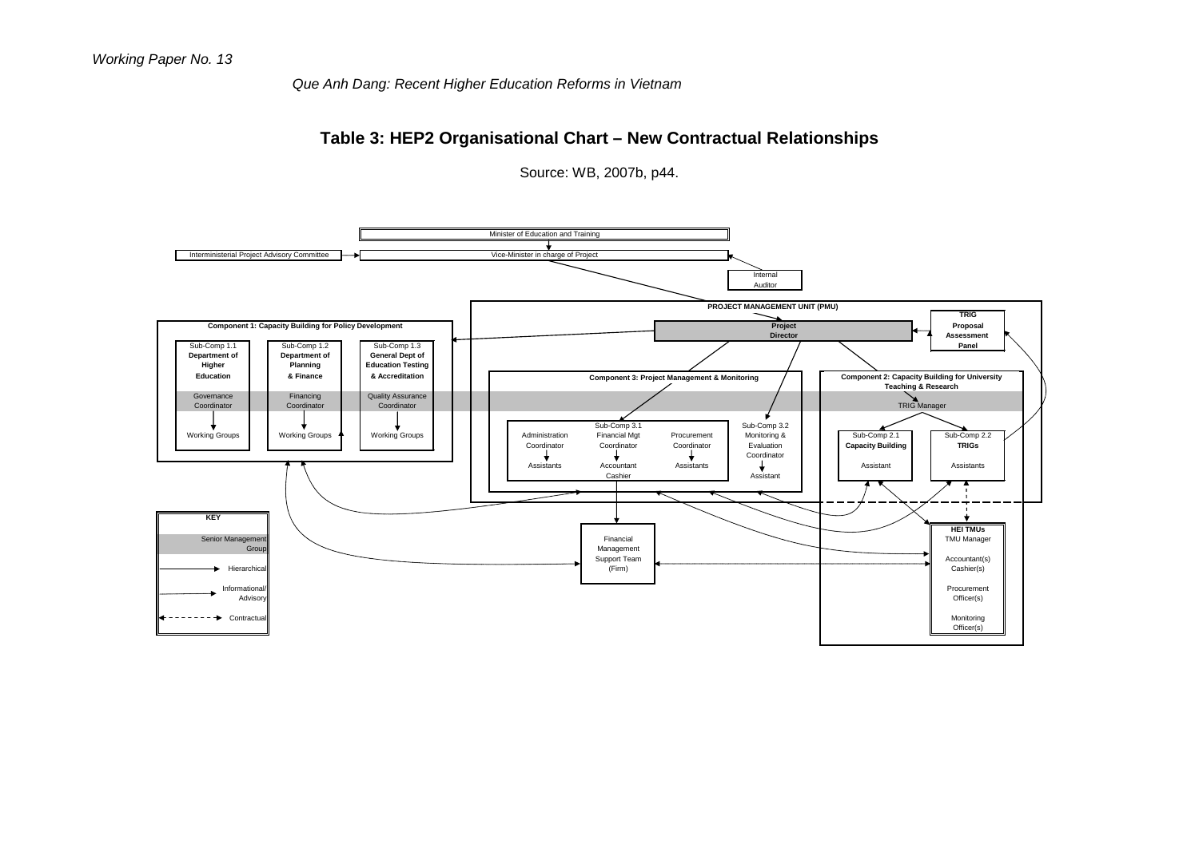## Table 3: HEP2 Organisational Chart – New Contractual Relationships

Source: WB, 2007b, p44.

Minister of Education and Training

Interministerial Project Advisory Committee

Vice-Minister in charge of Project

Internal Auditor

**PROJECT MANAGEMENT UNIT (PMU)**

**Project Director**

**TRIG Proposal Assessment Panel**

**Component 1: Capacity Building for Policy Development**

| Sub-Comp 1.1 **Department of Higher Education** | Sub-Comp 1.2 **Department of Planning & Finance** | Sub-Comp 1.3 **General Dept of Education Testing & Accreditation** |
|---|---|---|
| Governance Coordinator | Financing Coordinator | Quality Assurance Coordinator |
| Working Groups | Working Groups | Working Groups |

**Component 3: Project Management & Monitoring**

| Administration Coordinator | Sub-Comp 3.1 Financial Mgt Coordinator | Procurement Coordinator | Sub-Comp 3.2 Monitoring & Evaluation Coordinator |
|---|---|---|---|
| Assistants | Accountant Cashier | Assistants | Assistant |

**Component 2: Capacity Building for University Teaching & Research**

TRIG Manager

| Sub-Comp 2.1 **Capacity Building** | Sub-Comp 2.2 **TRIGs** |
|---|---|
| Assistant | Assistants |

Financial Management Support Team (Firm)

**HEI TMUs**
TMU Manager
Accountant(s) Cashier(s)
Procurement Officer(s)
Monitoring Officer(s)

**KEY**

- Senior Management Group
- Hierarchical
- Informational/ Advisory
- Contractual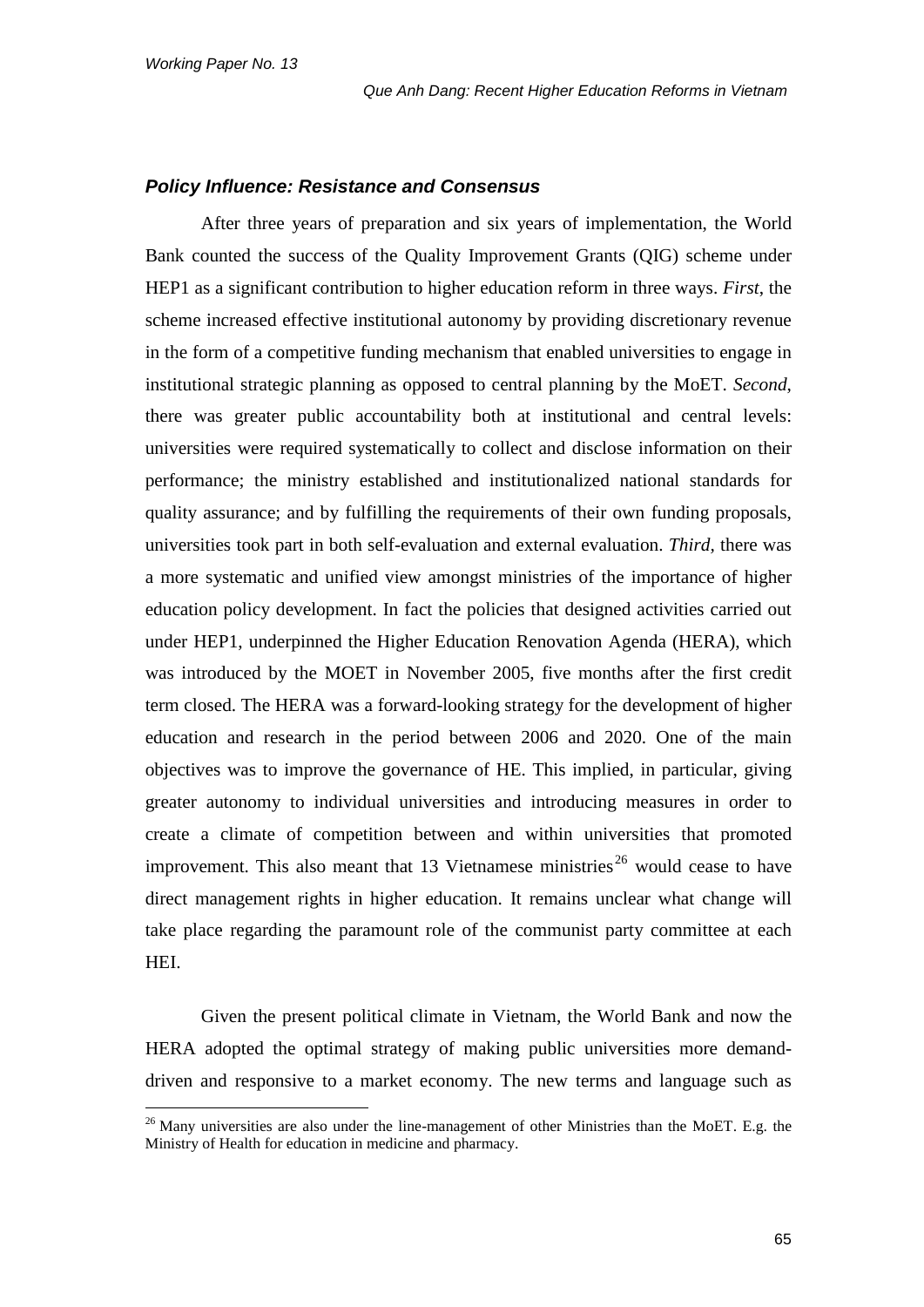### *Policy Influence: Resistance and Consensus*

After three years of preparation and six years of implementation, the World Bank counted the success of the Quality Improvement Grants (QIG) scheme under HEP1 as a significant contribution to higher education reform in three ways. *First*, the scheme increased effective institutional autonomy by providing discretionary revenue in the form of a competitive funding mechanism that enabled universities to engage in institutional strategic planning as opposed to central planning by the MoET. *Second*, there was greater public accountability both at institutional and central levels: universities were required systematically to collect and disclose information on their performance; the ministry established and institutionalized national standards for quality assurance; and by fulfilling the requirements of their own funding proposals, universities took part in both self-evaluation and external evaluation. *Third*, there was a more systematic and unified view amongst ministries of the importance of higher education policy development. In fact the policies that designed activities carried out under HEP1, underpinned the Higher Education Renovation Agenda (HERA), which was introduced by the MOET in November 2005, five months after the first credit term closed. The HERA was a forward-looking strategy for the development of higher education and research in the period between 2006 and 2020. One of the main objectives was to improve the governance of HE. This implied, in particular, giving greater autonomy to individual universities and introducing measures in order to create a climate of competition between and within universities that promoted improvement. This also meant that 13 Vietnamese ministries[26] would cease to have direct management rights in higher education. It remains unclear what change will take place regarding the paramount role of the communist party committee at each HEI.

Given the present political climate in Vietnam, the World Bank and now the HERA adopted the optimal strategy of making public universities more demand-driven and responsive to a market economy. The new terms and language such as

[26] Many universities are also under the line-management of other Ministries than the MoET. E.g. the Ministry of Health for education in medicine and pharmacy.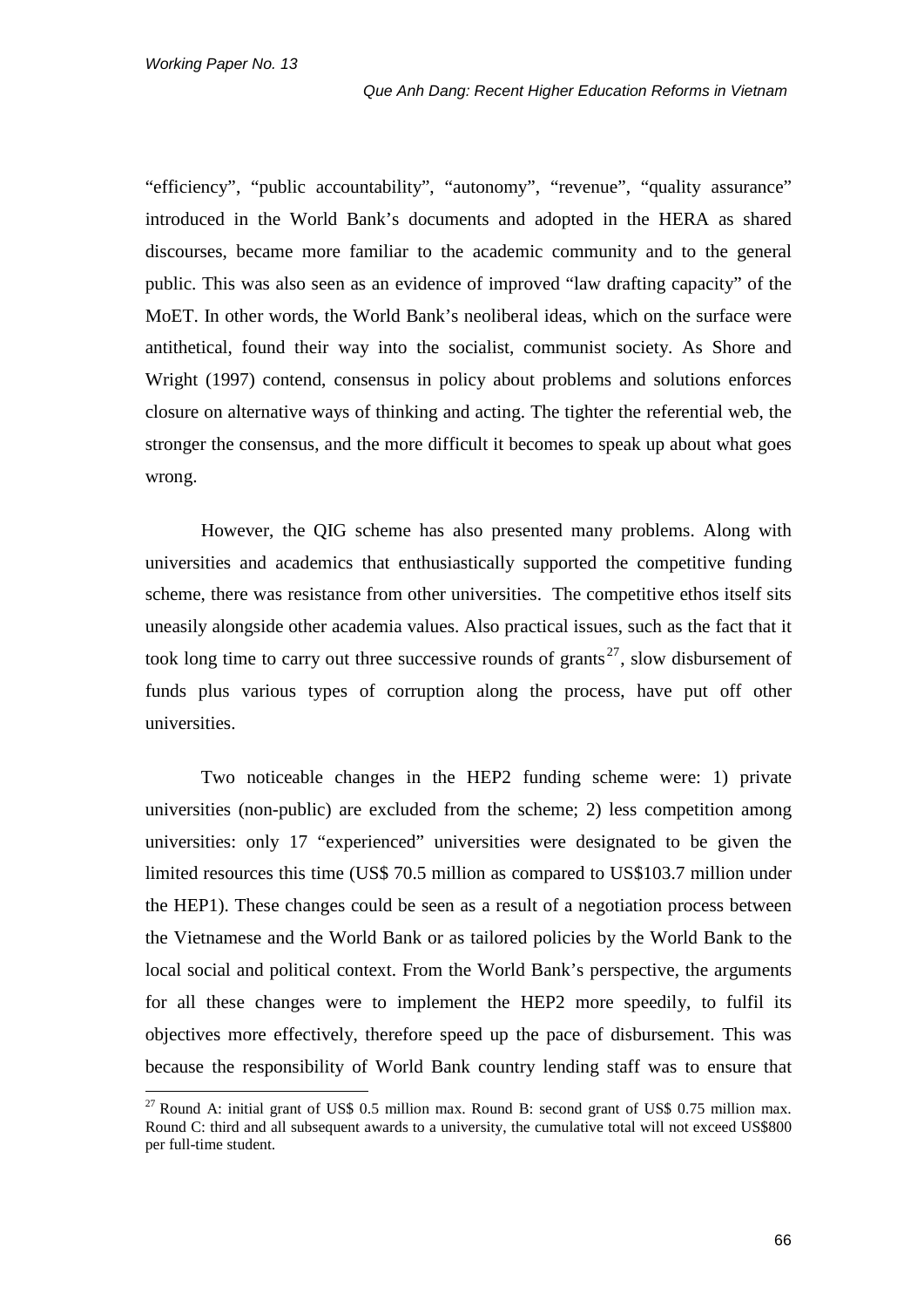"efficiency", "public accountability", "autonomy", "revenue", "quality assurance" introduced in the World Bank's documents and adopted in the HERA as shared discourses, became more familiar to the academic community and to the general public. This was also seen as an evidence of improved "law drafting capacity" of the MoET. In other words, the World Bank's neoliberal ideas, which on the surface were antithetical, found their way into the socialist, communist society. As Shore and Wright (1997) contend, consensus in policy about problems and solutions enforces closure on alternative ways of thinking and acting. The tighter the referential web, the stronger the consensus, and the more difficult it becomes to speak up about what goes wrong.

However, the QIG scheme has also presented many problems. Along with universities and academics that enthusiastically supported the competitive funding scheme, there was resistance from other universities. The competitive ethos itself sits uneasily alongside other academia values. Also practical issues, such as the fact that it took long time to carry out three successive rounds of grants[27], slow disbursement of funds plus various types of corruption along the process, have put off other universities.

Two noticeable changes in the HEP2 funding scheme were: 1) private universities (non-public) are excluded from the scheme; 2) less competition among universities: only 17 "experienced" universities were designated to be given the limited resources this time (US$ 70.5 million as compared to US$103.7 million under the HEP1). These changes could be seen as a result of a negotiation process between the Vietnamese and the World Bank or as tailored policies by the World Bank to the local social and political context. From the World Bank's perspective, the arguments for all these changes were to implement the HEP2 more speedily, to fulfil its objectives more effectively, therefore speed up the pace of disbursement. This was because the responsibility of World Bank country lending staff was to ensure that

[27] Round A: initial grant of US$ 0.5 million max. Round B: second grant of US$ 0.75 million max. Round C: third and all subsequent awards to a university, the cumulative total will not exceed US$800 per full-time student.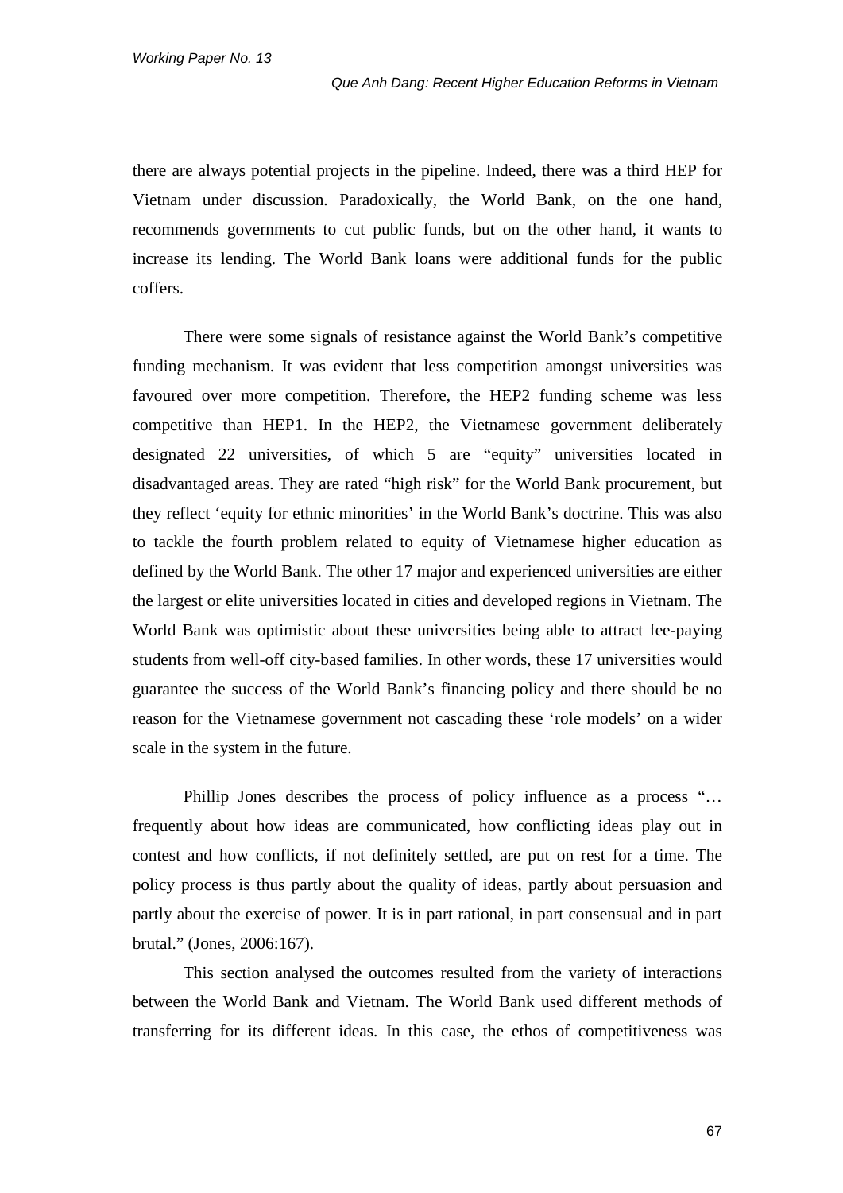there are always potential projects in the pipeline. Indeed, there was a third HEP for Vietnam under discussion. Paradoxically, the World Bank, on the one hand, recommends governments to cut public funds, but on the other hand, it wants to increase its lending. The World Bank loans were additional funds for the public coffers.

There were some signals of resistance against the World Bank's competitive funding mechanism. It was evident that less competition amongst universities was favoured over more competition. Therefore, the HEP2 funding scheme was less competitive than HEP1. In the HEP2, the Vietnamese government deliberately designated 22 universities, of which 5 are "equity" universities located in disadvantaged areas. They are rated "high risk" for the World Bank procurement, but they reflect 'equity for ethnic minorities' in the World Bank's doctrine. This was also to tackle the fourth problem related to equity of Vietnamese higher education as defined by the World Bank. The other 17 major and experienced universities are either the largest or elite universities located in cities and developed regions in Vietnam. The World Bank was optimistic about these universities being able to attract fee-paying students from well-off city-based families. In other words, these 17 universities would guarantee the success of the World Bank's financing policy and there should be no reason for the Vietnamese government not cascading these 'role models' on a wider scale in the system in the future.

Phillip Jones describes the process of policy influence as a process "… frequently about how ideas are communicated, how conflicting ideas play out in contest and how conflicts, if not definitely settled, are put on rest for a time. The policy process is thus partly about the quality of ideas, partly about persuasion and partly about the exercise of power. It is in part rational, in part consensual and in part brutal." (Jones, 2006:167).

This section analysed the outcomes resulted from the variety of interactions between the World Bank and Vietnam. The World Bank used different methods of transferring for its different ideas. In this case, the ethos of competitiveness was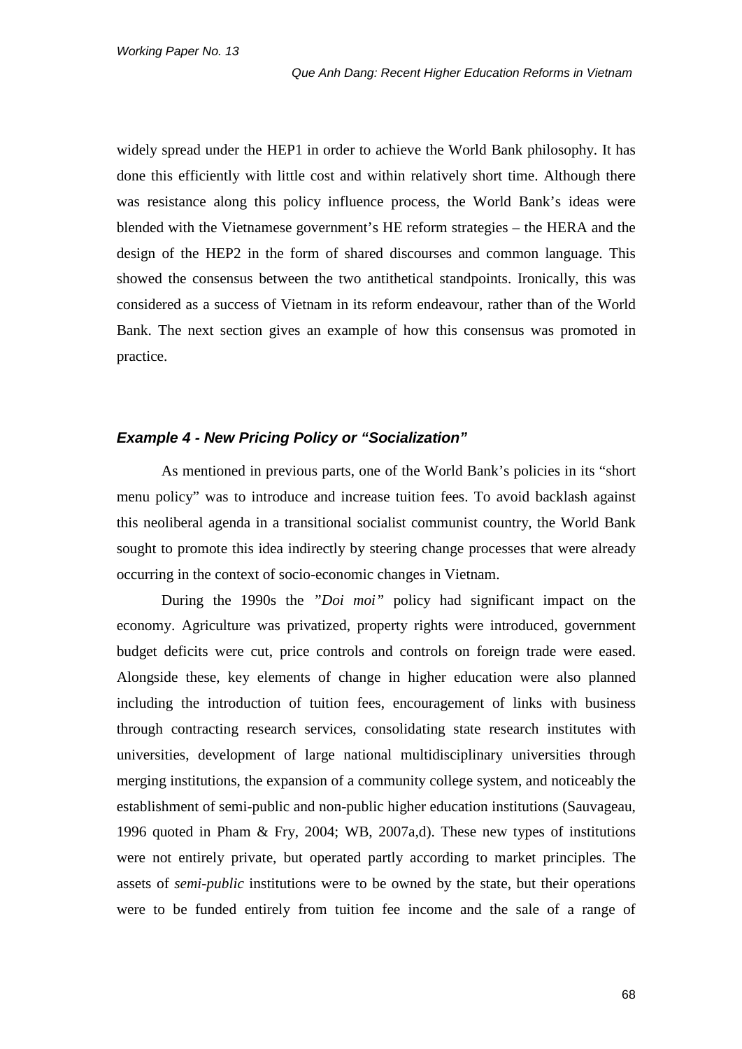widely spread under the HEP1 in order to achieve the World Bank philosophy. It has done this efficiently with little cost and within relatively short time. Although there was resistance along this policy influence process, the World Bank's ideas were blended with the Vietnamese government's HE reform strategies – the HERA and the design of the HEP2 in the form of shared discourses and common language. This showed the consensus between the two antithetical standpoints. Ironically, this was considered as a success of Vietnam in its reform endeavour, rather than of the World Bank. The next section gives an example of how this consensus was promoted in practice.

### *Example 4 - New Pricing Policy or "Socialization"*

As mentioned in previous parts, one of the World Bank's policies in its "short menu policy" was to introduce and increase tuition fees. To avoid backlash against this neoliberal agenda in a transitional socialist communist country, the World Bank sought to promote this idea indirectly by steering change processes that were already occurring in the context of socio-economic changes in Vietnam.

During the 1990s the "*Doi moi*" policy had significant impact on the economy. Agriculture was privatized, property rights were introduced, government budget deficits were cut, price controls and controls on foreign trade were eased. Alongside these, key elements of change in higher education were also planned including the introduction of tuition fees, encouragement of links with business through contracting research services, consolidating state research institutes with universities, development of large national multidisciplinary universities through merging institutions, the expansion of a community college system, and noticeably the establishment of semi-public and non-public higher education institutions (Sauvageau, 1996 quoted in Pham & Fry, 2004; WB, 2007a,d). These new types of institutions were not entirely private, but operated partly according to market principles. The assets of *semi-public* institutions were to be owned by the state, but their operations were to be funded entirely from tuition fee income and the sale of a range of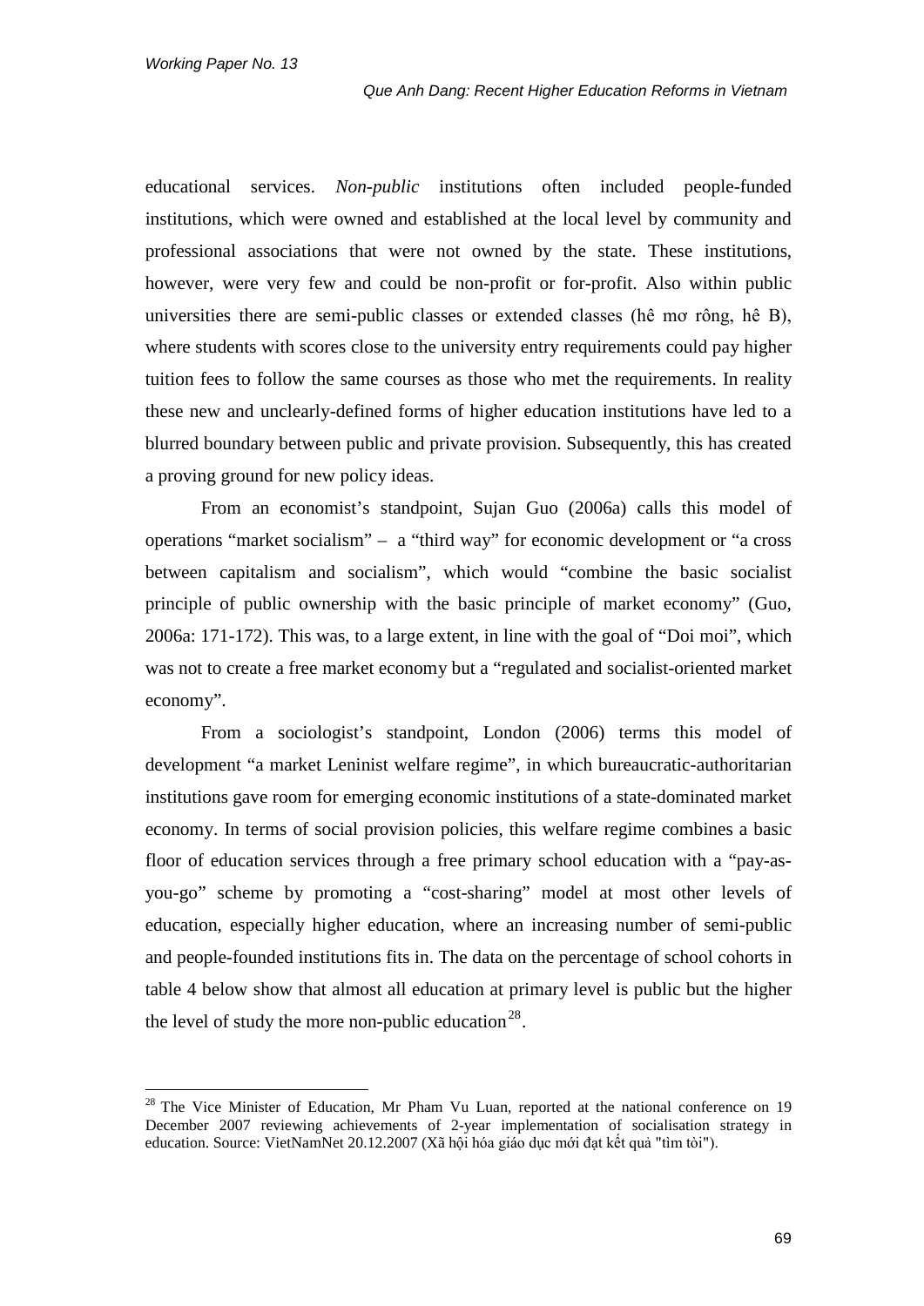educational services. *Non-public* institutions often included people-funded institutions, which were owned and established at the local level by community and professional associations that were not owned by the state. These institutions, however, were very few and could be non-profit or for-profit. Also within public universities there are semi-public classes or extended classes (hê mơ rông, hê B), where students with scores close to the university entry requirements could pay higher tuition fees to follow the same courses as those who met the requirements. In reality these new and unclearly-defined forms of higher education institutions have led to a blurred boundary between public and private provision. Subsequently, this has created a proving ground for new policy ideas.

From an economist's standpoint, Sujan Guo (2006a) calls this model of operations "market socialism" – a "third way" for economic development or "a cross between capitalism and socialism", which would "combine the basic socialist principle of public ownership with the basic principle of market economy" (Guo, 2006a: 171-172). This was, to a large extent, in line with the goal of "Doi moi", which was not to create a free market economy but a "regulated and socialist-oriented market economy".

From a sociologist's standpoint, London (2006) terms this model of development "a market Leninist welfare regime", in which bureaucratic-authoritarian institutions gave room for emerging economic institutions of a state-dominated market economy. In terms of social provision policies, this welfare regime combines a basic floor of education services through a free primary school education with a "pay-as-you-go" scheme by promoting a "cost-sharing" model at most other levels of education, especially higher education, where an increasing number of semi-public and people-founded institutions fits in. The data on the percentage of school cohorts in table 4 below show that almost all education at primary level is public but the higher the level of study the more non-public education[28].

[28] The Vice Minister of Education, Mr Pham Vu Luan, reported at the national conference on 19 December 2007 reviewing achievements of 2-year implementation of socialisation strategy in education. Source: VietNamNet 20.12.2007 (Xã hội hóa giáo dục mới đạt kết quả "tìm tòi").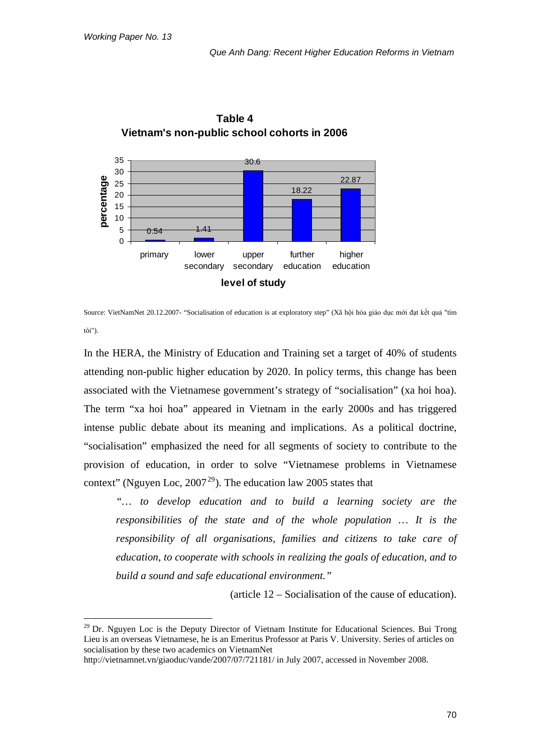**Table 4**
**Vietnam's non-public school cohorts in 2006**

| level of study | percentage |
|---|---|
| primary | 0.54 |
| lower secondary | 1.41 |
| upper secondary | 30.6 |
| further education | 18.22 |
| higher education | 22.87 |

Source: VietNamNet 20.12.2007- "Socialisation of education is at exploratory step" (Xã hội hóa giáo dục mới đạt kết quả "tìm tòi").

In the HERA, the Ministry of Education and Training set a target of 40% of students attending non-public higher education by 2020. In policy terms, this change has been associated with the Vietnamese government's strategy of "socialisation" (xa hoi hoa). The term "xa hoi hoa" appeared in Vietnam in the early 2000s and has triggered intense public debate about its meaning and implications. As a political doctrine, "socialisation" emphasized the need for all segments of society to contribute to the provision of education, in order to solve "Vietnamese problems in Vietnamese context" (Nguyen Loc, 2007[29]). The education law 2005 states that

> *"… to develop education and to build a learning society are the responsibilities of the state and of the whole population … It is the responsibility of all organisations, families and citizens to take care of education, to cooperate with schools in realizing the goals of education, and to build a sound and safe educational environment."*
>
> (article 12 – Socialisation of the cause of education).

---

[29] Dr. Nguyen Loc is the Deputy Director of Vietnam Institute for Educational Sciences. Bui Trong Lieu is an overseas Vietnamese, he is an Emeritus Professor at Paris V. University. Series of articles on socialisation by these two academics on VietnamNet http://vietnamnet.vn/giaoduc/vande/2007/07/721181/ in July 2007, accessed in November 2008.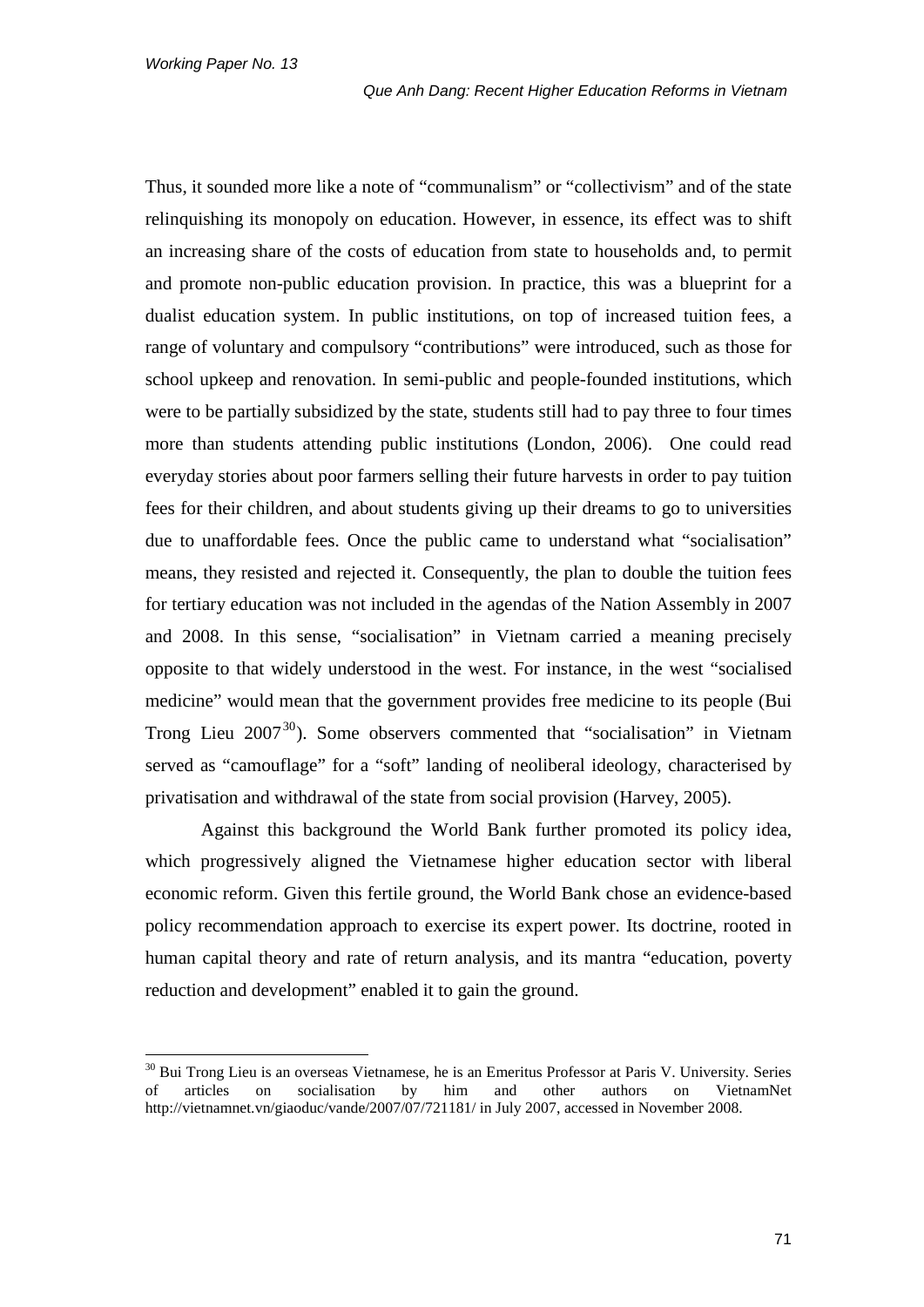Thus, it sounded more like a note of "communalism" or "collectivism" and of the state relinquishing its monopoly on education. However, in essence, its effect was to shift an increasing share of the costs of education from state to households and, to permit and promote non-public education provision. In practice, this was a blueprint for a dualist education system. In public institutions, on top of increased tuition fees, a range of voluntary and compulsory "contributions" were introduced, such as those for school upkeep and renovation. In semi-public and people-founded institutions, which were to be partially subsidized by the state, students still had to pay three to four times more than students attending public institutions (London, 2006). One could read everyday stories about poor farmers selling their future harvests in order to pay tuition fees for their children, and about students giving up their dreams to go to universities due to unaffordable fees. Once the public came to understand what "socialisation" means, they resisted and rejected it. Consequently, the plan to double the tuition fees for tertiary education was not included in the agendas of the Nation Assembly in 2007 and 2008. In this sense, "socialisation" in Vietnam carried a meaning precisely opposite to that widely understood in the west. For instance, in the west "socialised medicine" would mean that the government provides free medicine to its people (Bui Trong Lieu 2007[30]). Some observers commented that "socialisation" in Vietnam served as "camouflage" for a "soft" landing of neoliberal ideology, characterised by privatisation and withdrawal of the state from social provision (Harvey, 2005).

Against this background the World Bank further promoted its policy idea, which progressively aligned the Vietnamese higher education sector with liberal economic reform. Given this fertile ground, the World Bank chose an evidence-based policy recommendation approach to exercise its expert power. Its doctrine, rooted in human capital theory and rate of return analysis, and its mantra "education, poverty reduction and development" enabled it to gain the ground.

[30] Bui Trong Lieu is an overseas Vietnamese, he is an Emeritus Professor at Paris V. University. Series of articles on socialisation by him and other authors on VietnamNet http://vietnamnet.vn/giaoduc/vande/2007/07/721181/ in July 2007, accessed in November 2008.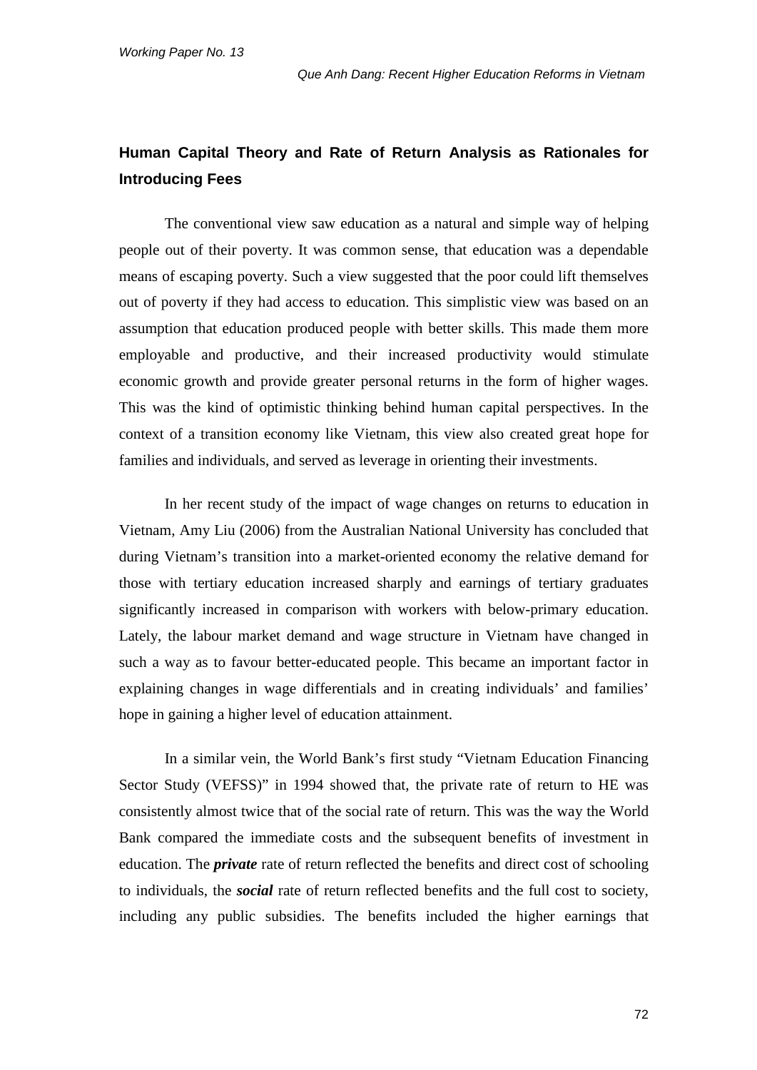## Human Capital Theory and Rate of Return Analysis as Rationales for Introducing Fees

The conventional view saw education as a natural and simple way of helping people out of their poverty. It was common sense, that education was a dependable means of escaping poverty. Such a view suggested that the poor could lift themselves out of poverty if they had access to education. This simplistic view was based on an assumption that education produced people with better skills. This made them more employable and productive, and their increased productivity would stimulate economic growth and provide greater personal returns in the form of higher wages. This was the kind of optimistic thinking behind human capital perspectives. In the context of a transition economy like Vietnam, this view also created great hope for families and individuals, and served as leverage in orienting their investments.

In her recent study of the impact of wage changes on returns to education in Vietnam, Amy Liu (2006) from the Australian National University has concluded that during Vietnam's transition into a market-oriented economy the relative demand for those with tertiary education increased sharply and earnings of tertiary graduates significantly increased in comparison with workers with below-primary education. Lately, the labour market demand and wage structure in Vietnam have changed in such a way as to favour better-educated people. This became an important factor in explaining changes in wage differentials and in creating individuals' and families' hope in gaining a higher level of education attainment.

In a similar vein, the World Bank's first study "Vietnam Education Financing Sector Study (VEFSS)" in 1994 showed that, the private rate of return to HE was consistently almost twice that of the social rate of return. This was the way the World Bank compared the immediate costs and the subsequent benefits of investment in education. The ***private*** rate of return reflected the benefits and direct cost of schooling to individuals, the ***social*** rate of return reflected benefits and the full cost to society, including any public subsidies. The benefits included the higher earnings that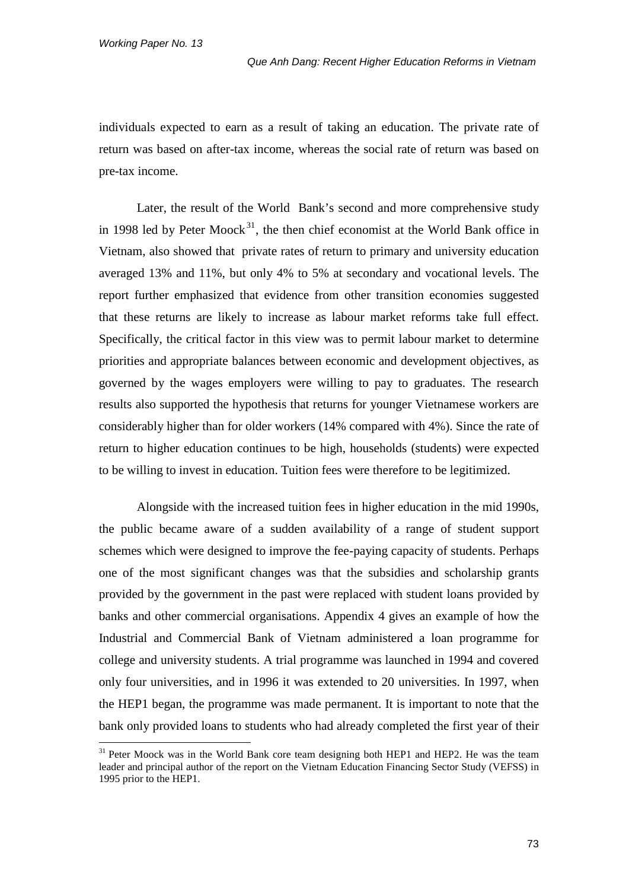individuals expected to earn as a result of taking an education. The private rate of return was based on after-tax income, whereas the social rate of return was based on pre-tax income.

Later, the result of the World Bank's second and more comprehensive study in 1998 led by Peter Moock[31], the then chief economist at the World Bank office in Vietnam, also showed that private rates of return to primary and university education averaged 13% and 11%, but only 4% to 5% at secondary and vocational levels. The report further emphasized that evidence from other transition economies suggested that these returns are likely to increase as labour market reforms take full effect. Specifically, the critical factor in this view was to permit labour market to determine priorities and appropriate balances between economic and development objectives, as governed by the wages employers were willing to pay to graduates. The research results also supported the hypothesis that returns for younger Vietnamese workers are considerably higher than for older workers (14% compared with 4%). Since the rate of return to higher education continues to be high, households (students) were expected to be willing to invest in education. Tuition fees were therefore to be legitimized.

Alongside with the increased tuition fees in higher education in the mid 1990s, the public became aware of a sudden availability of a range of student support schemes which were designed to improve the fee-paying capacity of students. Perhaps one of the most significant changes was that the subsidies and scholarship grants provided by the government in the past were replaced with student loans provided by banks and other commercial organisations. Appendix 4 gives an example of how the Industrial and Commercial Bank of Vietnam administered a loan programme for college and university students. A trial programme was launched in 1994 and covered only four universities, and in 1996 it was extended to 20 universities. In 1997, when the HEP1 began, the programme was made permanent. It is important to note that the bank only provided loans to students who had already completed the first year of their

---

[31] Peter Moock was in the World Bank core team designing both HEP1 and HEP2. He was the team leader and principal author of the report on the Vietnam Education Financing Sector Study (VEFSS) in 1995 prior to the HEP1.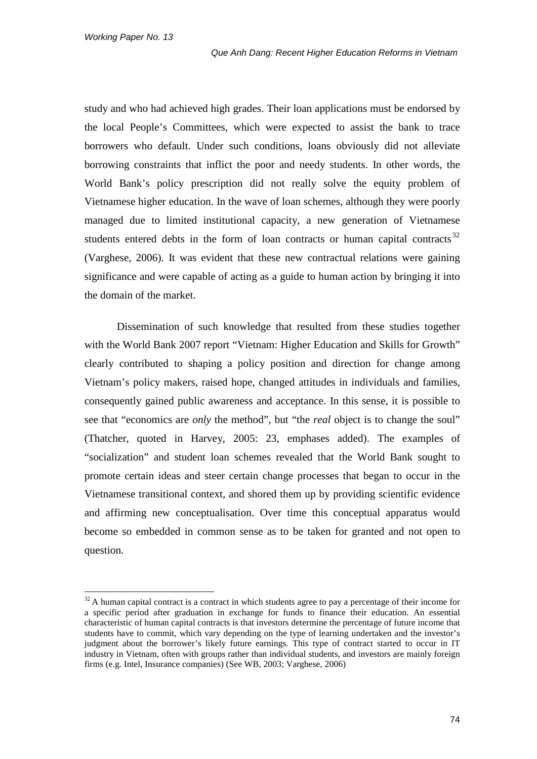study and who had achieved high grades. Their loan applications must be endorsed by the local People's Committees, which were expected to assist the bank to trace borrowers who default. Under such conditions, loans obviously did not alleviate borrowing constraints that inflict the poor and needy students. In other words, the World Bank's policy prescription did not really solve the equity problem of Vietnamese higher education. In the wave of loan schemes, although they were poorly managed due to limited institutional capacity, a new generation of Vietnamese students entered debts in the form of loan contracts or human capital contracts[32] (Varghese, 2006). It was evident that these new contractual relations were gaining significance and were capable of acting as a guide to human action by bringing it into the domain of the market.

Dissemination of such knowledge that resulted from these studies together with the World Bank 2007 report "Vietnam: Higher Education and Skills for Growth" clearly contributed to shaping a policy position and direction for change among Vietnam's policy makers, raised hope, changed attitudes in individuals and families, consequently gained public awareness and acceptance. In this sense, it is possible to see that "economics are *only* the method", but "the *real* object is to change the soul" (Thatcher, quoted in Harvey, 2005: 23, emphases added). The examples of "socialization" and student loan schemes revealed that the World Bank sought to promote certain ideas and steer certain change processes that began to occur in the Vietnamese transitional context, and shored them up by providing scientific evidence and affirming new conceptualisation. Over time this conceptual apparatus would become so embedded in common sense as to be taken for granted and not open to question.

---

[32] A human capital contract is a contract in which students agree to pay a percentage of their income for a specific period after graduation in exchange for funds to finance their education. An essential characteristic of human capital contracts is that investors determine the percentage of future income that students have to commit, which vary depending on the type of learning undertaken and the investor's judgment about the borrower's likely future earnings. This type of contract started to occur in IT industry in Vietnam, often with groups rather than individual students, and investors are mainly foreign firms (e.g. Intel, Insurance companies) (See WB, 2003; Varghese, 2006)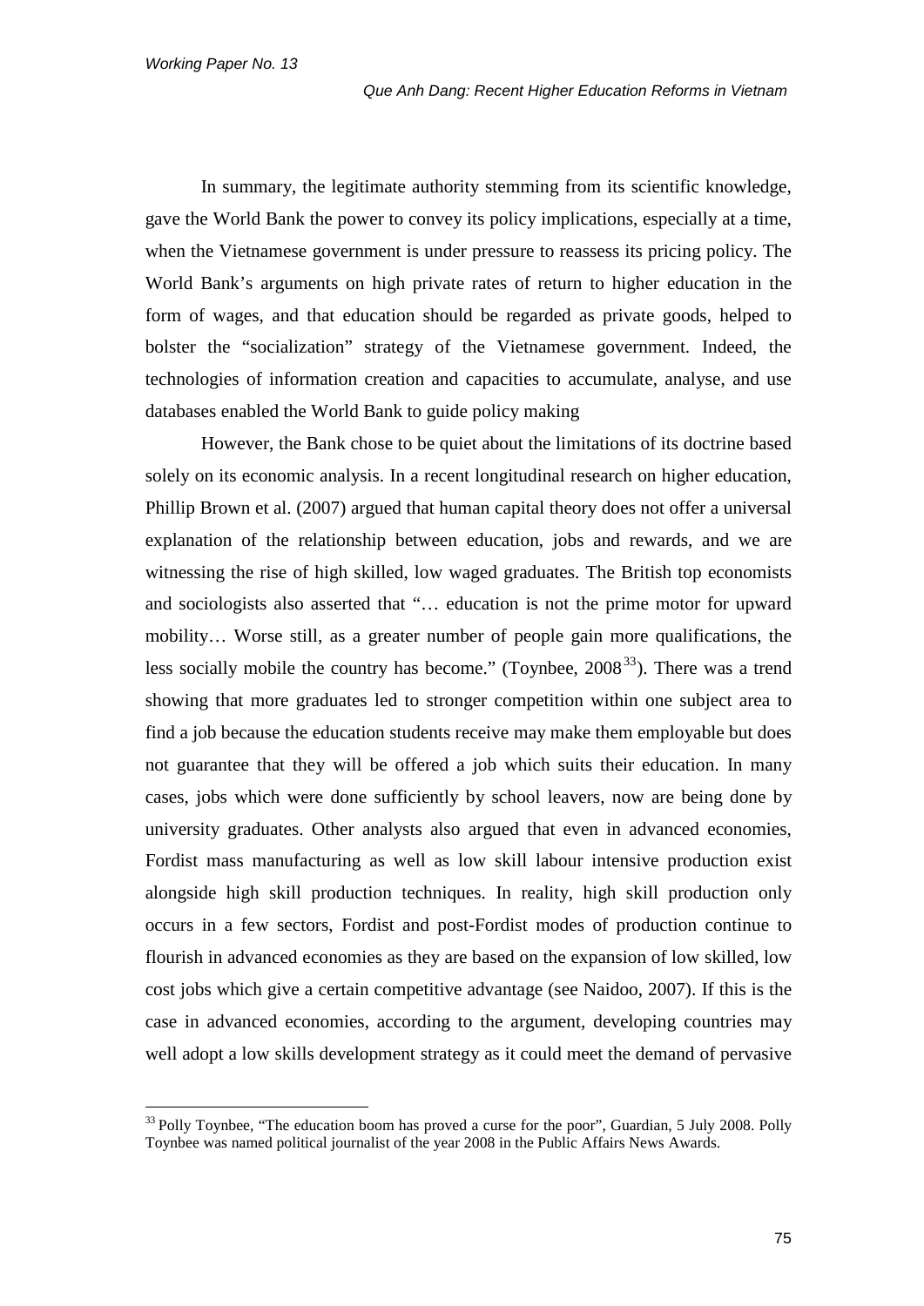In summary, the legitimate authority stemming from its scientific knowledge, gave the World Bank the power to convey its policy implications, especially at a time, when the Vietnamese government is under pressure to reassess its pricing policy. The World Bank's arguments on high private rates of return to higher education in the form of wages, and that education should be regarded as private goods, helped to bolster the "socialization" strategy of the Vietnamese government. Indeed, the technologies of information creation and capacities to accumulate, analyse, and use databases enabled the World Bank to guide policy making

However, the Bank chose to be quiet about the limitations of its doctrine based solely on its economic analysis. In a recent longitudinal research on higher education, Phillip Brown et al. (2007) argued that human capital theory does not offer a universal explanation of the relationship between education, jobs and rewards, and we are witnessing the rise of high skilled, low waged graduates. The British top economists and sociologists also asserted that "… education is not the prime motor for upward mobility… Worse still, as a greater number of people gain more qualifications, the less socially mobile the country has become." (Toynbee, 2008[33]). There was a trend showing that more graduates led to stronger competition within one subject area to find a job because the education students receive may make them employable but does not guarantee that they will be offered a job which suits their education. In many cases, jobs which were done sufficiently by school leavers, now are being done by university graduates. Other analysts also argued that even in advanced economies, Fordist mass manufacturing as well as low skill labour intensive production exist alongside high skill production techniques. In reality, high skill production only occurs in a few sectors, Fordist and post-Fordist modes of production continue to flourish in advanced economies as they are based on the expansion of low skilled, low cost jobs which give a certain competitive advantage (see Naidoo, 2007). If this is the case in advanced economies, according to the argument, developing countries may well adopt a low skills development strategy as it could meet the demand of pervasive

[33] Polly Toynbee, "The education boom has proved a curse for the poor", Guardian, 5 July 2008. Polly Toynbee was named political journalist of the year 2008 in the Public Affairs News Awards.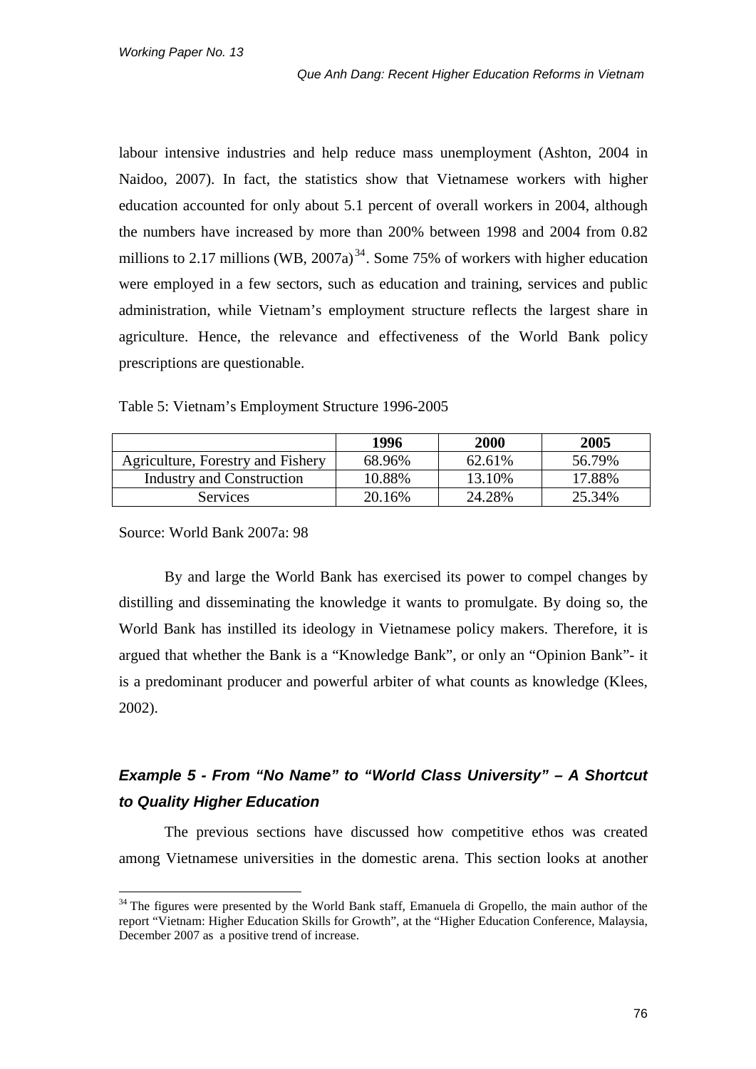labour intensive industries and help reduce mass unemployment (Ashton, 2004 in Naidoo, 2007). In fact, the statistics show that Vietnamese workers with higher education accounted for only about 5.1 percent of overall workers in 2004, although the numbers have increased by more than 200% between 1998 and 2004 from 0.82 millions to 2.17 millions (WB, 2007a)[34]. Some 75% of workers with higher education were employed in a few sectors, such as education and training, services and public administration, while Vietnam's employment structure reflects the largest share in agriculture. Hence, the relevance and effectiveness of the World Bank policy prescriptions are questionable.

Table 5: Vietnam's Employment Structure 1996-2005

| | **1996** | **2000** | **2005** |
|---|---|---|---|
| Agriculture, Forestry and Fishery | 68.96% | 62.61% | 56.79% |
| Industry and Construction | 10.88% | 13.10% | 17.88% |
| Services | 20.16% | 24.28% | 25.34% |

Source: World Bank 2007a: 98

By and large the World Bank has exercised its power to compel changes by distilling and disseminating the knowledge it wants to promulgate. By doing so, the World Bank has instilled its ideology in Vietnamese policy makers. Therefore, it is argued that whether the Bank is a "Knowledge Bank", or only an "Opinion Bank"- it is a predominant producer and powerful arbiter of what counts as knowledge (Klees, 2002).

### *Example 5 - From "No Name" to "World Class University" – A Shortcut to Quality Higher Education*

The previous sections have discussed how competitive ethos was created among Vietnamese universities in the domestic arena. This section looks at another

[34] The figures were presented by the World Bank staff, Emanuela di Gropello, the main author of the report "Vietnam: Higher Education Skills for Growth", at the "Higher Education Conference, Malaysia, December 2007 as a positive trend of increase.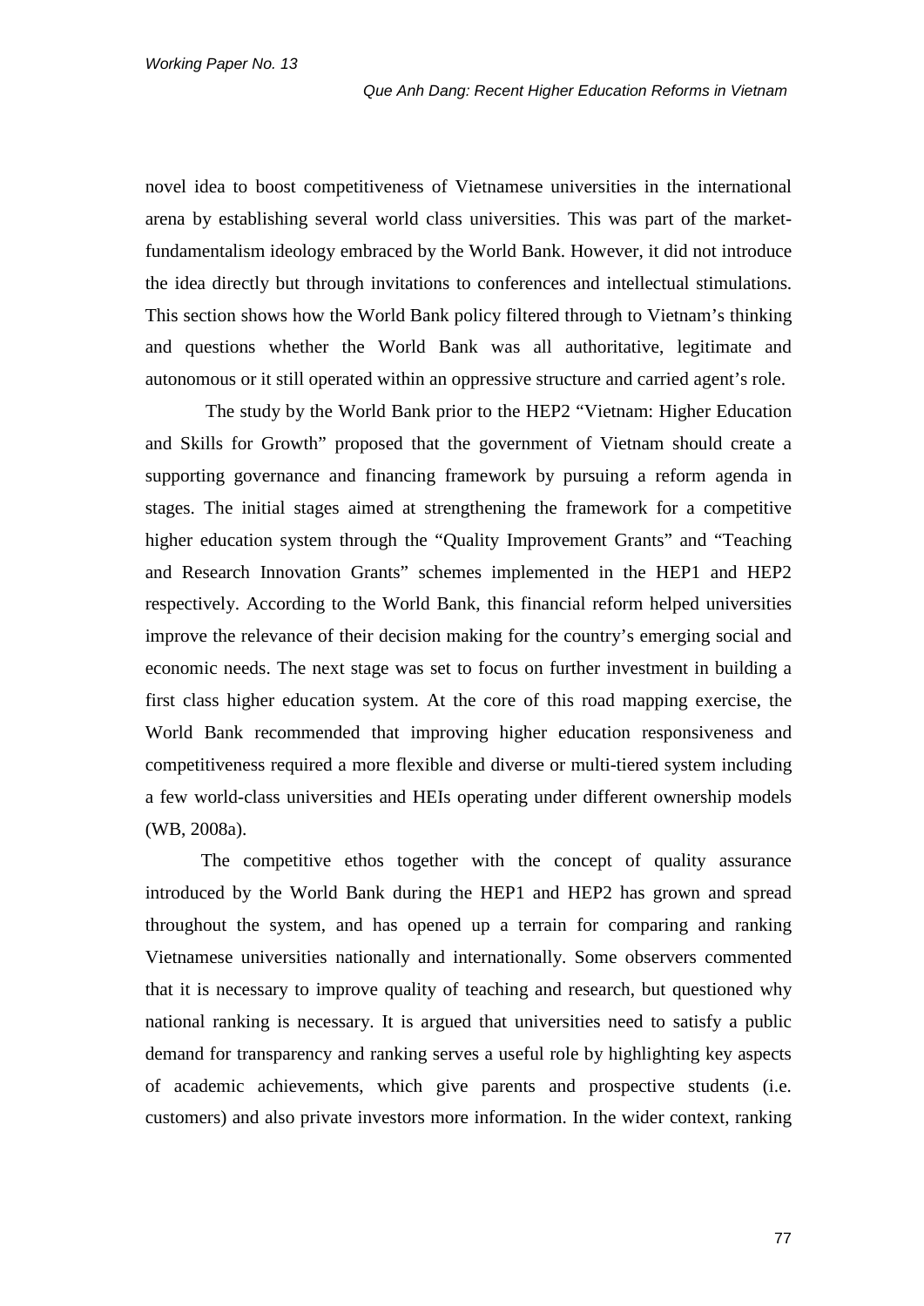novel idea to boost competitiveness of Vietnamese universities in the international arena by establishing several world class universities. This was part of the market-fundamentalism ideology embraced by the World Bank. However, it did not introduce the idea directly but through invitations to conferences and intellectual stimulations. This section shows how the World Bank policy filtered through to Vietnam's thinking and questions whether the World Bank was all authoritative, legitimate and autonomous or it still operated within an oppressive structure and carried agent's role.

The study by the World Bank prior to the HEP2 "Vietnam: Higher Education and Skills for Growth" proposed that the government of Vietnam should create a supporting governance and financing framework by pursuing a reform agenda in stages. The initial stages aimed at strengthening the framework for a competitive higher education system through the "Quality Improvement Grants" and "Teaching and Research Innovation Grants" schemes implemented in the HEP1 and HEP2 respectively. According to the World Bank, this financial reform helped universities improve the relevance of their decision making for the country's emerging social and economic needs. The next stage was set to focus on further investment in building a first class higher education system. At the core of this road mapping exercise, the World Bank recommended that improving higher education responsiveness and competitiveness required a more flexible and diverse or multi-tiered system including a few world-class universities and HEIs operating under different ownership models (WB, 2008a).

The competitive ethos together with the concept of quality assurance introduced by the World Bank during the HEP1 and HEP2 has grown and spread throughout the system, and has opened up a terrain for comparing and ranking Vietnamese universities nationally and internationally. Some observers commented that it is necessary to improve quality of teaching and research, but questioned why national ranking is necessary. It is argued that universities need to satisfy a public demand for transparency and ranking serves a useful role by highlighting key aspects of academic achievements, which give parents and prospective students (i.e. customers) and also private investors more information. In the wider context, ranking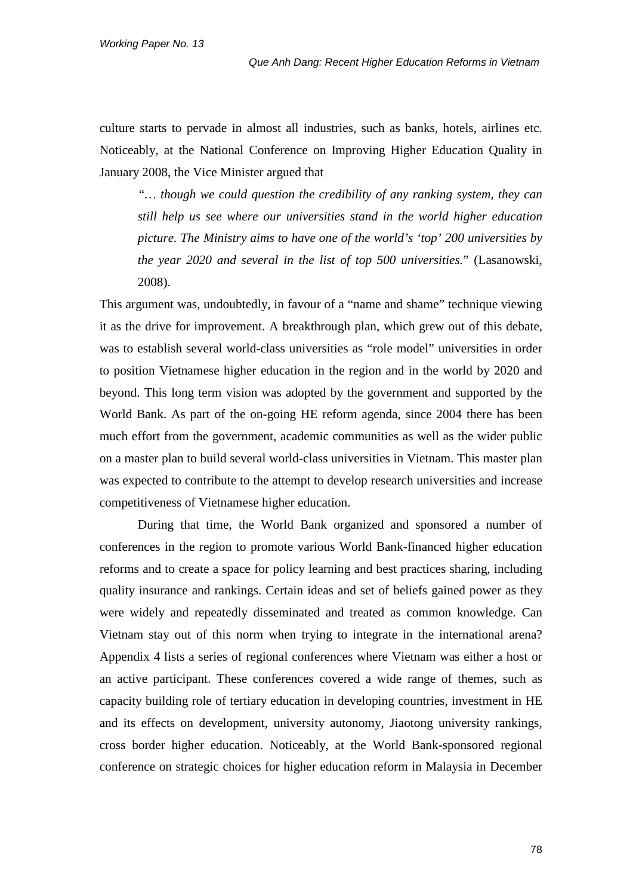culture starts to pervade in almost all industries, such as banks, hotels, airlines etc. Noticeably, at the National Conference on Improving Higher Education Quality in January 2008, the Vice Minister argued that

> *"… though we could question the credibility of any ranking system, they can still help us see where our universities stand in the world higher education picture. The Ministry aims to have one of the world's 'top' 200 universities by the year 2020 and several in the list of top 500 universities.*" (Lasanowski, 2008).

This argument was, undoubtedly, in favour of a "name and shame" technique viewing it as the drive for improvement. A breakthrough plan, which grew out of this debate, was to establish several world-class universities as "role model" universities in order to position Vietnamese higher education in the region and in the world by 2020 and beyond. This long term vision was adopted by the government and supported by the World Bank. As part of the on-going HE reform agenda, since 2004 there has been much effort from the government, academic communities as well as the wider public on a master plan to build several world-class universities in Vietnam. This master plan was expected to contribute to the attempt to develop research universities and increase competitiveness of Vietnamese higher education.

During that time, the World Bank organized and sponsored a number of conferences in the region to promote various World Bank-financed higher education reforms and to create a space for policy learning and best practices sharing, including quality insurance and rankings. Certain ideas and set of beliefs gained power as they were widely and repeatedly disseminated and treated as common knowledge. Can Vietnam stay out of this norm when trying to integrate in the international arena? Appendix 4 lists a series of regional conferences where Vietnam was either a host or an active participant. These conferences covered a wide range of themes, such as capacity building role of tertiary education in developing countries, investment in HE and its effects on development, university autonomy, Jiaotong university rankings, cross border higher education. Noticeably, at the World Bank-sponsored regional conference on strategic choices for higher education reform in Malaysia in December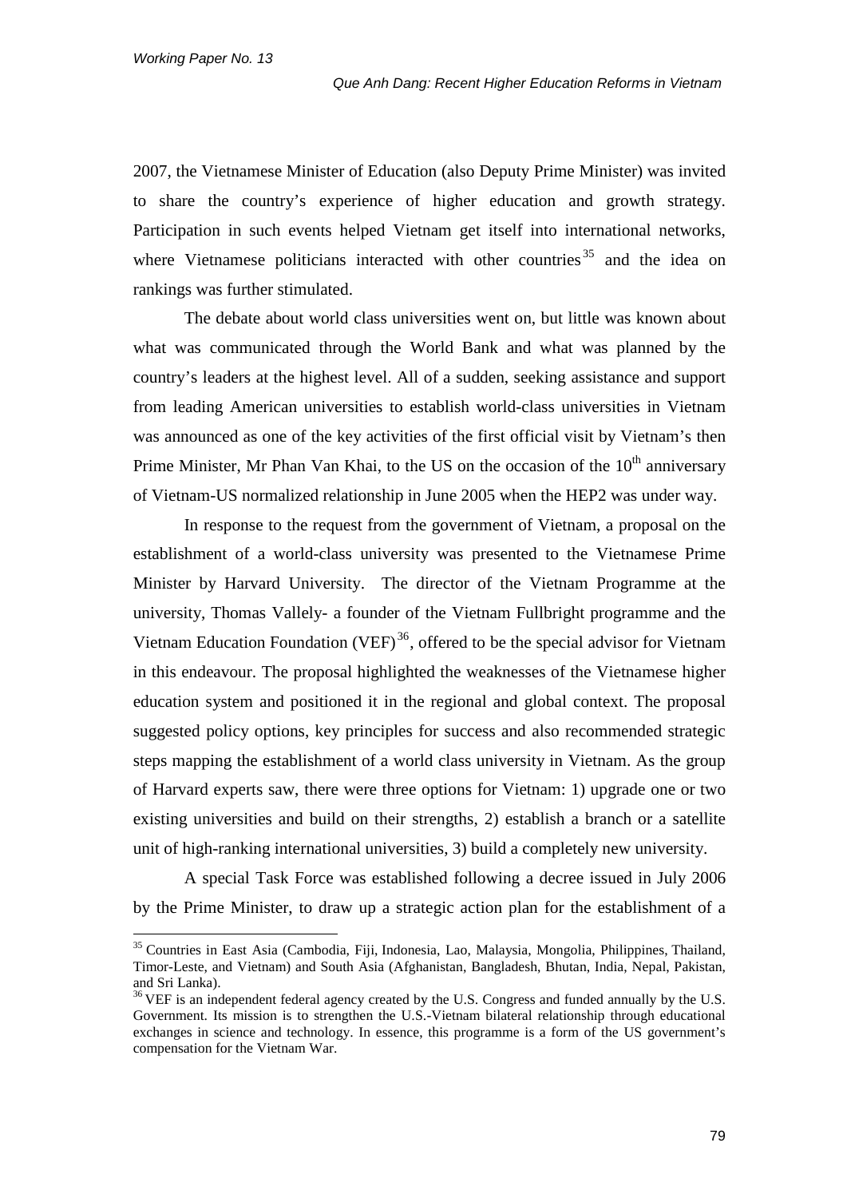2007, the Vietnamese Minister of Education (also Deputy Prime Minister) was invited to share the country's experience of higher education and growth strategy. Participation in such events helped Vietnam get itself into international networks, where Vietnamese politicians interacted with other countries[35] and the idea on rankings was further stimulated.

The debate about world class universities went on, but little was known about what was communicated through the World Bank and what was planned by the country's leaders at the highest level. All of a sudden, seeking assistance and support from leading American universities to establish world-class universities in Vietnam was announced as one of the key activities of the first official visit by Vietnam's then Prime Minister, Mr Phan Van Khai, to the US on the occasion of the 10th anniversary of Vietnam-US normalized relationship in June 2005 when the HEP2 was under way.

In response to the request from the government of Vietnam, a proposal on the establishment of a world-class university was presented to the Vietnamese Prime Minister by Harvard University. The director of the Vietnam Programme at the university, Thomas Vallely- a founder of the Vietnam Fullbright programme and the Vietnam Education Foundation (VEF)[36], offered to be the special advisor for Vietnam in this endeavour. The proposal highlighted the weaknesses of the Vietnamese higher education system and positioned it in the regional and global context. The proposal suggested policy options, key principles for success and also recommended strategic steps mapping the establishment of a world class university in Vietnam. As the group of Harvard experts saw, there were three options for Vietnam: 1) upgrade one or two existing universities and build on their strengths, 2) establish a branch or a satellite unit of high-ranking international universities, 3) build a completely new university.

A special Task Force was established following a decree issued in July 2006 by the Prime Minister, to draw up a strategic action plan for the establishment of a

---

[35] Countries in East Asia (Cambodia, Fiji, Indonesia, Lao, Malaysia, Mongolia, Philippines, Thailand, Timor-Leste, and Vietnam) and South Asia (Afghanistan, Bangladesh, Bhutan, India, Nepal, Pakistan, and Sri Lanka).

[36] VEF is an independent federal agency created by the U.S. Congress and funded annually by the U.S. Government. Its mission is to strengthen the U.S.-Vietnam bilateral relationship through educational exchanges in science and technology. In essence, this programme is a form of the US government's compensation for the Vietnam War.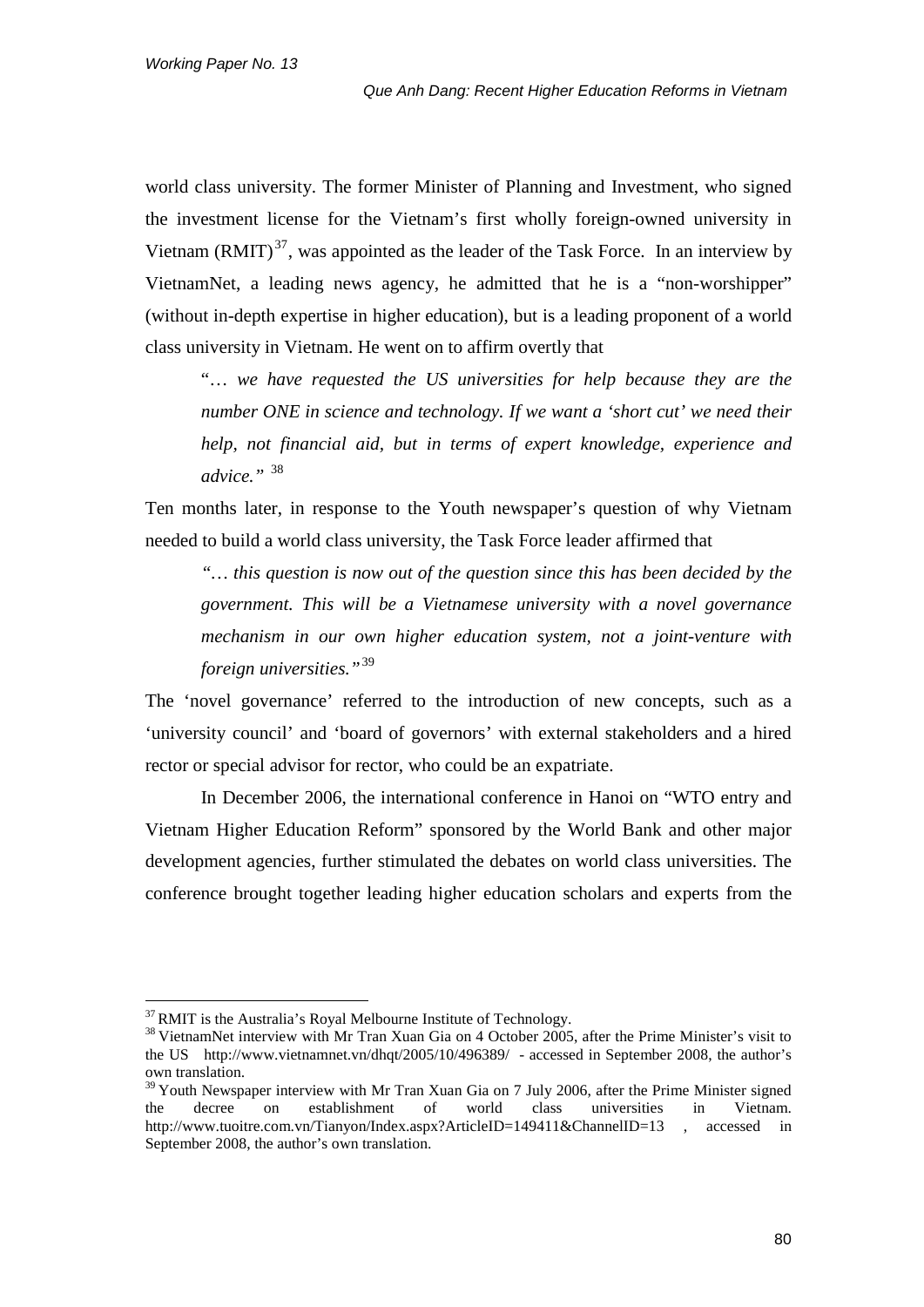world class university. The former Minister of Planning and Investment, who signed the investment license for the Vietnam's first wholly foreign-owned university in Vietnam (RMIT)[37], was appointed as the leader of the Task Force. In an interview by VietnamNet, a leading news agency, he admitted that he is a "non-worshipper" (without in-depth expertise in higher education), but is a leading proponent of a world class university in Vietnam. He went on to affirm overtly that

> "*… we have requested the US universities for help because they are the number ONE in science and technology. If we want a 'short cut' we need their help, not financial aid, but in terms of expert knowledge, experience and advice."* [38]

Ten months later, in response to the Youth newspaper's question of why Vietnam needed to build a world class university, the Task Force leader affirmed that

> *"… this question is now out of the question since this has been decided by the government. This will be a Vietnamese university with a novel governance mechanism in our own higher education system, not a joint-venture with foreign universities."*[39]

The 'novel governance' referred to the introduction of new concepts, such as a 'university council' and 'board of governors' with external stakeholders and a hired rector or special advisor for rector, who could be an expatriate.

In December 2006, the international conference in Hanoi on "WTO entry and Vietnam Higher Education Reform" sponsored by the World Bank and other major development agencies, further stimulated the debates on world class universities. The conference brought together leading higher education scholars and experts from the

---

[37] RMIT is the Australia's Royal Melbourne Institute of Technology.

[38] VietnamNet interview with Mr Tran Xuan Gia on 4 October 2005, after the Prime Minister's visit to the US http://www.vietnamnet.vn/dhqt/2005/10/496389/ - accessed in September 2008, the author's own translation.

[39] Youth Newspaper interview with Mr Tran Xuan Gia on 7 July 2006, after the Prime Minister signed the decree on establishment of world class universities in Vietnam. http://www.tuoitre.com.vn/Tianyon/Index.aspx?ArticleID=149411&ChannelID=13 , accessed in September 2008, the author's own translation.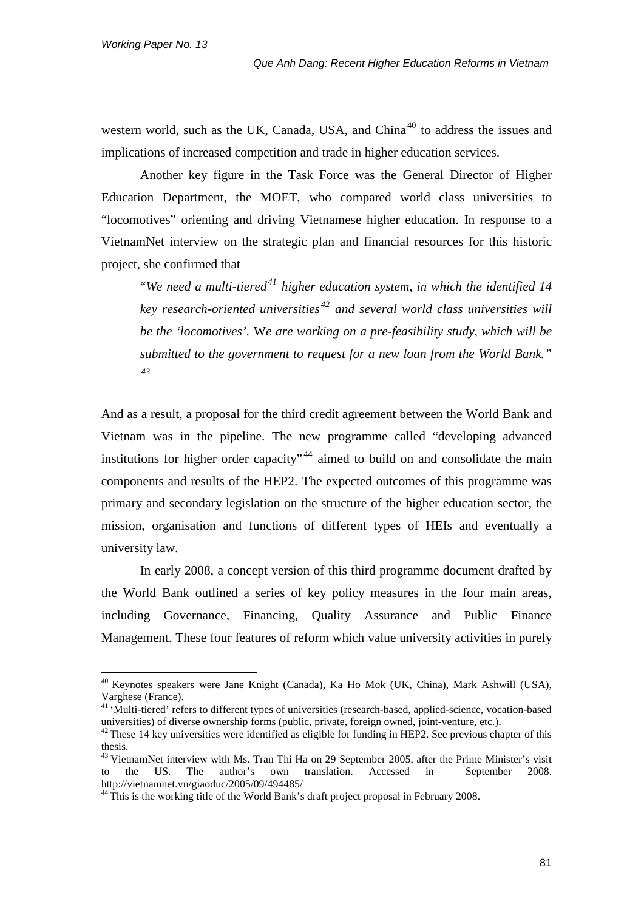western world, such as the UK, Canada, USA, and China[40] to address the issues and implications of increased competition and trade in higher education services.

Another key figure in the Task Force was the General Director of Higher Education Department, the MOET, who compared world class universities to "locomotives" orienting and driving Vietnamese higher education. In response to a VietnamNet interview on the strategic plan and financial resources for this historic project, she confirmed that

> "*We need a multi-tiered[41] higher education system, in which the identified 14 key research-oriented universities[42] and several world class universities will be the 'locomotives'.* W*e are working on a pre-feasibility study, which will be submitted to the government to request for a new loan from the World Bank."* [43]

And as a result, a proposal for the third credit agreement between the World Bank and Vietnam was in the pipeline. The new programme called "developing advanced institutions for higher order capacity"[44] aimed to build on and consolidate the main components and results of the HEP2. The expected outcomes of this programme was primary and secondary legislation on the structure of the higher education sector, the mission, organisation and functions of different types of HEIs and eventually a university law.

In early 2008, a concept version of this third programme document drafted by the World Bank outlined a series of key policy measures in the four main areas, including Governance, Financing, Quality Assurance and Public Finance Management. These four features of reform which value university activities in purely

---

[40] Keynotes speakers were Jane Knight (Canada), Ka Ho Mok (UK, China), Mark Ashwill (USA), Varghese (France).

[41] 'Multi-tiered' refers to different types of universities (research-based, applied-science, vocation-based universities) of diverse ownership forms (public, private, foreign owned, joint-venture, etc.).

[42] These 14 key universities were identified as eligible for funding in HEP2. See previous chapter of this thesis.

[43] VietnamNet interview with Ms. Tran Thi Ha on 29 September 2005, after the Prime Minister's visit to the US. The author's own translation. Accessed in September 2008. http://vietnamnet.vn/giaoduc/2005/09/494485/

[44] This is the working title of the World Bank's draft project proposal in February 2008.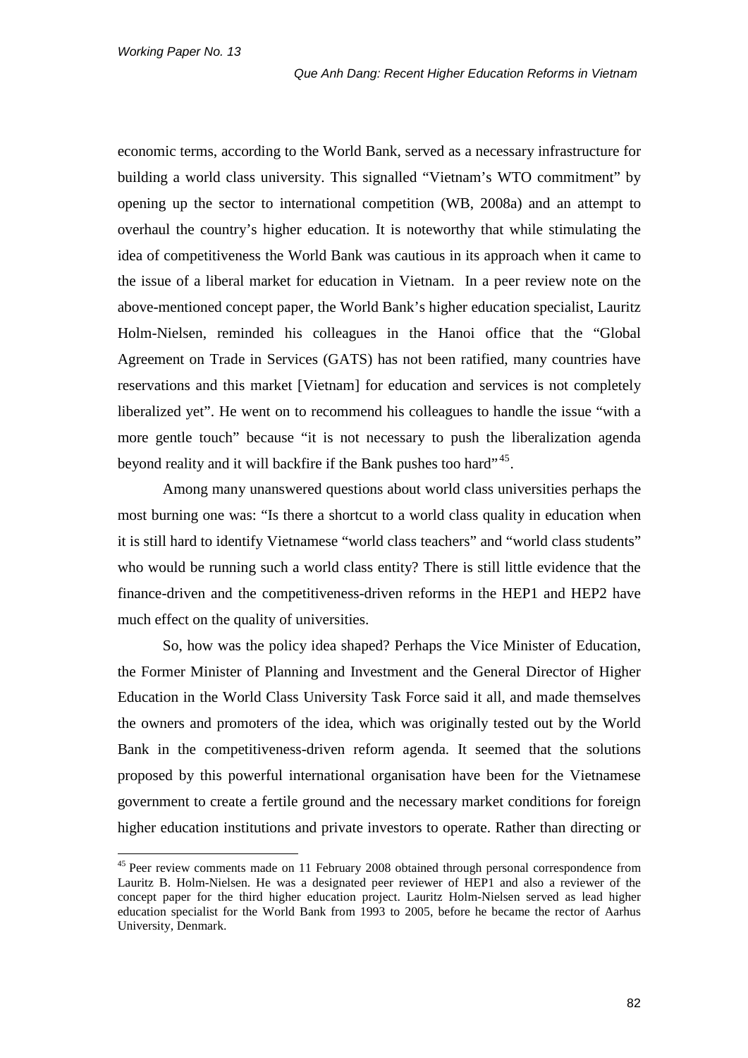economic terms, according to the World Bank, served as a necessary infrastructure for building a world class university. This signalled "Vietnam's WTO commitment" by opening up the sector to international competition (WB, 2008a) and an attempt to overhaul the country's higher education. It is noteworthy that while stimulating the idea of competitiveness the World Bank was cautious in its approach when it came to the issue of a liberal market for education in Vietnam. In a peer review note on the above-mentioned concept paper, the World Bank's higher education specialist, Lauritz Holm-Nielsen, reminded his colleagues in the Hanoi office that the "Global Agreement on Trade in Services (GATS) has not been ratified, many countries have reservations and this market [Vietnam] for education and services is not completely liberalized yet". He went on to recommend his colleagues to handle the issue "with a more gentle touch" because "it is not necessary to push the liberalization agenda beyond reality and it will backfire if the Bank pushes too hard"[45].

Among many unanswered questions about world class universities perhaps the most burning one was: "Is there a shortcut to a world class quality in education when it is still hard to identify Vietnamese "world class teachers" and "world class students" who would be running such a world class entity? There is still little evidence that the finance-driven and the competitiveness-driven reforms in the HEP1 and HEP2 have much effect on the quality of universities.

So, how was the policy idea shaped? Perhaps the Vice Minister of Education, the Former Minister of Planning and Investment and the General Director of Higher Education in the World Class University Task Force said it all, and made themselves the owners and promoters of the idea, which was originally tested out by the World Bank in the competitiveness-driven reform agenda. It seemed that the solutions proposed by this powerful international organisation have been for the Vietnamese government to create a fertile ground and the necessary market conditions for foreign higher education institutions and private investors to operate. Rather than directing or

[45] Peer review comments made on 11 February 2008 obtained through personal correspondence from Lauritz B. Holm-Nielsen. He was a designated peer reviewer of HEP1 and also a reviewer of the concept paper for the third higher education project. Lauritz Holm-Nielsen served as lead higher education specialist for the World Bank from 1993 to 2005, before he became the rector of Aarhus University, Denmark.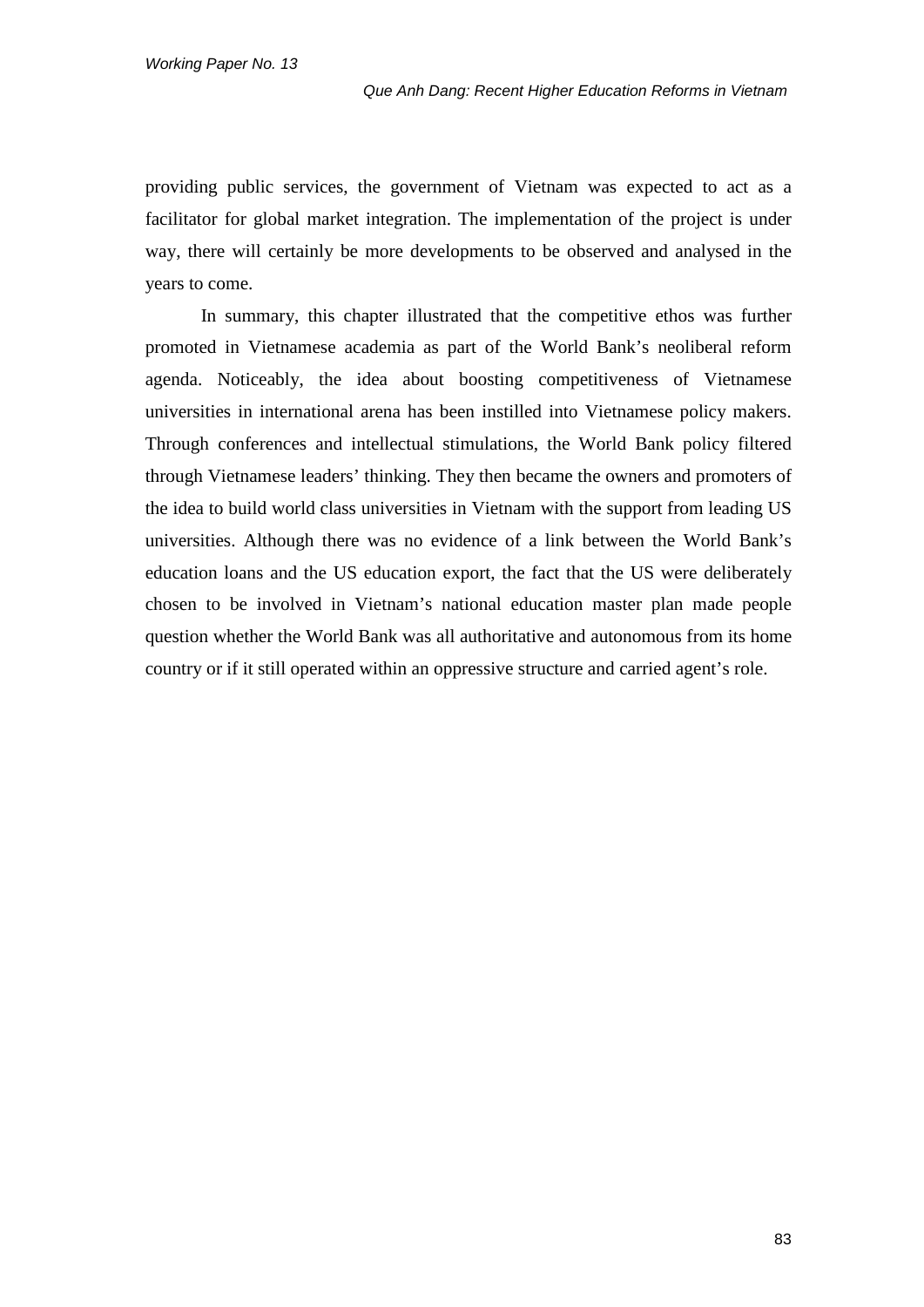providing public services, the government of Vietnam was expected to act as a facilitator for global market integration. The implementation of the project is under way, there will certainly be more developments to be observed and analysed in the years to come.

In summary, this chapter illustrated that the competitive ethos was further promoted in Vietnamese academia as part of the World Bank's neoliberal reform agenda. Noticeably, the idea about boosting competitiveness of Vietnamese universities in international arena has been instilled into Vietnamese policy makers. Through conferences and intellectual stimulations, the World Bank policy filtered through Vietnamese leaders' thinking. They then became the owners and promoters of the idea to build world class universities in Vietnam with the support from leading US universities. Although there was no evidence of a link between the World Bank's education loans and the US education export, the fact that the US were deliberately chosen to be involved in Vietnam's national education master plan made people question whether the World Bank was all authoritative and autonomous from its home country or if it still operated within an oppressive structure and carried agent's role.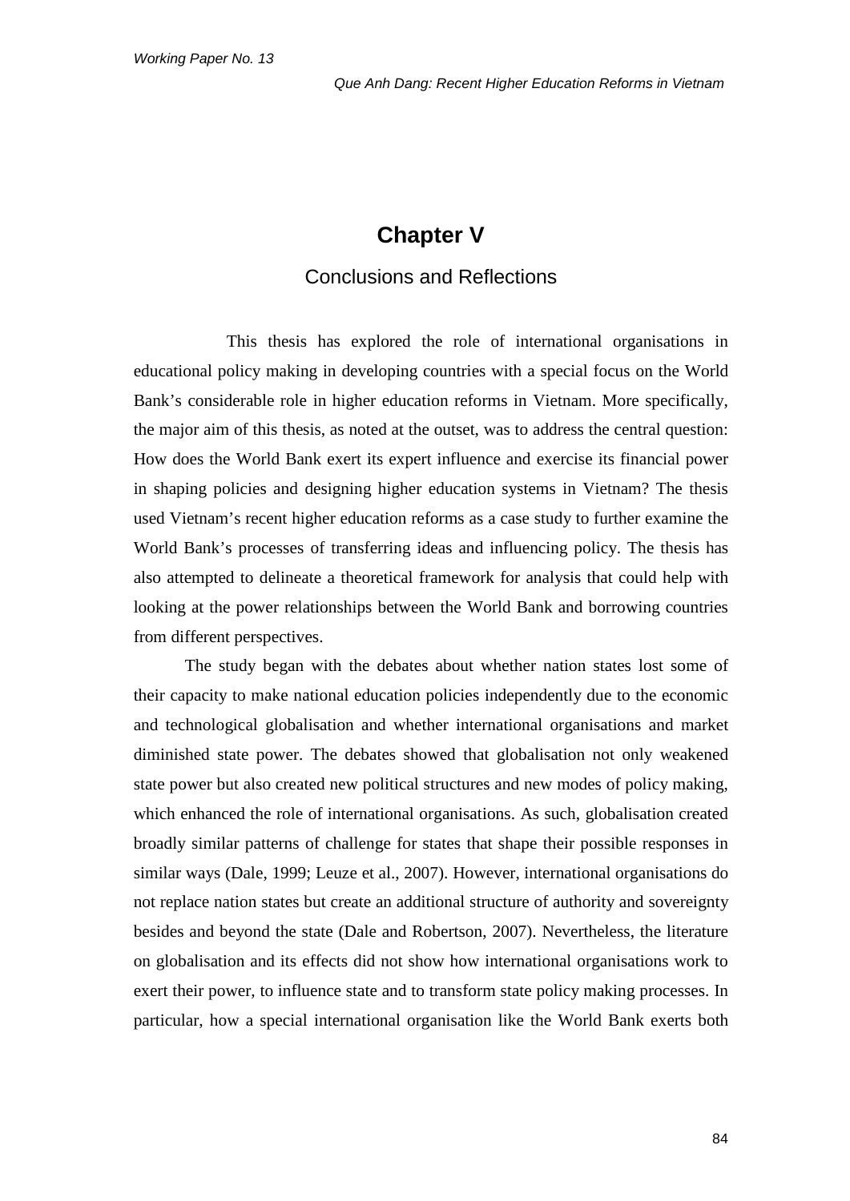# Chapter V

## Conclusions and Reflections

This thesis has explored the role of international organisations in educational policy making in developing countries with a special focus on the World Bank's considerable role in higher education reforms in Vietnam. More specifically, the major aim of this thesis, as noted at the outset, was to address the central question: How does the World Bank exert its expert influence and exercise its financial power in shaping policies and designing higher education systems in Vietnam? The thesis used Vietnam's recent higher education reforms as a case study to further examine the World Bank's processes of transferring ideas and influencing policy. The thesis has also attempted to delineate a theoretical framework for analysis that could help with looking at the power relationships between the World Bank and borrowing countries from different perspectives.

The study began with the debates about whether nation states lost some of their capacity to make national education policies independently due to the economic and technological globalisation and whether international organisations and market diminished state power. The debates showed that globalisation not only weakened state power but also created new political structures and new modes of policy making, which enhanced the role of international organisations. As such, globalisation created broadly similar patterns of challenge for states that shape their possible responses in similar ways (Dale, 1999; Leuze et al., 2007). However, international organisations do not replace nation states but create an additional structure of authority and sovereignty besides and beyond the state (Dale and Robertson, 2007). Nevertheless, the literature on globalisation and its effects did not show how international organisations work to exert their power, to influence state and to transform state policy making processes. In particular, how a special international organisation like the World Bank exerts both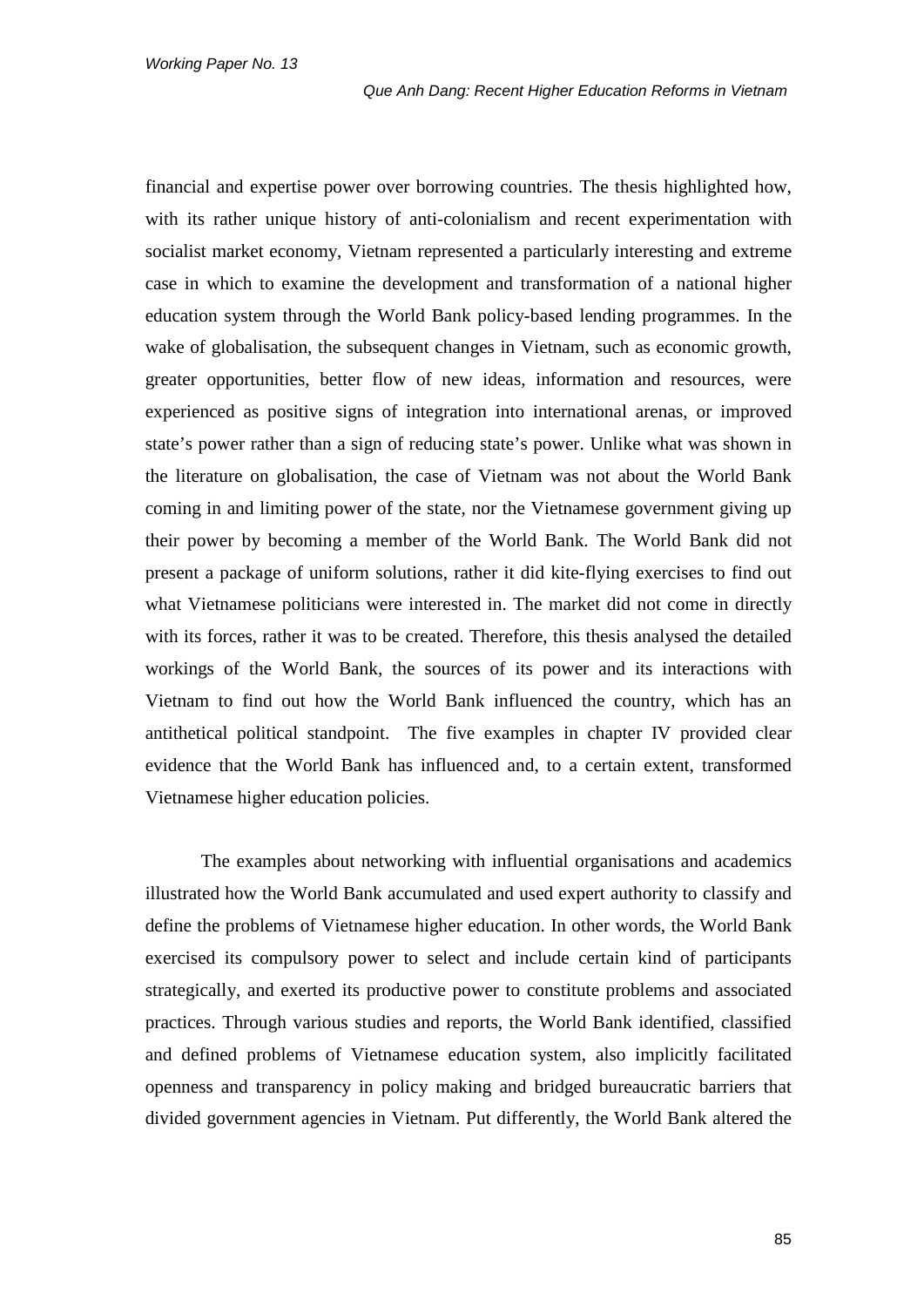financial and expertise power over borrowing countries. The thesis highlighted how, with its rather unique history of anti-colonialism and recent experimentation with socialist market economy, Vietnam represented a particularly interesting and extreme case in which to examine the development and transformation of a national higher education system through the World Bank policy-based lending programmes. In the wake of globalisation, the subsequent changes in Vietnam, such as economic growth, greater opportunities, better flow of new ideas, information and resources, were experienced as positive signs of integration into international arenas, or improved state's power rather than a sign of reducing state's power. Unlike what was shown in the literature on globalisation, the case of Vietnam was not about the World Bank coming in and limiting power of the state, nor the Vietnamese government giving up their power by becoming a member of the World Bank. The World Bank did not present a package of uniform solutions, rather it did kite-flying exercises to find out what Vietnamese politicians were interested in. The market did not come in directly with its forces, rather it was to be created. Therefore, this thesis analysed the detailed workings of the World Bank, the sources of its power and its interactions with Vietnam to find out how the World Bank influenced the country, which has an antithetical political standpoint. The five examples in chapter IV provided clear evidence that the World Bank has influenced and, to a certain extent, transformed Vietnamese higher education policies.

The examples about networking with influential organisations and academics illustrated how the World Bank accumulated and used expert authority to classify and define the problems of Vietnamese higher education. In other words, the World Bank exercised its compulsory power to select and include certain kind of participants strategically, and exerted its productive power to constitute problems and associated practices. Through various studies and reports, the World Bank identified, classified and defined problems of Vietnamese education system, also implicitly facilitated openness and transparency in policy making and bridged bureaucratic barriers that divided government agencies in Vietnam. Put differently, the World Bank altered the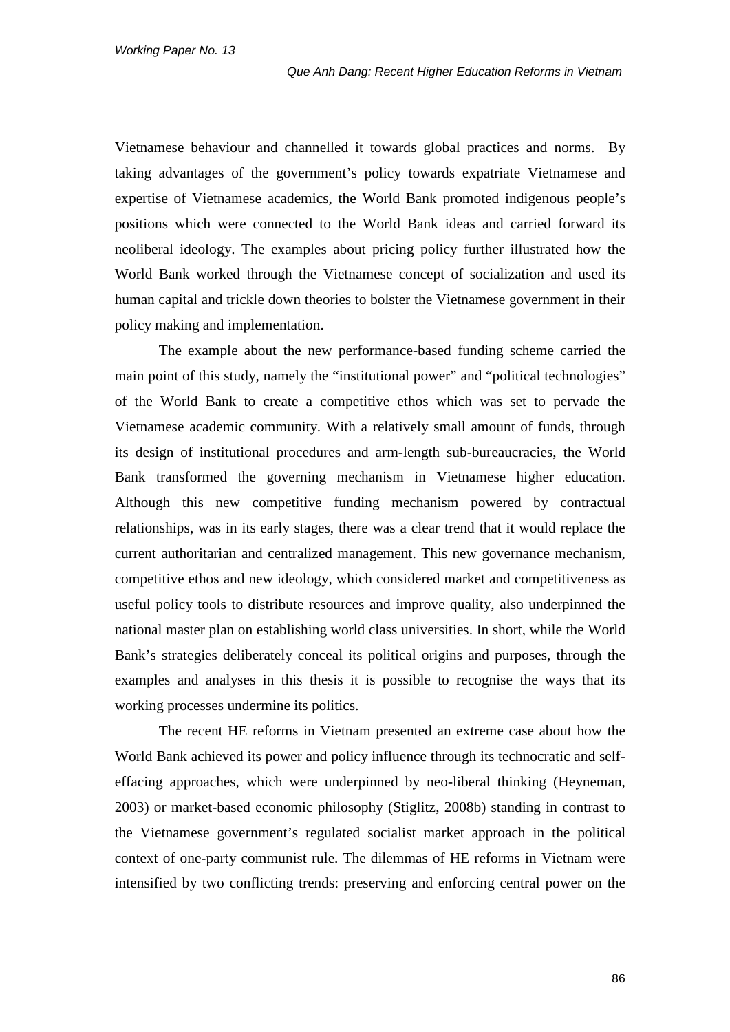Vietnamese behaviour and channelled it towards global practices and norms. By taking advantages of the government's policy towards expatriate Vietnamese and expertise of Vietnamese academics, the World Bank promoted indigenous people's positions which were connected to the World Bank ideas and carried forward its neoliberal ideology. The examples about pricing policy further illustrated how the World Bank worked through the Vietnamese concept of socialization and used its human capital and trickle down theories to bolster the Vietnamese government in their policy making and implementation.

The example about the new performance-based funding scheme carried the main point of this study, namely the "institutional power" and "political technologies" of the World Bank to create a competitive ethos which was set to pervade the Vietnamese academic community. With a relatively small amount of funds, through its design of institutional procedures and arm-length sub-bureaucracies, the World Bank transformed the governing mechanism in Vietnamese higher education. Although this new competitive funding mechanism powered by contractual relationships, was in its early stages, there was a clear trend that it would replace the current authoritarian and centralized management. This new governance mechanism, competitive ethos and new ideology, which considered market and competitiveness as useful policy tools to distribute resources and improve quality, also underpinned the national master plan on establishing world class universities. In short, while the World Bank's strategies deliberately conceal its political origins and purposes, through the examples and analyses in this thesis it is possible to recognise the ways that its working processes undermine its politics.

The recent HE reforms in Vietnam presented an extreme case about how the World Bank achieved its power and policy influence through its technocratic and self-effacing approaches, which were underpinned by neo-liberal thinking (Heyneman, 2003) or market-based economic philosophy (Stiglitz, 2008b) standing in contrast to the Vietnamese government's regulated socialist market approach in the political context of one-party communist rule. The dilemmas of HE reforms in Vietnam were intensified by two conflicting trends: preserving and enforcing central power on the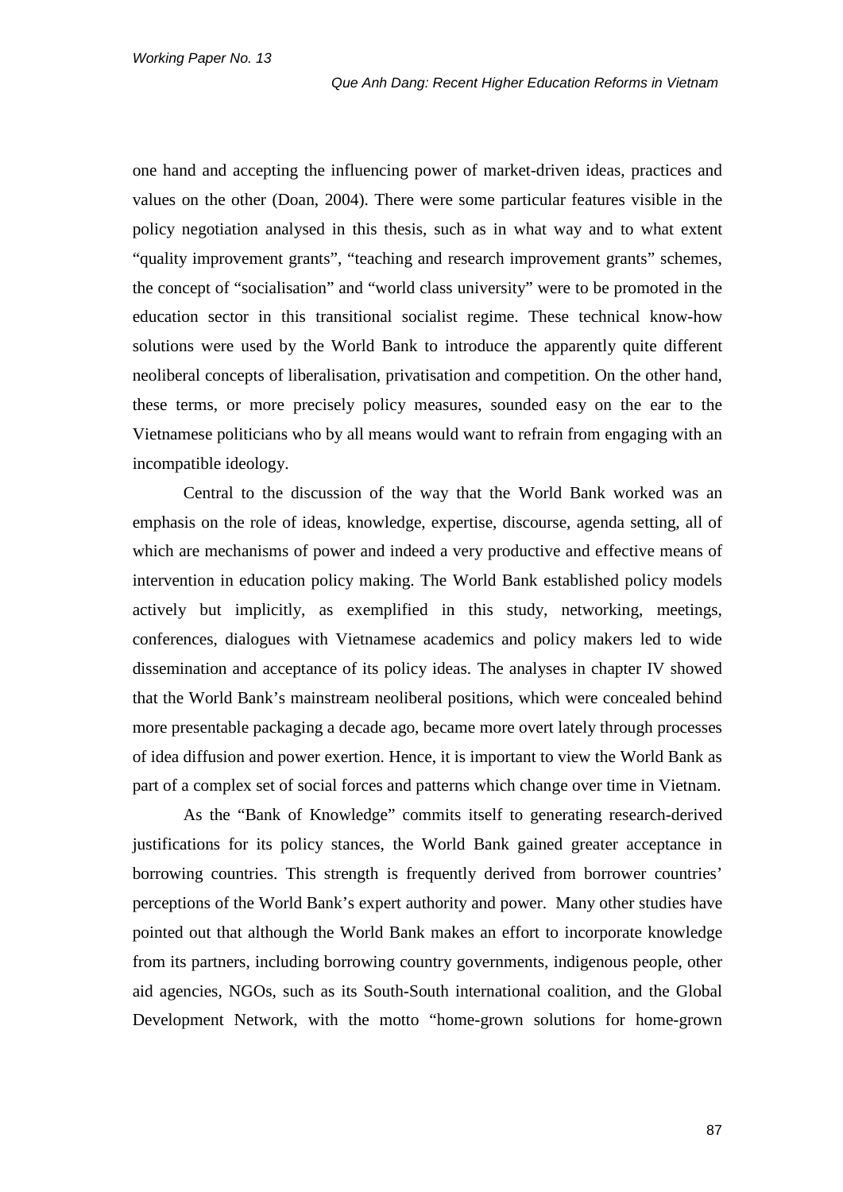one hand and accepting the influencing power of market-driven ideas, practices and values on the other (Doan, 2004). There were some particular features visible in the policy negotiation analysed in this thesis, such as in what way and to what extent "quality improvement grants", "teaching and research improvement grants" schemes, the concept of "socialisation" and "world class university" were to be promoted in the education sector in this transitional socialist regime. These technical know-how solutions were used by the World Bank to introduce the apparently quite different neoliberal concepts of liberalisation, privatisation and competition. On the other hand, these terms, or more precisely policy measures, sounded easy on the ear to the Vietnamese politicians who by all means would want to refrain from engaging with an incompatible ideology.

Central to the discussion of the way that the World Bank worked was an emphasis on the role of ideas, knowledge, expertise, discourse, agenda setting, all of which are mechanisms of power and indeed a very productive and effective means of intervention in education policy making. The World Bank established policy models actively but implicitly, as exemplified in this study, networking, meetings, conferences, dialogues with Vietnamese academics and policy makers led to wide dissemination and acceptance of its policy ideas. The analyses in chapter IV showed that the World Bank's mainstream neoliberal positions, which were concealed behind more presentable packaging a decade ago, became more overt lately through processes of idea diffusion and power exertion. Hence, it is important to view the World Bank as part of a complex set of social forces and patterns which change over time in Vietnam.

As the "Bank of Knowledge" commits itself to generating research-derived justifications for its policy stances, the World Bank gained greater acceptance in borrowing countries. This strength is frequently derived from borrower countries' perceptions of the World Bank's expert authority and power. Many other studies have pointed out that although the World Bank makes an effort to incorporate knowledge from its partners, including borrowing country governments, indigenous people, other aid agencies, NGOs, such as its South-South international coalition, and the Global Development Network, with the motto "home-grown solutions for home-grown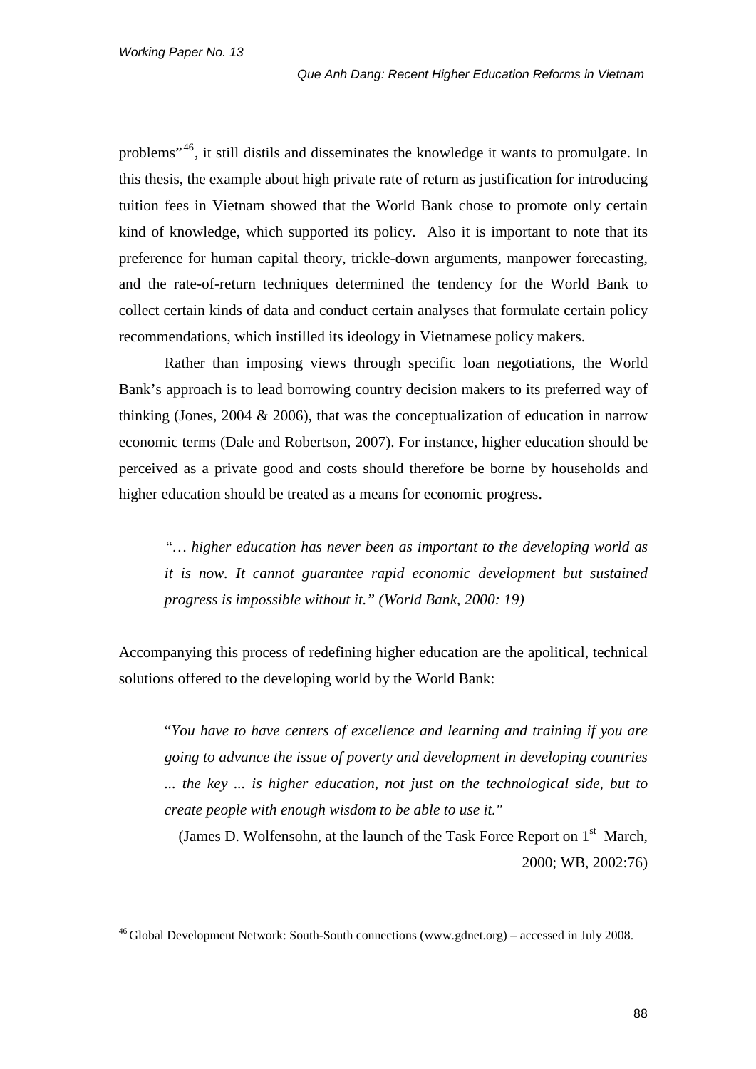problems"[46], it still distils and disseminates the knowledge it wants to promulgate. In this thesis, the example about high private rate of return as justification for introducing tuition fees in Vietnam showed that the World Bank chose to promote only certain kind of knowledge, which supported its policy. Also it is important to note that its preference for human capital theory, trickle-down arguments, manpower forecasting, and the rate-of-return techniques determined the tendency for the World Bank to collect certain kinds of data and conduct certain analyses that formulate certain policy recommendations, which instilled its ideology in Vietnamese policy makers.

Rather than imposing views through specific loan negotiations, the World Bank's approach is to lead borrowing country decision makers to its preferred way of thinking (Jones, 2004 & 2006), that was the conceptualization of education in narrow economic terms (Dale and Robertson, 2007). For instance, higher education should be perceived as a private good and costs should therefore be borne by households and higher education should be treated as a means for economic progress.

> *"… higher education has never been as important to the developing world as it is now. It cannot guarantee rapid economic development but sustained progress is impossible without it." (World Bank, 2000: 19)*

Accompanying this process of redefining higher education are the apolitical, technical solutions offered to the developing world by the World Bank:

> "*You have to have centers of excellence and learning and training if you are going to advance the issue of poverty and development in developing countries ... the key ... is higher education, not just on the technological side, but to create people with enough wisdom to be able to use it."*
>
> (James D. Wolfensohn, at the launch of the Task Force Report on 1st March, 2000; WB, 2002:76)

[46] Global Development Network: South-South connections (www.gdnet.org) – accessed in July 2008.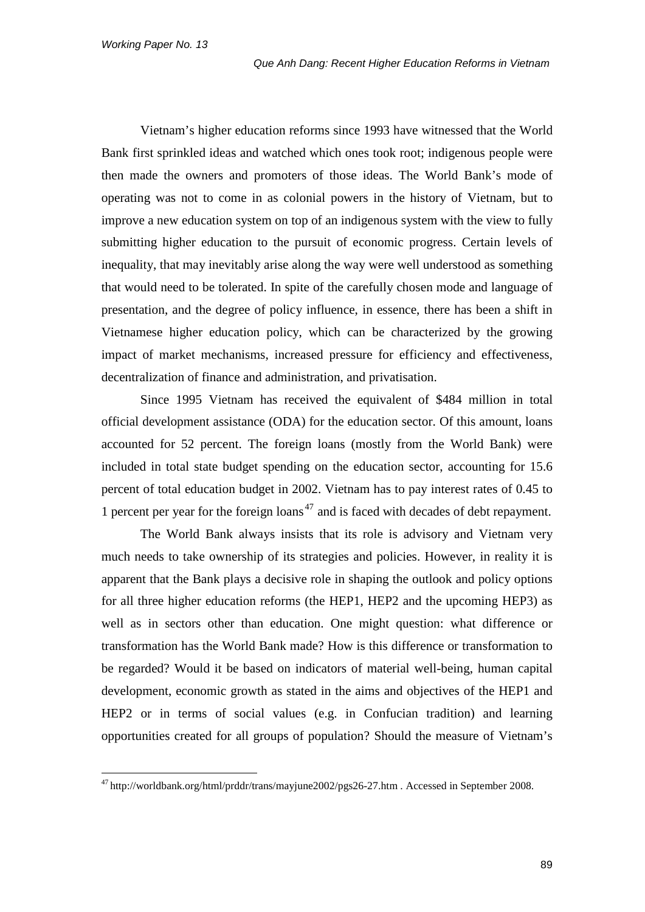Vietnam's higher education reforms since 1993 have witnessed that the World Bank first sprinkled ideas and watched which ones took root; indigenous people were then made the owners and promoters of those ideas. The World Bank's mode of operating was not to come in as colonial powers in the history of Vietnam, but to improve a new education system on top of an indigenous system with the view to fully submitting higher education to the pursuit of economic progress. Certain levels of inequality, that may inevitably arise along the way were well understood as something that would need to be tolerated. In spite of the carefully chosen mode and language of presentation, and the degree of policy influence, in essence, there has been a shift in Vietnamese higher education policy, which can be characterized by the growing impact of market mechanisms, increased pressure for efficiency and effectiveness, decentralization of finance and administration, and privatisation.

Since 1995 Vietnam has received the equivalent of $484 million in total official development assistance (ODA) for the education sector. Of this amount, loans accounted for 52 percent. The foreign loans (mostly from the World Bank) were included in total state budget spending on the education sector, accounting for 15.6 percent of total education budget in 2002. Vietnam has to pay interest rates of 0.45 to 1 percent per year for the foreign loans[47] and is faced with decades of debt repayment.

The World Bank always insists that its role is advisory and Vietnam very much needs to take ownership of its strategies and policies. However, in reality it is apparent that the Bank plays a decisive role in shaping the outlook and policy options for all three higher education reforms (the HEP1, HEP2 and the upcoming HEP3) as well as in sectors other than education. One might question: what difference or transformation has the World Bank made? How is this difference or transformation to be regarded? Would it be based on indicators of material well-being, human capital development, economic growth as stated in the aims and objectives of the HEP1 and HEP2 or in terms of social values (e.g. in Confucian tradition) and learning opportunities created for all groups of population? Should the measure of Vietnam's

---

[47] http://worldbank.org/html/prddr/trans/mayjune2002/pgs26-27.htm . Accessed in September 2008.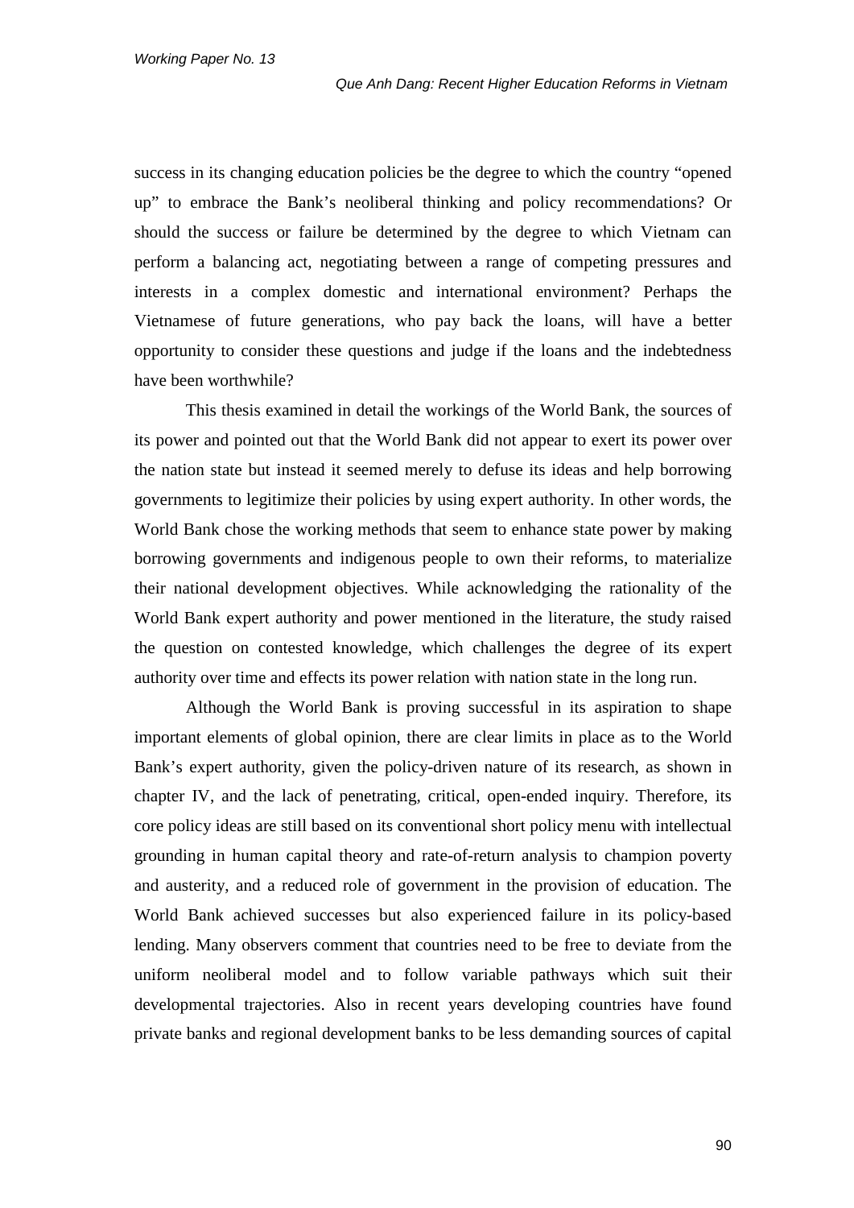success in its changing education policies be the degree to which the country "opened up" to embrace the Bank's neoliberal thinking and policy recommendations? Or should the success or failure be determined by the degree to which Vietnam can perform a balancing act, negotiating between a range of competing pressures and interests in a complex domestic and international environment? Perhaps the Vietnamese of future generations, who pay back the loans, will have a better opportunity to consider these questions and judge if the loans and the indebtedness have been worthwhile?

This thesis examined in detail the workings of the World Bank, the sources of its power and pointed out that the World Bank did not appear to exert its power over the nation state but instead it seemed merely to defuse its ideas and help borrowing governments to legitimize their policies by using expert authority. In other words, the World Bank chose the working methods that seem to enhance state power by making borrowing governments and indigenous people to own their reforms, to materialize their national development objectives. While acknowledging the rationality of the World Bank expert authority and power mentioned in the literature, the study raised the question on contested knowledge, which challenges the degree of its expert authority over time and effects its power relation with nation state in the long run.

Although the World Bank is proving successful in its aspiration to shape important elements of global opinion, there are clear limits in place as to the World Bank's expert authority, given the policy-driven nature of its research, as shown in chapter IV, and the lack of penetrating, critical, open-ended inquiry. Therefore, its core policy ideas are still based on its conventional short policy menu with intellectual grounding in human capital theory and rate-of-return analysis to champion poverty and austerity, and a reduced role of government in the provision of education. The World Bank achieved successes but also experienced failure in its policy-based lending. Many observers comment that countries need to be free to deviate from the uniform neoliberal model and to follow variable pathways which suit their developmental trajectories. Also in recent years developing countries have found private banks and regional development banks to be less demanding sources of capital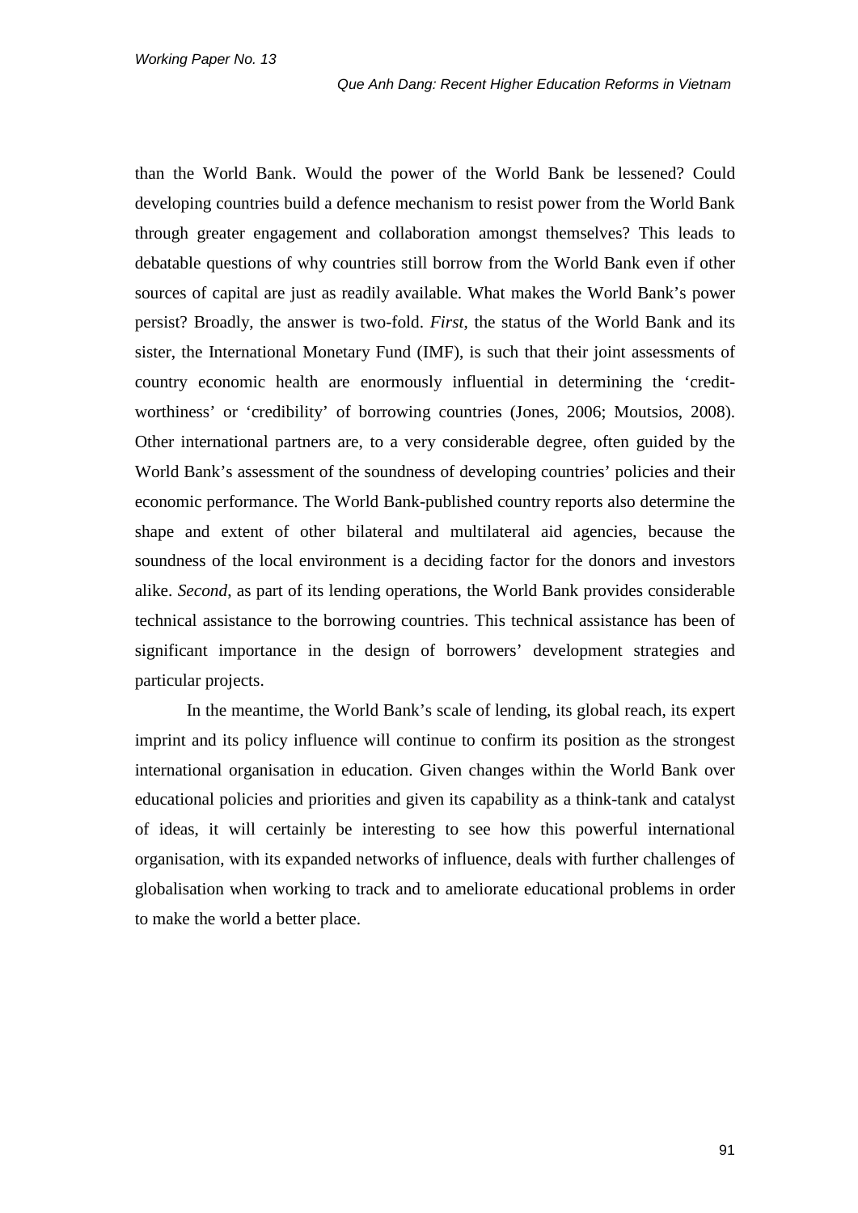than the World Bank. Would the power of the World Bank be lessened? Could developing countries build a defence mechanism to resist power from the World Bank through greater engagement and collaboration amongst themselves? This leads to debatable questions of why countries still borrow from the World Bank even if other sources of capital are just as readily available. What makes the World Bank's power persist? Broadly, the answer is two-fold. *First*, the status of the World Bank and its sister, the International Monetary Fund (IMF), is such that their joint assessments of country economic health are enormously influential in determining the 'credit-worthiness' or 'credibility' of borrowing countries (Jones, 2006; Moutsios, 2008). Other international partners are, to a very considerable degree, often guided by the World Bank's assessment of the soundness of developing countries' policies and their economic performance. The World Bank-published country reports also determine the shape and extent of other bilateral and multilateral aid agencies, because the soundness of the local environment is a deciding factor for the donors and investors alike. *Second*, as part of its lending operations, the World Bank provides considerable technical assistance to the borrowing countries. This technical assistance has been of significant importance in the design of borrowers' development strategies and particular projects.

In the meantime, the World Bank's scale of lending, its global reach, its expert imprint and its policy influence will continue to confirm its position as the strongest international organisation in education. Given changes within the World Bank over educational policies and priorities and given its capability as a think-tank and catalyst of ideas, it will certainly be interesting to see how this powerful international organisation, with its expanded networks of influence, deals with further challenges of globalisation when working to track and to ameliorate educational problems in order to make the world a better place.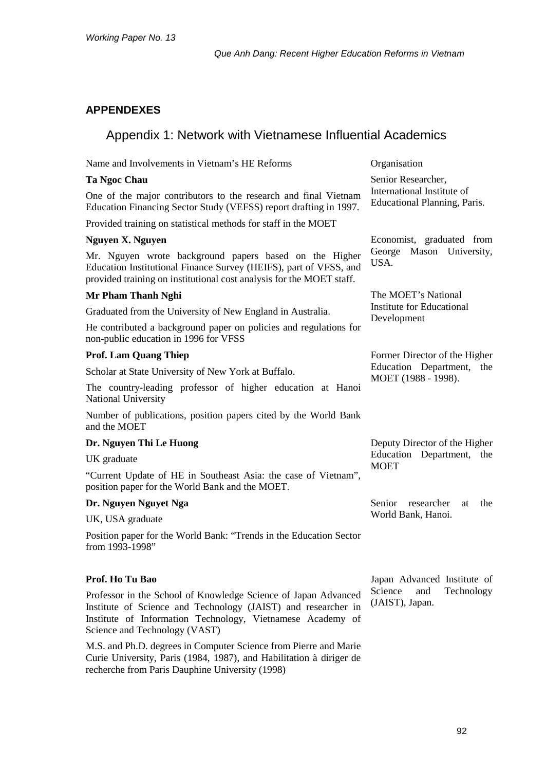# APPENDEXES

## Appendix 1: Network with Vietnamese Influential Academics

| Name and Involvements in Vietnam's HE Reforms | Organisation |
|---|---|
| **Ta Ngoc Chau**<br>One of the major contributors to the research and final Vietnam Education Financing Sector Study (VEFSS) report drafting in 1997.<br>Provided training on statistical methods for staff in the MOET | Senior Researcher, International Institute of Educational Planning, Paris. |
| **Nguyen X. Nguyen**<br>Mr. Nguyen wrote background papers based on the Higher Education Institutional Finance Survey (HEIFS), part of VFSS, and provided training on institutional cost analysis for the MOET staff. | Economist, graduated from George Mason University, USA. |
| **Mr Pham Thanh Nghi**<br>Graduated from the University of New England in Australia.<br>He contributed a background paper on policies and regulations for non-public education in 1996 for VFSS | The MOET's National Institute for Educational Development |
| **Prof. Lam Quang Thiep**<br>Scholar at State University of New York at Buffalo.<br>The country-leading professor of higher education at Hanoi National University<br>Number of publications, position papers cited by the World Bank and the MOET | Former Director of the Higher Education Department, the MOET (1988 - 1998). |
| **Dr. Nguyen Thi Le Huong**<br>UK graduate<br>"Current Update of HE in Southeast Asia: the case of Vietnam", position paper for the World Bank and the MOET. | Deputy Director of the Higher Education Department, the MOET |
| **Dr. Nguyen Nguyet Nga**<br>UK, USA graduate<br>Position paper for the World Bank: "Trends in the Education Sector from 1993-1998" | Senior researcher at the World Bank, Hanoi. |
| **Prof. Ho Tu Bao**<br>Professor in the School of Knowledge Science of Japan Advanced Institute of Science and Technology (JAIST) and researcher in Institute of Information Technology, Vietnamese Academy of Science and Technology (VAST)<br>M.S. and Ph.D. degrees in Computer Science from Pierre and Marie Curie University, Paris (1984, 1987), and Habilitation à diriger de recherche from Paris Dauphine University (1998) | Japan Advanced Institute of Science and Technology (JAIST), Japan. |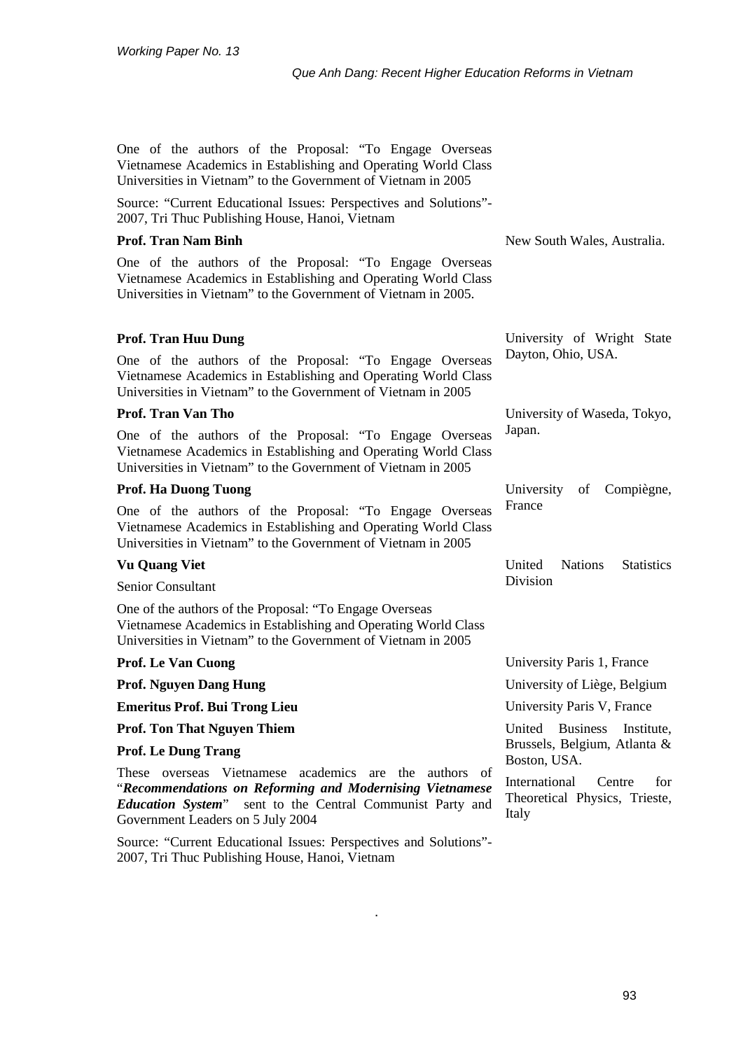| | |
|---|---|
| One of the authors of the Proposal: "To Engage Overseas Vietnamese Academics in Establishing and Operating World Class Universities in Vietnam" to the Government of Vietnam in 2005<br>Source: "Current Educational Issues: Perspectives and Solutions"- 2007, Tri Thuc Publishing House, Hanoi, Vietnam | |
| **Prof. Tran Nam Binh**<br>One of the authors of the Proposal: "To Engage Overseas Vietnamese Academics in Establishing and Operating World Class Universities in Vietnam" to the Government of Vietnam in 2005. | New South Wales, Australia. |
| **Prof. Tran Huu Dung**<br>One of the authors of the Proposal: "To Engage Overseas Vietnamese Academics in Establishing and Operating World Class Universities in Vietnam" to the Government of Vietnam in 2005 | University of Wright State Dayton, Ohio, USA. |
| **Prof. Tran Van Tho**<br>One of the authors of the Proposal: "To Engage Overseas Vietnamese Academics in Establishing and Operating World Class Universities in Vietnam" to the Government of Vietnam in 2005 | University of Waseda, Tokyo, Japan. |
| **Prof. Ha Duong Tuong**<br>One of the authors of the Proposal: "To Engage Overseas Vietnamese Academics in Establishing and Operating World Class Universities in Vietnam" to the Government of Vietnam in 2005 | University of Compiègne, France |
| **Vu Quang Viet**<br>Senior Consultant<br>One of the authors of the Proposal: "To Engage Overseas Vietnamese Academics in Establishing and Operating World Class Universities in Vietnam" to the Government of Vietnam in 2005 | United Nations Statistics Division |
| **Prof. Le Van Cuong** | University Paris 1, France |
| **Prof. Nguyen Dang Hung** | University of Liège, Belgium |
| **Emeritus Prof. Bui Trong Lieu** | University Paris V, France |
| **Prof. Ton That Nguyen Thiem** | United Business Institute, Brussels, Belgium, Atlanta & Boston, USA. |
| **Prof. Le Dung Trang** | International Centre for Theoretical Physics, Trieste, Italy |
| These overseas Vietnamese academics are the authors of "***Recommendations on Reforming and Modernising Vietnamese Education System***" sent to the Central Communist Party and Government Leaders on 5 July 2004<br>Source: "Current Educational Issues: Perspectives and Solutions"- 2007, Tri Thuc Publishing House, Hanoi, Vietnam | |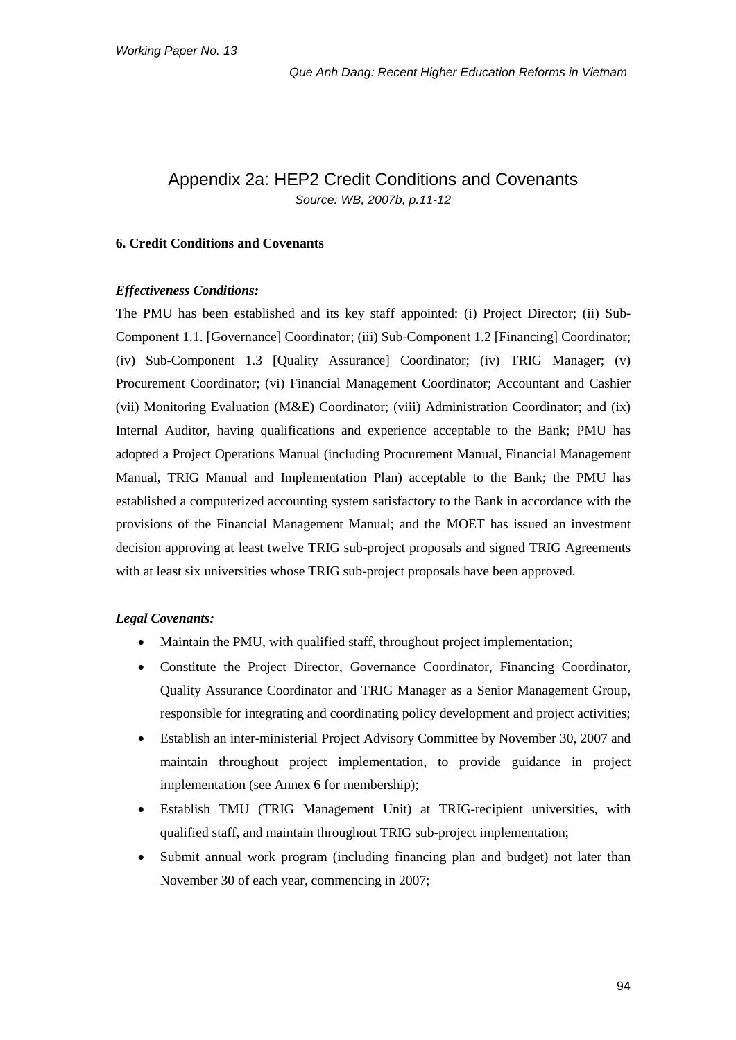# Appendix 2a: HEP2 Credit Conditions and Covenants

*Source: WB, 2007b, p.11-12*

**6. Credit Conditions and Covenants**

***Effectiveness Conditions:***

The PMU has been established and its key staff appointed: (i) Project Director; (ii) Sub-Component 1.1. [Governance] Coordinator; (iii) Sub-Component 1.2 [Financing] Coordinator; (iv) Sub-Component 1.3 [Quality Assurance] Coordinator; (iv) TRIG Manager; (v) Procurement Coordinator; (vi) Financial Management Coordinator; Accountant and Cashier (vii) Monitoring Evaluation (M&E) Coordinator; (viii) Administration Coordinator; and (ix) Internal Auditor, having qualifications and experience acceptable to the Bank; PMU has adopted a Project Operations Manual (including Procurement Manual, Financial Management Manual, TRIG Manual and Implementation Plan) acceptable to the Bank; the PMU has established a computerized accounting system satisfactory to the Bank in accordance with the provisions of the Financial Management Manual; and the MOET has issued an investment decision approving at least twelve TRIG sub-project proposals and signed TRIG Agreements with at least six universities whose TRIG sub-project proposals have been approved.

***Legal Covenants:***

- Maintain the PMU, with qualified staff, throughout project implementation;
- Constitute the Project Director, Governance Coordinator, Financing Coordinator, Quality Assurance Coordinator and TRIG Manager as a Senior Management Group, responsible for integrating and coordinating policy development and project activities;
- Establish an inter-ministerial Project Advisory Committee by November 30, 2007 and maintain throughout project implementation, to provide guidance in project implementation (see Annex 6 for membership);
- Establish TMU (TRIG Management Unit) at TRIG-recipient universities, with qualified staff, and maintain throughout TRIG sub-project implementation;
- Submit annual work program (including financing plan and budget) not later than November 30 of each year, commencing in 2007;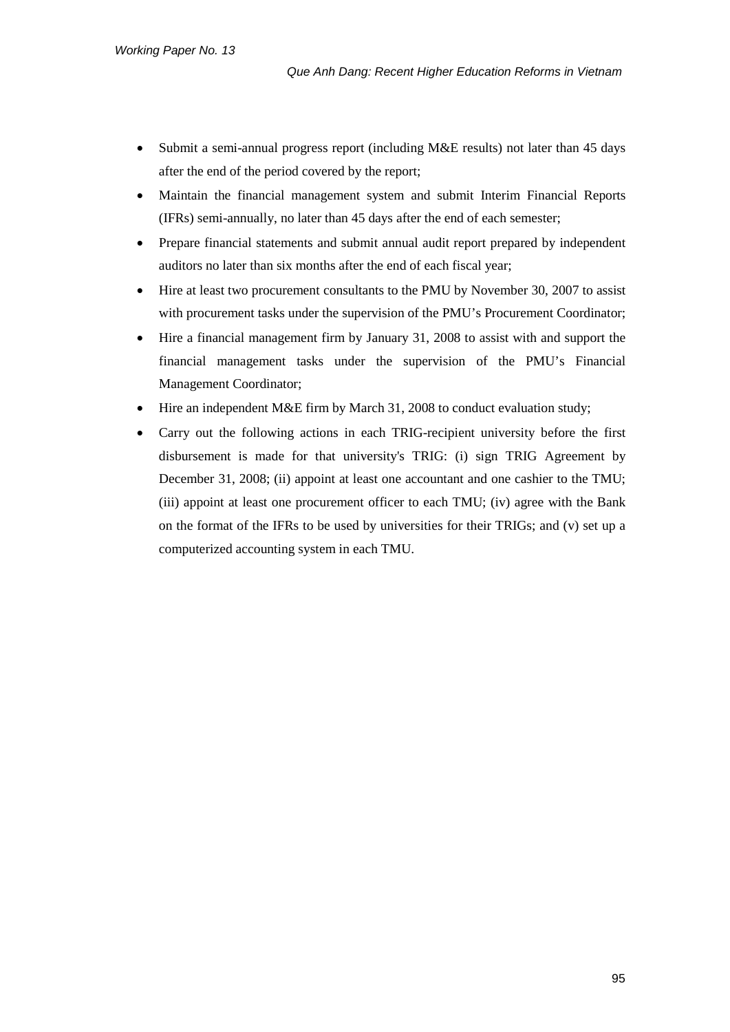- Submit a semi-annual progress report (including M&E results) not later than 45 days after the end of the period covered by the report;
- Maintain the financial management system and submit Interim Financial Reports (IFRs) semi-annually, no later than 45 days after the end of each semester;
- Prepare financial statements and submit annual audit report prepared by independent auditors no later than six months after the end of each fiscal year;
- Hire at least two procurement consultants to the PMU by November 30, 2007 to assist with procurement tasks under the supervision of the PMU's Procurement Coordinator;
- Hire a financial management firm by January 31, 2008 to assist with and support the financial management tasks under the supervision of the PMU's Financial Management Coordinator;
- Hire an independent M&E firm by March 31, 2008 to conduct evaluation study;
- Carry out the following actions in each TRIG-recipient university before the first disbursement is made for that university's TRIG: (i) sign TRIG Agreement by December 31, 2008; (ii) appoint at least one accountant and one cashier to the TMU; (iii) appoint at least one procurement officer to each TMU; (iv) agree with the Bank on the format of the IFRs to be used by universities for their TRIGs; and (v) set up a computerized accounting system in each TMU.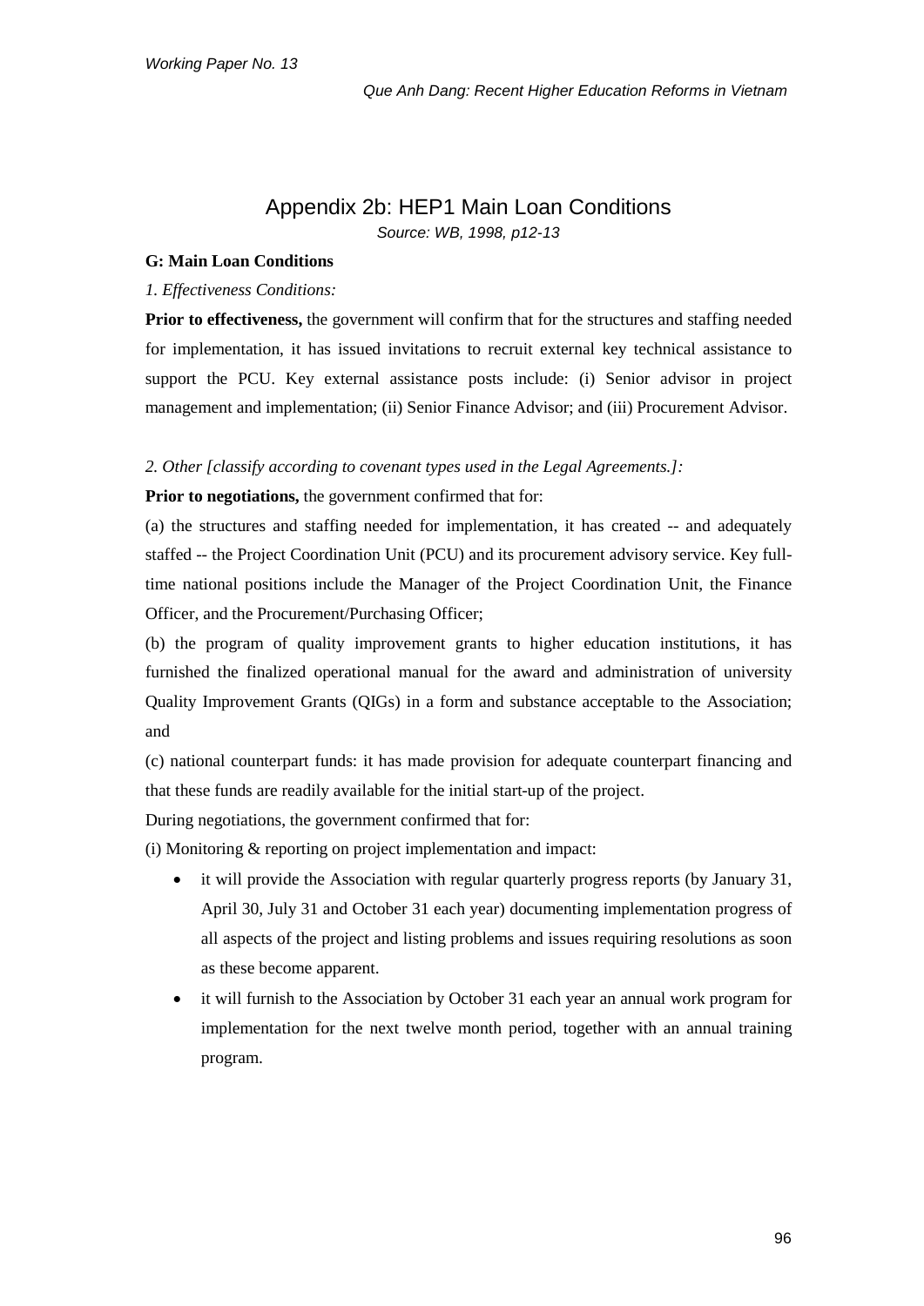# Appendix 2b: HEP1 Main Loan Conditions

*Source: WB, 1998, p12-13*

**G: Main Loan Conditions**

*1. Effectiveness Conditions:*

**Prior to effectiveness,** the government will confirm that for the structures and staffing needed for implementation, it has issued invitations to recruit external key technical assistance to support the PCU. Key external assistance posts include: (i) Senior advisor in project management and implementation; (ii) Senior Finance Advisor; and (iii) Procurement Advisor.

*2. Other [classify according to covenant types used in the Legal Agreements.]:*

**Prior to negotiations,** the government confirmed that for:

(a) the structures and staffing needed for implementation, it has created -- and adequately staffed -- the Project Coordination Unit (PCU) and its procurement advisory service. Key full-time national positions include the Manager of the Project Coordination Unit, the Finance Officer, and the Procurement/Purchasing Officer;

(b) the program of quality improvement grants to higher education institutions, it has furnished the finalized operational manual for the award and administration of university Quality Improvement Grants (QIGs) in a form and substance acceptable to the Association; and

(c) national counterpart funds: it has made provision for adequate counterpart financing and that these funds are readily available for the initial start-up of the project.

During negotiations, the government confirmed that for:

(i) Monitoring & reporting on project implementation and impact:

- it will provide the Association with regular quarterly progress reports (by January 31, April 30, July 31 and October 31 each year) documenting implementation progress of all aspects of the project and listing problems and issues requiring resolutions as soon as these become apparent.
- it will furnish to the Association by October 31 each year an annual work program for implementation for the next twelve month period, together with an annual training program.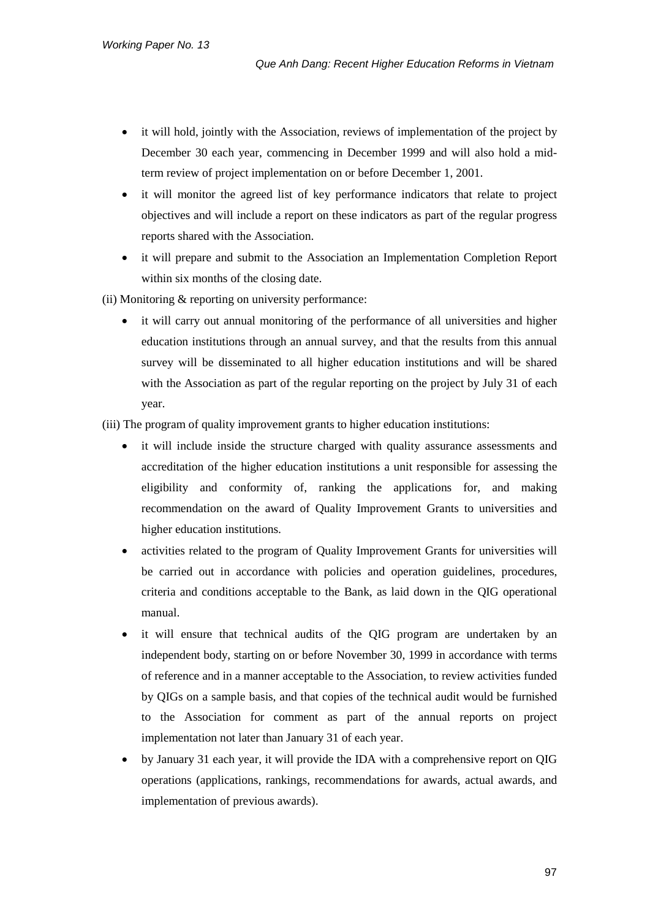- it will hold, jointly with the Association, reviews of implementation of the project by December 30 each year, commencing in December 1999 and will also hold a mid-term review of project implementation on or before December 1, 2001.
- it will monitor the agreed list of key performance indicators that relate to project objectives and will include a report on these indicators as part of the regular progress reports shared with the Association.
- it will prepare and submit to the Association an Implementation Completion Report within six months of the closing date.

(ii) Monitoring & reporting on university performance:

- it will carry out annual monitoring of the performance of all universities and higher education institutions through an annual survey, and that the results from this annual survey will be disseminated to all higher education institutions and will be shared with the Association as part of the regular reporting on the project by July 31 of each year.

(iii) The program of quality improvement grants to higher education institutions:

- it will include inside the structure charged with quality assurance assessments and accreditation of the higher education institutions a unit responsible for assessing the eligibility and conformity of, ranking the applications for, and making recommendation on the award of Quality Improvement Grants to universities and higher education institutions.
- activities related to the program of Quality Improvement Grants for universities will be carried out in accordance with policies and operation guidelines, procedures, criteria and conditions acceptable to the Bank, as laid down in the QIG operational manual.
- it will ensure that technical audits of the QIG program are undertaken by an independent body, starting on or before November 30, 1999 in accordance with terms of reference and in a manner acceptable to the Association, to review activities funded by QIGs on a sample basis, and that copies of the technical audit would be furnished to the Association for comment as part of the annual reports on project implementation not later than January 31 of each year.
- by January 31 each year, it will provide the IDA with a comprehensive report on QIG operations (applications, rankings, recommendations for awards, actual awards, and implementation of previous awards).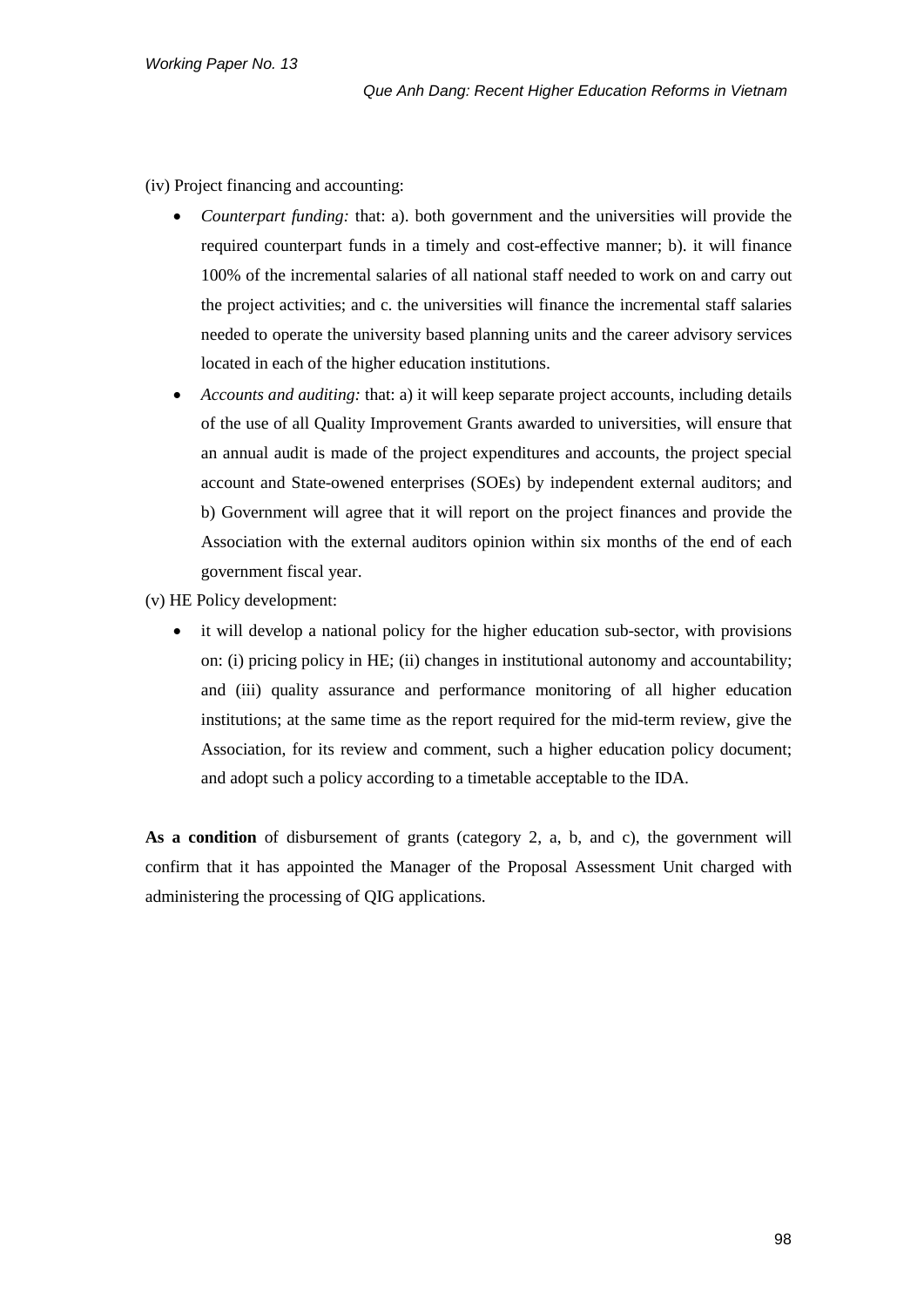(iv) Project financing and accounting:

- *Counterpart funding:* that: a). both government and the universities will provide the required counterpart funds in a timely and cost-effective manner; b). it will finance 100% of the incremental salaries of all national staff needed to work on and carry out the project activities; and c. the universities will finance the incremental staff salaries needed to operate the university based planning units and the career advisory services located in each of the higher education institutions.
- *Accounts and auditing:* that: a) it will keep separate project accounts, including details of the use of all Quality Improvement Grants awarded to universities, will ensure that an annual audit is made of the project expenditures and accounts, the project special account and State-owened enterprises (SOEs) by independent external auditors; and b) Government will agree that it will report on the project finances and provide the Association with the external auditors opinion within six months of the end of each government fiscal year.

(v) HE Policy development:

- it will develop a national policy for the higher education sub-sector, with provisions on: (i) pricing policy in HE; (ii) changes in institutional autonomy and accountability; and (iii) quality assurance and performance monitoring of all higher education institutions; at the same time as the report required for the mid-term review, give the Association, for its review and comment, such a higher education policy document; and adopt such a policy according to a timetable acceptable to the IDA.

**As a condition** of disbursement of grants (category 2, a, b, and c), the government will confirm that it has appointed the Manager of the Proposal Assessment Unit charged with administering the processing of QIG applications.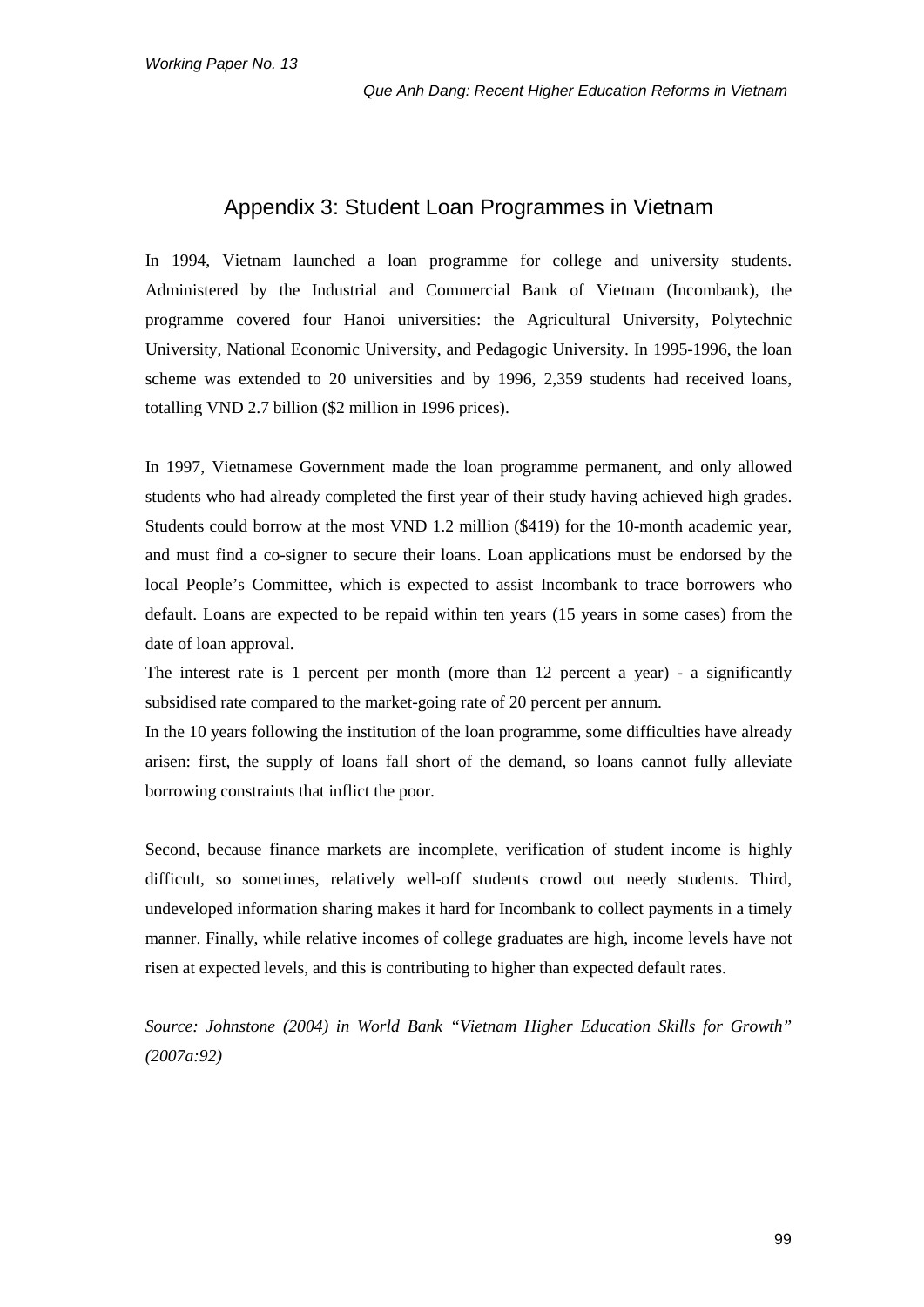# Appendix 3: Student Loan Programmes in Vietnam

In 1994, Vietnam launched a loan programme for college and university students. Administered by the Industrial and Commercial Bank of Vietnam (Incombank), the programme covered four Hanoi universities: the Agricultural University, Polytechnic University, National Economic University, and Pedagogic University. In 1995-1996, the loan scheme was extended to 20 universities and by 1996, 2,359 students had received loans, totalling VND 2.7 billion ($2 million in 1996 prices).

In 1997, Vietnamese Government made the loan programme permanent, and only allowed students who had already completed the first year of their study having achieved high grades. Students could borrow at the most VND 1.2 million ($419) for the 10-month academic year, and must find a co-signer to secure their loans. Loan applications must be endorsed by the local People's Committee, which is expected to assist Incombank to trace borrowers who default. Loans are expected to be repaid within ten years (15 years in some cases) from the date of loan approval.

The interest rate is 1 percent per month (more than 12 percent a year) - a significantly subsidised rate compared to the market-going rate of 20 percent per annum.

In the 10 years following the institution of the loan programme, some difficulties have already arisen: first, the supply of loans fall short of the demand, so loans cannot fully alleviate borrowing constraints that inflict the poor.

Second, because finance markets are incomplete, verification of student income is highly difficult, so sometimes, relatively well-off students crowd out needy students. Third, undeveloped information sharing makes it hard for Incombank to collect payments in a timely manner. Finally, while relative incomes of college graduates are high, income levels have not risen at expected levels, and this is contributing to higher than expected default rates.

*Source: Johnstone (2004) in World Bank "Vietnam Higher Education Skills for Growth" (2007a:92)*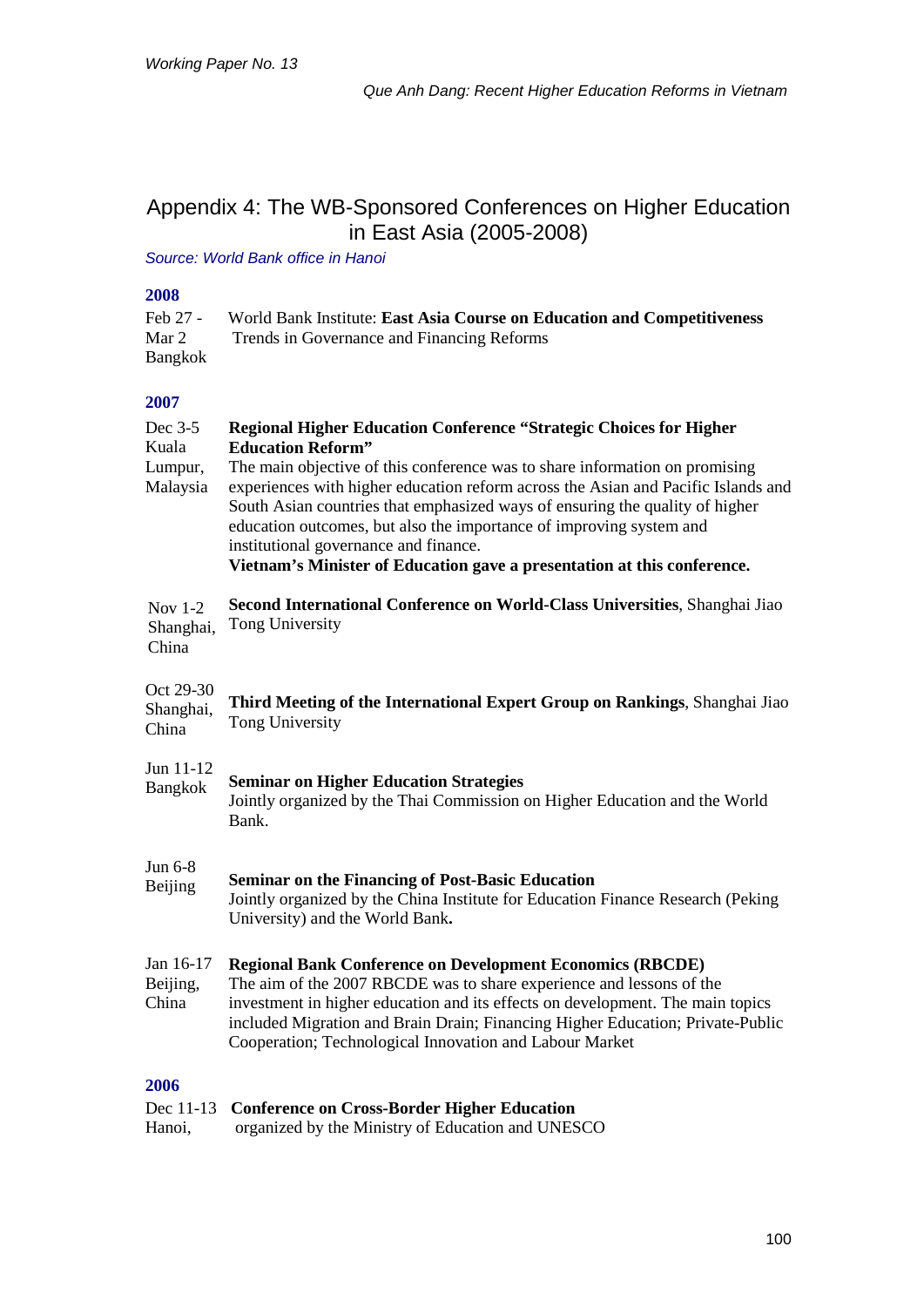# Appendix 4: The WB-Sponsored Conferences on Higher Education in East Asia (2005-2008)

*Source: World Bank office in Hanoi*

**2008**

| | |
|---|---|
| Feb 27 - Mar 2 Bangkok | World Bank Institute: **East Asia Course on Education and Competitiveness** Trends in Governance and Financing Reforms |

**2007**

| | |
|---|---|
| Dec 3-5 Kuala Lumpur, Malaysia | **Regional Higher Education Conference "Strategic Choices for Higher Education Reform"** The main objective of this conference was to share information on promising experiences with higher education reform across the Asian and Pacific Islands and South Asian countries that emphasized ways of ensuring the quality of higher education outcomes, but also the importance of improving system and institutional governance and finance. **Vietnam's Minister of Education gave a presentation at this conference.** |
| Nov 1-2 Shanghai, China | **Second International Conference on World-Class Universities**, Shanghai Jiao Tong University |
| Oct 29-30 Shanghai, China | **Third Meeting of the International Expert Group on Rankings**, Shanghai Jiao Tong University |
| Jun 11-12 Bangkok | **Seminar on Higher Education Strategies** Jointly organized by the Thai Commission on Higher Education and the World Bank. |
| Jun 6-8 Beijing | **Seminar on the Financing of Post-Basic Education** Jointly organized by the China Institute for Education Finance Research (Peking University) and the World Bank**.** |
| Jan 16-17 Beijing, China | **Regional Bank Conference on Development Economics (RBCDE)** The aim of the 2007 RBCDE was to share experience and lessons of the investment in higher education and its effects on development. The main topics included Migration and Brain Drain; Financing Higher Education; Private-Public Cooperation; Technological Innovation and Labour Market |

**2006**

| | |
|---|---|
| Dec 11-13 Hanoi, | **Conference on Cross-Border Higher Education** organized by the Ministry of Education and UNESCO |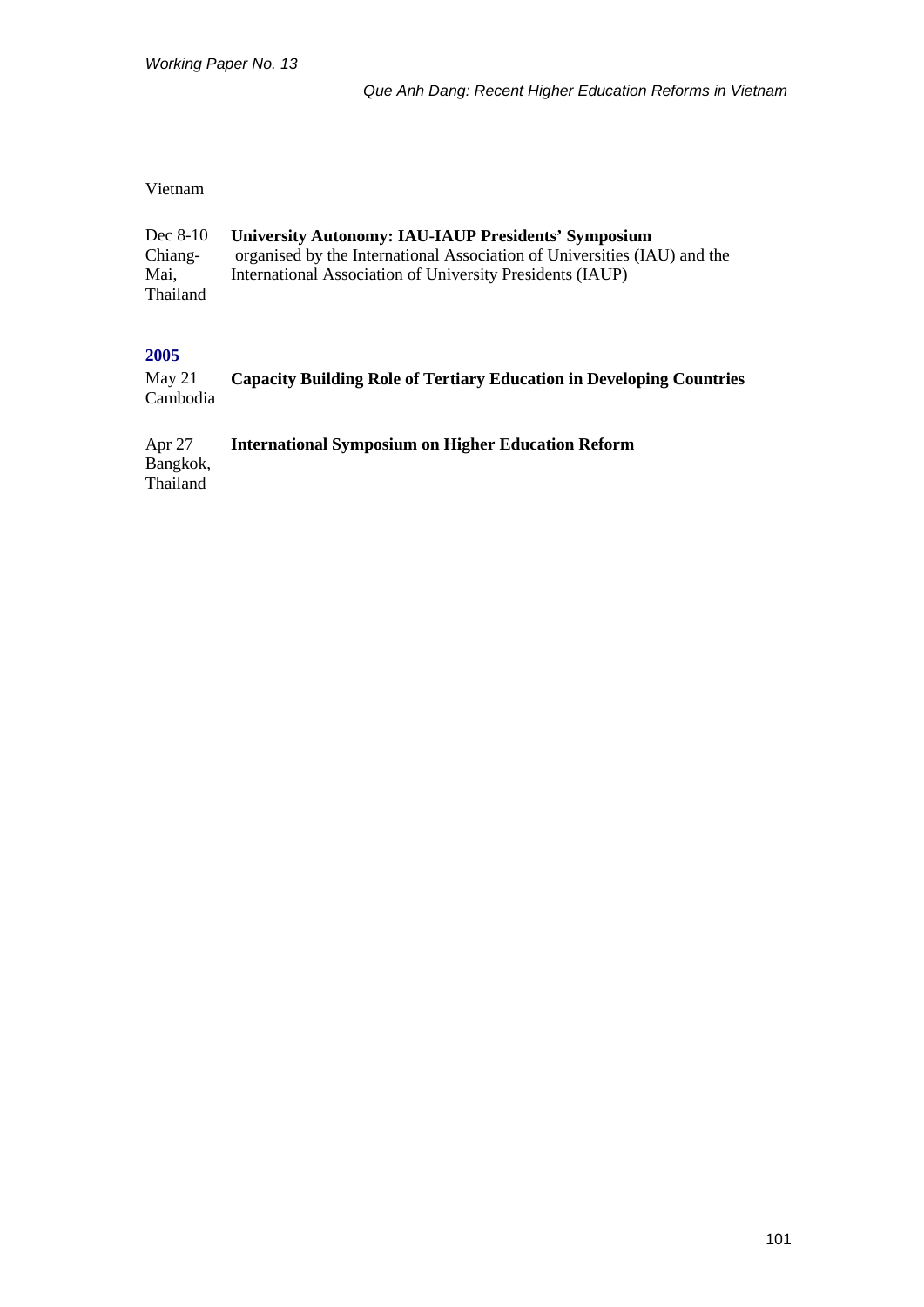Vietnam

| | |
|---|---|
| Dec 8-10 Chiang-Mai, Thailand | **University Autonomy: IAU-IAUP Presidents' Symposium** organised by the International Association of Universities (IAU) and the International Association of University Presidents (IAUP) |

**2005**

| | |
|---|---|
| May 21 Cambodia | **Capacity Building Role of Tertiary Education in Developing Countries** |
| Apr 27 Bangkok, Thailand | **International Symposium on Higher Education Reform** |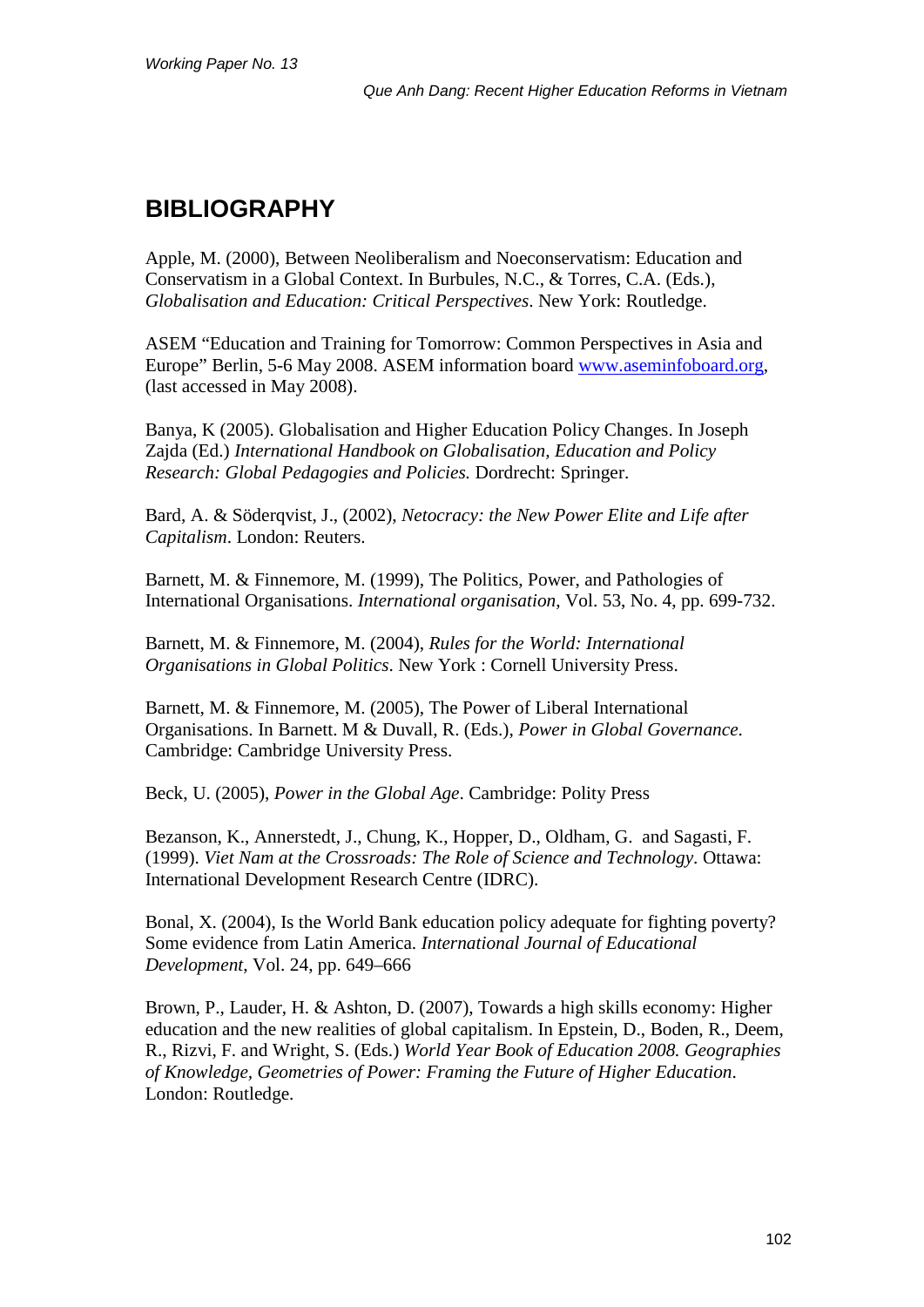# BIBLIOGRAPHY

Apple, M. (2000), Between Neoliberalism and Noeconservatism: Education and Conservatism in a Global Context. In Burbules, N.C., & Torres, C.A. (Eds.), *Globalisation and Education: Critical Perspectives*. New York: Routledge.

ASEM "Education and Training for Tomorrow: Common Perspectives in Asia and Europe" Berlin, 5-6 May 2008. ASEM information board www.aseminfoboard.org, (last accessed in May 2008).

Banya, K (2005). Globalisation and Higher Education Policy Changes. In Joseph Zajda (Ed.) *International Handbook on Globalisation, Education and Policy Research: Global Pedagogies and Policies.* Dordrecht: Springer.

Bard, A. & Söderqvist, J., (2002), *Netocracy: the New Power Elite and Life after Capitalism*. London: Reuters.

Barnett, M. & Finnemore, M. (1999), The Politics, Power, and Pathologies of International Organisations. *International organisation*, Vol. 53, No. 4, pp. 699-732.

Barnett, M. & Finnemore, M. (2004), *Rules for the World: International Organisations in Global Politics*. New York : Cornell University Press.

Barnett, M. & Finnemore, M. (2005), The Power of Liberal International Organisations. In Barnett. M & Duvall, R. (Eds.), *Power in Global Governance*. Cambridge: Cambridge University Press.

Beck, U. (2005), *Power in the Global Age*. Cambridge: Polity Press

Bezanson, K., Annerstedt, J., Chung, K., Hopper, D., Oldham, G. and Sagasti, F. (1999). *Viet Nam at the Crossroads: The Role of Science and Technology*. Ottawa: International Development Research Centre (IDRC).

Bonal, X. (2004), Is the World Bank education policy adequate for fighting poverty? Some evidence from Latin America. *International Journal of Educational Development*, Vol. 24, pp. 649–666

Brown, P., Lauder, H. & Ashton, D. (2007), Towards a high skills economy: Higher education and the new realities of global capitalism. In Epstein, D., Boden, R., Deem, R., Rizvi, F. and Wright, S. (Eds.) *World Year Book of Education 2008. Geographies of Knowledge, Geometries of Power: Framing the Future of Higher Education*. London: Routledge.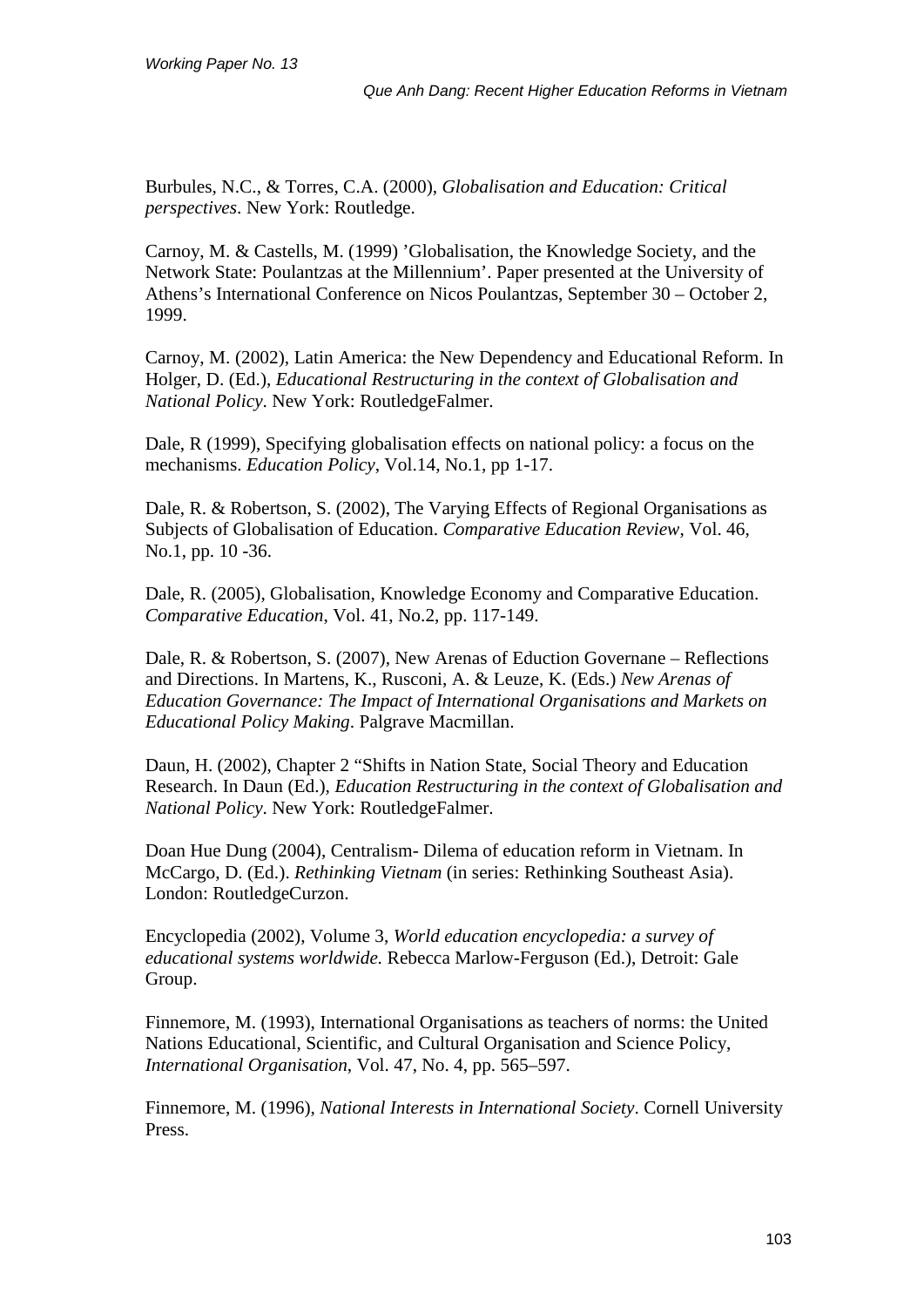Burbules, N.C., & Torres, C.A. (2000), *Globalisation and Education: Critical perspectives*. New York: Routledge.

Carnoy, M. & Castells, M. (1999) 'Globalisation, the Knowledge Society, and the Network State: Poulantzas at the Millennium'. Paper presented at the University of Athens's International Conference on Nicos Poulantzas, September 30 – October 2, 1999.

Carnoy, M. (2002), Latin America: the New Dependency and Educational Reform. In Holger, D. (Ed.), *Educational Restructuring in the context of Globalisation and National Policy*. New York: RoutledgeFalmer.

Dale, R (1999), Specifying globalisation effects on national policy: a focus on the mechanisms. *Education Policy*, Vol.14, No.1, pp 1-17.

Dale, R. & Robertson, S. (2002), The Varying Effects of Regional Organisations as Subjects of Globalisation of Education. *Comparative Education Review*, Vol. 46, No.1, pp. 10 -36.

Dale, R. (2005), Globalisation, Knowledge Economy and Comparative Education. *Comparative Education*, Vol. 41, No.2, pp. 117-149.

Dale, R. & Robertson, S. (2007), New Arenas of Eduction Governane – Reflections and Directions. In Martens, K., Rusconi, A. & Leuze, K. (Eds.) *New Arenas of Education Governance: The Impact of International Organisations and Markets on Educational Policy Making*. Palgrave Macmillan.

Daun, H. (2002), Chapter 2 "Shifts in Nation State, Social Theory and Education Research. In Daun (Ed.), *Education Restructuring in the context of Globalisation and National Policy*. New York: RoutledgeFalmer.

Doan Hue Dung (2004), Centralism- Dilema of education reform in Vietnam. In McCargo, D. (Ed.). *Rethinking Vietnam* (in series: Rethinking Southeast Asia). London: RoutledgeCurzon.

Encyclopedia (2002), Volume 3, *World education encyclopedia: a survey of educational systems worldwide.* Rebecca Marlow-Ferguson (Ed.), Detroit: Gale Group.

Finnemore, M. (1993), International Organisations as teachers of norms: the United Nations Educational, Scientific, and Cultural Organisation and Science Policy, *International Organisation*, Vol. 47, No. 4, pp. 565–597.

Finnemore, M. (1996), *National Interests in International Society*. Cornell University Press.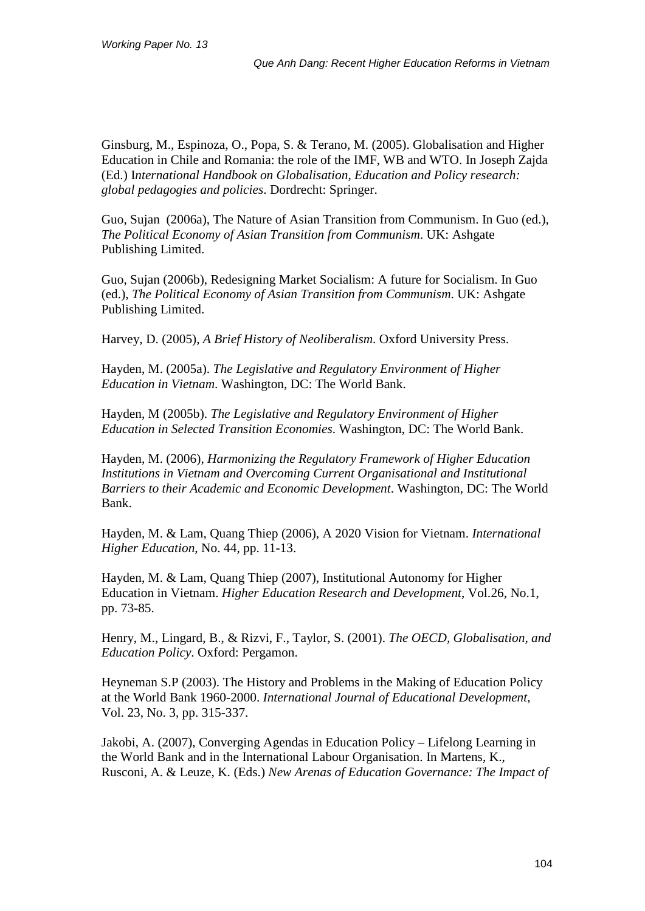Ginsburg, M., Espinoza, O., Popa, S. & Terano, M. (2005). Globalisation and Higher Education in Chile and Romania: the role of the IMF, WB and WTO. In Joseph Zajda (Ed.) I*nternational Handbook on Globalisation, Education and Policy research: global pedagogies and policies*. Dordrecht: Springer.

Guo, Sujan (2006a), The Nature of Asian Transition from Communism. In Guo (ed.), *The Political Economy of Asian Transition from Communism*. UK: Ashgate Publishing Limited.

Guo, Sujan (2006b), Redesigning Market Socialism: A future for Socialism. In Guo (ed.), *The Political Economy of Asian Transition from Communism*. UK: Ashgate Publishing Limited.

Harvey, D. (2005), *A Brief History of Neoliberalism*. Oxford University Press.

Hayden, M. (2005a). *The Legislative and Regulatory Environment of Higher Education in Vietnam*. Washington, DC: The World Bank.

Hayden, M (2005b). *The Legislative and Regulatory Environment of Higher Education in Selected Transition Economies*. Washington, DC: The World Bank.

Hayden, M. (2006), *Harmonizing the Regulatory Framework of Higher Education Institutions in Vietnam and Overcoming Current Organisational and Institutional Barriers to their Academic and Economic Development*. Washington, DC: The World Bank.

Hayden, M. & Lam, Quang Thiep (2006), A 2020 Vision for Vietnam. *International Higher Education*, No. 44, pp. 11-13.

Hayden, M. & Lam, Quang Thiep (2007), Institutional Autonomy for Higher Education in Vietnam. *Higher Education Research and Development*, Vol.26, No.1, pp. 73-85.

Henry, M., Lingard, B., & Rizvi, F., Taylor, S. (2001). *The OECD, Globalisation, and Education Policy*. Oxford: Pergamon.

Heyneman S.P (2003). The History and Problems in the Making of Education Policy at the World Bank 1960-2000. *International Journal of Educational Development*, Vol. 23, No. 3, pp. 315-337.

Jakobi, A. (2007), Converging Agendas in Education Policy – Lifelong Learning in the World Bank and in the International Labour Organisation. In Martens, K., Rusconi, A. & Leuze, K. (Eds.) *New Arenas of Education Governance: The Impact of*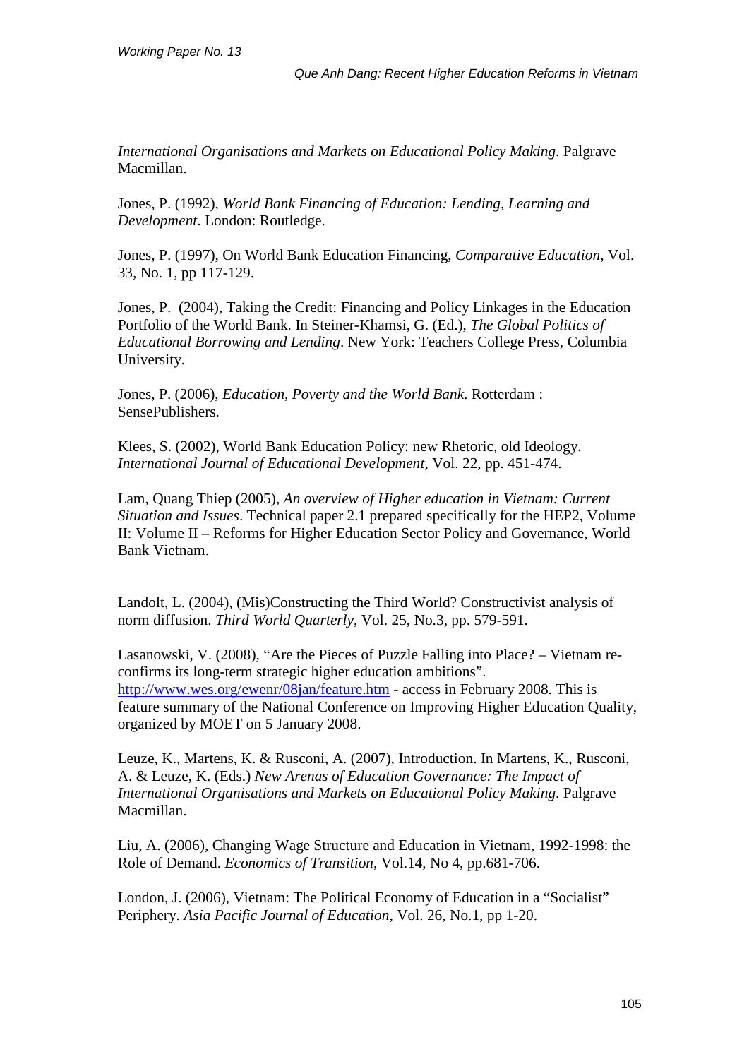*International Organisations and Markets on Educational Policy Making*. Palgrave Macmillan.

Jones, P. (1992), *World Bank Financing of Education: Lending, Learning and Development*. London: Routledge.

Jones, P. (1997), On World Bank Education Financing, *Comparative Education*, Vol. 33, No. 1, pp 117-129.

Jones, P. (2004), Taking the Credit: Financing and Policy Linkages in the Education Portfolio of the World Bank. In Steiner-Khamsi, G. (Ed.), *The Global Politics of Educational Borrowing and Lending*. New York: Teachers College Press, Columbia University.

Jones, P. (2006), *Education, Poverty and the World Bank*. Rotterdam : SensePublishers.

Klees, S. (2002), World Bank Education Policy: new Rhetoric, old Ideology. *International Journal of Educational Development*, Vol. 22, pp. 451-474.

Lam, Quang Thiep (2005), *An overview of Higher education in Vietnam: Current Situation and Issues*. Technical paper 2.1 prepared specifically for the HEP2, Volume II: Volume II – Reforms for Higher Education Sector Policy and Governance, World Bank Vietnam.

Landolt, L. (2004), (Mis)Constructing the Third World? Constructivist analysis of norm diffusion. *Third World Quarterly*, Vol. 25, No.3, pp. 579-591.

Lasanowski, V. (2008), "Are the Pieces of Puzzle Falling into Place? – Vietnam re-confirms its long-term strategic higher education ambitions". http://www.wes.org/ewenr/08jan/feature.htm - access in February 2008. This is feature summary of the National Conference on Improving Higher Education Quality, organized by MOET on 5 January 2008.

Leuze, K., Martens, K. & Rusconi, A. (2007), Introduction. In Martens, K., Rusconi, A. & Leuze, K. (Eds.) *New Arenas of Education Governance: The Impact of International Organisations and Markets on Educational Policy Making*. Palgrave Macmillan.

Liu, A. (2006), Changing Wage Structure and Education in Vietnam, 1992-1998: the Role of Demand. *Economics of Transition*, Vol.14, No 4, pp.681-706.

London, J. (2006), Vietnam: The Political Economy of Education in a "Socialist" Periphery. *Asia Pacific Journal of Education*, Vol. 26, No.1, pp 1-20.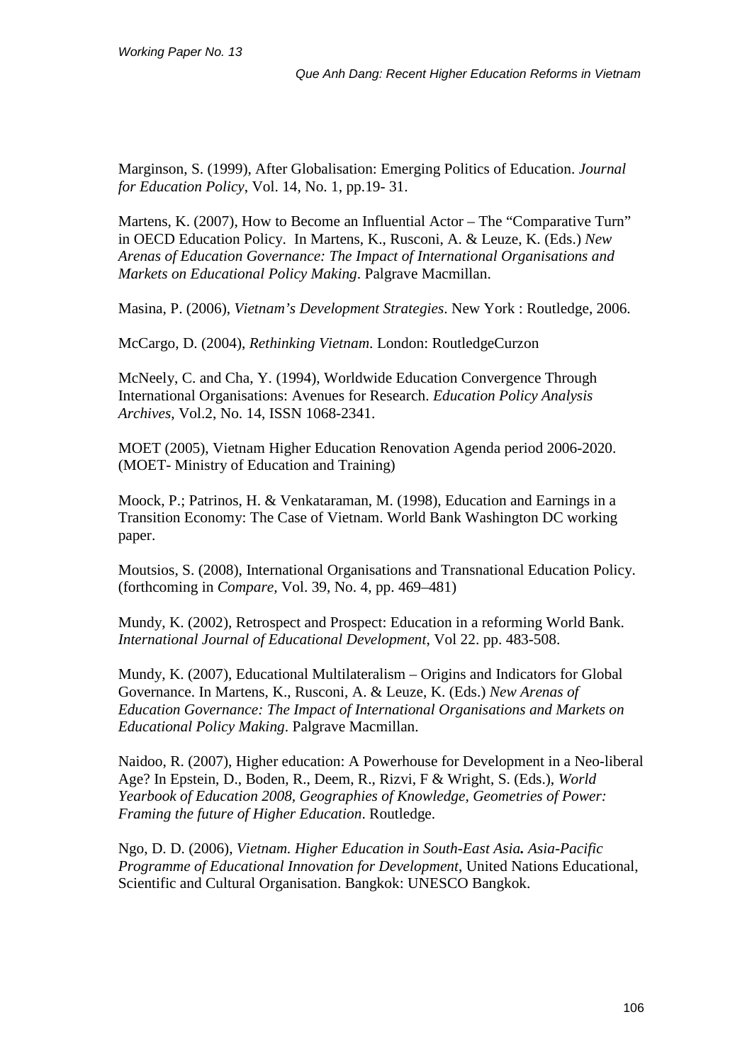Marginson, S. (1999), After Globalisation: Emerging Politics of Education. *Journal for Education Policy*, Vol. 14, No. 1, pp.19- 31.

Martens, K. (2007), How to Become an Influential Actor – The "Comparative Turn" in OECD Education Policy. In Martens, K., Rusconi, A. & Leuze, K. (Eds.) *New Arenas of Education Governance: The Impact of International Organisations and Markets on Educational Policy Making*. Palgrave Macmillan.

Masina, P. (2006), *Vietnam's Development Strategies*. New York : Routledge, 2006.

McCargo, D. (2004), *Rethinking Vietnam*. London: RoutledgeCurzon

McNeely, C. and Cha, Y. (1994), Worldwide Education Convergence Through International Organisations: Avenues for Research. *Education Policy Analysis Archives*, Vol.2, No. 14, ISSN 1068-2341.

MOET (2005), Vietnam Higher Education Renovation Agenda period 2006-2020. (MOET- Ministry of Education and Training)

Moock, P.; Patrinos, H. & Venkataraman, M. (1998), Education and Earnings in a Transition Economy: The Case of Vietnam. World Bank Washington DC working paper.

Moutsios, S. (2008), International Organisations and Transnational Education Policy. (forthcoming in *Compare*, Vol. 39, No. 4, pp. 469–481)

Mundy, K. (2002), Retrospect and Prospect: Education in a reforming World Bank. *International Journal of Educational Development*, Vol 22. pp. 483-508.

Mundy, K. (2007), Educational Multilateralism – Origins and Indicators for Global Governance. In Martens, K., Rusconi, A. & Leuze, K. (Eds.) *New Arenas of Education Governance: The Impact of International Organisations and Markets on Educational Policy Making*. Palgrave Macmillan.

Naidoo, R. (2007), Higher education: A Powerhouse for Development in a Neo-liberal Age? In Epstein, D., Boden, R., Deem, R., Rizvi, F & Wright, S. (Eds.), *World Yearbook of Education 2008, Geographies of Knowledge, Geometries of Power: Framing the future of Higher Education*. Routledge.

Ngo, D. D. (2006), *Vietnam. Higher Education in South-East Asia. Asia-Pacific Programme of Educational Innovation for Development*, United Nations Educational, Scientific and Cultural Organisation. Bangkok: UNESCO Bangkok.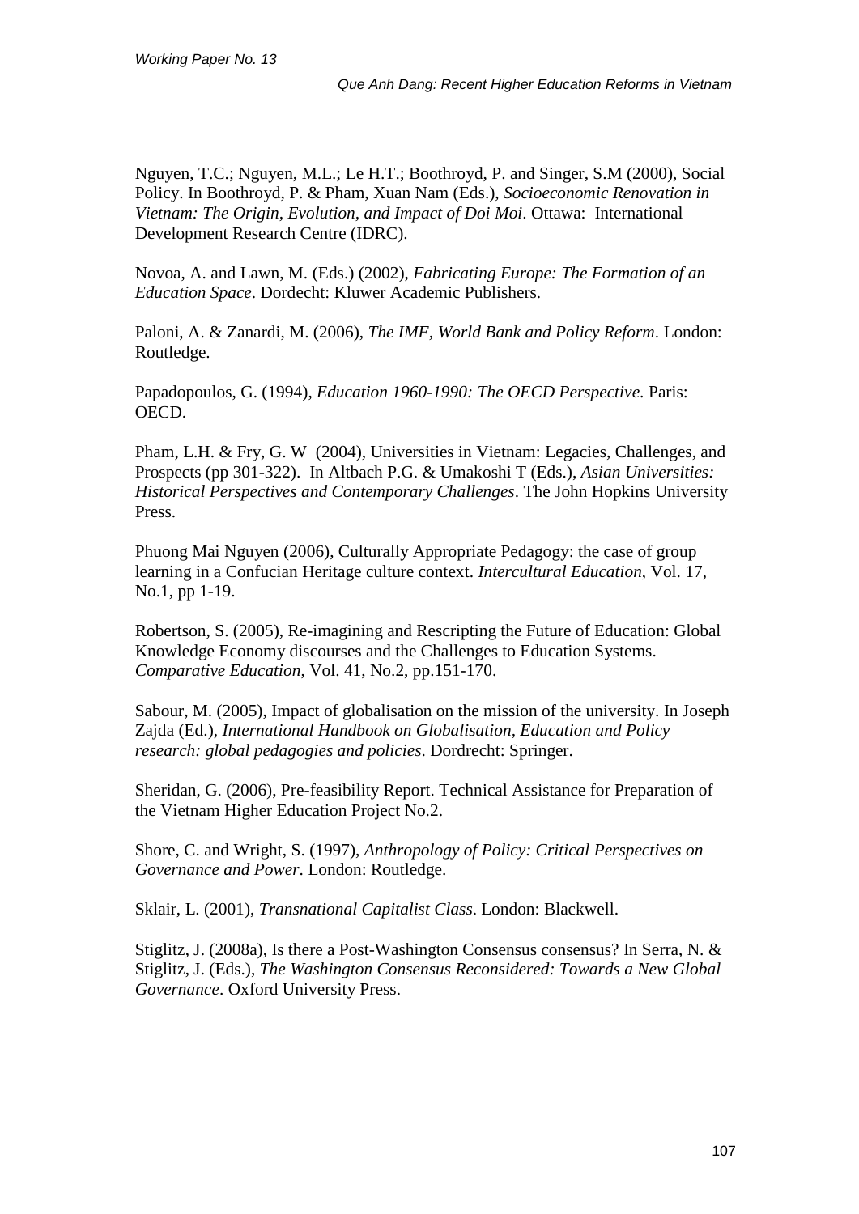Nguyen, T.C.; Nguyen, M.L.; Le H.T.; Boothroyd, P. and Singer, S.M (2000), Social Policy. In Boothroyd, P. & Pham, Xuan Nam (Eds.), *Socioeconomic Renovation in Vietnam: The Origin, Evolution, and Impact of Doi Moi*. Ottawa: International Development Research Centre (IDRC).

Novoa, A. and Lawn, M. (Eds.) (2002), *Fabricating Europe: The Formation of an Education Space*. Dordecht: Kluwer Academic Publishers.

Paloni, A. & Zanardi, M. (2006), *The IMF, World Bank and Policy Reform*. London: Routledge.

Papadopoulos, G. (1994), *Education 1960-1990: The OECD Perspective*. Paris: OECD.

Pham, L.H. & Fry, G. W (2004), Universities in Vietnam: Legacies, Challenges, and Prospects (pp 301-322). In Altbach P.G. & Umakoshi T (Eds.), *Asian Universities: Historical Perspectives and Contemporary Challenges*. The John Hopkins University Press.

Phuong Mai Nguyen (2006), Culturally Appropriate Pedagogy: the case of group learning in a Confucian Heritage culture context. *Intercultural Education*, Vol. 17, No.1, pp 1-19.

Robertson, S. (2005), Re-imagining and Rescripting the Future of Education: Global Knowledge Economy discourses and the Challenges to Education Systems. *Comparative Education*, Vol. 41, No.2, pp.151-170.

Sabour, M. (2005), Impact of globalisation on the mission of the university. In Joseph Zajda (Ed.), *International Handbook on Globalisation, Education and Policy research: global pedagogies and policies*. Dordrecht: Springer.

Sheridan, G. (2006), Pre-feasibility Report. Technical Assistance for Preparation of the Vietnam Higher Education Project No.2.

Shore, C. and Wright, S. (1997), *Anthropology of Policy: Critical Perspectives on Governance and Power*. London: Routledge.

Sklair, L. (2001), *Transnational Capitalist Class*. London: Blackwell.

Stiglitz, J. (2008a), Is there a Post-Washington Consensus consensus? In Serra, N. & Stiglitz, J. (Eds.), *The Washington Consensus Reconsidered: Towards a New Global Governance*. Oxford University Press.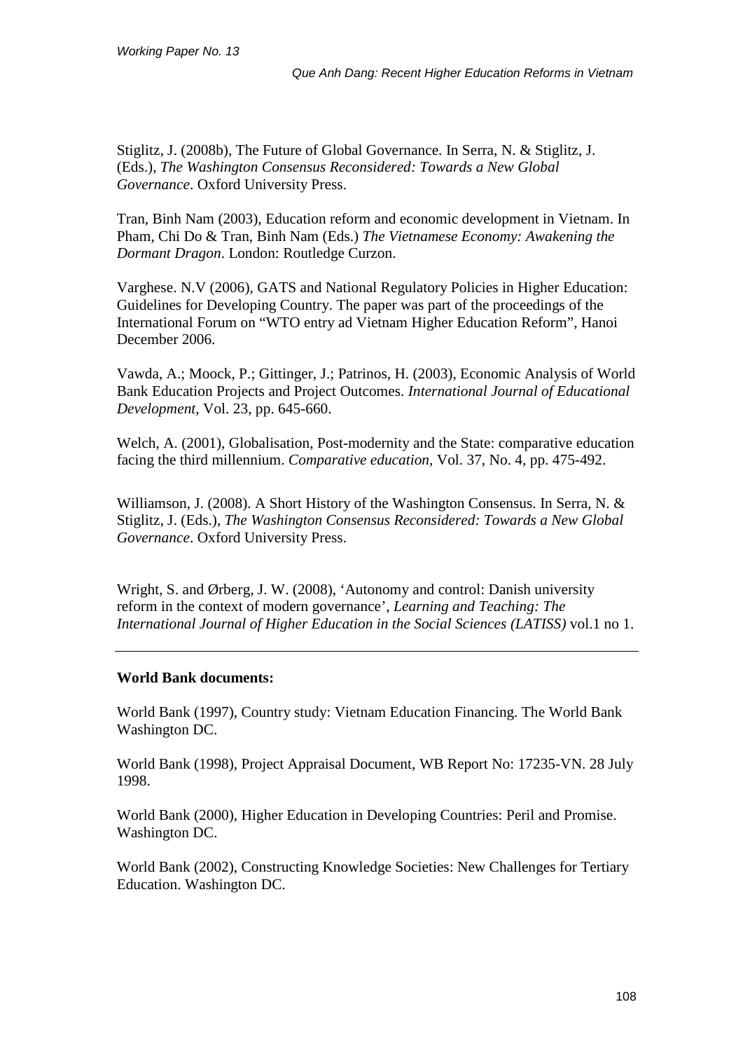Stiglitz, J. (2008b), The Future of Global Governance. In Serra, N. & Stiglitz, J. (Eds.), *The Washington Consensus Reconsidered: Towards a New Global Governance*. Oxford University Press.

Tran, Binh Nam (2003), Education reform and economic development in Vietnam. In Pham, Chi Do & Tran, Binh Nam (Eds.) *The Vietnamese Economy: Awakening the Dormant Dragon*. London: Routledge Curzon.

Varghese. N.V (2006), GATS and National Regulatory Policies in Higher Education: Guidelines for Developing Country. The paper was part of the proceedings of the International Forum on "WTO entry ad Vietnam Higher Education Reform", Hanoi December 2006.

Vawda, A.; Moock, P.; Gittinger, J.; Patrinos, H. (2003), Economic Analysis of World Bank Education Projects and Project Outcomes. *International Journal of Educational Development*, Vol. 23, pp. 645-660.

Welch, A. (2001), Globalisation, Post-modernity and the State: comparative education facing the third millennium. *Comparative education*, Vol. 37, No. 4, pp. 475-492.

Williamson, J. (2008). A Short History of the Washington Consensus. In Serra, N. & Stiglitz, J. (Eds.), *The Washington Consensus Reconsidered: Towards a New Global Governance*. Oxford University Press.

Wright, S. and Ørberg, J. W. (2008), 'Autonomy and control: Danish university reform in the context of modern governance', *Learning and Teaching: The International Journal of Higher Education in the Social Sciences (LATISS)* vol.1 no 1.

---

**World Bank documents:**

World Bank (1997), Country study: Vietnam Education Financing. The World Bank Washington DC.

World Bank (1998), Project Appraisal Document, WB Report No: 17235-VN. 28 July 1998.

World Bank (2000), Higher Education in Developing Countries: Peril and Promise. Washington DC.

World Bank (2002), Constructing Knowledge Societies: New Challenges for Tertiary Education. Washington DC.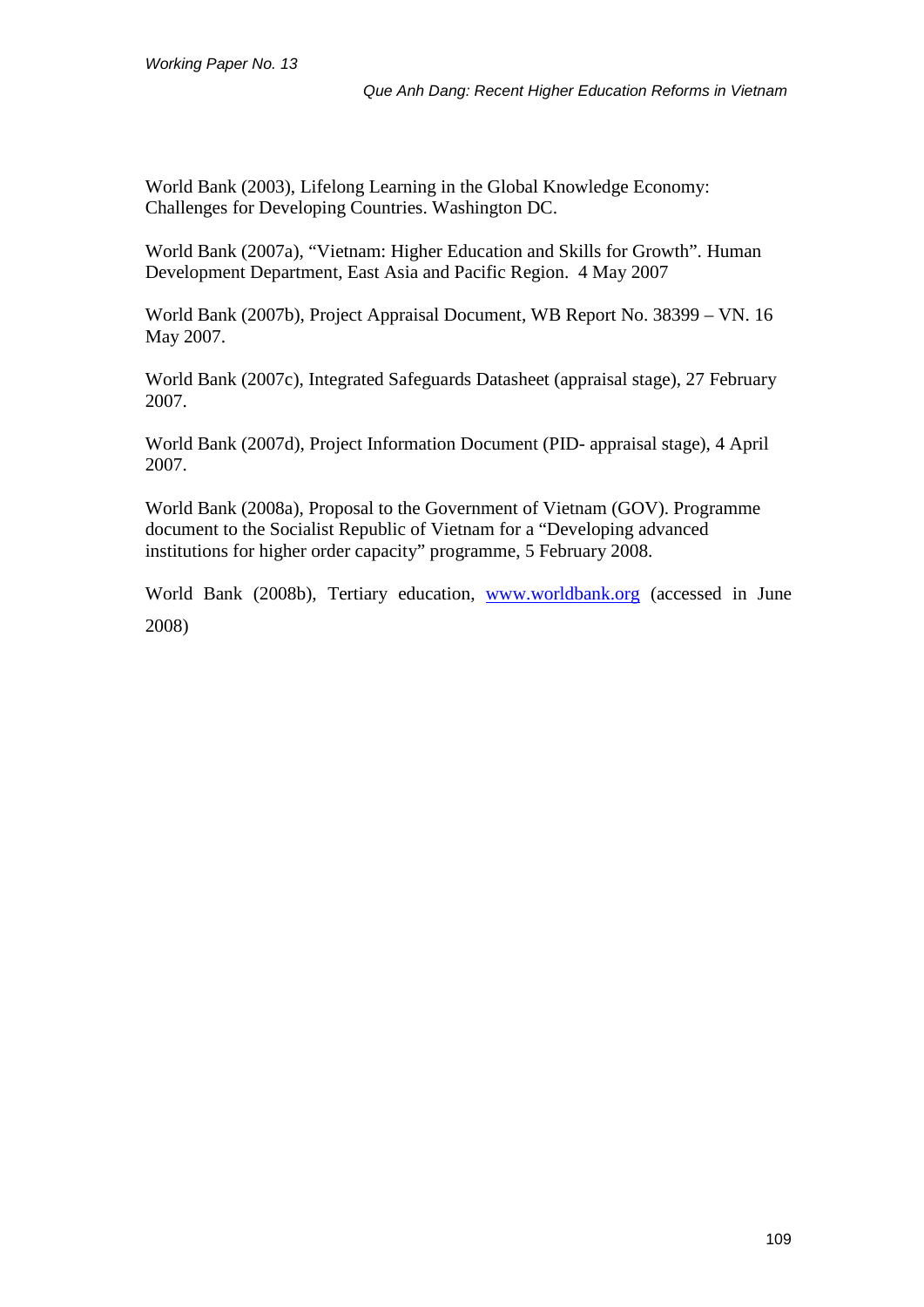World Bank (2003), Lifelong Learning in the Global Knowledge Economy: Challenges for Developing Countries. Washington DC.

World Bank (2007a), "Vietnam: Higher Education and Skills for Growth". Human Development Department, East Asia and Pacific Region. 4 May 2007

World Bank (2007b), Project Appraisal Document, WB Report No. 38399 – VN. 16 May 2007.

World Bank (2007c), Integrated Safeguards Datasheet (appraisal stage), 27 February 2007.

World Bank (2007d), Project Information Document (PID- appraisal stage), 4 April 2007.

World Bank (2008a), Proposal to the Government of Vietnam (GOV). Programme document to the Socialist Republic of Vietnam for a "Developing advanced institutions for higher order capacity" programme, 5 February 2008.

World Bank (2008b), Tertiary education, [www.worldbank.org](http://www.worldbank.org) (accessed in June 2008)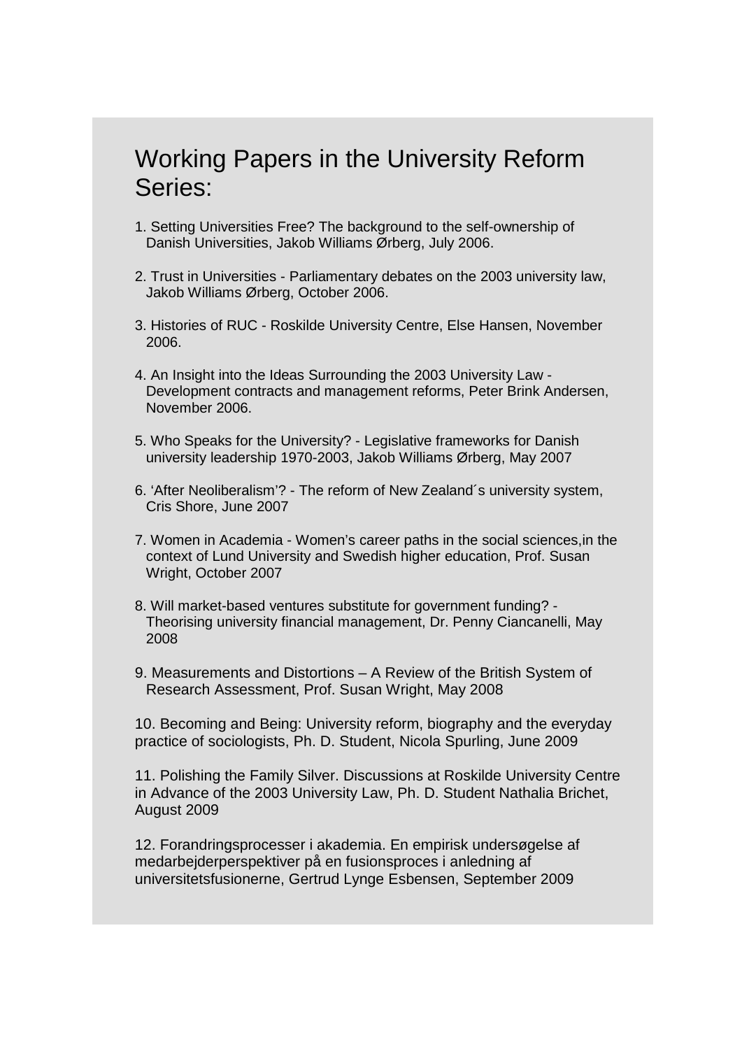# Working Papers in the University Reform Series:

1. Setting Universities Free? The background to the self-ownership of Danish Universities, Jakob Williams Ørberg, July 2006.

2. Trust in Universities - Parliamentary debates on the 2003 university law, Jakob Williams Ørberg, October 2006.

3. Histories of RUC - Roskilde University Centre, Else Hansen, November 2006.

4. An Insight into the Ideas Surrounding the 2003 University Law - Development contracts and management reforms, Peter Brink Andersen, November 2006.

5. Who Speaks for the University? - Legislative frameworks for Danish university leadership 1970-2003, Jakob Williams Ørberg, May 2007

6. 'After Neoliberalism'? - The reform of New Zealand´s university system, Cris Shore, June 2007

7. Women in Academia - Women's career paths in the social sciences,in the context of Lund University and Swedish higher education, Prof. Susan Wright, October 2007

8. Will market-based ventures substitute for government funding? - Theorising university financial management, Dr. Penny Ciancanelli, May 2008

9. Measurements and Distortions – A Review of the British System of Research Assessment, Prof. Susan Wright, May 2008

10. Becoming and Being: University reform, biography and the everyday practice of sociologists, Ph. D. Student, Nicola Spurling, June 2009

11. Polishing the Family Silver. Discussions at Roskilde University Centre in Advance of the 2003 University Law, Ph. D. Student Nathalia Brichet, August 2009

12. Forandringsprocesser i akademia. En empirisk undersøgelse af medarbejderperspektiver på en fusionsproces i anledning af universitetsfusionerne, Gertrud Lynge Esbensen, September 2009